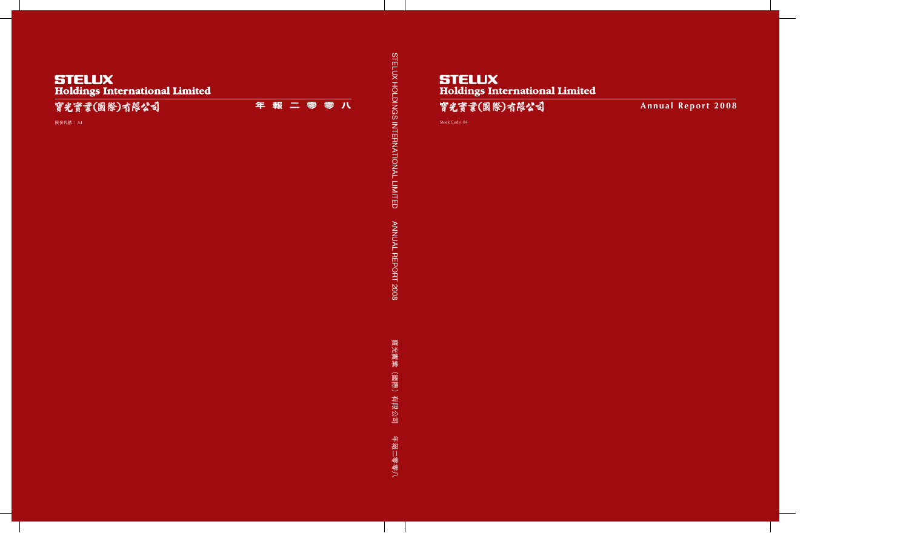# STELUX Holdings International Limited

寶光實業(國際)有限公司

年報二零零八

股份代號：84

STELUX HOLDINGS INTERNATIONAL LIMITED ANNUAL REPORT 2008

寶光實業（國際）有限公司 年報二零零八

# STELUX Holdings International Limited

寶光實業(國際)有限公司

**Annual Report 2008**

Stock Code: 84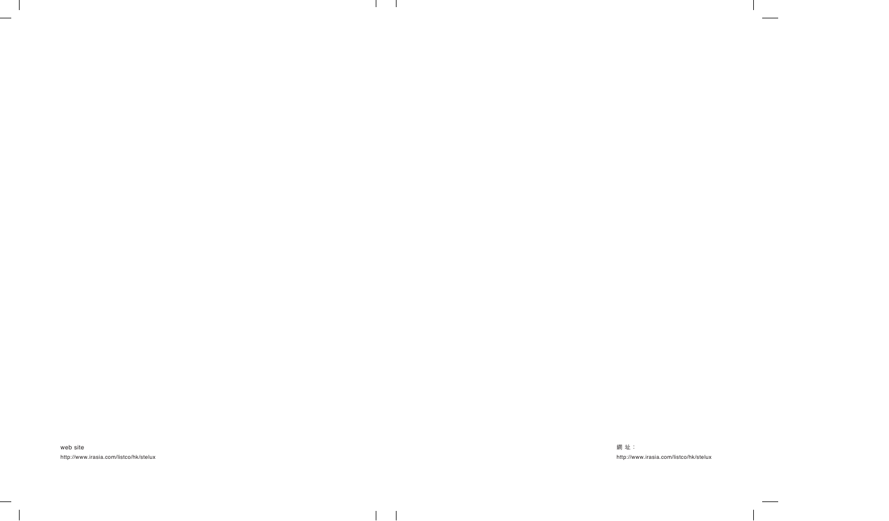web site

http://www.irasia.com/listco/hk/stelux

網 址：

http://www.irasia.com/listco/hk/stelux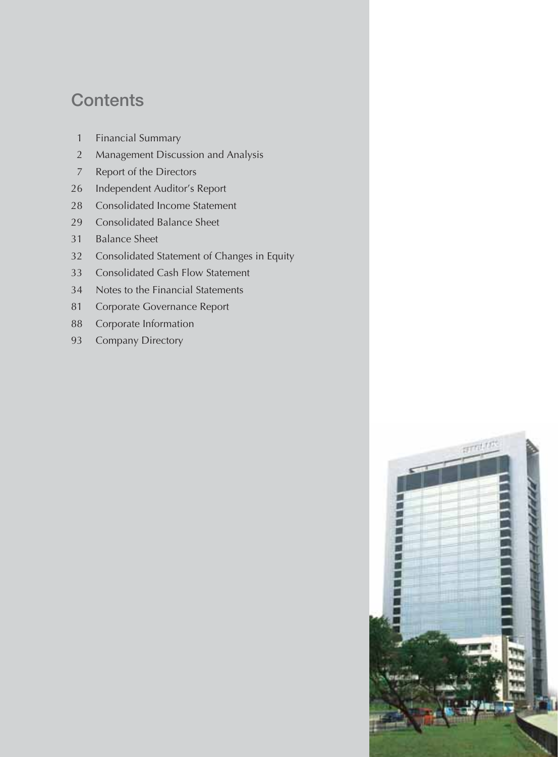# Contents

| | |
|---|---|
| 1 | Financial Summary |
| 2 | Management Discussion and Analysis |
| 7 | Report of the Directors |
| 26 | Independent Auditor's Report |
| 28 | Consolidated Income Statement |
| 29 | Consolidated Balance Sheet |
| 31 | Balance Sheet |
| 32 | Consolidated Statement of Changes in Equity |
| 33 | Consolidated Cash Flow Statement |
| 34 | Notes to the Financial Statements |
| 81 | Corporate Governance Report |
| 88 | Corporate Information |
| 93 | Company Directory |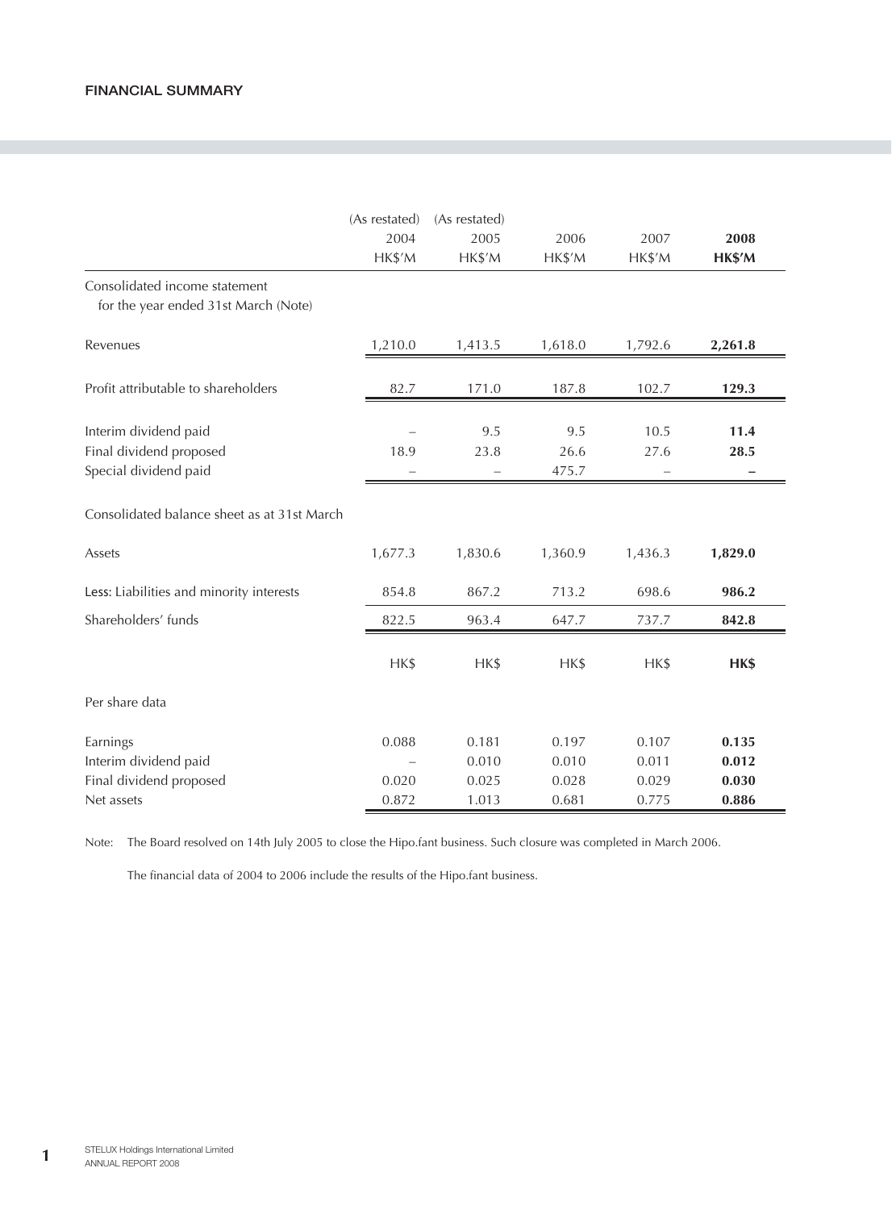## FINANCIAL SUMMARY

| | (As restated) 2004 HK$'M | (As restated) 2005 HK$'M | 2006 HK$'M | 2007 HK$'M | **2008 HK$'M** |
|---|---|---|---|---|---|
| Consolidated income statement for the year ended 31st March (Note) | | | | | |
| Revenues | 1,210.0 | 1,413.5 | 1,618.0 | 1,792.6 | **2,261.8** |
| Profit attributable to shareholders | 82.7 | 171.0 | 187.8 | 102.7 | **129.3** |
| Interim dividend paid | – | 9.5 | 9.5 | 10.5 | **11.4** |
| Final dividend proposed | 18.9 | 23.8 | 26.6 | 27.6 | **28.5** |
| Special dividend paid | – | – | 475.7 | – | **–** |
| Consolidated balance sheet as at 31st March | | | | | |
| Assets | 1,677.3 | 1,830.6 | 1,360.9 | 1,436.3 | **1,829.0** |
| Less: Liabilities and minority interests | 854.8 | 867.2 | 713.2 | 698.6 | **986.2** |
| Shareholders' funds | 822.5 | 963.4 | 647.7 | 737.7 | **842.8** |
| | HK$ | HK$ | HK$ | HK$ | **HK$** |
| Per share data | | | | | |
| Earnings | 0.088 | 0.181 | 0.197 | 0.107 | **0.135** |
| Interim dividend paid | – | 0.010 | 0.010 | 0.011 | **0.012** |
| Final dividend proposed | 0.020 | 0.025 | 0.028 | 0.029 | **0.030** |
| Net assets | 0.872 | 1.013 | 0.681 | 0.775 | **0.886** |

Note: The Board resolved on 14th July 2005 to close the Hipo.fant business. Such closure was completed in March 2006.

The financial data of 2004 to 2006 include the results of the Hipo.fant business.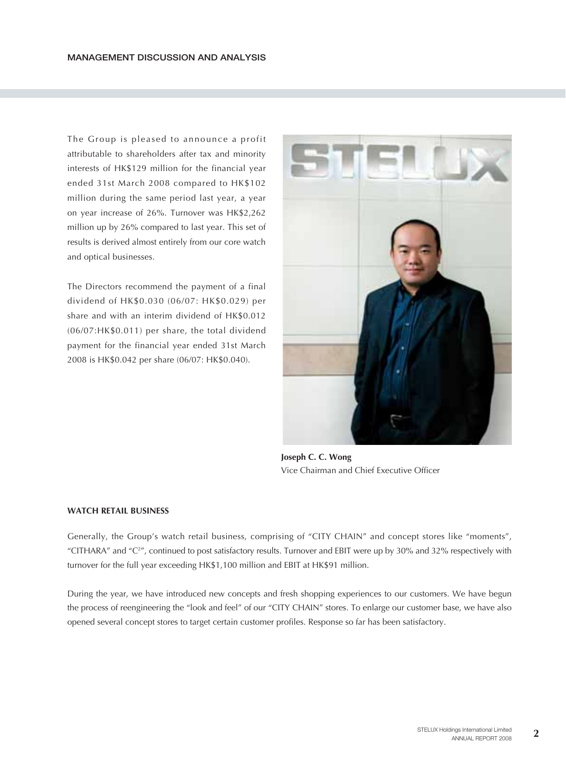# MANAGEMENT DISCUSSION AND ANALYSIS

The Group is pleased to announce a profit attributable to shareholders after tax and minority interests of HK$129 million for the financial year ended 31st March 2008 compared to HK$102 million during the same period last year, a year on year increase of 26%. Turnover was HK$2,262 million up by 26% compared to last year. This set of results is derived almost entirely from our core watch and optical businesses.

The Directors recommend the payment of a final dividend of HK$0.030 (06/07: HK$0.029) per share and with an interim dividend of HK$0.012 (06/07:HK$0.011) per share, the total dividend payment for the financial year ended 31st March 2008 is HK$0.042 per share (06/07: HK$0.040).

**Joseph C. C. Wong**
Vice Chairman and Chief Executive Officer

### WATCH RETAIL BUSINESS

Generally, the Group's watch retail business, comprising of "CITY CHAIN" and concept stores like "moments", "CITHARA" and "$C^2$", continued to post satisfactory results. Turnover and EBIT were up by 30% and 32% respectively with turnover for the full year exceeding HK$1,100 million and EBIT at HK$91 million.

During the year, we have introduced new concepts and fresh shopping experiences to our customers. We have begun the process of reengineering the "look and feel" of our "CITY CHAIN" stores. To enlarge our customer base, we have also opened several concept stores to target certain customer profiles. Response so far has been satisfactory.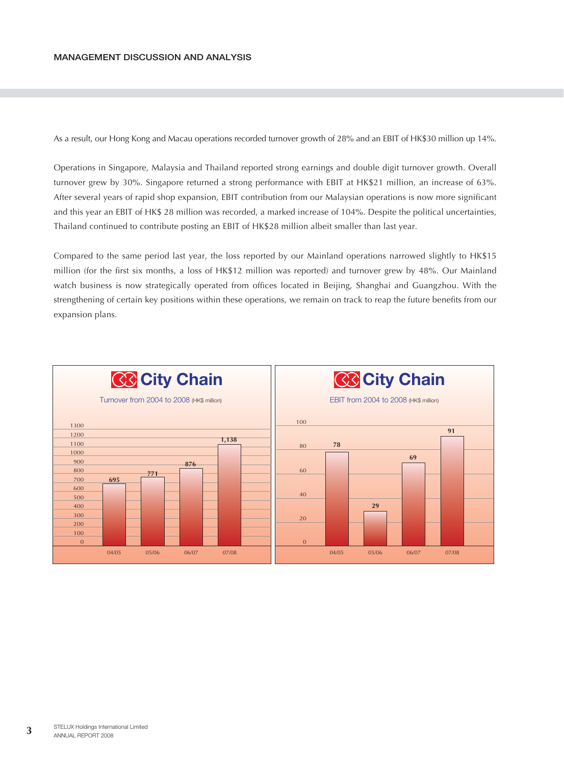## MANAGEMENT DISCUSSION AND ANALYSIS

As a result, our Hong Kong and Macau operations recorded turnover growth of 28% and an EBIT of HK$30 million up 14%.

Operations in Singapore, Malaysia and Thailand reported strong earnings and double digit turnover growth. Overall turnover grew by 30%. Singapore returned a strong performance with EBIT at HK$21 million, an increase of 63%. After several years of rapid shop expansion, EBIT contribution from our Malaysian operations is now more significant and this year an EBIT of HK$ 28 million was recorded, a marked increase of 104%. Despite the political uncertainties, Thailand continued to contribute posting an EBIT of HK$28 million albeit smaller than last year.

Compared to the same period last year, the loss reported by our Mainland operations narrowed slightly to HK$15 million (for the first six months, a loss of HK$12 million was reported) and turnover grew by 48%. Our Mainland watch business is now strategically operated from offices located in Beijing, Shanghai and Guangzhou. With the strengthening of certain key positions within these operations, we remain on track to reap the future benefits from our expansion plans.

**City Chain**

Turnover from 2004 to 2008 (HK$ million)

| Year | Turnover |
|---|---|
| 04/05 | 695 |
| 05/06 | 771 |
| 06/07 | 876 |
| 07/08 | 1,138 |

**City Chain**

EBIT from 2004 to 2008 (HK$ million)

| Year | EBIT |
|---|---|
| 04/05 | 78 |
| 05/06 | 29 |
| 06/07 | 69 |
| 07/08 | 91 |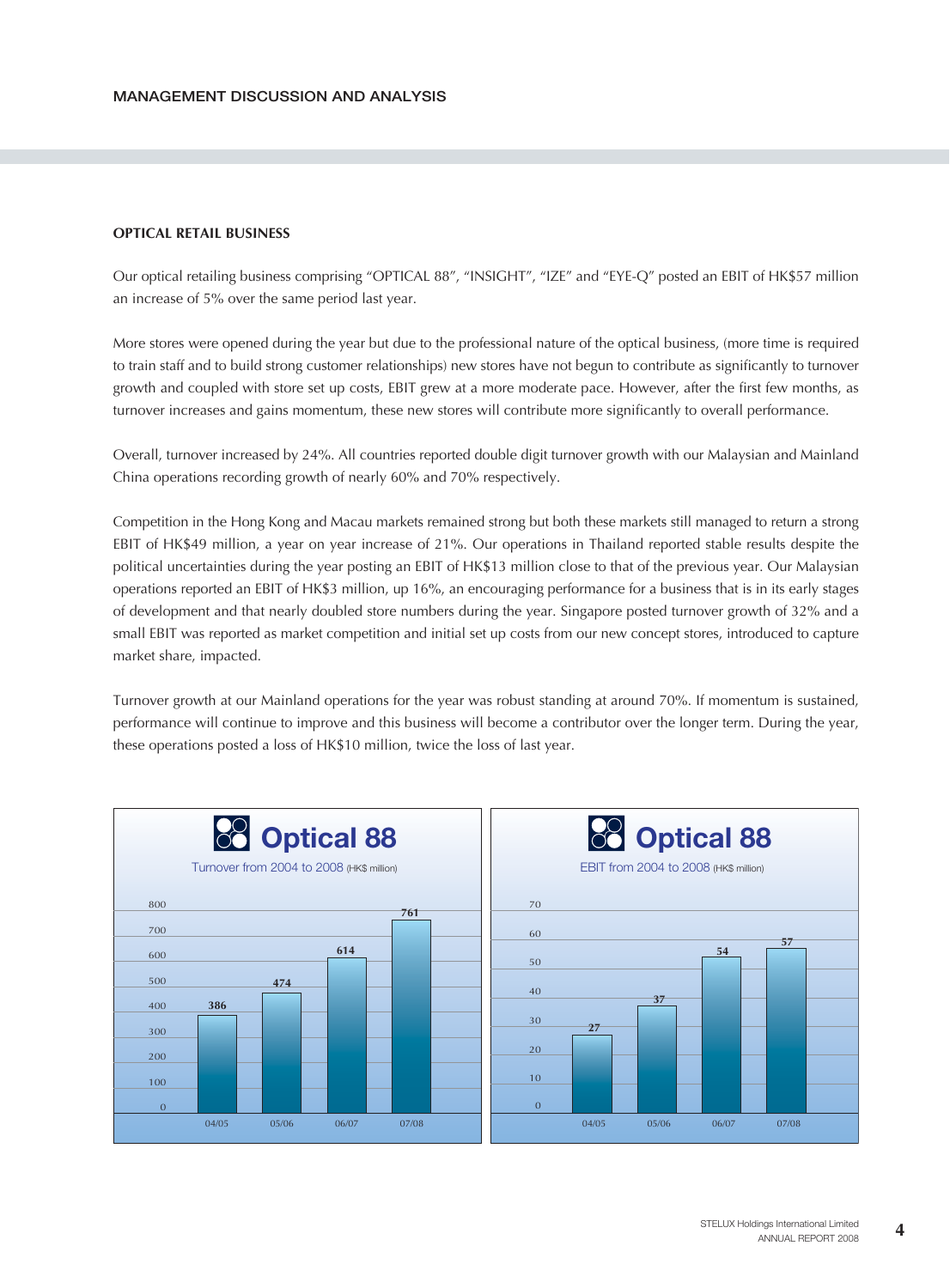## MANAGEMENT DISCUSSION AND ANALYSIS

### OPTICAL RETAIL BUSINESS

Our optical retailing business comprising "OPTICAL 88", "INSIGHT", "IZE" and "EYE-Q" posted an EBIT of HK$57 million an increase of 5% over the same period last year.

More stores were opened during the year but due to the professional nature of the optical business, (more time is required to train staff and to build strong customer relationships) new stores have not begun to contribute as significantly to turnover growth and coupled with store set up costs, EBIT grew at a more moderate pace. However, after the first few months, as turnover increases and gains momentum, these new stores will contribute more significantly to overall performance.

Overall, turnover increased by 24%. All countries reported double digit turnover growth with our Malaysian and Mainland China operations recording growth of nearly 60% and 70% respectively.

Competition in the Hong Kong and Macau markets remained strong but both these markets still managed to return a strong EBIT of HK$49 million, a year on year increase of 21%. Our operations in Thailand reported stable results despite the political uncertainties during the year posting an EBIT of HK$13 million close to that of the previous year. Our Malaysian operations reported an EBIT of HK$3 million, up 16%, an encouraging performance for a business that is in its early stages of development and that nearly doubled store numbers during the year. Singapore posted turnover growth of 32% and a small EBIT was reported as market competition and initial set up costs from our new concept stores, introduced to capture market share, impacted.

Turnover growth at our Mainland operations for the year was robust standing at around 70%. If momentum is sustained, performance will continue to improve and this business will become a contributor over the longer term. During the year, these operations posted a loss of HK$10 million, twice the loss of last year.

**Optical 88**
Turnover from 2004 to 2008 (HK$ million)

| Year | Turnover |
|---|---|
| 04/05 | 386 |
| 05/06 | 474 |
| 06/07 | 614 |
| 07/08 | 761 |

**Optical 88**
EBIT from 2004 to 2008 (HK$ million)

| Year | EBIT |
|---|---|
| 04/05 | 27 |
| 05/06 | 37 |
| 06/07 | 54 |
| 07/08 | 57 |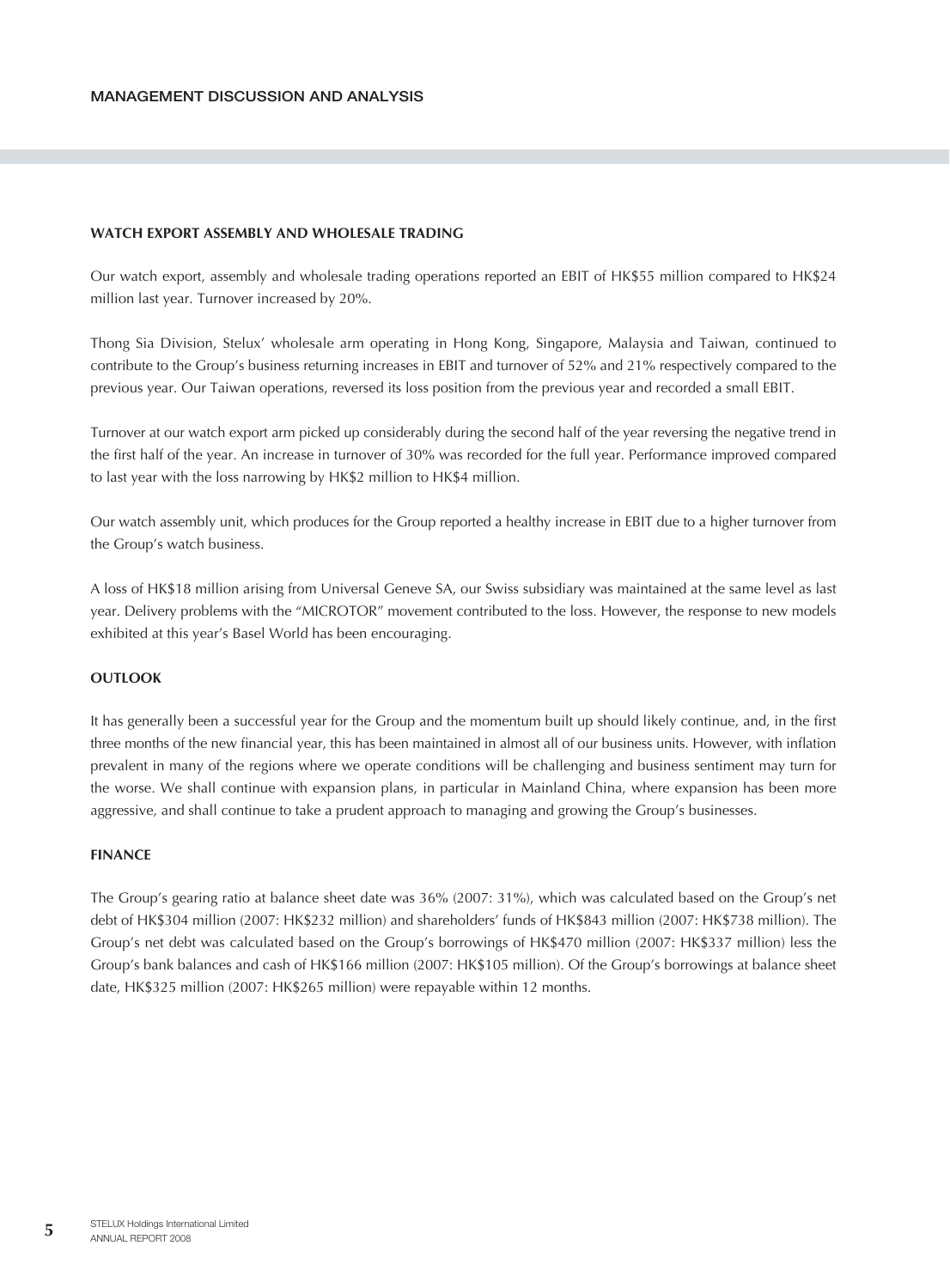## WATCH EXPORT ASSEMBLY AND WHOLESALE TRADING

Our watch export, assembly and wholesale trading operations reported an EBIT of HK$55 million compared to HK$24 million last year. Turnover increased by 20%.

Thong Sia Division, Stelux' wholesale arm operating in Hong Kong, Singapore, Malaysia and Taiwan, continued to contribute to the Group's business returning increases in EBIT and turnover of 52% and 21% respectively compared to the previous year. Our Taiwan operations, reversed its loss position from the previous year and recorded a small EBIT.

Turnover at our watch export arm picked up considerably during the second half of the year reversing the negative trend in the first half of the year. An increase in turnover of 30% was recorded for the full year. Performance improved compared to last year with the loss narrowing by HK$2 million to HK$4 million.

Our watch assembly unit, which produces for the Group reported a healthy increase in EBIT due to a higher turnover from the Group's watch business.

A loss of HK$18 million arising from Universal Geneve SA, our Swiss subsidiary was maintained at the same level as last year. Delivery problems with the "MICROTOR" movement contributed to the loss. However, the response to new models exhibited at this year's Basel World has been encouraging.

## OUTLOOK

It has generally been a successful year for the Group and the momentum built up should likely continue, and, in the first three months of the new financial year, this has been maintained in almost all of our business units. However, with inflation prevalent in many of the regions where we operate conditions will be challenging and business sentiment may turn for the worse. We shall continue with expansion plans, in particular in Mainland China, where expansion has been more aggressive, and shall continue to take a prudent approach to managing and growing the Group's businesses.

## FINANCE

The Group's gearing ratio at balance sheet date was 36% (2007: 31%), which was calculated based on the Group's net debt of HK$304 million (2007: HK$232 million) and shareholders' funds of HK$843 million (2007: HK$738 million). The Group's net debt was calculated based on the Group's borrowings of HK$470 million (2007: HK$337 million) less the Group's bank balances and cash of HK$166 million (2007: HK$105 million). Of the Group's borrowings at balance sheet date, HK$325 million (2007: HK$265 million) were repayable within 12 months.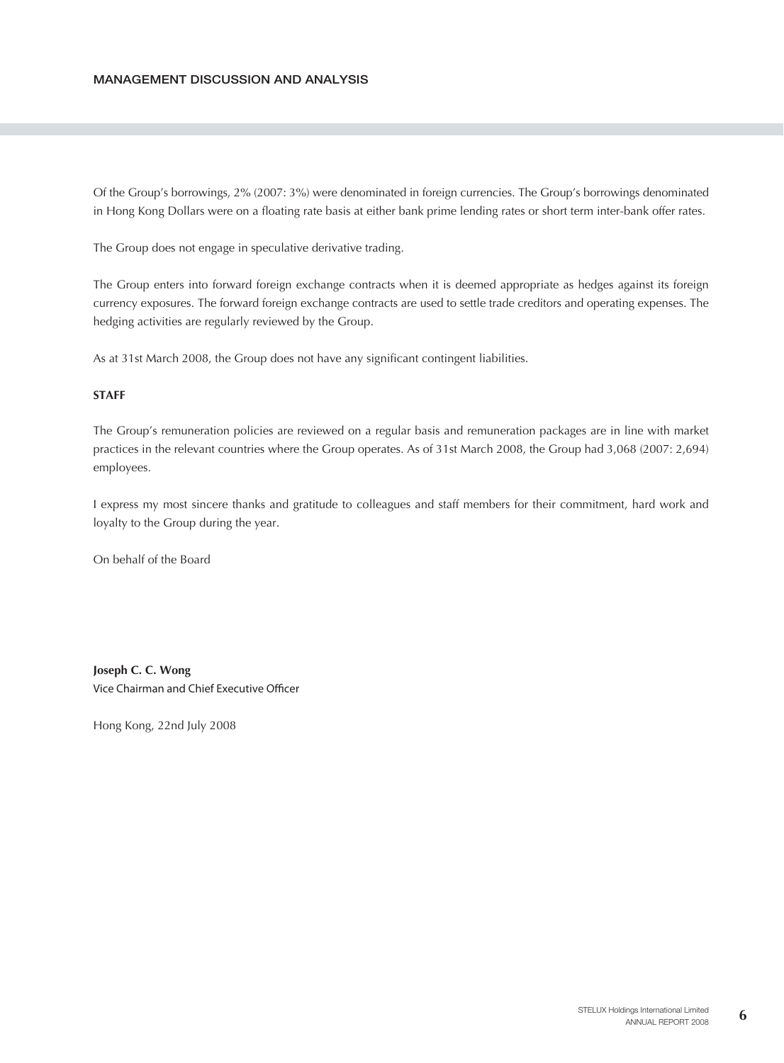Of the Group's borrowings, 2% (2007: 3%) were denominated in foreign currencies. The Group's borrowings denominated in Hong Kong Dollars were on a floating rate basis at either bank prime lending rates or short term inter-bank offer rates.

The Group does not engage in speculative derivative trading.

The Group enters into forward foreign exchange contracts when it is deemed appropriate as hedges against its foreign currency exposures. The forward foreign exchange contracts are used to settle trade creditors and operating expenses. The hedging activities are regularly reviewed by the Group.

As at 31st March 2008, the Group does not have any significant contingent liabilities.

**STAFF**

The Group's remuneration policies are reviewed on a regular basis and remuneration packages are in line with market practices in the relevant countries where the Group operates. As of 31st March 2008, the Group had 3,068 (2007: 2,694) employees.

I express my most sincere thanks and gratitude to colleagues and staff members for their commitment, hard work and loyalty to the Group during the year.

On behalf of the Board

**Joseph C. C. Wong**
Vice Chairman and Chief Executive Officer

Hong Kong, 22nd July 2008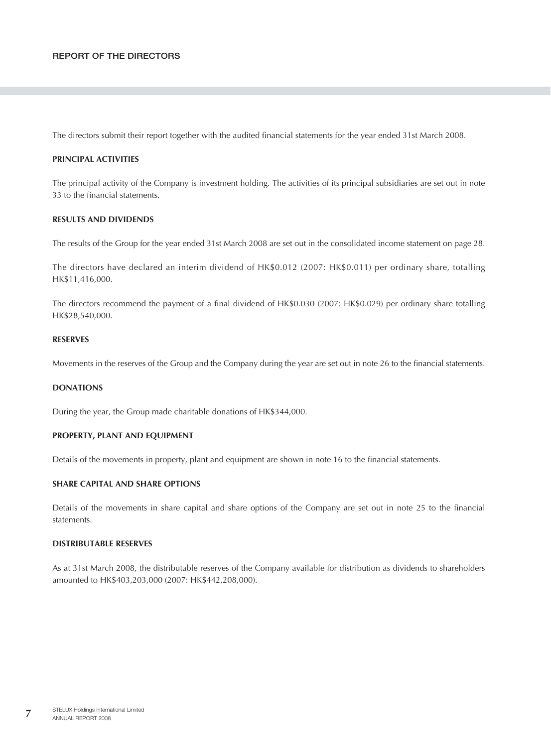# REPORT OF THE DIRECTORS

The directors submit their report together with the audited financial statements for the year ended 31st March 2008.

## PRINCIPAL ACTIVITIES

The principal activity of the Company is investment holding. The activities of its principal subsidiaries are set out in note 33 to the financial statements.

## RESULTS AND DIVIDENDS

The results of the Group for the year ended 31st March 2008 are set out in the consolidated income statement on page 28.

The directors have declared an interim dividend of HK$0.012 (2007: HK$0.011) per ordinary share, totalling HK$11,416,000.

The directors recommend the payment of a final dividend of HK$0.030 (2007: HK$0.029) per ordinary share totalling HK$28,540,000.

## RESERVES

Movements in the reserves of the Group and the Company during the year are set out in note 26 to the financial statements.

## DONATIONS

During the year, the Group made charitable donations of HK$344,000.

## PROPERTY, PLANT AND EQUIPMENT

Details of the movements in property, plant and equipment are shown in note 16 to the financial statements.

## SHARE CAPITAL AND SHARE OPTIONS

Details of the movements in share capital and share options of the Company are set out in note 25 to the financial statements.

## DISTRIBUTABLE RESERVES

As at 31st March 2008, the distributable reserves of the Company available for distribution as dividends to shareholders amounted to HK$403,203,000 (2007: HK$442,208,000).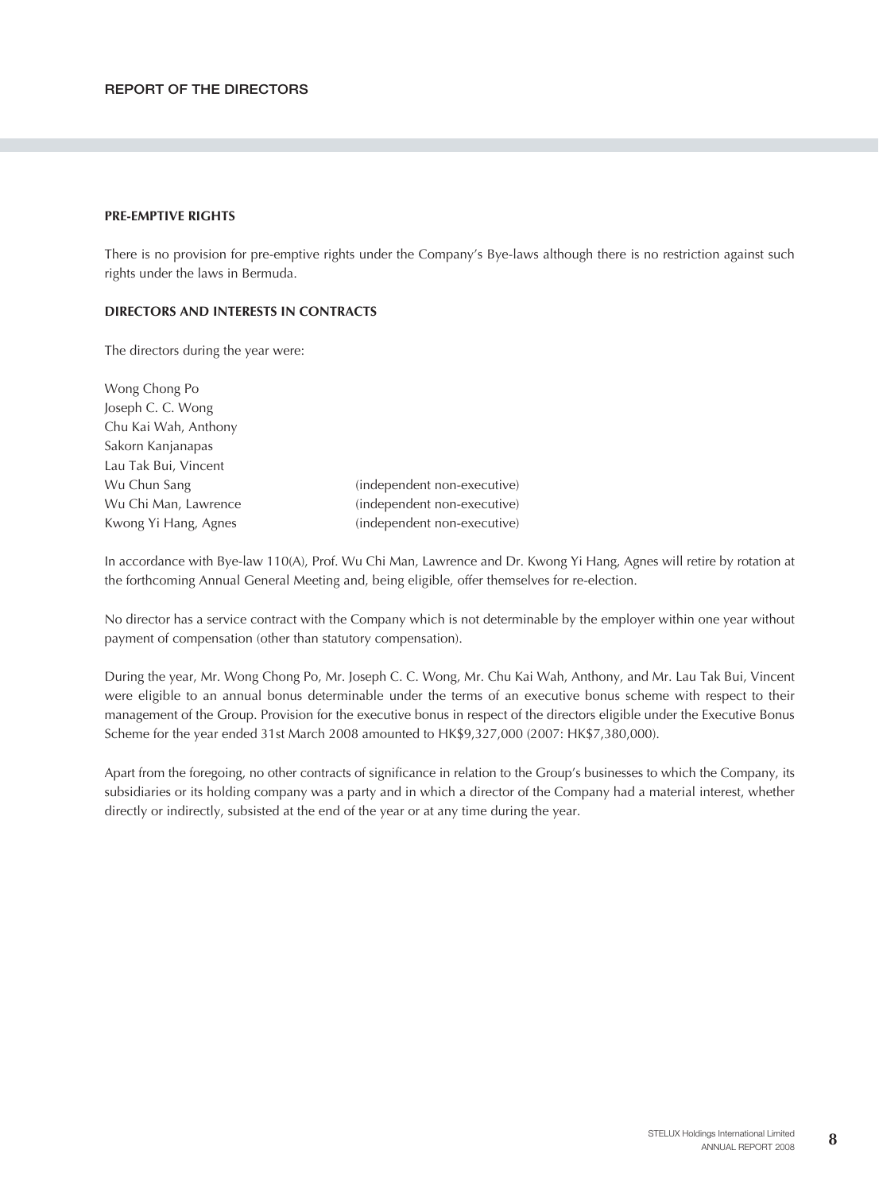## PRE-EMPTIVE RIGHTS

There is no provision for pre-emptive rights under the Company's Bye-laws although there is no restriction against such rights under the laws in Bermuda.

## DIRECTORS AND INTERESTS IN CONTRACTS

The directors during the year were:

| | |
|---|---|
| Wong Chong Po | |
| Joseph C. C. Wong | |
| Chu Kai Wah, Anthony | |
| Sakorn Kanjanapas | |
| Lau Tak Bui, Vincent | |
| Wu Chun Sang | (independent non-executive) |
| Wu Chi Man, Lawrence | (independent non-executive) |
| Kwong Yi Hang, Agnes | (independent non-executive) |

In accordance with Bye-law 110(A), Prof. Wu Chi Man, Lawrence and Dr. Kwong Yi Hang, Agnes will retire by rotation at the forthcoming Annual General Meeting and, being eligible, offer themselves for re-election.

No director has a service contract with the Company which is not determinable by the employer within one year without payment of compensation (other than statutory compensation).

During the year, Mr. Wong Chong Po, Mr. Joseph C. C. Wong, Mr. Chu Kai Wah, Anthony, and Mr. Lau Tak Bui, Vincent were eligible to an annual bonus determinable under the terms of an executive bonus scheme with respect to their management of the Group. Provision for the executive bonus in respect of the directors eligible under the Executive Bonus Scheme for the year ended 31st March 2008 amounted to HK$9,327,000 (2007: HK$7,380,000).

Apart from the foregoing, no other contracts of significance in relation to the Group's businesses to which the Company, its subsidiaries or its holding company was a party and in which a director of the Company had a material interest, whether directly or indirectly, subsisted at the end of the year or at any time during the year.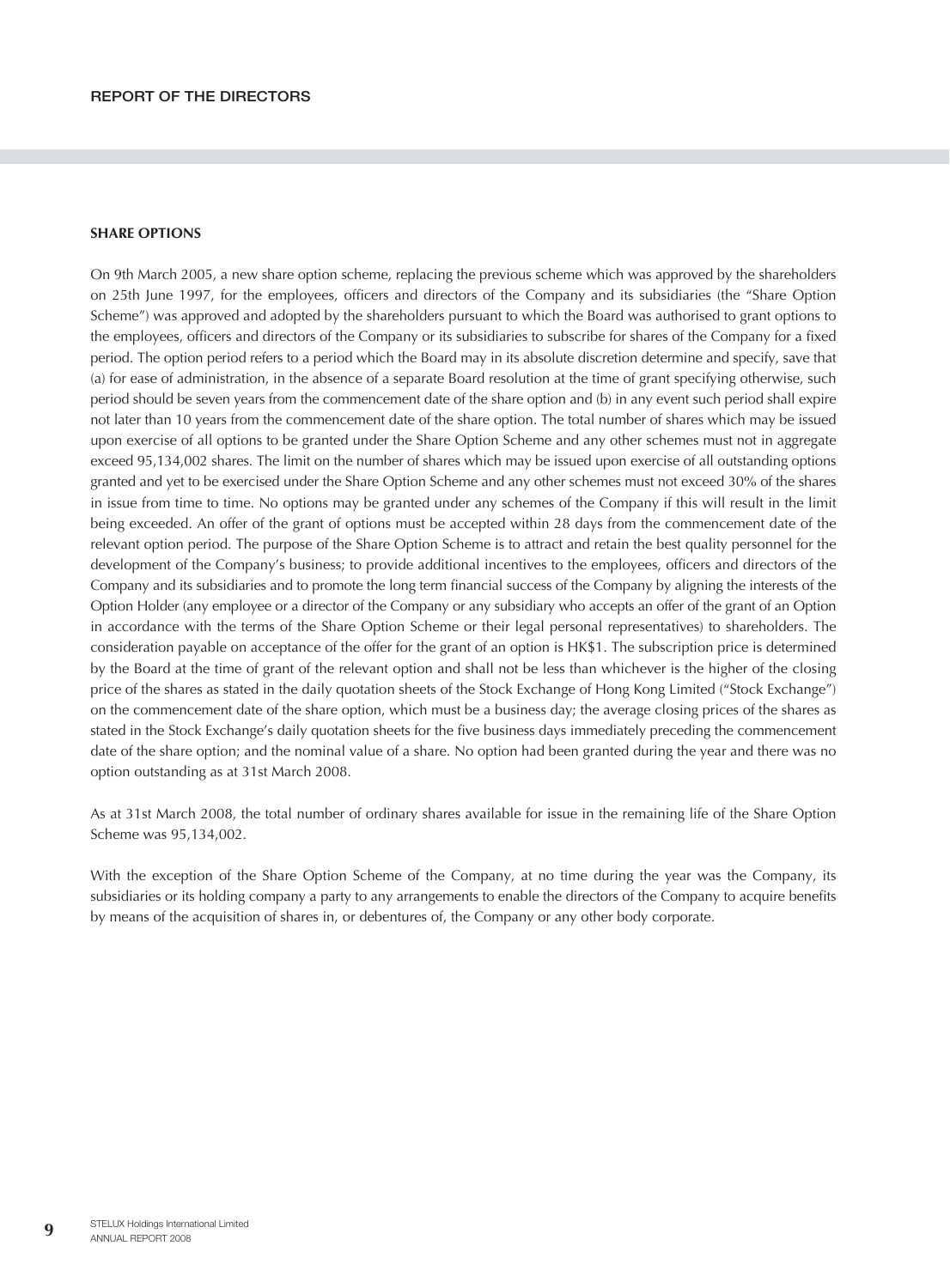## SHARE OPTIONS

On 9th March 2005, a new share option scheme, replacing the previous scheme which was approved by the shareholders on 25th June 1997, for the employees, officers and directors of the Company and its subsidiaries (the "Share Option Scheme") was approved and adopted by the shareholders pursuant to which the Board was authorised to grant options to the employees, officers and directors of the Company or its subsidiaries to subscribe for shares of the Company for a fixed period. The option period refers to a period which the Board may in its absolute discretion determine and specify, save that (a) for ease of administration, in the absence of a separate Board resolution at the time of grant specifying otherwise, such period should be seven years from the commencement date of the share option and (b) in any event such period shall expire not later than 10 years from the commencement date of the share option. The total number of shares which may be issued upon exercise of all options to be granted under the Share Option Scheme and any other schemes must not in aggregate exceed 95,134,002 shares. The limit on the number of shares which may be issued upon exercise of all outstanding options granted and yet to be exercised under the Share Option Scheme and any other schemes must not exceed 30% of the shares in issue from time to time. No options may be granted under any schemes of the Company if this will result in the limit being exceeded. An offer of the grant of options must be accepted within 28 days from the commencement date of the relevant option period. The purpose of the Share Option Scheme is to attract and retain the best quality personnel for the development of the Company's business; to provide additional incentives to the employees, officers and directors of the Company and its subsidiaries and to promote the long term financial success of the Company by aligning the interests of the Option Holder (any employee or a director of the Company or any subsidiary who accepts an offer of the grant of an Option in accordance with the terms of the Share Option Scheme or their legal personal representatives) to shareholders. The consideration payable on acceptance of the offer for the grant of an option is HK$1. The subscription price is determined by the Board at the time of grant of the relevant option and shall not be less than whichever is the higher of the closing price of the shares as stated in the daily quotation sheets of the Stock Exchange of Hong Kong Limited ("Stock Exchange") on the commencement date of the share option, which must be a business day; the average closing prices of the shares as stated in the Stock Exchange's daily quotation sheets for the five business days immediately preceding the commencement date of the share option; and the nominal value of a share. No option had been granted during the year and there was no option outstanding as at 31st March 2008.

As at 31st March 2008, the total number of ordinary shares available for issue in the remaining life of the Share Option Scheme was 95,134,002.

With the exception of the Share Option Scheme of the Company, at no time during the year was the Company, its subsidiaries or its holding company a party to any arrangements to enable the directors of the Company to acquire benefits by means of the acquisition of shares in, or debentures of, the Company or any other body corporate.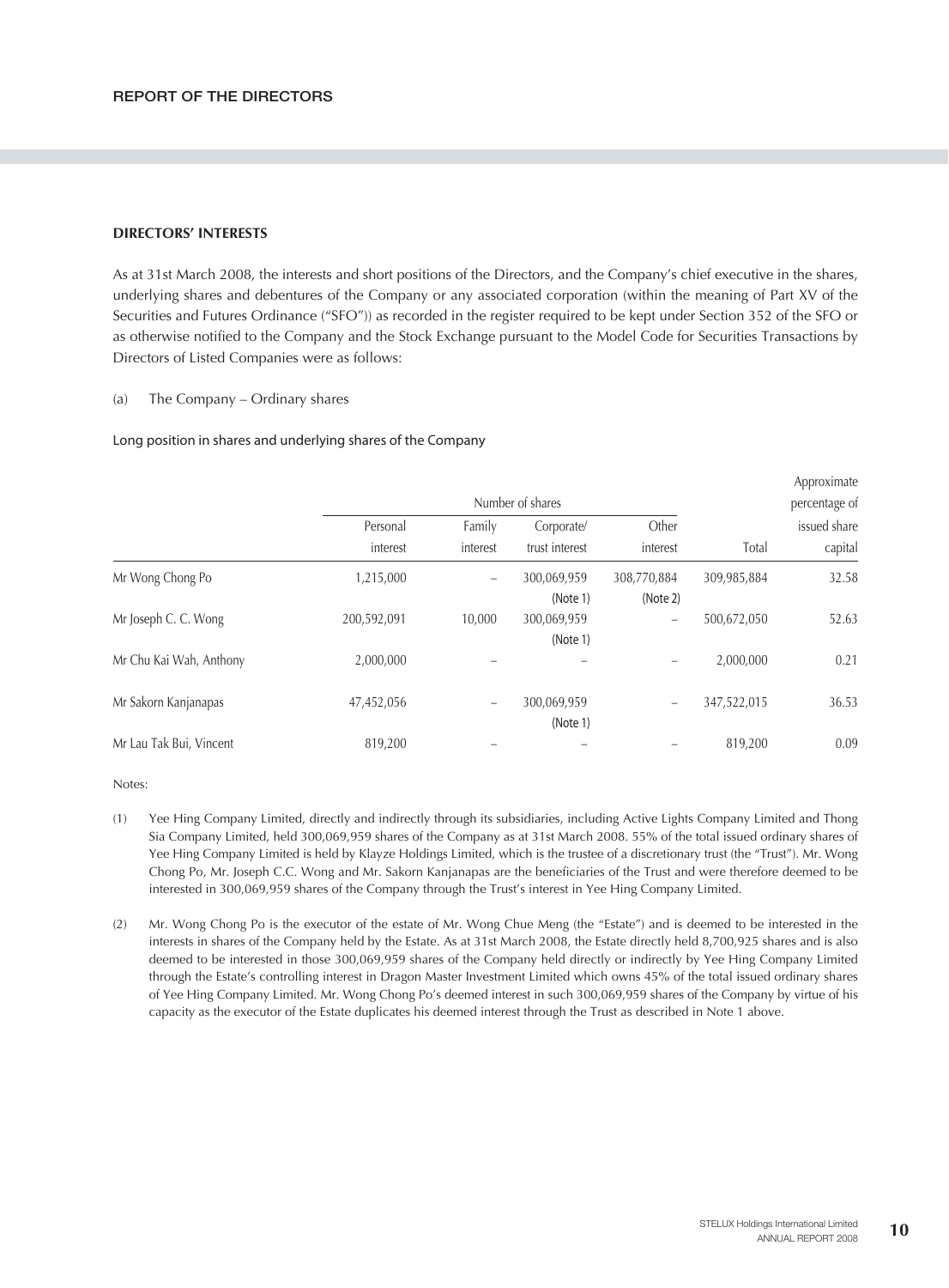## DIRECTORS' INTERESTS

As at 31st March 2008, the interests and short positions of the Directors, and the Company's chief executive in the shares, underlying shares and debentures of the Company or any associated corporation (within the meaning of Part XV of the Securities and Futures Ordinance ("SFO")) as recorded in the register required to be kept under Section 352 of the SFO or as otherwise notified to the Company and the Stock Exchange pursuant to the Model Code for Securities Transactions by Directors of Listed Companies were as follows:

(a) The Company – Ordinary shares

Long position in shares and underlying shares of the Company

| | Number of shares | | | | | Approximate percentage of issued share capital |
|---|---|---|---|---|---|---|
| | Personal interest | Family interest | Corporate/ trust interest | Other interest | Total | |
| Mr Wong Chong Po | 1,215,000 | – | 300,069,959 (Note 1) | 308,770,884 (Note 2) | 309,985,884 | 32.58 |
| Mr Joseph C. C. Wong | 200,592,091 | 10,000 | 300,069,959 (Note 1) | – | 500,672,050 | 52.63 |
| Mr Chu Kai Wah, Anthony | 2,000,000 | – | – | – | 2,000,000 | 0.21 |
| Mr Sakorn Kanjanapas | 47,452,056 | – | 300,069,959 (Note 1) | – | 347,522,015 | 36.53 |
| Mr Lau Tak Bui, Vincent | 819,200 | – | – | – | 819,200 | 0.09 |

Notes:

(1) Yee Hing Company Limited, directly and indirectly through its subsidiaries, including Active Lights Company Limited and Thong Sia Company Limited, held 300,069,959 shares of the Company as at 31st March 2008. 55% of the total issued ordinary shares of Yee Hing Company Limited is held by Klayze Holdings Limited, which is the trustee of a discretionary trust (the "Trust"). Mr. Wong Chong Po, Mr. Joseph C.C. Wong and Mr. Sakorn Kanjanapas are the beneficiaries of the Trust and were therefore deemed to be interested in 300,069,959 shares of the Company through the Trust's interest in Yee Hing Company Limited.

(2) Mr. Wong Chong Po is the executor of the estate of Mr. Wong Chue Meng (the "Estate") and is deemed to be interested in the interests in shares of the Company held by the Estate. As at 31st March 2008, the Estate directly held 8,700,925 shares and is also deemed to be interested in those 300,069,959 shares of the Company held directly or indirectly by Yee Hing Company Limited through the Estate's controlling interest in Dragon Master Investment Limited which owns 45% of the total issued ordinary shares of Yee Hing Company Limited. Mr. Wong Chong Po's deemed interest in such 300,069,959 shares of the Company by virtue of his capacity as the executor of the Estate duplicates his deemed interest through the Trust as described in Note 1 above.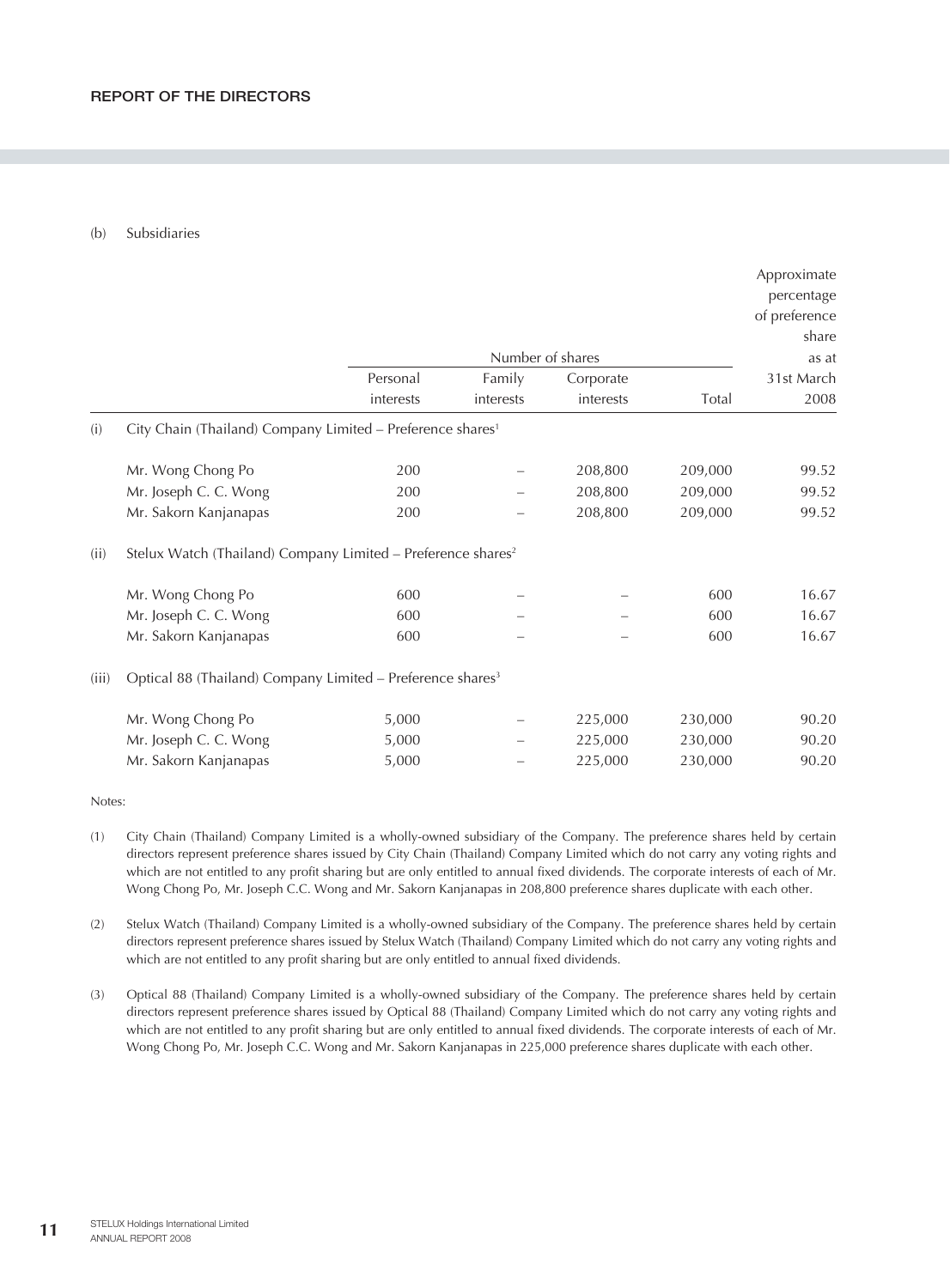(b) Subsidiaries

| | | Number of shares | | | | Approximate percentage of preference share as at |
|---|---|---|---|---|---|---|
| | | Personal interests | Family interests | Corporate interests | Total | 31st March 2008 |
| (i) | City Chain (Thailand) Company Limited – Preference shares[1] | | | | | |
| | Mr. Wong Chong Po | 200 | – | 208,800 | 209,000 | 99.52 |
| | Mr. Joseph C. C. Wong | 200 | – | 208,800 | 209,000 | 99.52 |
| | Mr. Sakorn Kanjanapas | 200 | – | 208,800 | 209,000 | 99.52 |
| (ii) | Stelux Watch (Thailand) Company Limited – Preference shares[2] | | | | | |
| | Mr. Wong Chong Po | 600 | – | – | 600 | 16.67 |
| | Mr. Joseph C. C. Wong | 600 | – | – | 600 | 16.67 |
| | Mr. Sakorn Kanjanapas | 600 | – | – | 600 | 16.67 |
| (iii) | Optical 88 (Thailand) Company Limited – Preference shares[3] | | | | | |
| | Mr. Wong Chong Po | 5,000 | – | 225,000 | 230,000 | 90.20 |
| | Mr. Joseph C. C. Wong | 5,000 | – | 225,000 | 230,000 | 90.20 |
| | Mr. Sakorn Kanjanapas | 5,000 | – | 225,000 | 230,000 | 90.20 |

Notes:

(1) City Chain (Thailand) Company Limited is a wholly-owned subsidiary of the Company. The preference shares held by certain directors represent preference shares issued by City Chain (Thailand) Company Limited which do not carry any voting rights and which are not entitled to any profit sharing but are only entitled to annual fixed dividends. The corporate interests of each of Mr. Wong Chong Po, Mr. Joseph C.C. Wong and Mr. Sakorn Kanjanapas in 208,800 preference shares duplicate with each other.

(2) Stelux Watch (Thailand) Company Limited is a wholly-owned subsidiary of the Company. The preference shares held by certain directors represent preference shares issued by Stelux Watch (Thailand) Company Limited which do not carry any voting rights and which are not entitled to any profit sharing but are only entitled to annual fixed dividends.

(3) Optical 88 (Thailand) Company Limited is a wholly-owned subsidiary of the Company. The preference shares held by certain directors represent preference shares issued by Optical 88 (Thailand) Company Limited which do not carry any voting rights and which are not entitled to any profit sharing but are only entitled to annual fixed dividends. The corporate interests of each of Mr. Wong Chong Po, Mr. Joseph C.C. Wong and Mr. Sakorn Kanjanapas in 225,000 preference shares duplicate with each other.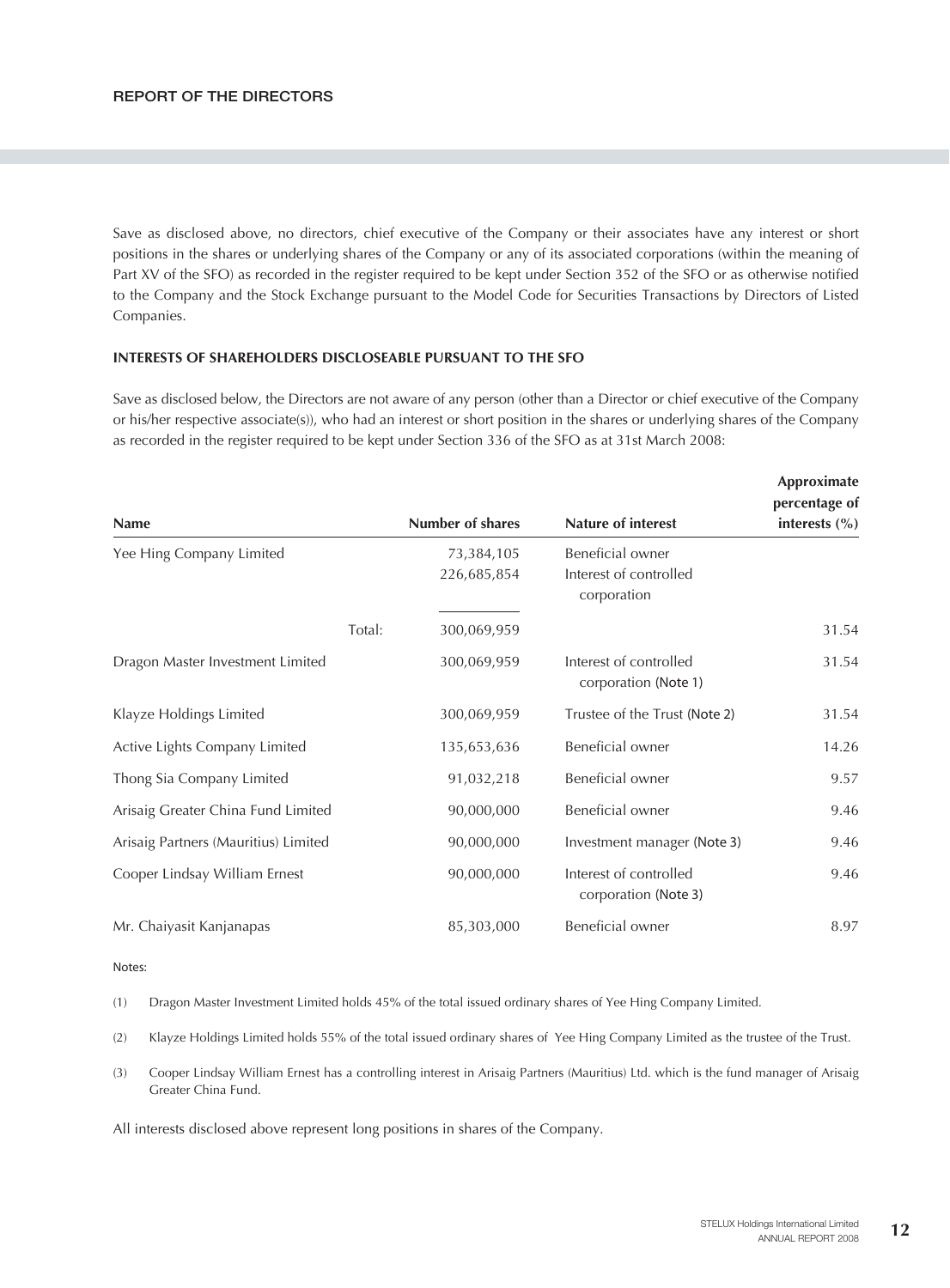Save as disclosed above, no directors, chief executive of the Company or their associates have any interest or short positions in the shares or underlying shares of the Company or any of its associated corporations (within the meaning of Part XV of the SFO) as recorded in the register required to be kept under Section 352 of the SFO or as otherwise notified to the Company and the Stock Exchange pursuant to the Model Code for Securities Transactions by Directors of Listed Companies.

## INTERESTS OF SHAREHOLDERS DISCLOSEABLE PURSUANT TO THE SFO

Save as disclosed below, the Directors are not aware of any person (other than a Director or chief executive of the Company or his/her respective associate(s)), who had an interest or short position in the shares or underlying shares of the Company as recorded in the register required to be kept under Section 336 of the SFO as at 31st March 2008:

| Name | | Number of shares | Nature of interest | Approximate percentage of interests (%) |
|---|---|---|---|---|
| Yee Hing Company Limited | | 73,384,105 | Beneficial owner | |
| | | 226,685,854 | Interest of controlled corporation | |
| | Total: | 300,069,959 | | 31.54 |
| Dragon Master Investment Limited | | 300,069,959 | Interest of controlled corporation (Note 1) | 31.54 |
| Klayze Holdings Limited | | 300,069,959 | Trustee of the Trust (Note 2) | 31.54 |
| Active Lights Company Limited | | 135,653,636 | Beneficial owner | 14.26 |
| Thong Sia Company Limited | | 91,032,218 | Beneficial owner | 9.57 |
| Arisaig Greater China Fund Limited | | 90,000,000 | Beneficial owner | 9.46 |
| Arisaig Partners (Mauritius) Limited | | 90,000,000 | Investment manager (Note 3) | 9.46 |
| Cooper Lindsay William Ernest | | 90,000,000 | Interest of controlled corporation (Note 3) | 9.46 |
| Mr. Chaiyasit Kanjanapas | | 85,303,000 | Beneficial owner | 8.97 |

Notes:

(1) Dragon Master Investment Limited holds 45% of the total issued ordinary shares of Yee Hing Company Limited.

(2) Klayze Holdings Limited holds 55% of the total issued ordinary shares of Yee Hing Company Limited as the trustee of the Trust.

(3) Cooper Lindsay William Ernest has a controlling interest in Arisaig Partners (Mauritius) Ltd. which is the fund manager of Arisaig Greater China Fund.

All interests disclosed above represent long positions in shares of the Company.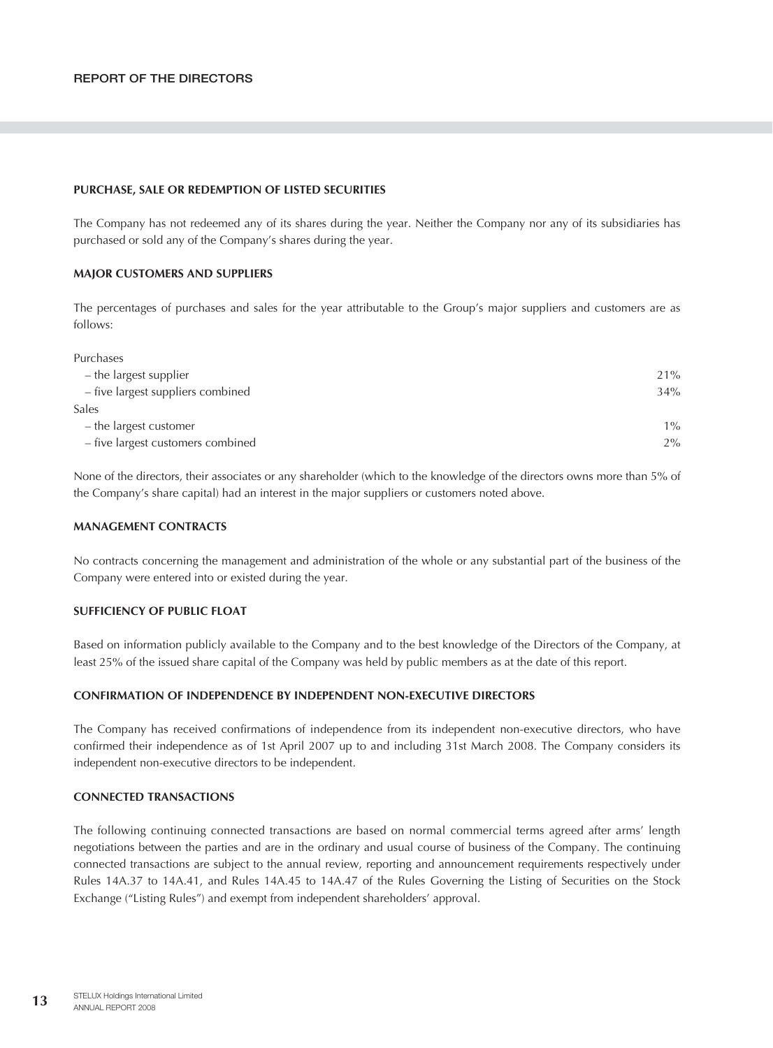## PURCHASE, SALE OR REDEMPTION OF LISTED SECURITIES

The Company has not redeemed any of its shares during the year. Neither the Company nor any of its subsidiaries has purchased or sold any of the Company's shares during the year.

## MAJOR CUSTOMERS AND SUPPLIERS

The percentages of purchases and sales for the year attributable to the Group's major suppliers and customers are as follows:

| | |
|---|---|
| Purchases | |
| – the largest supplier | 21% |
| – five largest suppliers combined | 34% |
| Sales | |
| – the largest customer | 1% |
| – five largest customers combined | 2% |

None of the directors, their associates or any shareholder (which to the knowledge of the directors owns more than 5% of the Company's share capital) had an interest in the major suppliers or customers noted above.

## MANAGEMENT CONTRACTS

No contracts concerning the management and administration of the whole or any substantial part of the business of the Company were entered into or existed during the year.

## SUFFICIENCY OF PUBLIC FLOAT

Based on information publicly available to the Company and to the best knowledge of the Directors of the Company, at least 25% of the issued share capital of the Company was held by public members as at the date of this report.

## CONFIRMATION OF INDEPENDENCE BY INDEPENDENT NON-EXECUTIVE DIRECTORS

The Company has received confirmations of independence from its independent non-executive directors, who have confirmed their independence as of 1st April 2007 up to and including 31st March 2008. The Company considers its independent non-executive directors to be independent.

## CONNECTED TRANSACTIONS

The following continuing connected transactions are based on normal commercial terms agreed after arms' length negotiations between the parties and are in the ordinary and usual course of business of the Company. The continuing connected transactions are subject to the annual review, reporting and announcement requirements respectively under Rules 14A.37 to 14A.41, and Rules 14A.45 to 14A.47 of the Rules Governing the Listing of Securities on the Stock Exchange ("Listing Rules") and exempt from independent shareholders' approval.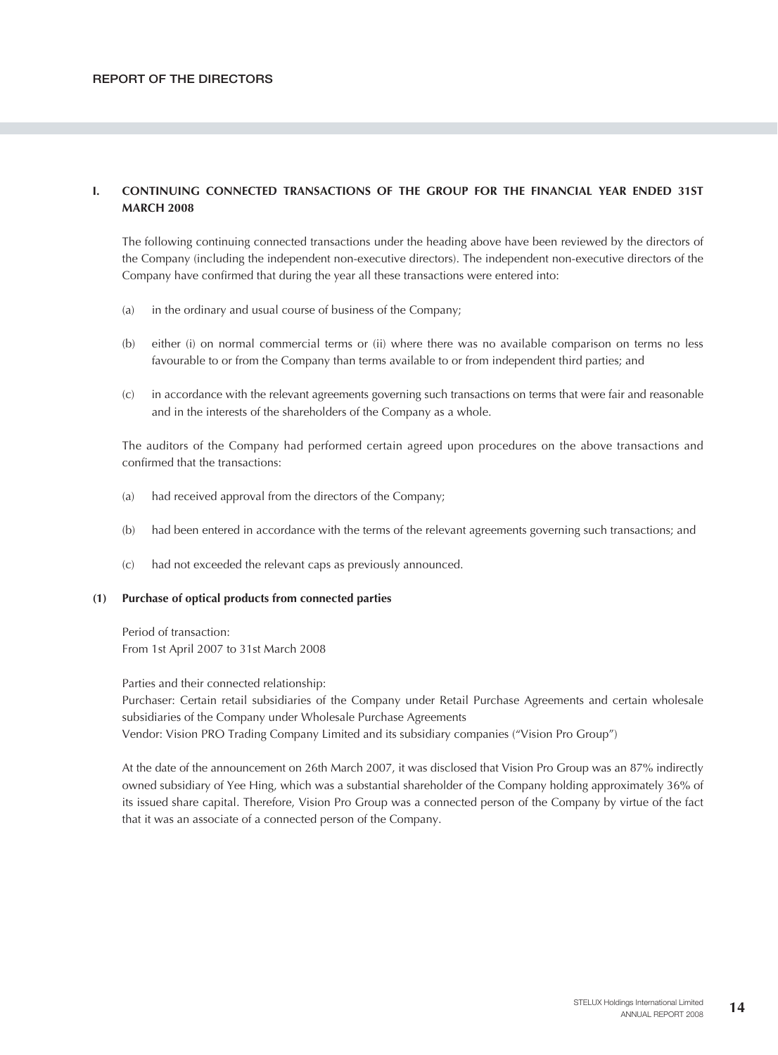## I. CONTINUING CONNECTED TRANSACTIONS OF THE GROUP FOR THE FINANCIAL YEAR ENDED 31ST MARCH 2008

The following continuing connected transactions under the heading above have been reviewed by the directors of the Company (including the independent non-executive directors). The independent non-executive directors of the Company have confirmed that during the year all these transactions were entered into:

(a) in the ordinary and usual course of business of the Company;

(b) either (i) on normal commercial terms or (ii) where there was no available comparison on terms no less favourable to or from the Company than terms available to or from independent third parties; and

(c) in accordance with the relevant agreements governing such transactions on terms that were fair and reasonable and in the interests of the shareholders of the Company as a whole.

The auditors of the Company had performed certain agreed upon procedures on the above transactions and confirmed that the transactions:

(a) had received approval from the directors of the Company;

(b) had been entered in accordance with the terms of the relevant agreements governing such transactions; and

(c) had not exceeded the relevant caps as previously announced.

### (1) Purchase of optical products from connected parties

Period of transaction:
From 1st April 2007 to 31st March 2008

Parties and their connected relationship:
Purchaser: Certain retail subsidiaries of the Company under Retail Purchase Agreements and certain wholesale subsidiaries of the Company under Wholesale Purchase Agreements
Vendor: Vision PRO Trading Company Limited and its subsidiary companies ("Vision Pro Group")

At the date of the announcement on 26th March 2007, it was disclosed that Vision Pro Group was an 87% indirectly owned subsidiary of Yee Hing, which was a substantial shareholder of the Company holding approximately 36% of its issued share capital. Therefore, Vision Pro Group was a connected person of the Company by virtue of the fact that it was an associate of a connected person of the Company.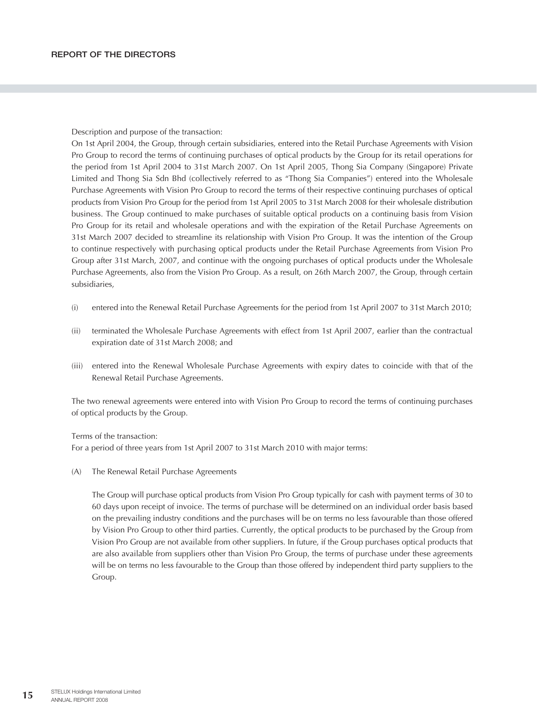Description and purpose of the transaction:
On 1st April 2004, the Group, through certain subsidiaries, entered into the Retail Purchase Agreements with Vision Pro Group to record the terms of continuing purchases of optical products by the Group for its retail operations for the period from 1st April 2004 to 31st March 2007. On 1st April 2005, Thong Sia Company (Singapore) Private Limited and Thong Sia Sdn Bhd (collectively referred to as "Thong Sia Companies") entered into the Wholesale Purchase Agreements with Vision Pro Group to record the terms of their respective continuing purchases of optical products from Vision Pro Group for the period from 1st April 2005 to 31st March 2008 for their wholesale distribution business. The Group continued to make purchases of suitable optical products on a continuing basis from Vision Pro Group for its retail and wholesale operations and with the expiration of the Retail Purchase Agreements on 31st March 2007 decided to streamline its relationship with Vision Pro Group. It was the intention of the Group to continue respectively with purchasing optical products under the Retail Purchase Agreements from Vision Pro Group after 31st March, 2007, and continue with the ongoing purchases of optical products under the Wholesale Purchase Agreements, also from the Vision Pro Group. As a result, on 26th March 2007, the Group, through certain subsidiaries,

(i) entered into the Renewal Retail Purchase Agreements for the period from 1st April 2007 to 31st March 2010;

(ii) terminated the Wholesale Purchase Agreements with effect from 1st April 2007, earlier than the contractual expiration date of 31st March 2008; and

(iii) entered into the Renewal Wholesale Purchase Agreements with expiry dates to coincide with that of the Renewal Retail Purchase Agreements.

The two renewal agreements were entered into with Vision Pro Group to record the terms of continuing purchases of optical products by the Group.

Terms of the transaction:
For a period of three years from 1st April 2007 to 31st March 2010 with major terms:

(A) The Renewal Retail Purchase Agreements

The Group will purchase optical products from Vision Pro Group typically for cash with payment terms of 30 to 60 days upon receipt of invoice. The terms of purchase will be determined on an individual order basis based on the prevailing industry conditions and the purchases will be on terms no less favourable than those offered by Vision Pro Group to other third parties. Currently, the optical products to be purchased by the Group from Vision Pro Group are not available from other suppliers. In future, if the Group purchases optical products that are also available from suppliers other than Vision Pro Group, the terms of purchase under these agreements will be on terms no less favourable to the Group than those offered by independent third party suppliers to the Group.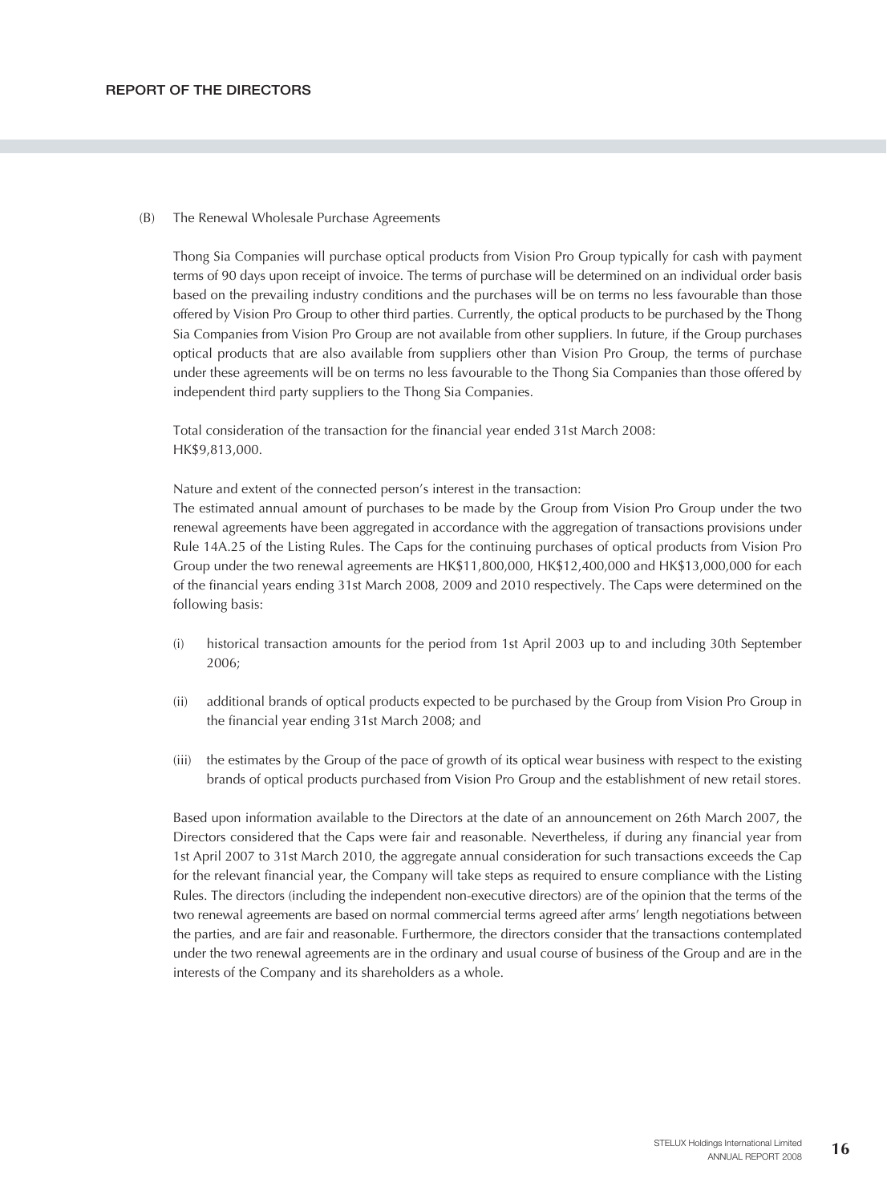(B) The Renewal Wholesale Purchase Agreements

Thong Sia Companies will purchase optical products from Vision Pro Group typically for cash with payment terms of 90 days upon receipt of invoice. The terms of purchase will be determined on an individual order basis based on the prevailing industry conditions and the purchases will be on terms no less favourable than those offered by Vision Pro Group to other third parties. Currently, the optical products to be purchased by the Thong Sia Companies from Vision Pro Group are not available from other suppliers. In future, if the Group purchases optical products that are also available from suppliers other than Vision Pro Group, the terms of purchase under these agreements will be on terms no less favourable to the Thong Sia Companies than those offered by independent third party suppliers to the Thong Sia Companies.

Total consideration of the transaction for the financial year ended 31st March 2008:
HK$9,813,000.

Nature and extent of the connected person's interest in the transaction:
The estimated annual amount of purchases to be made by the Group from Vision Pro Group under the two renewal agreements have been aggregated in accordance with the aggregation of transactions provisions under Rule 14A.25 of the Listing Rules. The Caps for the continuing purchases of optical products from Vision Pro Group under the two renewal agreements are HK$11,800,000, HK$12,400,000 and HK$13,000,000 for each of the financial years ending 31st March 2008, 2009 and 2010 respectively. The Caps were determined on the following basis:

(i) historical transaction amounts for the period from 1st April 2003 up to and including 30th September 2006;

(ii) additional brands of optical products expected to be purchased by the Group from Vision Pro Group in the financial year ending 31st March 2008; and

(iii) the estimates by the Group of the pace of growth of its optical wear business with respect to the existing brands of optical products purchased from Vision Pro Group and the establishment of new retail stores.

Based upon information available to the Directors at the date of an announcement on 26th March 2007, the Directors considered that the Caps were fair and reasonable. Nevertheless, if during any financial year from 1st April 2007 to 31st March 2010, the aggregate annual consideration for such transactions exceeds the Cap for the relevant financial year, the Company will take steps as required to ensure compliance with the Listing Rules. The directors (including the independent non-executive directors) are of the opinion that the terms of the two renewal agreements are based on normal commercial terms agreed after arms' length negotiations between the parties, and are fair and reasonable. Furthermore, the directors consider that the transactions contemplated under the two renewal agreements are in the ordinary and usual course of business of the Group and are in the interests of the Company and its shareholders as a whole.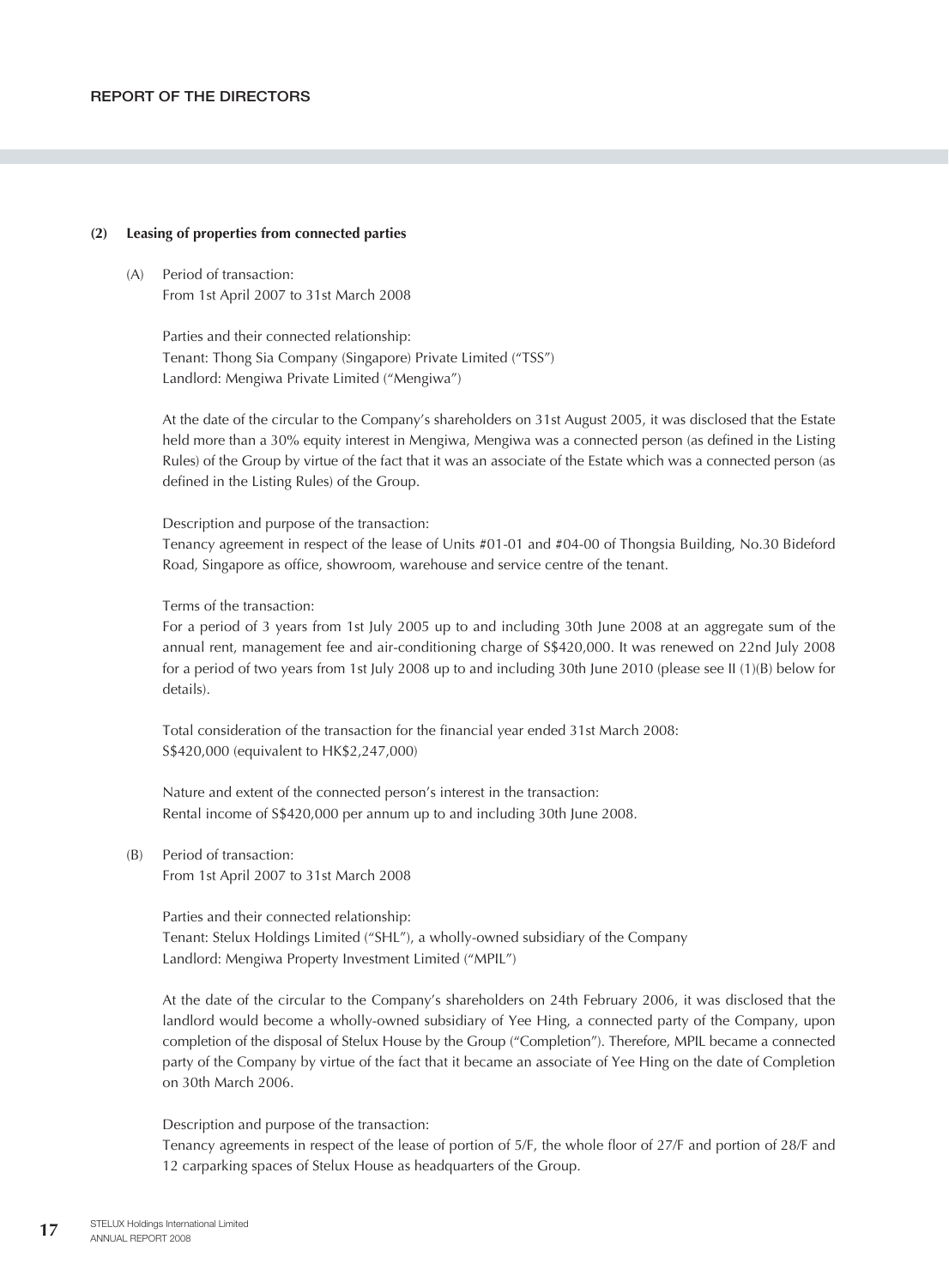#### (2) Leasing of properties from connected parties

(A) Period of transaction:
From 1st April 2007 to 31st March 2008

Parties and their connected relationship:
Tenant: Thong Sia Company (Singapore) Private Limited ("TSS")
Landlord: Mengiwa Private Limited ("Mengiwa")

At the date of the circular to the Company's shareholders on 31st August 2005, it was disclosed that the Estate held more than a 30% equity interest in Mengiwa, Mengiwa was a connected person (as defined in the Listing Rules) of the Group by virtue of the fact that it was an associate of the Estate which was a connected person (as defined in the Listing Rules) of the Group.

Description and purpose of the transaction:
Tenancy agreement in respect of the lease of Units #01-01 and #04-00 of Thongsia Building, No.30 Bideford Road, Singapore as office, showroom, warehouse and service centre of the tenant.

Terms of the transaction:
For a period of 3 years from 1st July 2005 up to and including 30th June 2008 at an aggregate sum of the annual rent, management fee and air-conditioning charge of S$420,000. It was renewed on 22nd July 2008 for a period of two years from 1st July 2008 up to and including 30th June 2010 (please see II (1)(B) below for details).

Total consideration of the transaction for the financial year ended 31st March 2008:
S$420,000 (equivalent to HK$2,247,000)

Nature and extent of the connected person's interest in the transaction:
Rental income of S$420,000 per annum up to and including 30th June 2008.

(B) Period of transaction:
From 1st April 2007 to 31st March 2008

Parties and their connected relationship:
Tenant: Stelux Holdings Limited ("SHL"), a wholly-owned subsidiary of the Company
Landlord: Mengiwa Property Investment Limited ("MPIL")

At the date of the circular to the Company's shareholders on 24th February 2006, it was disclosed that the landlord would become a wholly-owned subsidiary of Yee Hing, a connected party of the Company, upon completion of the disposal of Stelux House by the Group ("Completion"). Therefore, MPIL became a connected party of the Company by virtue of the fact that it became an associate of Yee Hing on the date of Completion on 30th March 2006.

Description and purpose of the transaction:
Tenancy agreements in respect of the lease of portion of 5/F, the whole floor of 27/F and portion of 28/F and 12 carparking spaces of Stelux House as headquarters of the Group.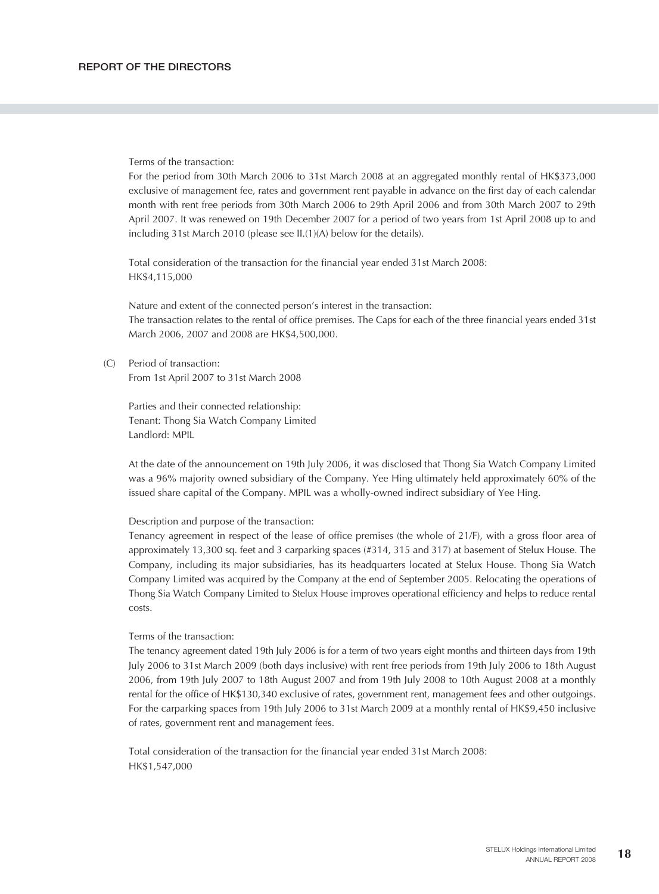Terms of the transaction:

For the period from 30th March 2006 to 31st March 2008 at an aggregated monthly rental of HK$373,000 exclusive of management fee, rates and government rent payable in advance on the first day of each calendar month with rent free periods from 30th March 2006 to 29th April 2006 and from 30th March 2007 to 29th April 2007. It was renewed on 19th December 2007 for a period of two years from 1st April 2008 up to and including 31st March 2010 (please see II.(1)(A) below for the details).

Total consideration of the transaction for the financial year ended 31st March 2008:
HK$4,115,000

Nature and extent of the connected person's interest in the transaction:
The transaction relates to the rental of office premises. The Caps for each of the three financial years ended 31st March 2006, 2007 and 2008 are HK$4,500,000.

(C) Period of transaction:
From 1st April 2007 to 31st March 2008

Parties and their connected relationship:
Tenant: Thong Sia Watch Company Limited
Landlord: MPIL

At the date of the announcement on 19th July 2006, it was disclosed that Thong Sia Watch Company Limited was a 96% majority owned subsidiary of the Company. Yee Hing ultimately held approximately 60% of the issued share capital of the Company. MPIL was a wholly-owned indirect subsidiary of Yee Hing.

Description and purpose of the transaction:
Tenancy agreement in respect of the lease of office premises (the whole of 21/F), with a gross floor area of approximately 13,300 sq. feet and 3 carparking spaces (#314, 315 and 317) at basement of Stelux House. The Company, including its major subsidiaries, has its headquarters located at Stelux House. Thong Sia Watch Company Limited was acquired by the Company at the end of September 2005. Relocating the operations of Thong Sia Watch Company Limited to Stelux House improves operational efficiency and helps to reduce rental costs.

Terms of the transaction:
The tenancy agreement dated 19th July 2006 is for a term of two years eight months and thirteen days from 19th July 2006 to 31st March 2009 (both days inclusive) with rent free periods from 19th July 2006 to 18th August 2006, from 19th July 2007 to 18th August 2007 and from 19th July 2008 to 10th August 2008 at a monthly rental for the office of HK$130,340 exclusive of rates, government rent, management fees and other outgoings. For the carparking spaces from 19th July 2006 to 31st March 2009 at a monthly rental of HK$9,450 inclusive of rates, government rent and management fees.

Total consideration of the transaction for the financial year ended 31st March 2008:
HK$1,547,000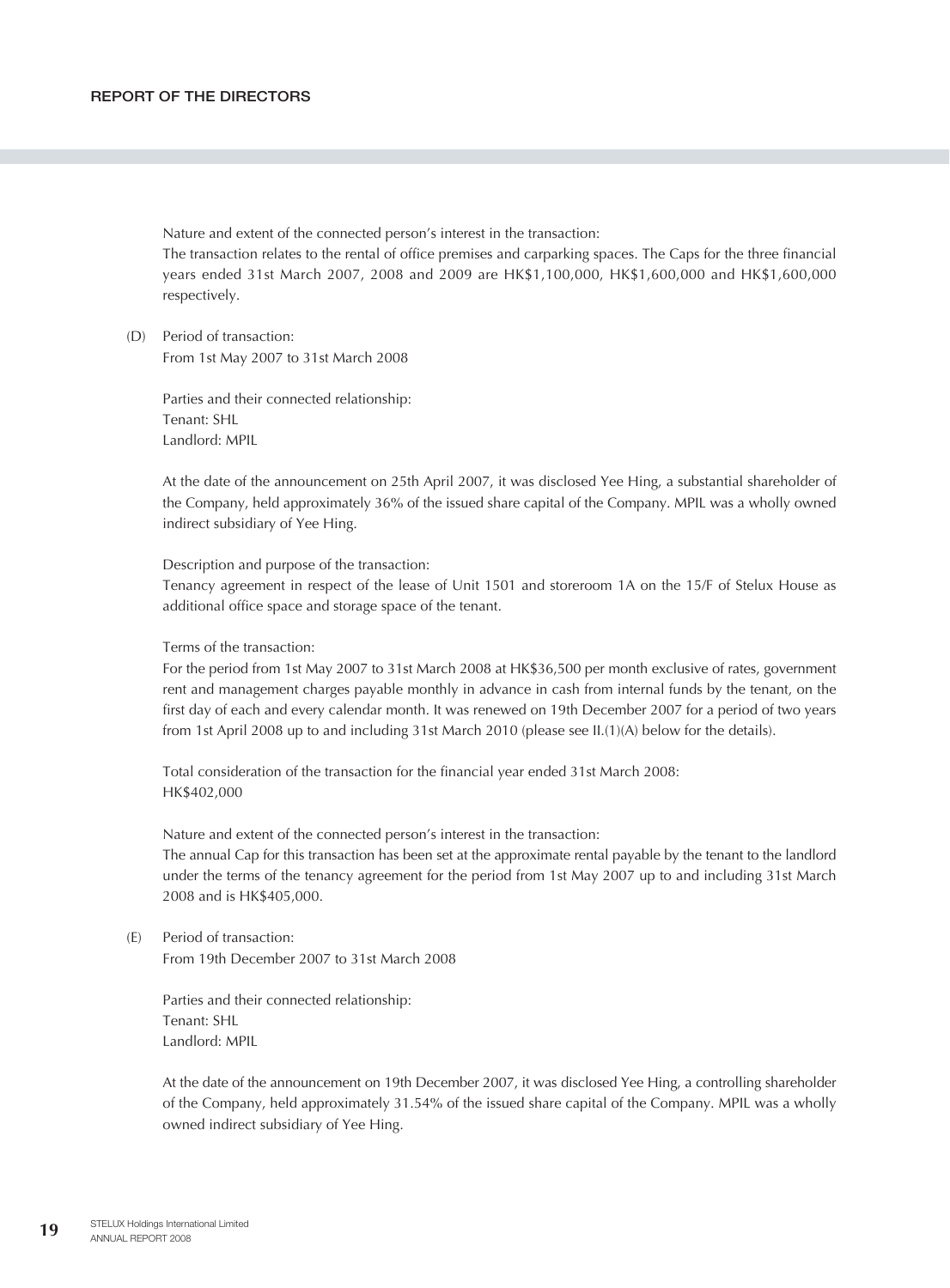Nature and extent of the connected person's interest in the transaction:
The transaction relates to the rental of office premises and carparking spaces. The Caps for the three financial years ended 31st March 2007, 2008 and 2009 are HK$1,100,000, HK$1,600,000 and HK$1,600,000 respectively.

(D) Period of transaction:
From 1st May 2007 to 31st March 2008

Parties and their connected relationship:
Tenant: SHL
Landlord: MPIL

At the date of the announcement on 25th April 2007, it was disclosed Yee Hing, a substantial shareholder of the Company, held approximately 36% of the issued share capital of the Company. MPIL was a wholly owned indirect subsidiary of Yee Hing.

Description and purpose of the transaction:
Tenancy agreement in respect of the lease of Unit 1501 and storeroom 1A on the 15/F of Stelux House as additional office space and storage space of the tenant.

Terms of the transaction:
For the period from 1st May 2007 to 31st March 2008 at HK$36,500 per month exclusive of rates, government rent and management charges payable monthly in advance in cash from internal funds by the tenant, on the first day of each and every calendar month. It was renewed on 19th December 2007 for a period of two years from 1st April 2008 up to and including 31st March 2010 (please see II.(1)(A) below for the details).

Total consideration of the transaction for the financial year ended 31st March 2008:
HK$402,000

Nature and extent of the connected person's interest in the transaction:
The annual Cap for this transaction has been set at the approximate rental payable by the tenant to the landlord under the terms of the tenancy agreement for the period from 1st May 2007 up to and including 31st March 2008 and is HK$405,000.

(E) Period of transaction:
From 19th December 2007 to 31st March 2008

Parties and their connected relationship:
Tenant: SHL
Landlord: MPIL

At the date of the announcement on 19th December 2007, it was disclosed Yee Hing, a controlling shareholder of the Company, held approximately 31.54% of the issued share capital of the Company. MPIL was a wholly owned indirect subsidiary of Yee Hing.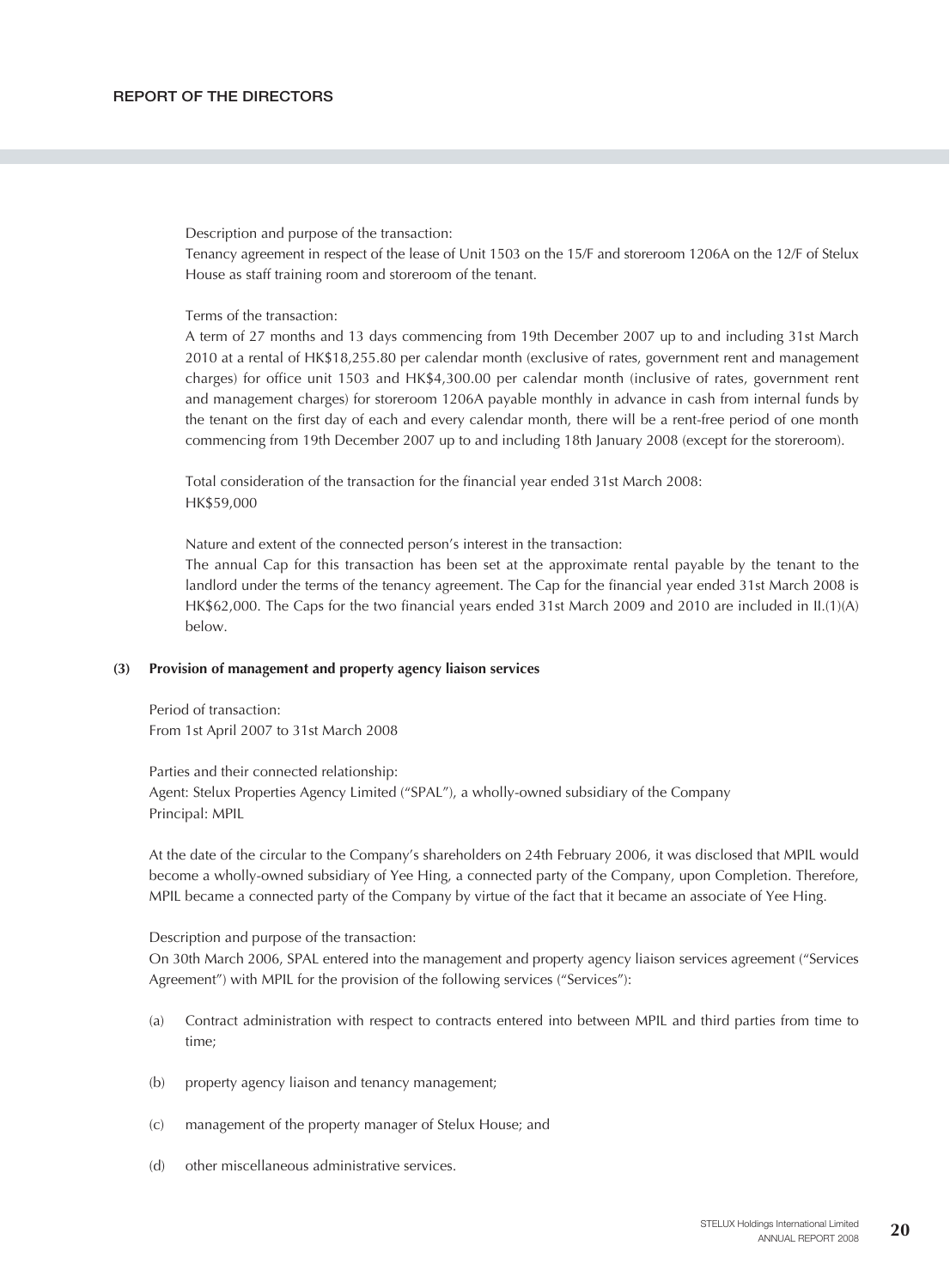Description and purpose of the transaction:
Tenancy agreement in respect of the lease of Unit 1503 on the 15/F and storeroom 1206A on the 12/F of Stelux House as staff training room and storeroom of the tenant.

Terms of the transaction:
A term of 27 months and 13 days commencing from 19th December 2007 up to and including 31st March 2010 at a rental of HK$18,255.80 per calendar month (exclusive of rates, government rent and management charges) for office unit 1503 and HK$4,300.00 per calendar month (inclusive of rates, government rent and management charges) for storeroom 1206A payable monthly in advance in cash from internal funds by the tenant on the first day of each and every calendar month, there will be a rent-free period of one month commencing from 19th December 2007 up to and including 18th January 2008 (except for the storeroom).

Total consideration of the transaction for the financial year ended 31st March 2008:
HK$59,000

Nature and extent of the connected person's interest in the transaction:
The annual Cap for this transaction has been set at the approximate rental payable by the tenant to the landlord under the terms of the tenancy agreement. The Cap for the financial year ended 31st March 2008 is HK$62,000. The Caps for the two financial years ended 31st March 2009 and 2010 are included in II.(1)(A) below.

**(3) Provision of management and property agency liaison services**

Period of transaction:
From 1st April 2007 to 31st March 2008

Parties and their connected relationship:
Agent: Stelux Properties Agency Limited ("SPAL"), a wholly-owned subsidiary of the Company
Principal: MPIL

At the date of the circular to the Company's shareholders on 24th February 2006, it was disclosed that MPIL would become a wholly-owned subsidiary of Yee Hing, a connected party of the Company, upon Completion. Therefore, MPIL became a connected party of the Company by virtue of the fact that it became an associate of Yee Hing.

Description and purpose of the transaction:
On 30th March 2006, SPAL entered into the management and property agency liaison services agreement ("Services Agreement") with MPIL for the provision of the following services ("Services"):

(a) Contract administration with respect to contracts entered into between MPIL and third parties from time to time;

(b) property agency liaison and tenancy management;

(c) management of the property manager of Stelux House; and

(d) other miscellaneous administrative services.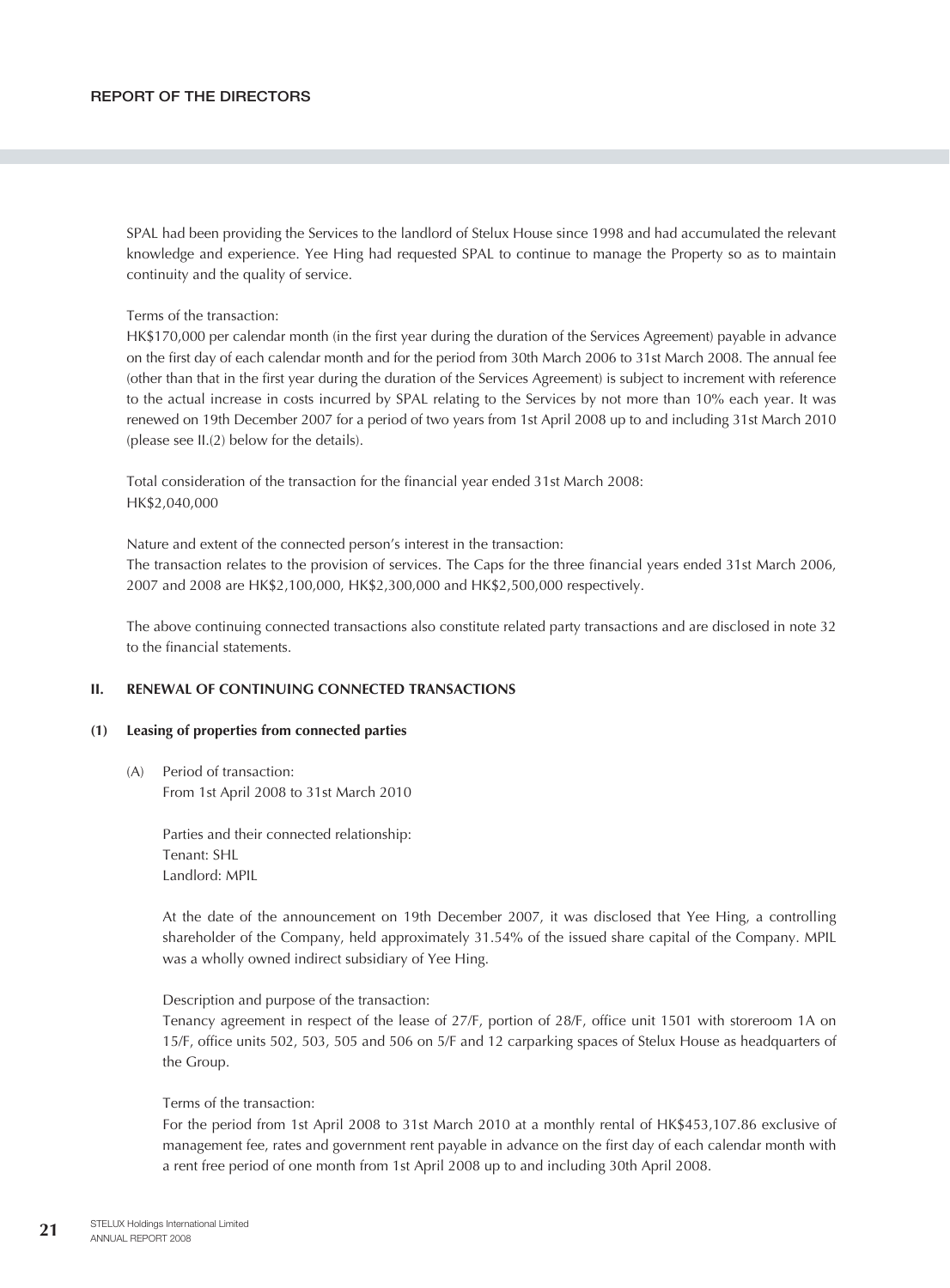SPAL had been providing the Services to the landlord of Stelux House since 1998 and had accumulated the relevant knowledge and experience. Yee Hing had requested SPAL to continue to manage the Property so as to maintain continuity and the quality of service.

Terms of the transaction:
HK$170,000 per calendar month (in the first year during the duration of the Services Agreement) payable in advance on the first day of each calendar month and for the period from 30th March 2006 to 31st March 2008. The annual fee (other than that in the first year during the duration of the Services Agreement) is subject to increment with reference to the actual increase in costs incurred by SPAL relating to the Services by not more than 10% each year. It was renewed on 19th December 2007 for a period of two years from 1st April 2008 up to and including 31st March 2010 (please see II.(2) below for the details).

Total consideration of the transaction for the financial year ended 31st March 2008:
HK$2,040,000

Nature and extent of the connected person's interest in the transaction:
The transaction relates to the provision of services. The Caps for the three financial years ended 31st March 2006, 2007 and 2008 are HK$2,100,000, HK$2,300,000 and HK$2,500,000 respectively.

The above continuing connected transactions also constitute related party transactions and are disclosed in note 32 to the financial statements.

## II. RENEWAL OF CONTINUING CONNECTED TRANSACTIONS

### (1) Leasing of properties from connected parties

(A) Period of transaction:
From 1st April 2008 to 31st March 2010

Parties and their connected relationship:
Tenant: SHL
Landlord: MPIL

At the date of the announcement on 19th December 2007, it was disclosed that Yee Hing, a controlling shareholder of the Company, held approximately 31.54% of the issued share capital of the Company. MPIL was a wholly owned indirect subsidiary of Yee Hing.

Description and purpose of the transaction:
Tenancy agreement in respect of the lease of 27/F, portion of 28/F, office unit 1501 with storeroom 1A on 15/F, office units 502, 503, 505 and 506 on 5/F and 12 carparking spaces of Stelux House as headquarters of the Group.

Terms of the transaction:
For the period from 1st April 2008 to 31st March 2010 at a monthly rental of HK$453,107.86 exclusive of management fee, rates and government rent payable in advance on the first day of each calendar month with a rent free period of one month from 1st April 2008 up to and including 30th April 2008.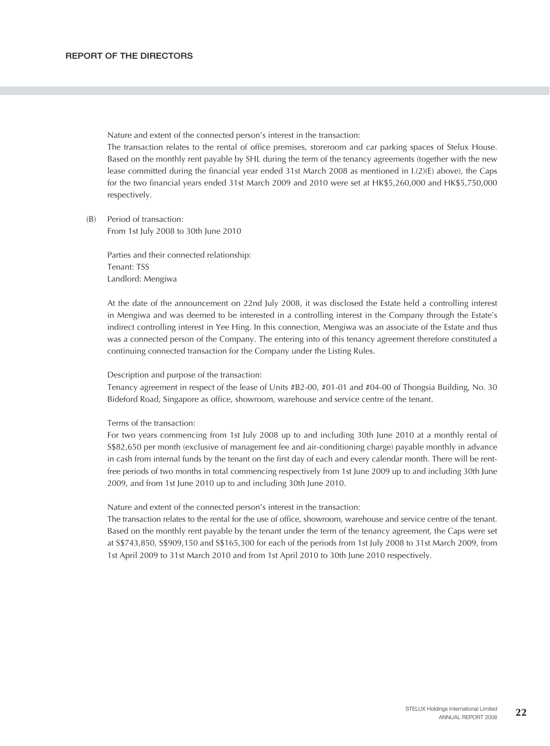Nature and extent of the connected person's interest in the transaction:

The transaction relates to the rental of office premises, storeroom and car parking spaces of Stelux House. Based on the monthly rent payable by SHL during the term of the tenancy agreements (together with the new lease committed during the financial year ended 31st March 2008 as mentioned in I.(2)(E) above), the Caps for the two financial years ended 31st March 2009 and 2010 were set at HK$5,260,000 and HK$5,750,000 respectively.

(B) Period of transaction:
From 1st July 2008 to 30th June 2010

Parties and their connected relationship:
Tenant: TSS
Landlord: Mengiwa

At the date of the announcement on 22nd July 2008, it was disclosed the Estate held a controlling interest in Mengiwa and was deemed to be interested in a controlling interest in the Company through the Estate's indirect controlling interest in Yee Hing. In this connection, Mengiwa was an associate of the Estate and thus was a connected person of the Company. The entering into of this tenancy agreement therefore constituted a continuing connected transaction for the Company under the Listing Rules.

Description and purpose of the transaction:
Tenancy agreement in respect of the lease of Units #B2-00, #01-01 and #04-00 of Thongsia Building, No. 30 Bideford Road, Singapore as office, showroom, warehouse and service centre of the tenant.

Terms of the transaction:
For two years commencing from 1st July 2008 up to and including 30th June 2010 at a monthly rental of S$82,650 per month (exclusive of management fee and air-conditioning charge) payable monthly in advance in cash from internal funds by the tenant on the first day of each and every calendar month. There will be rent-free periods of two months in total commencing respectively from 1st June 2009 up to and including 30th June 2009, and from 1st June 2010 up to and including 30th June 2010.

Nature and extent of the connected person's interest in the transaction:
The transaction relates to the rental for the use of office, showroom, warehouse and service centre of the tenant. Based on the monthly rent payable by the tenant under the term of the tenancy agreement, the Caps were set at S$743,850, S$909,150 and S$165,300 for each of the periods from 1st July 2008 to 31st March 2009, from 1st April 2009 to 31st March 2010 and from 1st April 2010 to 30th June 2010 respectively.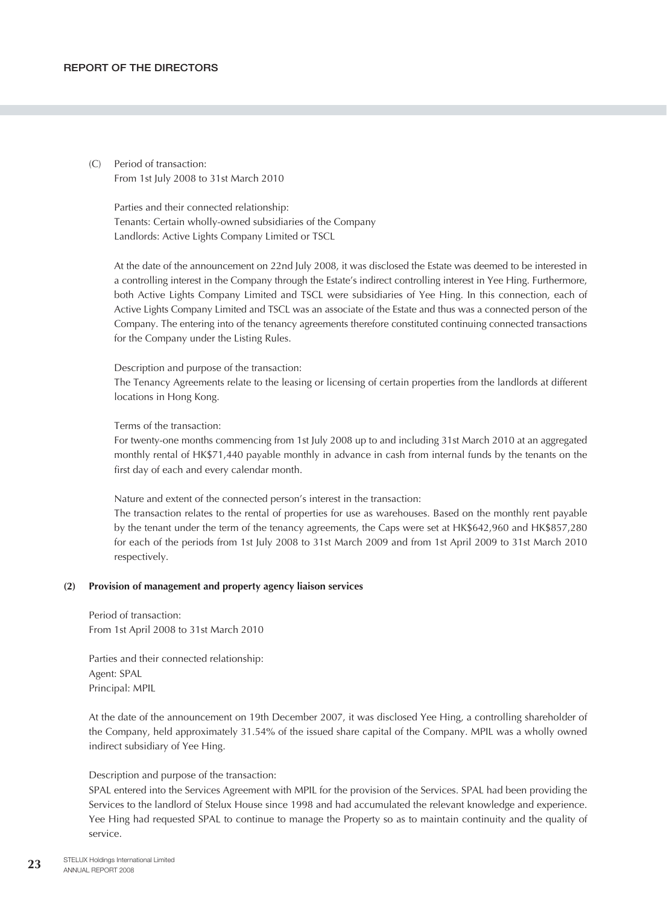(C) Period of transaction:
From 1st July 2008 to 31st March 2010

Parties and their connected relationship:
Tenants: Certain wholly-owned subsidiaries of the Company
Landlords: Active Lights Company Limited or TSCL

At the date of the announcement on 22nd July 2008, it was disclosed the Estate was deemed to be interested in a controlling interest in the Company through the Estate's indirect controlling interest in Yee Hing. Furthermore, both Active Lights Company Limited and TSCL were subsidiaries of Yee Hing. In this connection, each of Active Lights Company Limited and TSCL was an associate of the Estate and thus was a connected person of the Company. The entering into of the tenancy agreements therefore constituted continuing connected transactions for the Company under the Listing Rules.

Description and purpose of the transaction:
The Tenancy Agreements relate to the leasing or licensing of certain properties from the landlords at different locations in Hong Kong.

Terms of the transaction:
For twenty-one months commencing from 1st July 2008 up to and including 31st March 2010 at an aggregated monthly rental of HK$71,440 payable monthly in advance in cash from internal funds by the tenants on the first day of each and every calendar month.

Nature and extent of the connected person's interest in the transaction:
The transaction relates to the rental of properties for use as warehouses. Based on the monthly rent payable by the tenant under the term of the tenancy agreements, the Caps were set at HK$642,960 and HK$857,280 for each of the periods from 1st July 2008 to 31st March 2009 and from 1st April 2009 to 31st March 2010 respectively.

**(2) Provision of management and property agency liaison services**

Period of transaction:
From 1st April 2008 to 31st March 2010

Parties and their connected relationship:
Agent: SPAL
Principal: MPIL

At the date of the announcement on 19th December 2007, it was disclosed Yee Hing, a controlling shareholder of the Company, held approximately 31.54% of the issued share capital of the Company. MPIL was a wholly owned indirect subsidiary of Yee Hing.

Description and purpose of the transaction:
SPAL entered into the Services Agreement with MPIL for the provision of the Services. SPAL had been providing the Services to the landlord of Stelux House since 1998 and had accumulated the relevant knowledge and experience. Yee Hing had requested SPAL to continue to manage the Property so as to maintain continuity and the quality of service.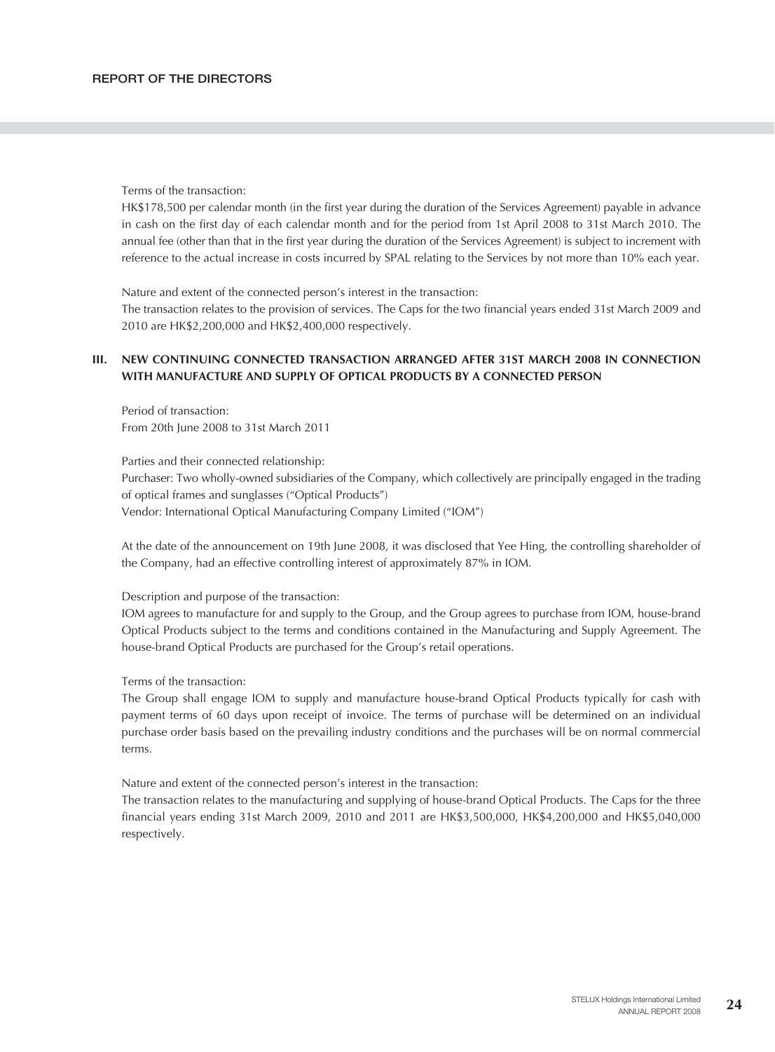Terms of the transaction:

HK$178,500 per calendar month (in the first year during the duration of the Services Agreement) payable in advance in cash on the first day of each calendar month and for the period from 1st April 2008 to 31st March 2010. The annual fee (other than that in the first year during the duration of the Services Agreement) is subject to increment with reference to the actual increase in costs incurred by SPAL relating to the Services by not more than 10% each year.

Nature and extent of the connected person's interest in the transaction:

The transaction relates to the provision of services. The Caps for the two financial years ended 31st March 2009 and 2010 are HK$2,200,000 and HK$2,400,000 respectively.

### III. NEW CONTINUING CONNECTED TRANSACTION ARRANGED AFTER 31ST MARCH 2008 IN CONNECTION WITH MANUFACTURE AND SUPPLY OF OPTICAL PRODUCTS BY A CONNECTED PERSON

Period of transaction:

From 20th June 2008 to 31st March 2011

Parties and their connected relationship:

Purchaser: Two wholly-owned subsidiaries of the Company, which collectively are principally engaged in the trading of optical frames and sunglasses ("Optical Products")

Vendor: International Optical Manufacturing Company Limited ("IOM")

At the date of the announcement on 19th June 2008, it was disclosed that Yee Hing, the controlling shareholder of the Company, had an effective controlling interest of approximately 87% in IOM.

Description and purpose of the transaction:

IOM agrees to manufacture for and supply to the Group, and the Group agrees to purchase from IOM, house-brand Optical Products subject to the terms and conditions contained in the Manufacturing and Supply Agreement. The house-brand Optical Products are purchased for the Group's retail operations.

Terms of the transaction:

The Group shall engage IOM to supply and manufacture house-brand Optical Products typically for cash with payment terms of 60 days upon receipt of invoice. The terms of purchase will be determined on an individual purchase order basis based on the prevailing industry conditions and the purchases will be on normal commercial terms.

Nature and extent of the connected person's interest in the transaction:

The transaction relates to the manufacturing and supplying of house-brand Optical Products. The Caps for the three financial years ending 31st March 2009, 2010 and 2011 are HK$3,500,000, HK$4,200,000 and HK$5,040,000 respectively.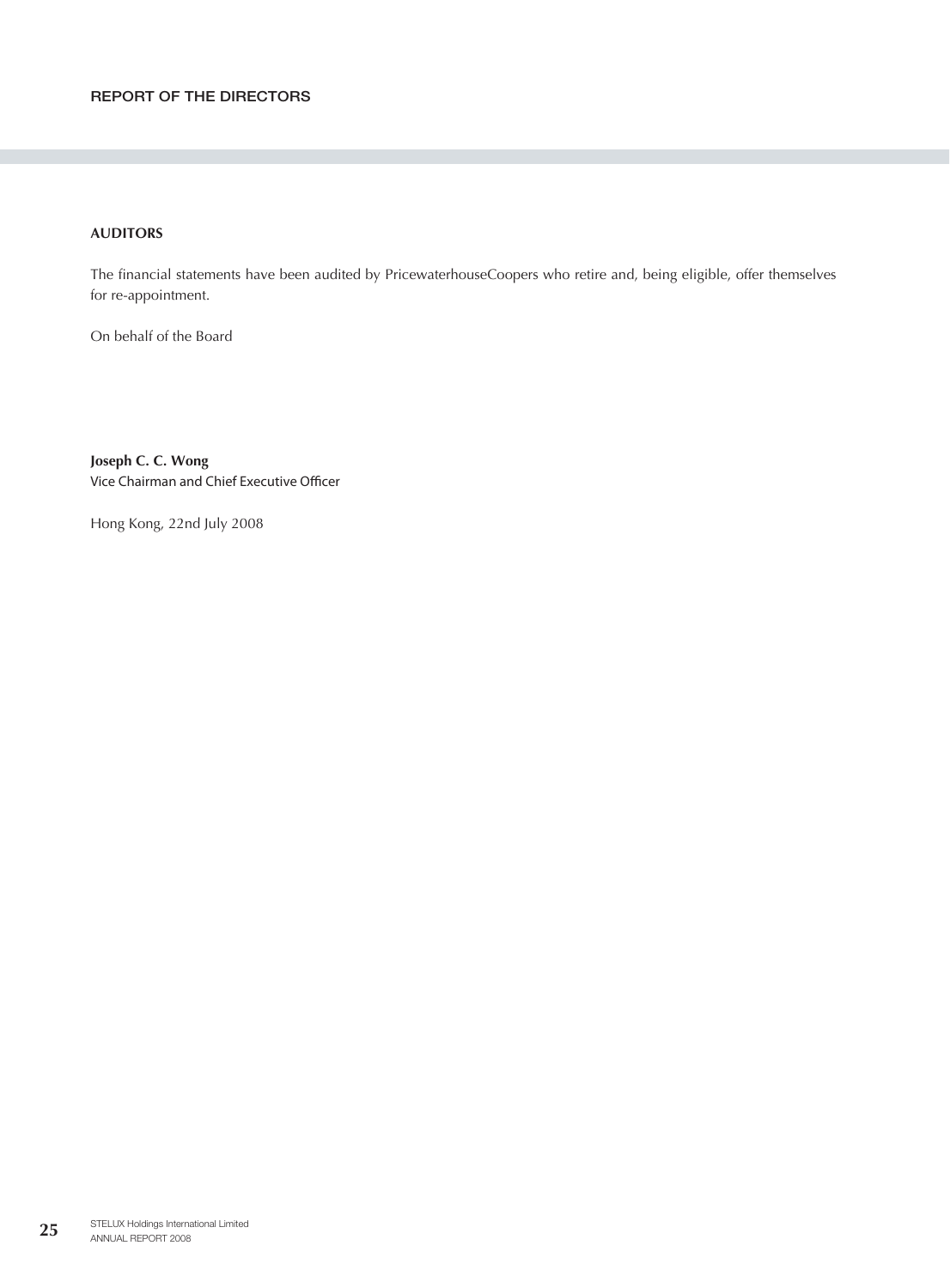## AUDITORS

The financial statements have been audited by PricewaterhouseCoopers who retire and, being eligible, offer themselves for re-appointment.

On behalf of the Board

**Joseph C. C. Wong**
Vice Chairman and Chief Executive Officer

Hong Kong, 22nd July 2008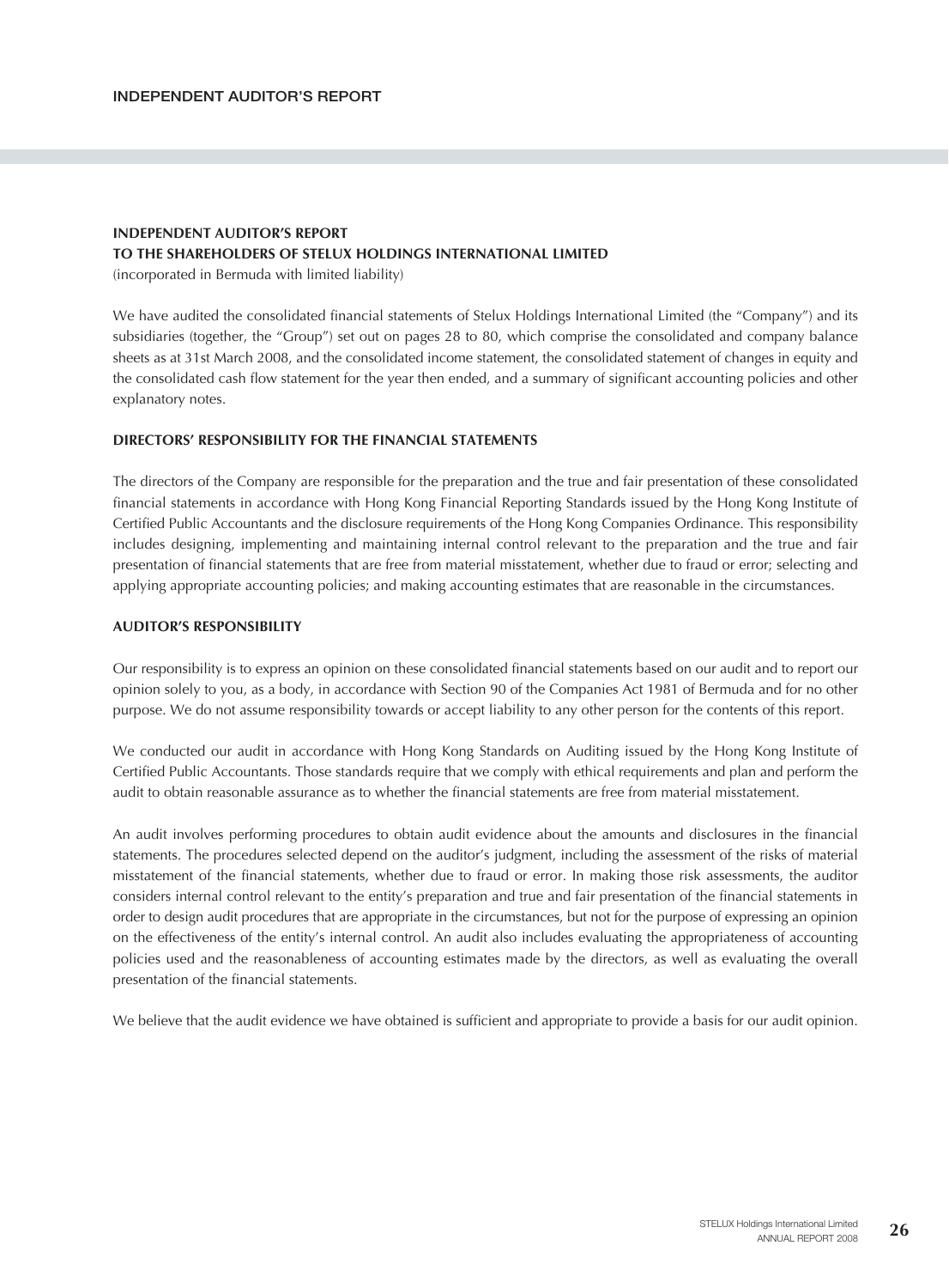## INDEPENDENT AUDITOR'S REPORT

**INDEPENDENT AUDITOR'S REPORT**
**TO THE SHAREHOLDERS OF STELUX HOLDINGS INTERNATIONAL LIMITED**
(incorporated in Bermuda with limited liability)

We have audited the consolidated financial statements of Stelux Holdings International Limited (the "Company") and its subsidiaries (together, the "Group") set out on pages 28 to 80, which comprise the consolidated and company balance sheets as at 31st March 2008, and the consolidated income statement, the consolidated statement of changes in equity and the consolidated cash flow statement for the year then ended, and a summary of significant accounting policies and other explanatory notes.

**DIRECTORS' RESPONSIBILITY FOR THE FINANCIAL STATEMENTS**

The directors of the Company are responsible for the preparation and the true and fair presentation of these consolidated financial statements in accordance with Hong Kong Financial Reporting Standards issued by the Hong Kong Institute of Certified Public Accountants and the disclosure requirements of the Hong Kong Companies Ordinance. This responsibility includes designing, implementing and maintaining internal control relevant to the preparation and the true and fair presentation of financial statements that are free from material misstatement, whether due to fraud or error; selecting and applying appropriate accounting policies; and making accounting estimates that are reasonable in the circumstances.

**AUDITOR'S RESPONSIBILITY**

Our responsibility is to express an opinion on these consolidated financial statements based on our audit and to report our opinion solely to you, as a body, in accordance with Section 90 of the Companies Act 1981 of Bermuda and for no other purpose. We do not assume responsibility towards or accept liability to any other person for the contents of this report.

We conducted our audit in accordance with Hong Kong Standards on Auditing issued by the Hong Kong Institute of Certified Public Accountants. Those standards require that we comply with ethical requirements and plan and perform the audit to obtain reasonable assurance as to whether the financial statements are free from material misstatement.

An audit involves performing procedures to obtain audit evidence about the amounts and disclosures in the financial statements. The procedures selected depend on the auditor's judgment, including the assessment of the risks of material misstatement of the financial statements, whether due to fraud or error. In making those risk assessments, the auditor considers internal control relevant to the entity's preparation and true and fair presentation of the financial statements in order to design audit procedures that are appropriate in the circumstances, but not for the purpose of expressing an opinion on the effectiveness of the entity's internal control. An audit also includes evaluating the appropriateness of accounting policies used and the reasonableness of accounting estimates made by the directors, as well as evaluating the overall presentation of the financial statements.

We believe that the audit evidence we have obtained is sufficient and appropriate to provide a basis for our audit opinion.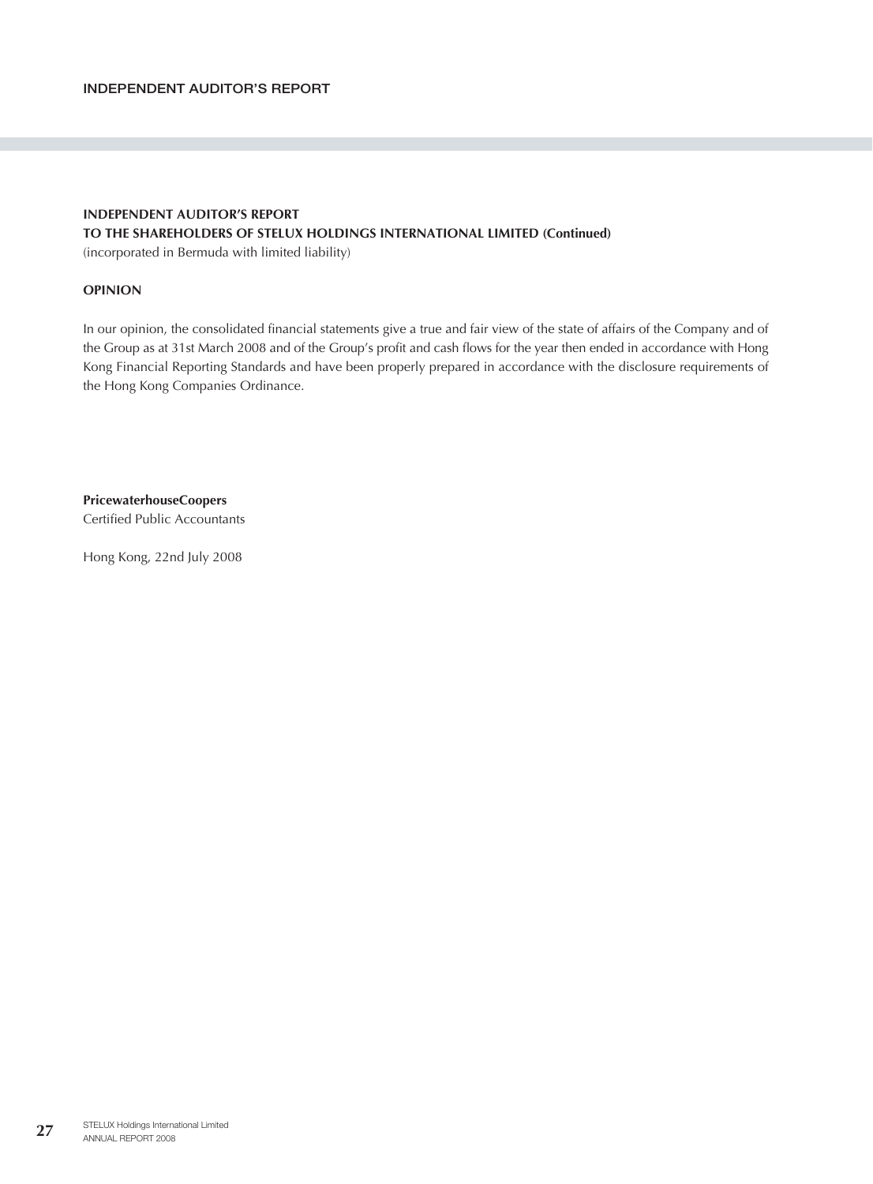## INDEPENDENT AUDITOR'S REPORT

**INDEPENDENT AUDITOR'S REPORT**
**TO THE SHAREHOLDERS OF STELUX HOLDINGS INTERNATIONAL LIMITED (Continued)**
(incorporated in Bermuda with limited liability)

**OPINION**

In our opinion, the consolidated financial statements give a true and fair view of the state of affairs of the Company and of the Group as at 31st March 2008 and of the Group's profit and cash flows for the year then ended in accordance with Hong Kong Financial Reporting Standards and have been properly prepared in accordance with the disclosure requirements of the Hong Kong Companies Ordinance.

**PricewaterhouseCoopers**
Certified Public Accountants

Hong Kong, 22nd July 2008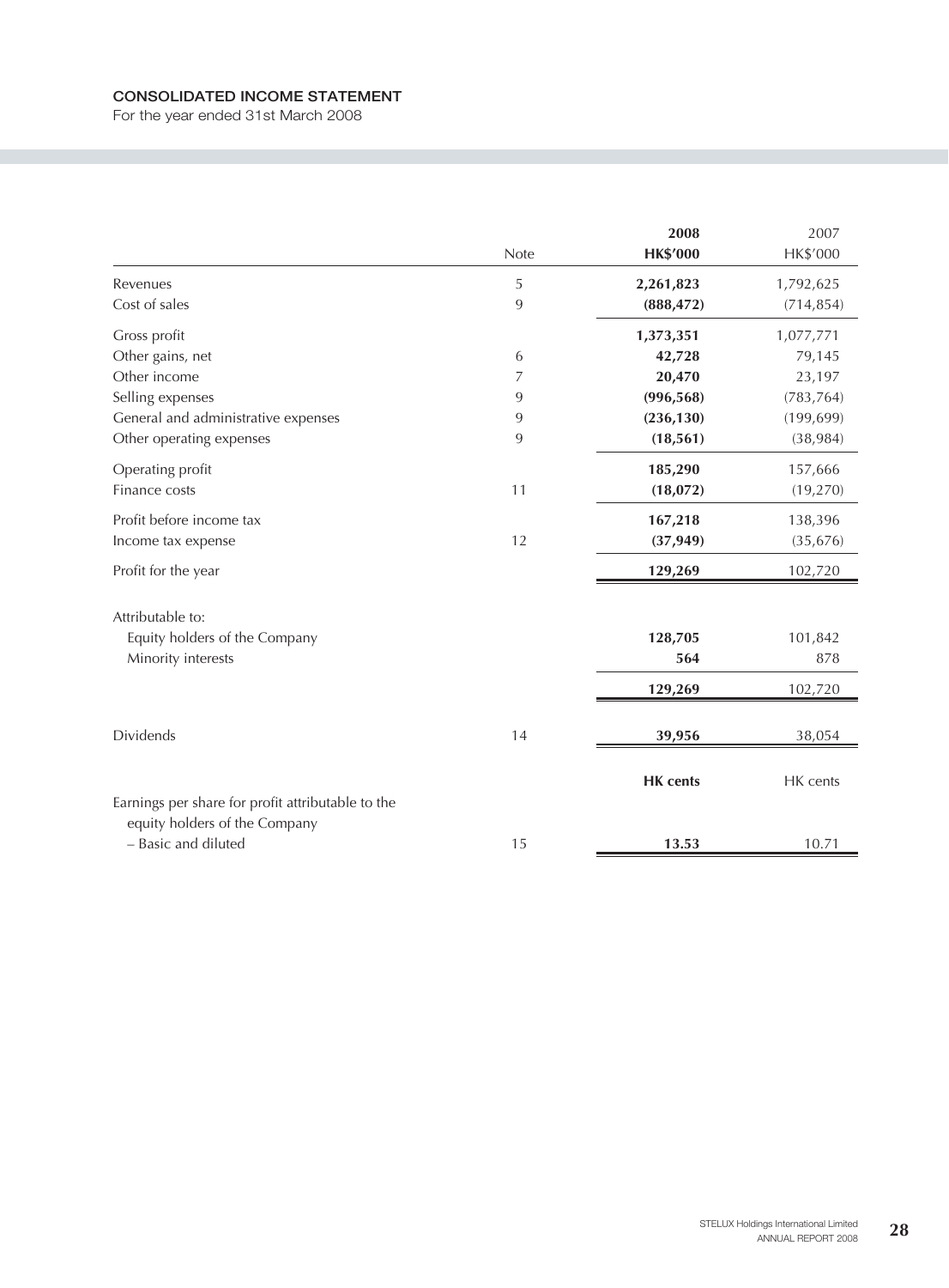# CONSOLIDATED INCOME STATEMENT

For the year ended 31st March 2008

| | Note | 2008<br>HK$'000 | 2007<br>HK$'000 |
|---|---|---|---|
| Revenues | 5 | **2,261,823** | 1,792,625 |
| Cost of sales | 9 | **(888,472)** | (714,854) |
| Gross profit | | **1,373,351** | 1,077,771 |
| Other gains, net | 6 | **42,728** | 79,145 |
| Other income | 7 | **20,470** | 23,197 |
| Selling expenses | 9 | **(996,568)** | (783,764) |
| General and administrative expenses | 9 | **(236,130)** | (199,699) |
| Other operating expenses | 9 | **(18,561)** | (38,984) |
| Operating profit | | **185,290** | 157,666 |
| Finance costs | 11 | **(18,072)** | (19,270) |
| Profit before income tax | | **167,218** | 138,396 |
| Income tax expense | 12 | **(37,949)** | (35,676) |
| Profit for the year | | **129,269** | 102,720 |
| Attributable to: | | | |
| Equity holders of the Company | | **128,705** | 101,842 |
| Minority interests | | **564** | 878 |
| | | **129,269** | 102,720 |
| Dividends | 14 | **39,956** | 38,054 |
| | | **HK cents** | HK cents |
| Earnings per share for profit attributable to the equity holders of the Company – Basic and diluted | 15 | **13.53** | 10.71 |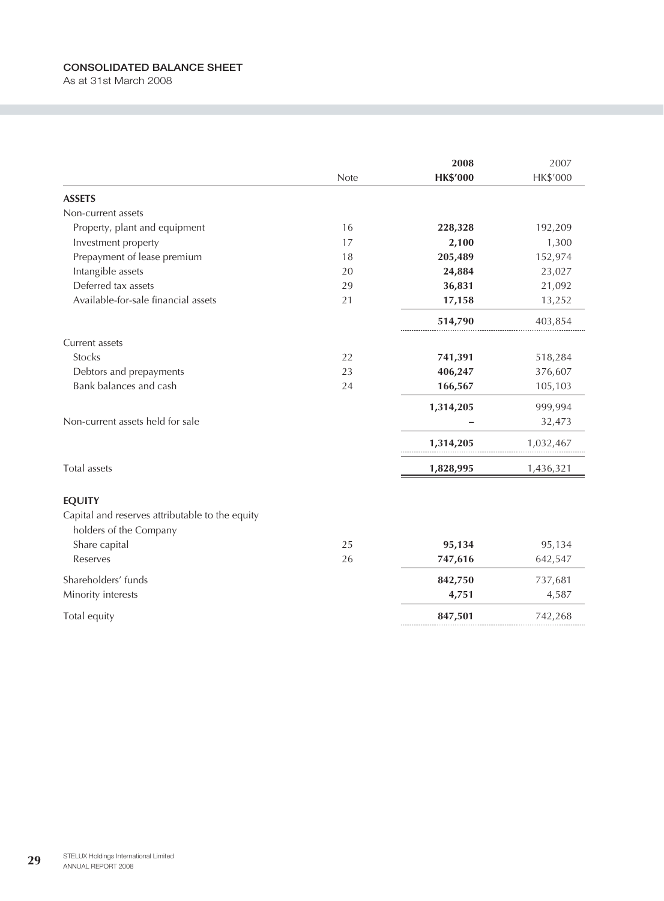## CONSOLIDATED BALANCE SHEET

As at 31st March 2008

| | Note | 2008 HK$'000 | 2007 HK$'000 |
|---|---|---|---|
| **ASSETS** | | | |
| Non-current assets | | | |
| Property, plant and equipment | 16 | **228,328** | 192,209 |
| Investment property | 17 | **2,100** | 1,300 |
| Prepayment of lease premium | 18 | **205,489** | 152,974 |
| Intangible assets | 20 | **24,884** | 23,027 |
| Deferred tax assets | 29 | **36,831** | 21,092 |
| Available-for-sale financial assets | 21 | **17,158** | 13,252 |
| | | **514,790** | 403,854 |
| Current assets | | | |
| Stocks | 22 | **741,391** | 518,284 |
| Debtors and prepayments | 23 | **406,247** | 376,607 |
| Bank balances and cash | 24 | **166,567** | 105,103 |
| | | **1,314,205** | 999,994 |
| Non-current assets held for sale | | **–** | 32,473 |
| | | **1,314,205** | 1,032,467 |
| Total assets | | **1,828,995** | 1,436,321 |
| **EQUITY** | | | |
| Capital and reserves attributable to the equity holders of the Company | | | |
| Share capital | 25 | **95,134** | 95,134 |
| Reserves | 26 | **747,616** | 642,547 |
| Shareholders' funds | | **842,750** | 737,681 |
| Minority interests | | **4,751** | 4,587 |
| Total equity | | **847,501** | 742,268 |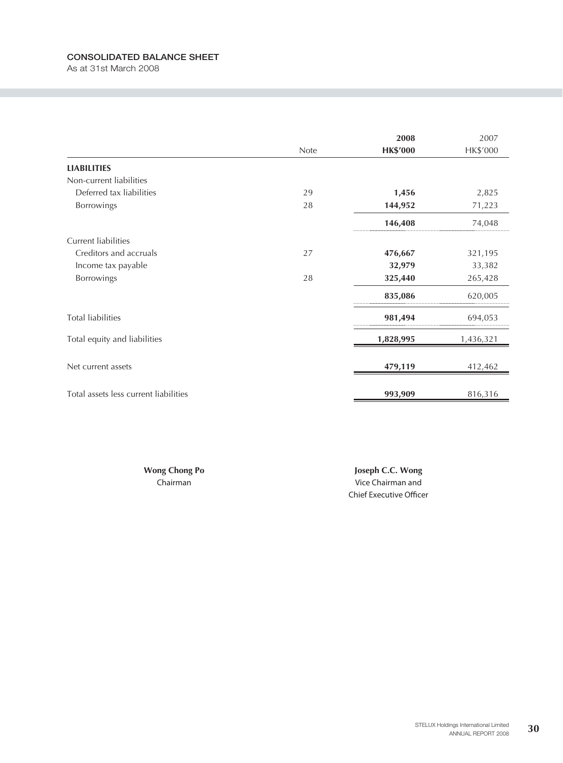## CONSOLIDATED BALANCE SHEET

As at 31st March 2008

| | Note | 2008 HK$'000 | 2007 HK$'000 |
|---|---|---|---|
| **LIABILITIES** | | | |
| Non-current liabilities | | | |
| Deferred tax liabilities | 29 | **1,456** | 2,825 |
| Borrowings | 28 | **144,952** | 71,223 |
| | | **146,408** | 74,048 |
| Current liabilities | | | |
| Creditors and accruals | 27 | **476,667** | 321,195 |
| Income tax payable | | **32,979** | 33,382 |
| Borrowings | 28 | **325,440** | 265,428 |
| | | **835,086** | 620,005 |
| Total liabilities | | **981,494** | 694,053 |
| Total equity and liabilities | | **1,828,995** | 1,436,321 |
| Net current assets | | **479,119** | 412,462 |
| Total assets less current liabilities | | **993,909** | 816,316 |

**Wong Chong Po**
Chairman

**Joseph C.C. Wong**
Vice Chairman and
Chief Executive Officer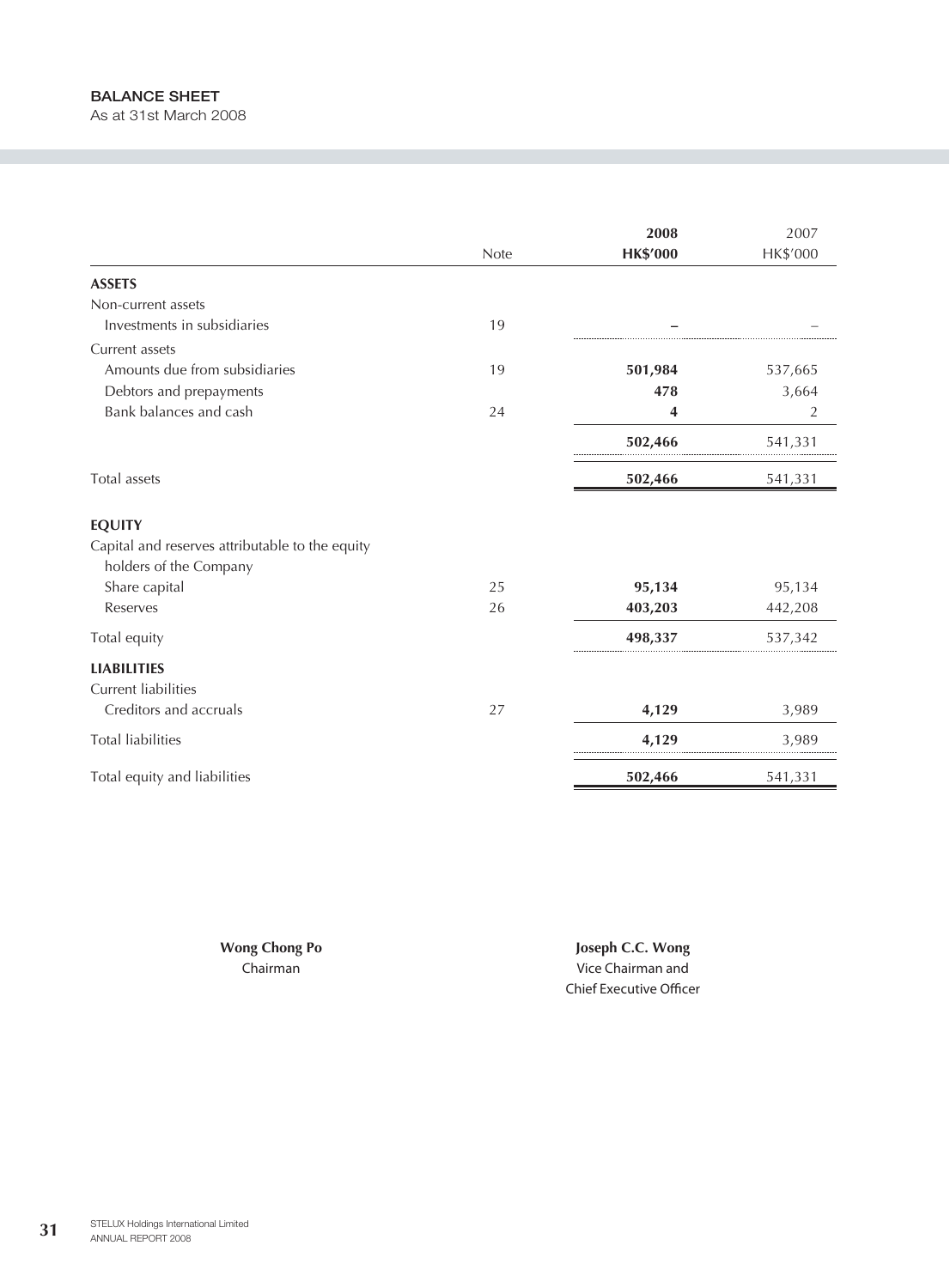## BALANCE SHEET

As at 31st March 2008

| | Note | 2008 HK$'000 | 2007 HK$'000 |
|---|---|---|---|
| **ASSETS** | | | |
| Non-current assets | | | |
| Investments in subsidiaries | 19 | **–** | – |
| Current assets | | | |
| Amounts due from subsidiaries | 19 | **501,984** | 537,665 |
| Debtors and prepayments | | **478** | 3,664 |
| Bank balances and cash | 24 | **4** | 2 |
| | | **502,466** | 541,331 |
| Total assets | | **502,466** | 541,331 |
| **EQUITY** | | | |
| Capital and reserves attributable to the equity holders of the Company | | | |
| Share capital | 25 | **95,134** | 95,134 |
| Reserves | 26 | **403,203** | 442,208 |
| Total equity | | **498,337** | 537,342 |
| **LIABILITIES** | | | |
| Current liabilities | | | |
| Creditors and accruals | 27 | **4,129** | 3,989 |
| Total liabilities | | **4,129** | 3,989 |
| Total equity and liabilities | | **502,466** | 541,331 |

**Wong Chong Po**
Chairman

**Joseph C.C. Wong**
Vice Chairman and
Chief Executive Officer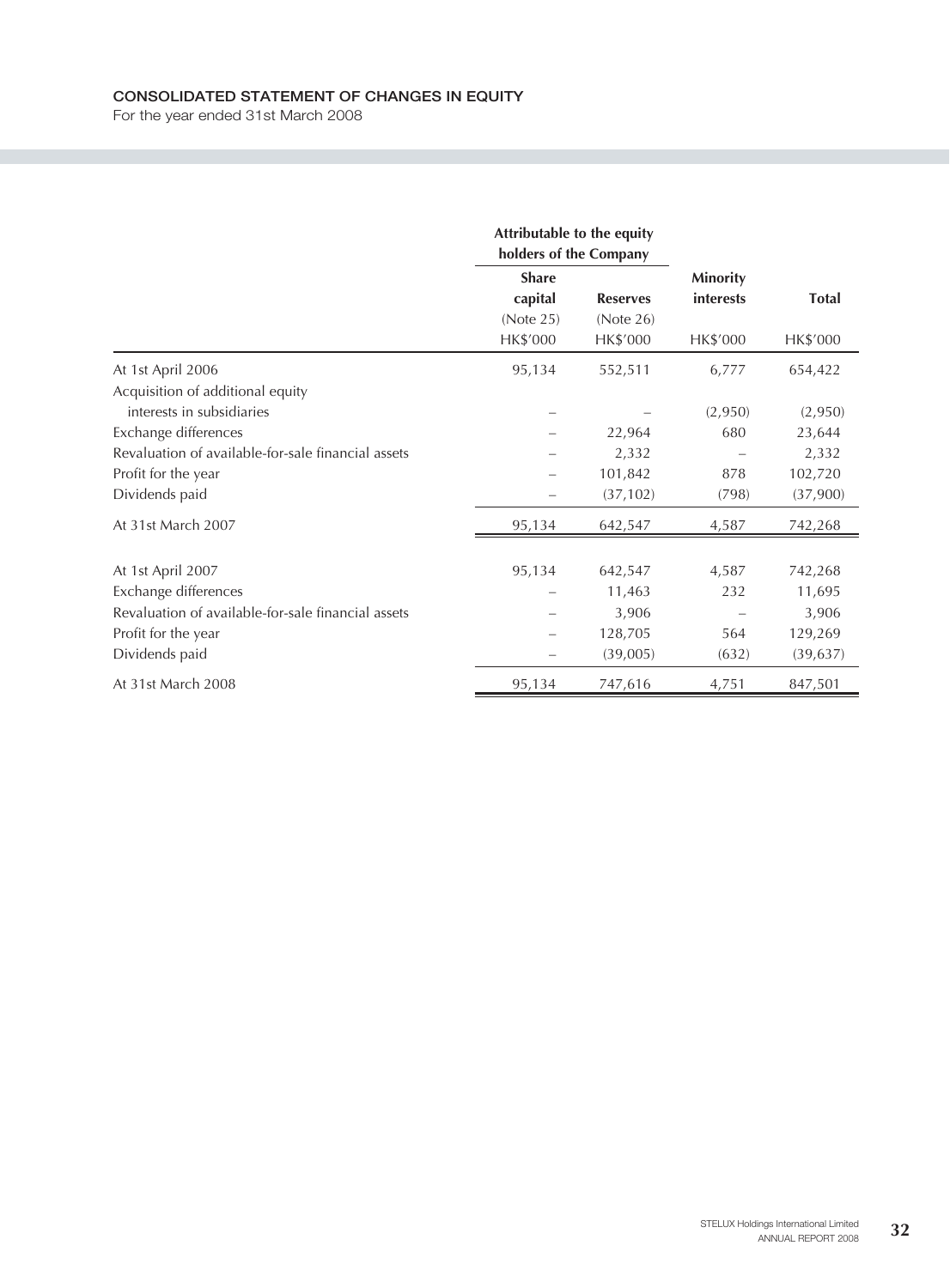## CONSOLIDATED STATEMENT OF CHANGES IN EQUITY

For the year ended 31st March 2008

| | Attributable to the equity holders of the Company | | | |
|---|---|---|---|---|
| | Share capital (Note 25) | Reserves (Note 26) | Minority interests | Total |
| | HK$'000 | HK$'000 | HK$'000 | HK$'000 |
| At 1st April 2006 | 95,134 | 552,511 | 6,777 | 654,422 |
| Acquisition of additional equity interests in subsidiaries | – | – | (2,950) | (2,950) |
| Exchange differences | – | 22,964 | 680 | 23,644 |
| Revaluation of available-for-sale financial assets | – | 2,332 | – | 2,332 |
| Profit for the year | – | 101,842 | 878 | 102,720 |
| Dividends paid | – | (37,102) | (798) | (37,900) |
| At 31st March 2007 | 95,134 | 642,547 | 4,587 | 742,268 |
| At 1st April 2007 | 95,134 | 642,547 | 4,587 | 742,268 |
| Exchange differences | – | 11,463 | 232 | 11,695 |
| Revaluation of available-for-sale financial assets | – | 3,906 | – | 3,906 |
| Profit for the year | – | 128,705 | 564 | 129,269 |
| Dividends paid | – | (39,005) | (632) | (39,637) |
| At 31st March 2008 | 95,134 | 747,616 | 4,751 | 847,501 |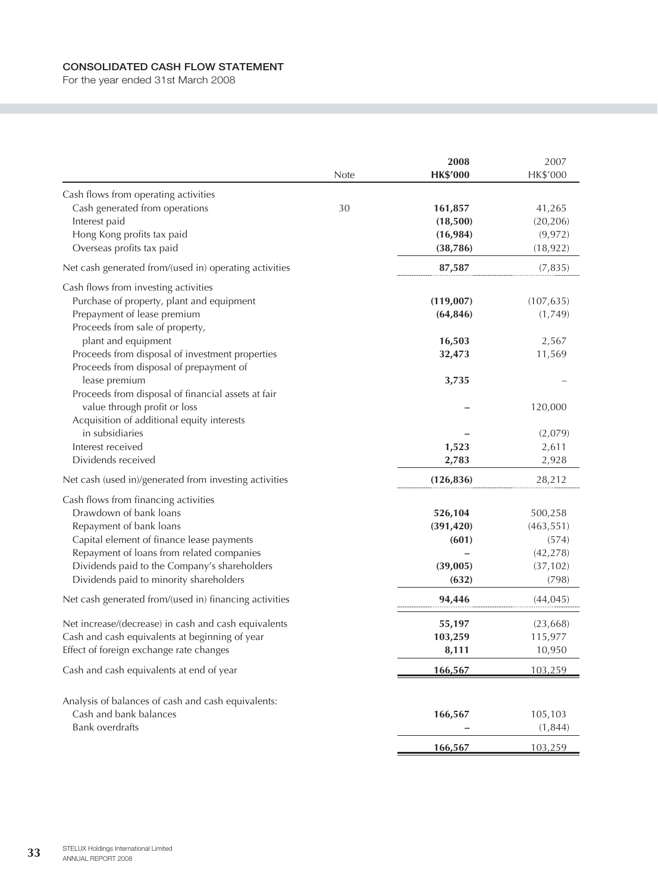# CONSOLIDATED CASH FLOW STATEMENT

For the year ended 31st March 2008

| | Note | 2008<br>HK$'000 | 2007<br>HK$'000 |
|---|---|---|---|
| **Cash flows from operating activities** | | | |
| Cash generated from operations | 30 | **161,857** | 41,265 |
| Interest paid | | **(18,500)** | (20,206) |
| Hong Kong profits tax paid | | **(16,984)** | (9,972) |
| Overseas profits tax paid | | **(38,786)** | (18,922) |
| Net cash generated from/(used in) operating activities | | **87,587** | (7,835) |
| **Cash flows from investing activities** | | | |
| Purchase of property, plant and equipment | | **(119,007)** | (107,635) |
| Prepayment of lease premium | | **(64,846)** | (1,749) |
| Proceeds from sale of property, plant and equipment | | **16,503** | 2,567 |
| Proceeds from disposal of investment properties | | **32,473** | 11,569 |
| Proceeds from disposal of prepayment of lease premium | | **3,735** | – |
| Proceeds from disposal of financial assets at fair value through profit or loss | | **–** | 120,000 |
| Acquisition of additional equity interests in subsidiaries | | **–** | (2,079) |
| Interest received | | **1,523** | 2,611 |
| Dividends received | | **2,783** | 2,928 |
| Net cash (used in)/generated from investing activities | | **(126,836)** | 28,212 |
| **Cash flows from financing activities** | | | |
| Drawdown of bank loans | | **526,104** | 500,258 |
| Repayment of bank loans | | **(391,420)** | (463,551) |
| Capital element of finance lease payments | | **(601)** | (574) |
| Repayment of loans from related companies | | **–** | (42,278) |
| Dividends paid to the Company's shareholders | | **(39,005)** | (37,102) |
| Dividends paid to minority shareholders | | **(632)** | (798) |
| Net cash generated from/(used in) financing activities | | **94,446** | (44,045) |
| Net increase/(decrease) in cash and cash equivalents | | **55,197** | (23,668) |
| Cash and cash equivalents at beginning of year | | **103,259** | 115,977 |
| Effect of foreign exchange rate changes | | **8,111** | 10,950 |
| Cash and cash equivalents at end of year | | **166,567** | 103,259 |
| **Analysis of balances of cash and cash equivalents:** | | | |
| Cash and bank balances | | **166,567** | 105,103 |
| Bank overdrafts | | **–** | (1,844) |
| | | **166,567** | 103,259 |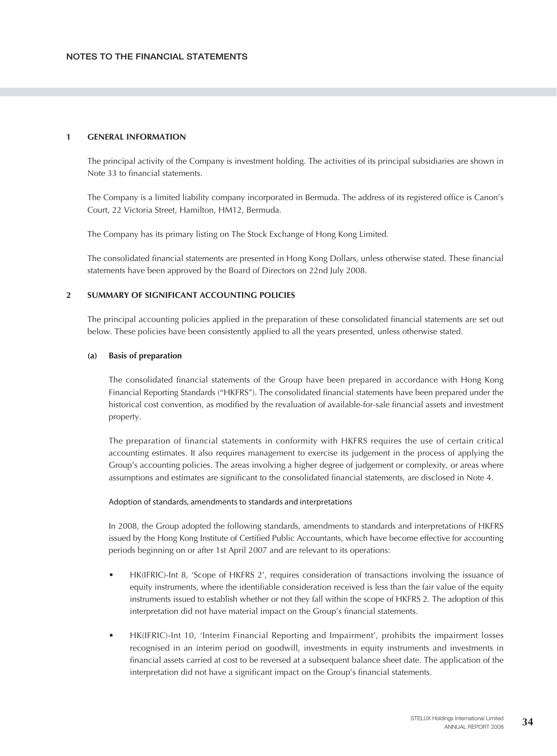## NOTES TO THE FINANCIAL STATEMENTS

### 1 GENERAL INFORMATION

The principal activity of the Company is investment holding. The activities of its principal subsidiaries are shown in Note 33 to financial statements.

The Company is a limited liability company incorporated in Bermuda. The address of its registered office is Canon's Court, 22 Victoria Street, Hamilton, HM12, Bermuda.

The Company has its primary listing on The Stock Exchange of Hong Kong Limited.

The consolidated financial statements are presented in Hong Kong Dollars, unless otherwise stated. These financial statements have been approved by the Board of Directors on 22nd July 2008.

### 2 SUMMARY OF SIGNIFICANT ACCOUNTING POLICIES

The principal accounting policies applied in the preparation of these consolidated financial statements are set out below. These policies have been consistently applied to all the years presented, unless otherwise stated.

#### (a) Basis of preparation

The consolidated financial statements of the Group have been prepared in accordance with Hong Kong Financial Reporting Standards ("HKFRS"). The consolidated financial statements have been prepared under the historical cost convention, as modified by the revaluation of available-for-sale financial assets and investment property.

The preparation of financial statements in conformity with HKFRS requires the use of certain critical accounting estimates. It also requires management to exercise its judgement in the process of applying the Group's accounting policies. The areas involving a higher degree of judgement or complexity, or areas where assumptions and estimates are significant to the consolidated financial statements, are disclosed in Note 4.

Adoption of standards, amendments to standards and interpretations

In 2008, the Group adopted the following standards, amendments to standards and interpretations of HKFRS issued by the Hong Kong Institute of Certified Public Accountants, which have become effective for accounting periods beginning on or after 1st April 2007 and are relevant to its operations:

- HK(IFRIC)-Int 8, 'Scope of HKFRS 2', requires consideration of transactions involving the issuance of equity instruments, where the identifiable consideration received is less than the fair value of the equity instruments issued to establish whether or not they fall within the scope of HKFRS 2. The adoption of this interpretation did not have material impact on the Group's financial statements.

- HK(IFRIC)-Int 10, 'Interim Financial Reporting and Impairment', prohibits the impairment losses recognised in an interim period on goodwill, investments in equity instruments and investments in financial assets carried at cost to be reversed at a subsequent balance sheet date. The application of the interpretation did not have a significant impact on the Group's financial statements.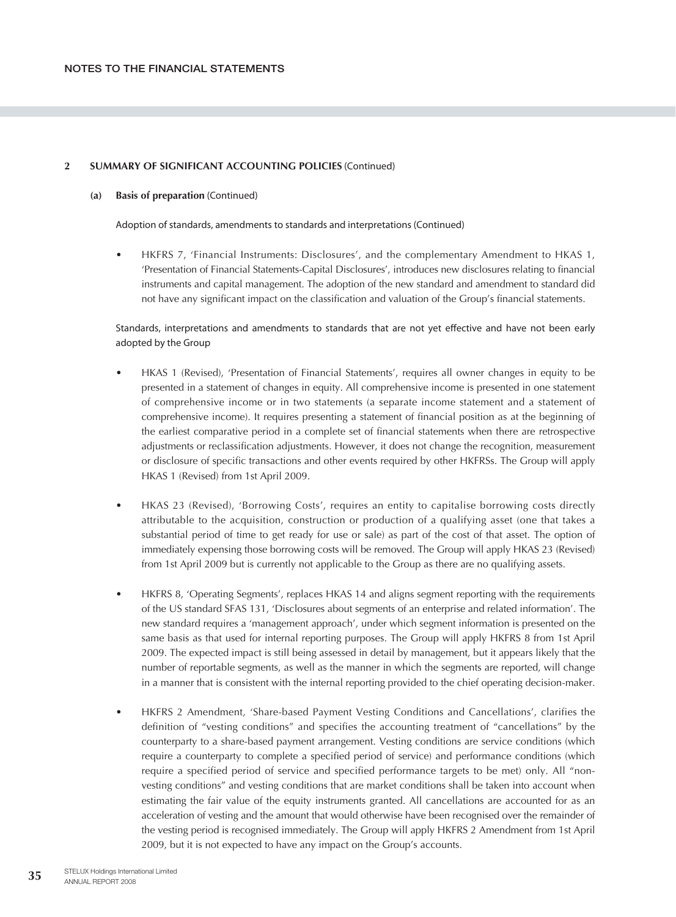## 2 SUMMARY OF SIGNIFICANT ACCOUNTING POLICIES (Continued)

### (a) Basis of preparation (Continued)

Adoption of standards, amendments to standards and interpretations (Continued)

- HKFRS 7, 'Financial Instruments: Disclosures', and the complementary Amendment to HKAS 1, 'Presentation of Financial Statements-Capital Disclosures', introduces new disclosures relating to financial instruments and capital management. The adoption of the new standard and amendment to standard did not have any significant impact on the classification and valuation of the Group's financial statements.

Standards, interpretations and amendments to standards that are not yet effective and have not been early adopted by the Group

- HKAS 1 (Revised), 'Presentation of Financial Statements', requires all owner changes in equity to be presented in a statement of changes in equity. All comprehensive income is presented in one statement of comprehensive income or in two statements (a separate income statement and a statement of comprehensive income). It requires presenting a statement of financial position as at the beginning of the earliest comparative period in a complete set of financial statements when there are retrospective adjustments or reclassification adjustments. However, it does not change the recognition, measurement or disclosure of specific transactions and other events required by other HKFRSs. The Group will apply HKAS 1 (Revised) from 1st April 2009.

- HKAS 23 (Revised), 'Borrowing Costs', requires an entity to capitalise borrowing costs directly attributable to the acquisition, construction or production of a qualifying asset (one that takes a substantial period of time to get ready for use or sale) as part of the cost of that asset. The option of immediately expensing those borrowing costs will be removed. The Group will apply HKAS 23 (Revised) from 1st April 2009 but is currently not applicable to the Group as there are no qualifying assets.

- HKFRS 8, 'Operating Segments', replaces HKAS 14 and aligns segment reporting with the requirements of the US standard SFAS 131, 'Disclosures about segments of an enterprise and related information'. The new standard requires a 'management approach', under which segment information is presented on the same basis as that used for internal reporting purposes. The Group will apply HKFRS 8 from 1st April 2009. The expected impact is still being assessed in detail by management, but it appears likely that the number of reportable segments, as well as the manner in which the segments are reported, will change in a manner that is consistent with the internal reporting provided to the chief operating decision-maker.

- HKFRS 2 Amendment, 'Share-based Payment Vesting Conditions and Cancellations', clarifies the definition of "vesting conditions" and specifies the accounting treatment of "cancellations" by the counterparty to a share-based payment arrangement. Vesting conditions are service conditions (which require a counterparty to complete a specified period of service) and performance conditions (which require a specified period of service and specified performance targets to be met) only. All "non-vesting conditions" and vesting conditions that are market conditions shall be taken into account when estimating the fair value of the equity instruments granted. All cancellations are accounted for as an acceleration of vesting and the amount that would otherwise have been recognised over the remainder of the vesting period is recognised immediately. The Group will apply HKFRS 2 Amendment from 1st April 2009, but it is not expected to have any impact on the Group's accounts.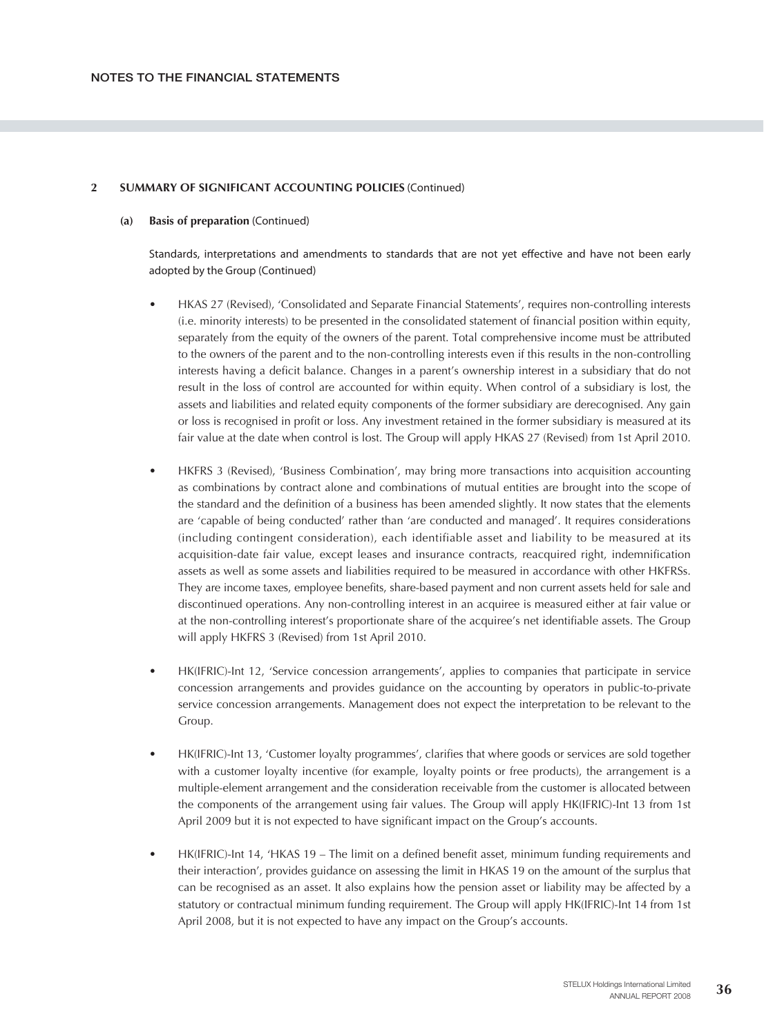## 2 SUMMARY OF SIGNIFICANT ACCOUNTING POLICIES (Continued)

### (a) Basis of preparation (Continued)

Standards, interpretations and amendments to standards that are not yet effective and have not been early adopted by the Group (Continued)

- HKAS 27 (Revised), 'Consolidated and Separate Financial Statements', requires non-controlling interests (i.e. minority interests) to be presented in the consolidated statement of financial position within equity, separately from the equity of the owners of the parent. Total comprehensive income must be attributed to the owners of the parent and to the non-controlling interests even if this results in the non-controlling interests having a deficit balance. Changes in a parent's ownership interest in a subsidiary that do not result in the loss of control are accounted for within equity. When control of a subsidiary is lost, the assets and liabilities and related equity components of the former subsidiary are derecognised. Any gain or loss is recognised in profit or loss. Any investment retained in the former subsidiary is measured at its fair value at the date when control is lost. The Group will apply HKAS 27 (Revised) from 1st April 2010.

- HKFRS 3 (Revised), 'Business Combination', may bring more transactions into acquisition accounting as combinations by contract alone and combinations of mutual entities are brought into the scope of the standard and the definition of a business has been amended slightly. It now states that the elements are 'capable of being conducted' rather than 'are conducted and managed'. It requires considerations (including contingent consideration), each identifiable asset and liability to be measured at its acquisition-date fair value, except leases and insurance contracts, reacquired right, indemnification assets as well as some assets and liabilities required to be measured in accordance with other HKFRSs. They are income taxes, employee benefits, share-based payment and non current assets held for sale and discontinued operations. Any non-controlling interest in an acquiree is measured either at fair value or at the non-controlling interest's proportionate share of the acquiree's net identifiable assets. The Group will apply HKFRS 3 (Revised) from 1st April 2010.

- HK(IFRIC)-Int 12, 'Service concession arrangements', applies to companies that participate in service concession arrangements and provides guidance on the accounting by operators in public-to-private service concession arrangements. Management does not expect the interpretation to be relevant to the Group.

- HK(IFRIC)-Int 13, 'Customer loyalty programmes', clarifies that where goods or services are sold together with a customer loyalty incentive (for example, loyalty points or free products), the arrangement is a multiple-element arrangement and the consideration receivable from the customer is allocated between the components of the arrangement using fair values. The Group will apply HK(IFRIC)-Int 13 from 1st April 2009 but it is not expected to have significant impact on the Group's accounts.

- HK(IFRIC)-Int 14, 'HKAS 19 – The limit on a defined benefit asset, minimum funding requirements and their interaction', provides guidance on assessing the limit in HKAS 19 on the amount of the surplus that can be recognised as an asset. It also explains how the pension asset or liability may be affected by a statutory or contractual minimum funding requirement. The Group will apply HK(IFRIC)-Int 14 from 1st April 2008, but it is not expected to have any impact on the Group's accounts.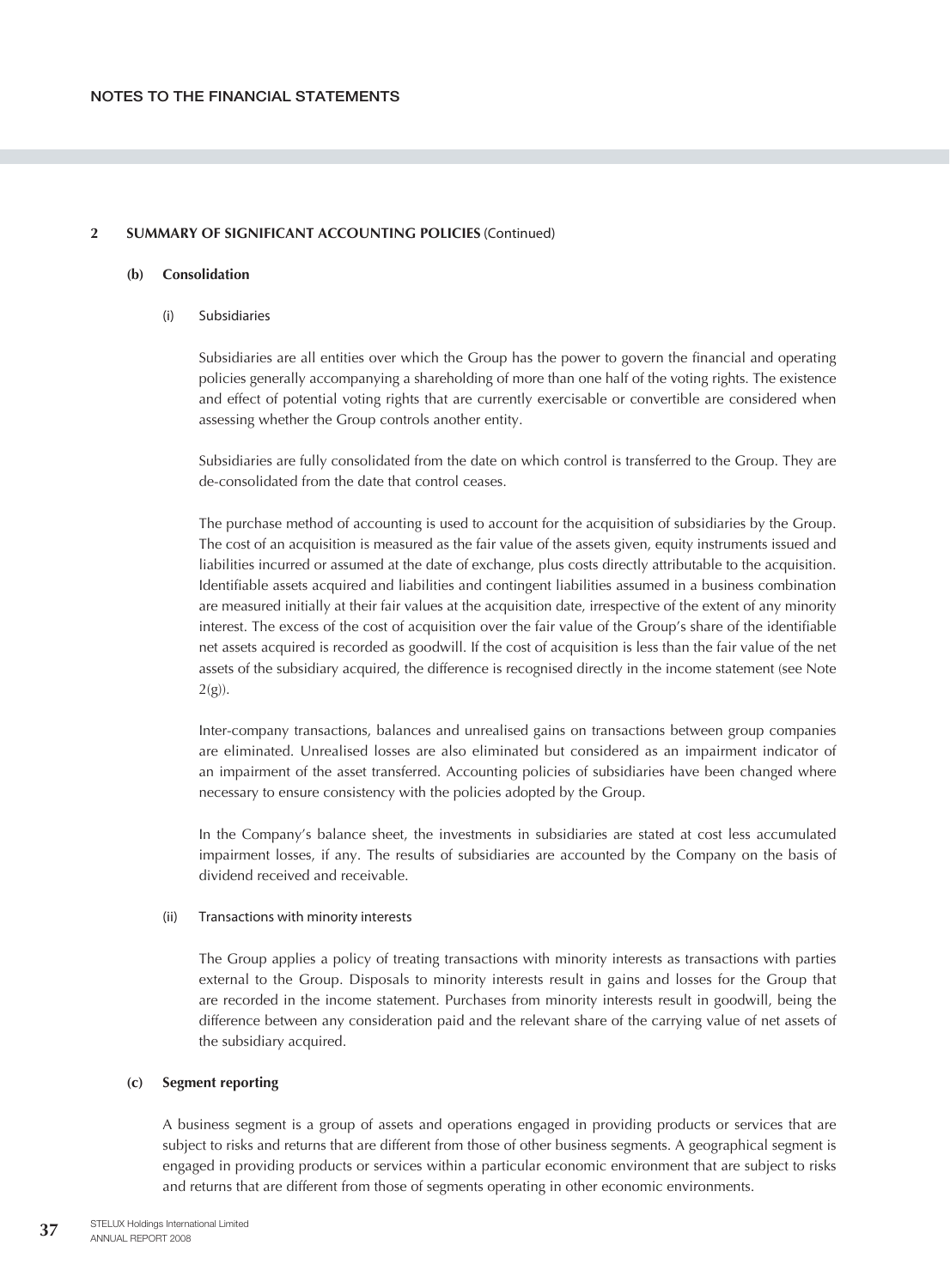## 2 SUMMARY OF SIGNIFICANT ACCOUNTING POLICIES (Continued)

### (b) Consolidation

#### (i) Subsidiaries

Subsidiaries are all entities over which the Group has the power to govern the financial and operating policies generally accompanying a shareholding of more than one half of the voting rights. The existence and effect of potential voting rights that are currently exercisable or convertible are considered when assessing whether the Group controls another entity.

Subsidiaries are fully consolidated from the date on which control is transferred to the Group. They are de-consolidated from the date that control ceases.

The purchase method of accounting is used to account for the acquisition of subsidiaries by the Group. The cost of an acquisition is measured as the fair value of the assets given, equity instruments issued and liabilities incurred or assumed at the date of exchange, plus costs directly attributable to the acquisition. Identifiable assets acquired and liabilities and contingent liabilities assumed in a business combination are measured initially at their fair values at the acquisition date, irrespective of the extent of any minority interest. The excess of the cost of acquisition over the fair value of the Group's share of the identifiable net assets acquired is recorded as goodwill. If the cost of acquisition is less than the fair value of the net assets of the subsidiary acquired, the difference is recognised directly in the income statement (see Note 2(g)).

Inter-company transactions, balances and unrealised gains on transactions between group companies are eliminated. Unrealised losses are also eliminated but considered as an impairment indicator of an impairment of the asset transferred. Accounting policies of subsidiaries have been changed where necessary to ensure consistency with the policies adopted by the Group.

In the Company's balance sheet, the investments in subsidiaries are stated at cost less accumulated impairment losses, if any. The results of subsidiaries are accounted by the Company on the basis of dividend received and receivable.

#### (ii) Transactions with minority interests

The Group applies a policy of treating transactions with minority interests as transactions with parties external to the Group. Disposals to minority interests result in gains and losses for the Group that are recorded in the income statement. Purchases from minority interests result in goodwill, being the difference between any consideration paid and the relevant share of the carrying value of net assets of the subsidiary acquired.

### (c) Segment reporting

A business segment is a group of assets and operations engaged in providing products or services that are subject to risks and returns that are different from those of other business segments. A geographical segment is engaged in providing products or services within a particular economic environment that are subject to risks and returns that are different from those of segments operating in other economic environments.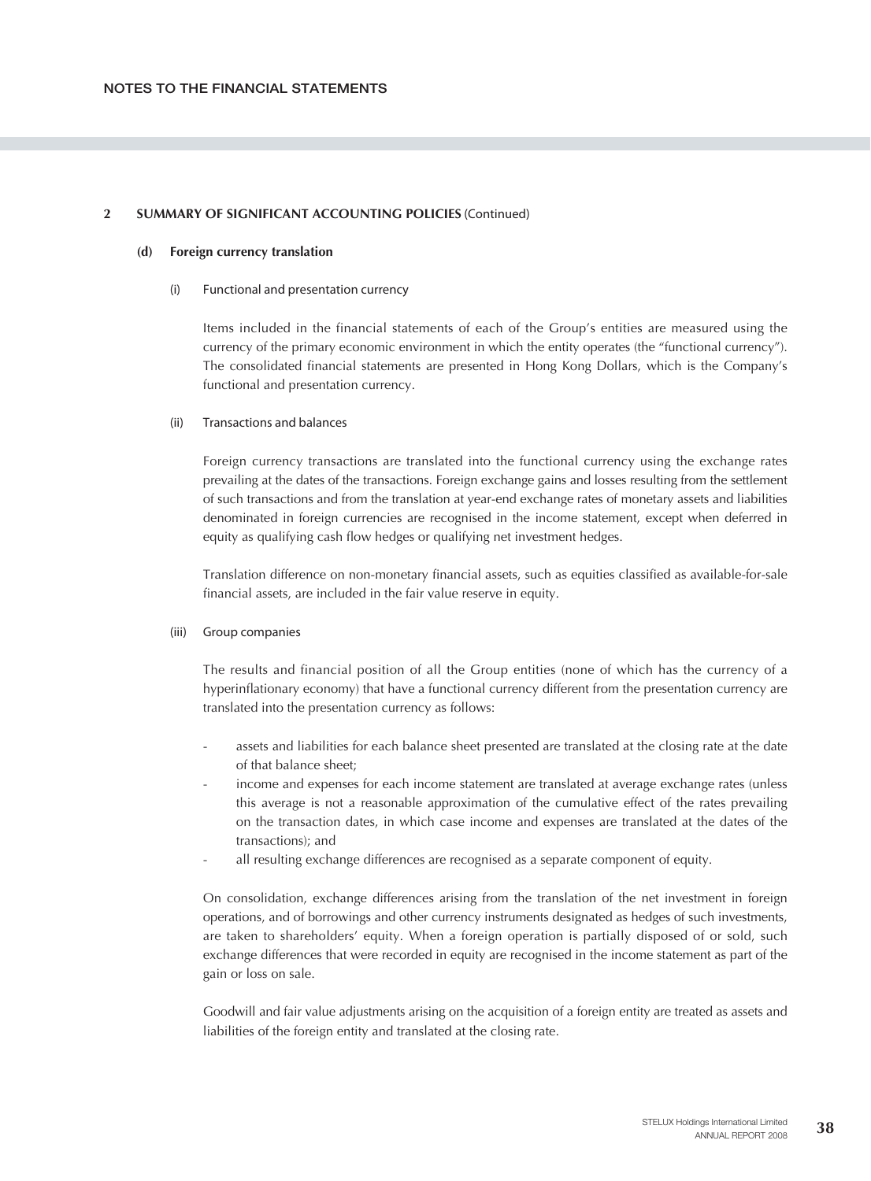## 2 SUMMARY OF SIGNIFICANT ACCOUNTING POLICIES (Continued)

### (d) Foreign currency translation

(i) Functional and presentation currency

Items included in the financial statements of each of the Group's entities are measured using the currency of the primary economic environment in which the entity operates (the "functional currency"). The consolidated financial statements are presented in Hong Kong Dollars, which is the Company's functional and presentation currency.

(ii) Transactions and balances

Foreign currency transactions are translated into the functional currency using the exchange rates prevailing at the dates of the transactions. Foreign exchange gains and losses resulting from the settlement of such transactions and from the translation at year-end exchange rates of monetary assets and liabilities denominated in foreign currencies are recognised in the income statement, except when deferred in equity as qualifying cash flow hedges or qualifying net investment hedges.

Translation difference on non-monetary financial assets, such as equities classified as available-for-sale financial assets, are included in the fair value reserve in equity.

(iii) Group companies

The results and financial position of all the Group entities (none of which has the currency of a hyperinflationary economy) that have a functional currency different from the presentation currency are translated into the presentation currency as follows:

- assets and liabilities for each balance sheet presented are translated at the closing rate at the date of that balance sheet;
- income and expenses for each income statement are translated at average exchange rates (unless this average is not a reasonable approximation of the cumulative effect of the rates prevailing on the transaction dates, in which case income and expenses are translated at the dates of the transactions); and
- all resulting exchange differences are recognised as a separate component of equity.

On consolidation, exchange differences arising from the translation of the net investment in foreign operations, and of borrowings and other currency instruments designated as hedges of such investments, are taken to shareholders' equity. When a foreign operation is partially disposed of or sold, such exchange differences that were recorded in equity are recognised in the income statement as part of the gain or loss on sale.

Goodwill and fair value adjustments arising on the acquisition of a foreign entity are treated as assets and liabilities of the foreign entity and translated at the closing rate.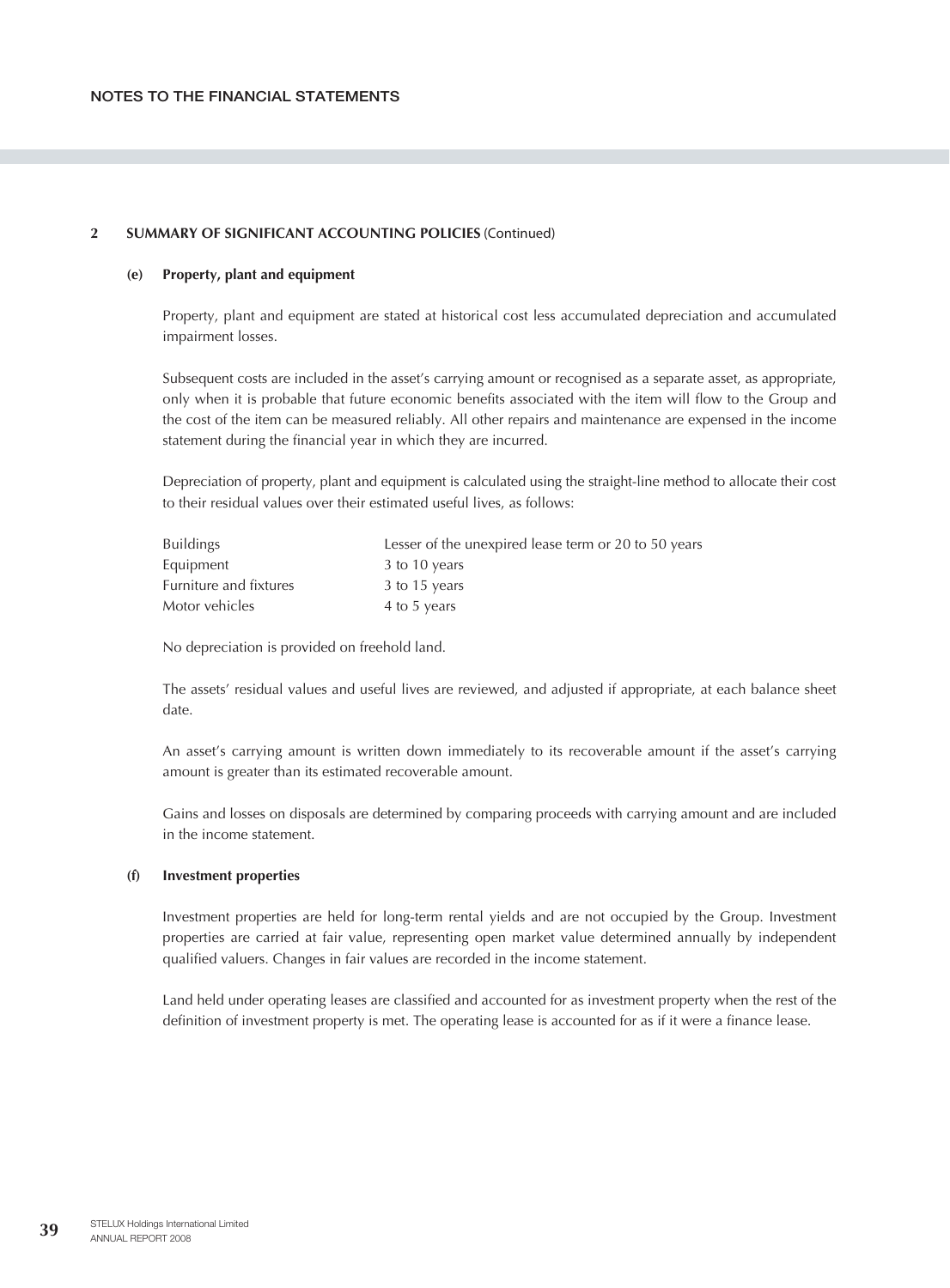## 2 SUMMARY OF SIGNIFICANT ACCOUNTING POLICIES (Continued)

### (e) Property, plant and equipment

Property, plant and equipment are stated at historical cost less accumulated depreciation and accumulated impairment losses.

Subsequent costs are included in the asset's carrying amount or recognised as a separate asset, as appropriate, only when it is probable that future economic benefits associated with the item will flow to the Group and the cost of the item can be measured reliably. All other repairs and maintenance are expensed in the income statement during the financial year in which they are incurred.

Depreciation of property, plant and equipment is calculated using the straight-line method to allocate their cost to their residual values over their estimated useful lives, as follows:

| | |
|---|---|
| Buildings | Lesser of the unexpired lease term or 20 to 50 years |
| Equipment | 3 to 10 years |
| Furniture and fixtures | 3 to 15 years |
| Motor vehicles | 4 to 5 years |

No depreciation is provided on freehold land.

The assets' residual values and useful lives are reviewed, and adjusted if appropriate, at each balance sheet date.

An asset's carrying amount is written down immediately to its recoverable amount if the asset's carrying amount is greater than its estimated recoverable amount.

Gains and losses on disposals are determined by comparing proceeds with carrying amount and are included in the income statement.

### (f) Investment properties

Investment properties are held for long-term rental yields and are not occupied by the Group. Investment properties are carried at fair value, representing open market value determined annually by independent qualified valuers. Changes in fair values are recorded in the income statement.

Land held under operating leases are classified and accounted for as investment property when the rest of the definition of investment property is met. The operating lease is accounted for as if it were a finance lease.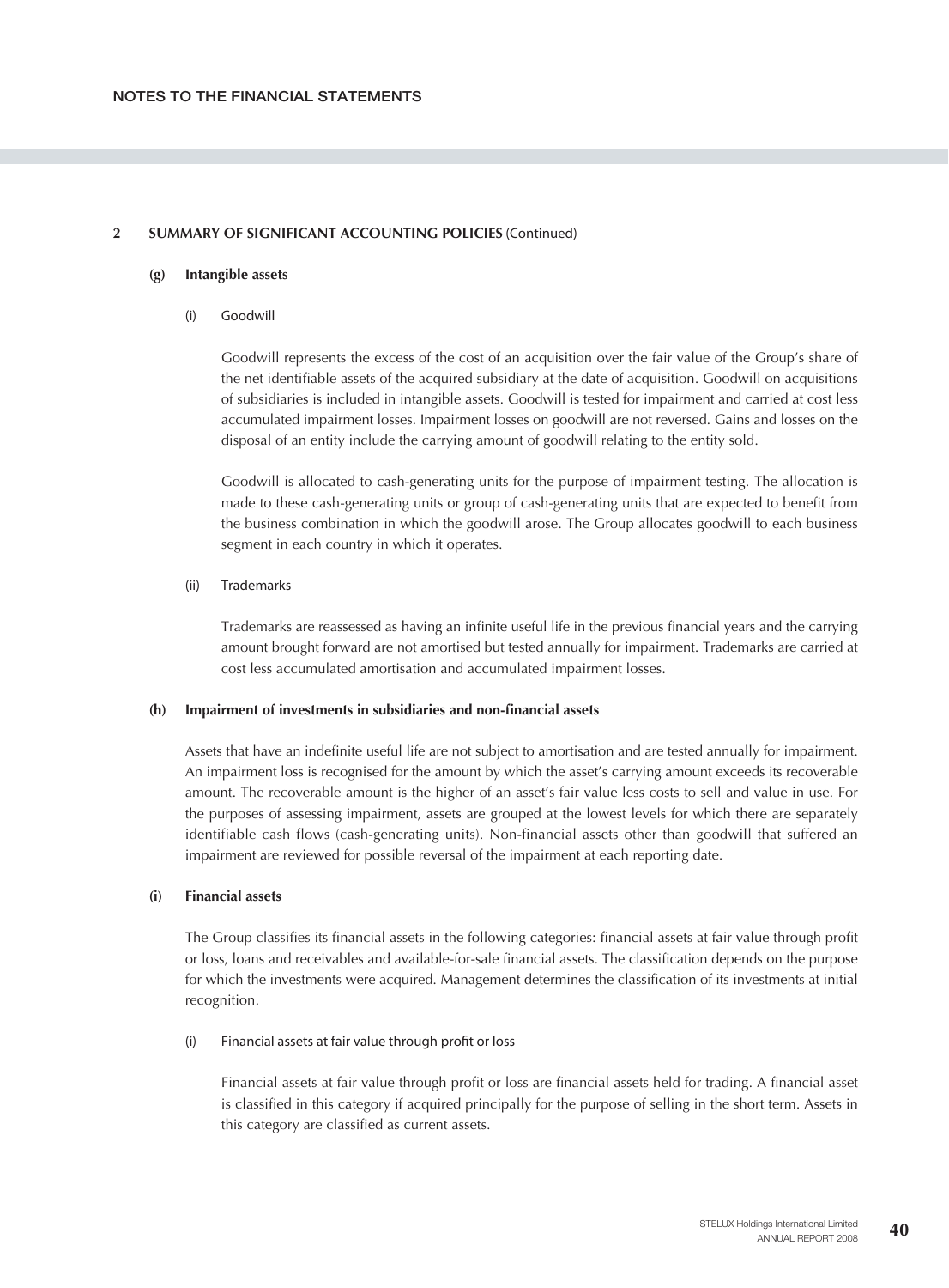## 2 SUMMARY OF SIGNIFICANT ACCOUNTING POLICIES (Continued)

### (g) Intangible assets

(i) Goodwill

Goodwill represents the excess of the cost of an acquisition over the fair value of the Group's share of the net identifiable assets of the acquired subsidiary at the date of acquisition. Goodwill on acquisitions of subsidiaries is included in intangible assets. Goodwill is tested for impairment and carried at cost less accumulated impairment losses. Impairment losses on goodwill are not reversed. Gains and losses on the disposal of an entity include the carrying amount of goodwill relating to the entity sold.

Goodwill is allocated to cash-generating units for the purpose of impairment testing. The allocation is made to these cash-generating units or group of cash-generating units that are expected to benefit from the business combination in which the goodwill arose. The Group allocates goodwill to each business segment in each country in which it operates.

(ii) Trademarks

Trademarks are reassessed as having an infinite useful life in the previous financial years and the carrying amount brought forward are not amortised but tested annually for impairment. Trademarks are carried at cost less accumulated amortisation and accumulated impairment losses.

### (h) Impairment of investments in subsidiaries and non-financial assets

Assets that have an indefinite useful life are not subject to amortisation and are tested annually for impairment. An impairment loss is recognised for the amount by which the asset's carrying amount exceeds its recoverable amount. The recoverable amount is the higher of an asset's fair value less costs to sell and value in use. For the purposes of assessing impairment, assets are grouped at the lowest levels for which there are separately identifiable cash flows (cash-generating units). Non-financial assets other than goodwill that suffered an impairment are reviewed for possible reversal of the impairment at each reporting date.

### (i) Financial assets

The Group classifies its financial assets in the following categories: financial assets at fair value through profit or loss, loans and receivables and available-for-sale financial assets. The classification depends on the purpose for which the investments were acquired. Management determines the classification of its investments at initial recognition.

(i) Financial assets at fair value through profit or loss

Financial assets at fair value through profit or loss are financial assets held for trading. A financial asset is classified in this category if acquired principally for the purpose of selling in the short term. Assets in this category are classified as current assets.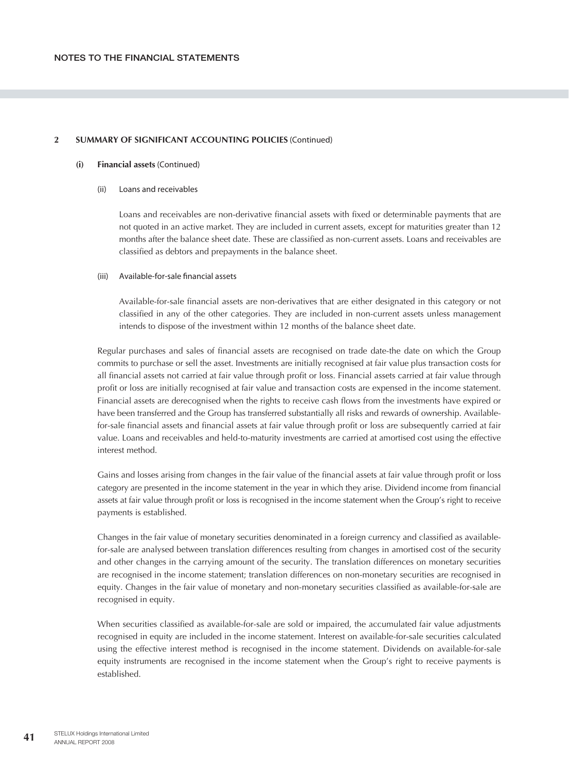## 2 SUMMARY OF SIGNIFICANT ACCOUNTING POLICIES (Continued)

### (i) Financial assets (Continued)

#### (ii) Loans and receivables

Loans and receivables are non-derivative financial assets with fixed or determinable payments that are not quoted in an active market. They are included in current assets, except for maturities greater than 12 months after the balance sheet date. These are classified as non-current assets. Loans and receivables are classified as debtors and prepayments in the balance sheet.

#### (iii) Available-for-sale financial assets

Available-for-sale financial assets are non-derivatives that are either designated in this category or not classified in any of the other categories. They are included in non-current assets unless management intends to dispose of the investment within 12 months of the balance sheet date.

Regular purchases and sales of financial assets are recognised on trade date-the date on which the Group commits to purchase or sell the asset. Investments are initially recognised at fair value plus transaction costs for all financial assets not carried at fair value through profit or loss. Financial assets carried at fair value through profit or loss are initially recognised at fair value and transaction costs are expensed in the income statement. Financial assets are derecognised when the rights to receive cash flows from the investments have expired or have been transferred and the Group has transferred substantially all risks and rewards of ownership. Available-for-sale financial assets and financial assets at fair value through profit or loss are subsequently carried at fair value. Loans and receivables and held-to-maturity investments are carried at amortised cost using the effective interest method.

Gains and losses arising from changes in the fair value of the financial assets at fair value through profit or loss category are presented in the income statement in the year in which they arise. Dividend income from financial assets at fair value through profit or loss is recognised in the income statement when the Group's right to receive payments is established.

Changes in the fair value of monetary securities denominated in a foreign currency and classified as available-for-sale are analysed between translation differences resulting from changes in amortised cost of the security and other changes in the carrying amount of the security. The translation differences on monetary securities are recognised in the income statement; translation differences on non-monetary securities are recognised in equity. Changes in the fair value of monetary and non-monetary securities classified as available-for-sale are recognised in equity.

When securities classified as available-for-sale are sold or impaired, the accumulated fair value adjustments recognised in equity are included in the income statement. Interest on available-for-sale securities calculated using the effective interest method is recognised in the income statement. Dividends on available-for-sale equity instruments are recognised in the income statement when the Group's right to receive payments is established.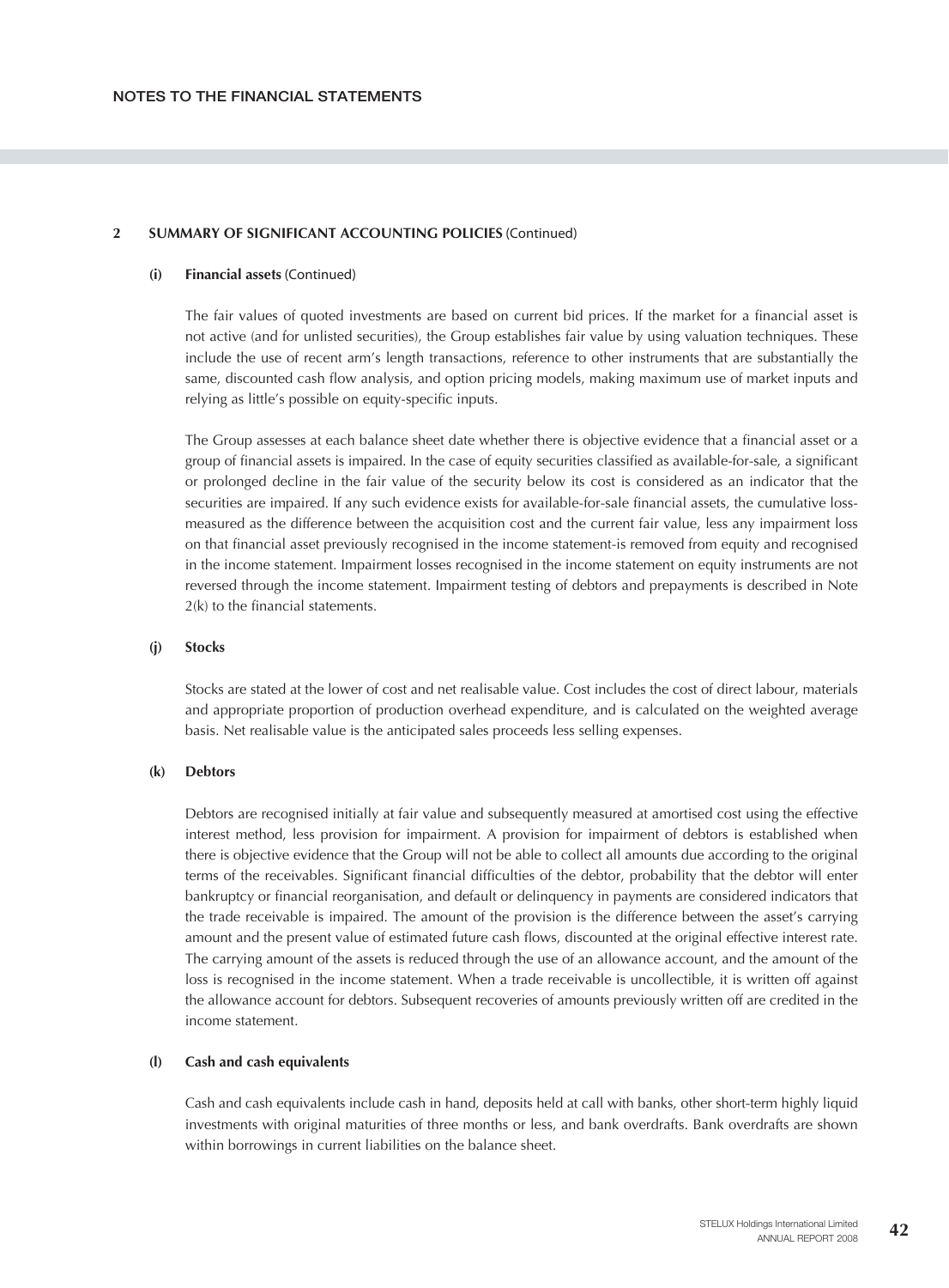## 2 SUMMARY OF SIGNIFICANT ACCOUNTING POLICIES (Continued)

### (i) Financial assets (Continued)

The fair values of quoted investments are based on current bid prices. If the market for a financial asset is not active (and for unlisted securities), the Group establishes fair value by using valuation techniques. These include the use of recent arm's length transactions, reference to other instruments that are substantially the same, discounted cash flow analysis, and option pricing models, making maximum use of market inputs and relying as little's possible on equity-specific inputs.

The Group assesses at each balance sheet date whether there is objective evidence that a financial asset or a group of financial assets is impaired. In the case of equity securities classified as available-for-sale, a significant or prolonged decline in the fair value of the security below its cost is considered as an indicator that the securities are impaired. If any such evidence exists for available-for-sale financial assets, the cumulative loss-measured as the difference between the acquisition cost and the current fair value, less any impairment loss on that financial asset previously recognised in the income statement-is removed from equity and recognised in the income statement. Impairment losses recognised in the income statement on equity instruments are not reversed through the income statement. Impairment testing of debtors and prepayments is described in Note 2(k) to the financial statements.

### (j) Stocks

Stocks are stated at the lower of cost and net realisable value. Cost includes the cost of direct labour, materials and appropriate proportion of production overhead expenditure, and is calculated on the weighted average basis. Net realisable value is the anticipated sales proceeds less selling expenses.

### (k) Debtors

Debtors are recognised initially at fair value and subsequently measured at amortised cost using the effective interest method, less provision for impairment. A provision for impairment of debtors is established when there is objective evidence that the Group will not be able to collect all amounts due according to the original terms of the receivables. Significant financial difficulties of the debtor, probability that the debtor will enter bankruptcy or financial reorganisation, and default or delinquency in payments are considered indicators that the trade receivable is impaired. The amount of the provision is the difference between the asset's carrying amount and the present value of estimated future cash flows, discounted at the original effective interest rate. The carrying amount of the assets is reduced through the use of an allowance account, and the amount of the loss is recognised in the income statement. When a trade receivable is uncollectible, it is written off against the allowance account for debtors. Subsequent recoveries of amounts previously written off are credited in the income statement.

### (l) Cash and cash equivalents

Cash and cash equivalents include cash in hand, deposits held at call with banks, other short-term highly liquid investments with original maturities of three months or less, and bank overdrafts. Bank overdrafts are shown within borrowings in current liabilities on the balance sheet.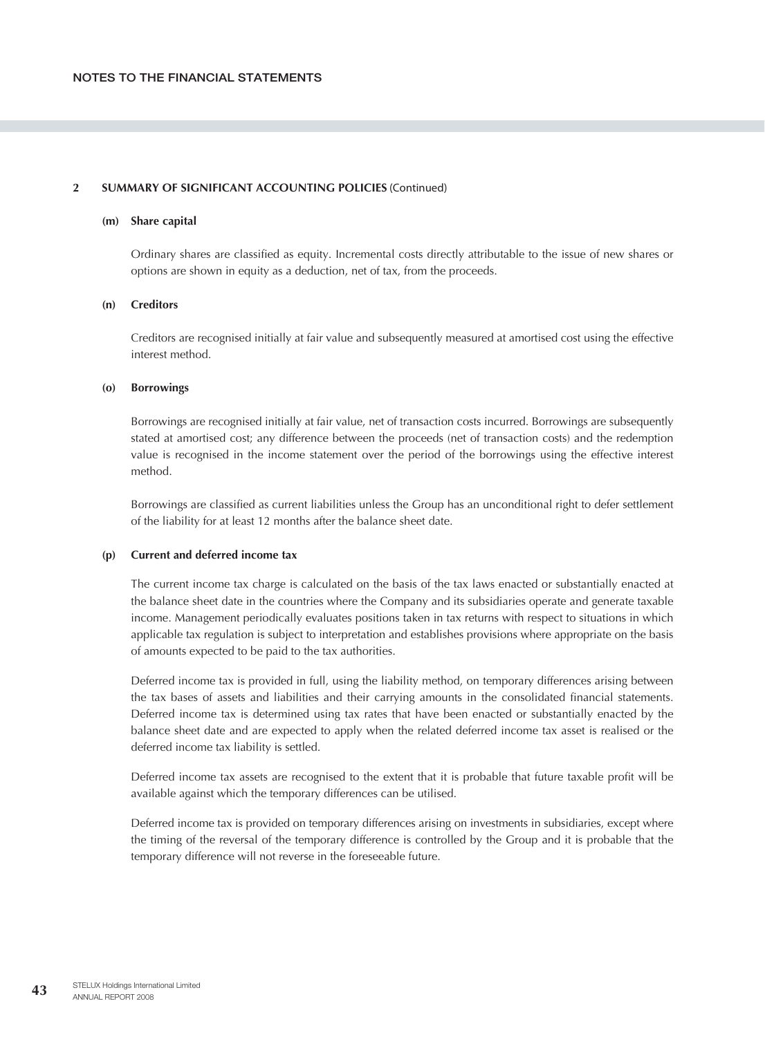## 2 SUMMARY OF SIGNIFICANT ACCOUNTING POLICIES (Continued)

### (m) Share capital

Ordinary shares are classified as equity. Incremental costs directly attributable to the issue of new shares or options are shown in equity as a deduction, net of tax, from the proceeds.

### (n) Creditors

Creditors are recognised initially at fair value and subsequently measured at amortised cost using the effective interest method.

### (o) Borrowings

Borrowings are recognised initially at fair value, net of transaction costs incurred. Borrowings are subsequently stated at amortised cost; any difference between the proceeds (net of transaction costs) and the redemption value is recognised in the income statement over the period of the borrowings using the effective interest method.

Borrowings are classified as current liabilities unless the Group has an unconditional right to defer settlement of the liability for at least 12 months after the balance sheet date.

### (p) Current and deferred income tax

The current income tax charge is calculated on the basis of the tax laws enacted or substantially enacted at the balance sheet date in the countries where the Company and its subsidiaries operate and generate taxable income. Management periodically evaluates positions taken in tax returns with respect to situations in which applicable tax regulation is subject to interpretation and establishes provisions where appropriate on the basis of amounts expected to be paid to the tax authorities.

Deferred income tax is provided in full, using the liability method, on temporary differences arising between the tax bases of assets and liabilities and their carrying amounts in the consolidated financial statements. Deferred income tax is determined using tax rates that have been enacted or substantially enacted by the balance sheet date and are expected to apply when the related deferred income tax asset is realised or the deferred income tax liability is settled.

Deferred income tax assets are recognised to the extent that it is probable that future taxable profit will be available against which the temporary differences can be utilised.

Deferred income tax is provided on temporary differences arising on investments in subsidiaries, except where the timing of the reversal of the temporary difference is controlled by the Group and it is probable that the temporary difference will not reverse in the foreseeable future.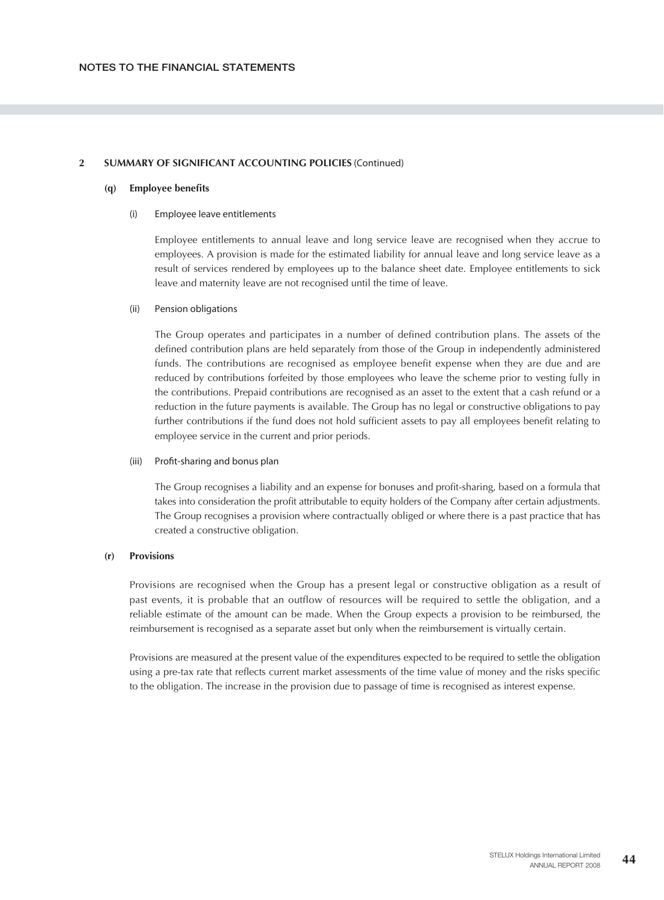## 2 SUMMARY OF SIGNIFICANT ACCOUNTING POLICIES (Continued)

### (q) Employee benefits

#### (i) Employee leave entitlements

Employee entitlements to annual leave and long service leave are recognised when they accrue to employees. A provision is made for the estimated liability for annual leave and long service leave as a result of services rendered by employees up to the balance sheet date. Employee entitlements to sick leave and maternity leave are not recognised until the time of leave.

#### (ii) Pension obligations

The Group operates and participates in a number of defined contribution plans. The assets of the defined contribution plans are held separately from those of the Group in independently administered funds. The contributions are recognised as employee benefit expense when they are due and are reduced by contributions forfeited by those employees who leave the scheme prior to vesting fully in the contributions. Prepaid contributions are recognised as an asset to the extent that a cash refund or a reduction in the future payments is available. The Group has no legal or constructive obligations to pay further contributions if the fund does not hold sufficient assets to pay all employees benefit relating to employee service in the current and prior periods.

#### (iii) Profit-sharing and bonus plan

The Group recognises a liability and an expense for bonuses and profit-sharing, based on a formula that takes into consideration the profit attributable to equity holders of the Company after certain adjustments. The Group recognises a provision where contractually obliged or where there is a past practice that has created a constructive obligation.

### (r) Provisions

Provisions are recognised when the Group has a present legal or constructive obligation as a result of past events, it is probable that an outflow of resources will be required to settle the obligation, and a reliable estimate of the amount can be made. When the Group expects a provision to be reimbursed, the reimbursement is recognised as a separate asset but only when the reimbursement is virtually certain.

Provisions are measured at the present value of the expenditures expected to be required to settle the obligation using a pre-tax rate that reflects current market assessments of the time value of money and the risks specific to the obligation. The increase in the provision due to passage of time is recognised as interest expense.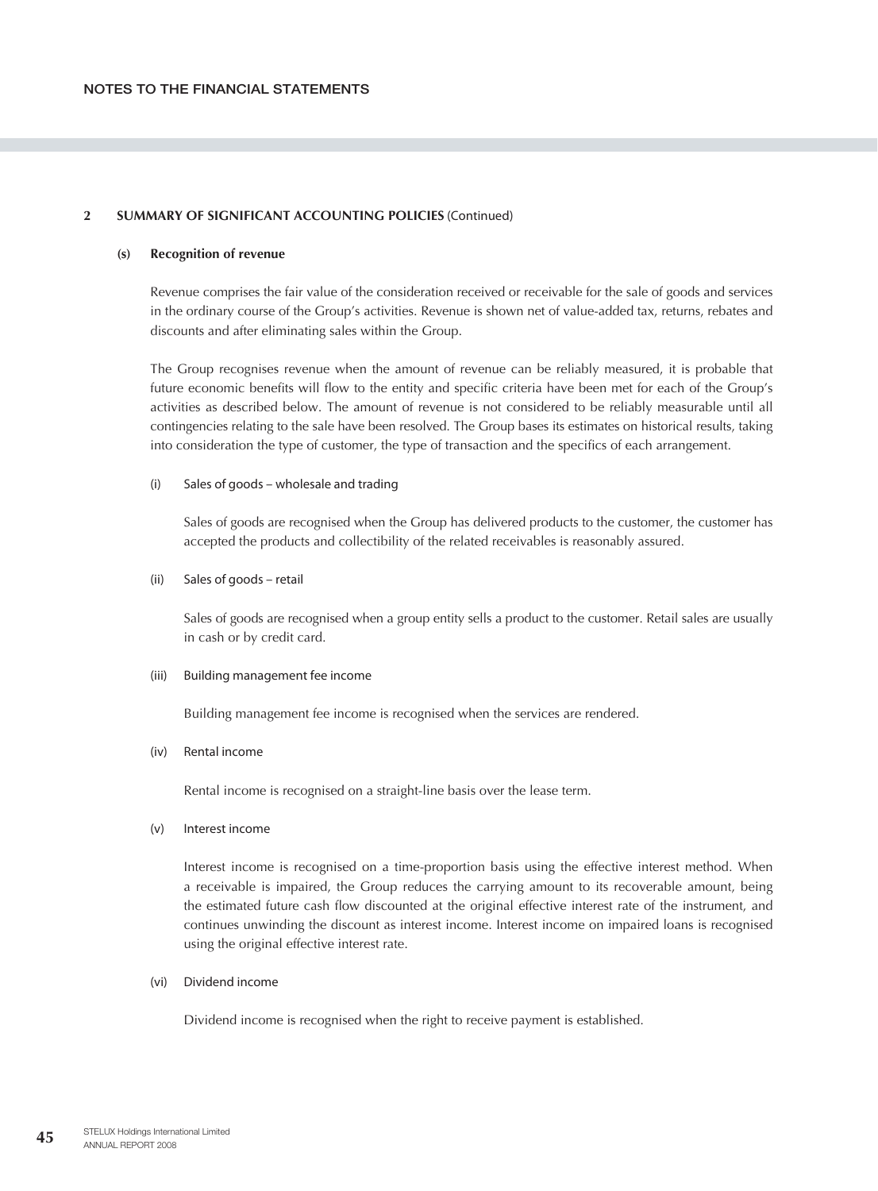## 2 SUMMARY OF SIGNIFICANT ACCOUNTING POLICIES (Continued)

### (s) Recognition of revenue

Revenue comprises the fair value of the consideration received or receivable for the sale of goods and services in the ordinary course of the Group's activities. Revenue is shown net of value-added tax, returns, rebates and discounts and after eliminating sales within the Group.

The Group recognises revenue when the amount of revenue can be reliably measured, it is probable that future economic benefits will flow to the entity and specific criteria have been met for each of the Group's activities as described below. The amount of revenue is not considered to be reliably measurable until all contingencies relating to the sale have been resolved. The Group bases its estimates on historical results, taking into consideration the type of customer, the type of transaction and the specifics of each arrangement.

(i) Sales of goods – wholesale and trading

Sales of goods are recognised when the Group has delivered products to the customer, the customer has accepted the products and collectibility of the related receivables is reasonably assured.

(ii) Sales of goods – retail

Sales of goods are recognised when a group entity sells a product to the customer. Retail sales are usually in cash or by credit card.

(iii) Building management fee income

Building management fee income is recognised when the services are rendered.

(iv) Rental income

Rental income is recognised on a straight-line basis over the lease term.

(v) Interest income

Interest income is recognised on a time-proportion basis using the effective interest method. When a receivable is impaired, the Group reduces the carrying amount to its recoverable amount, being the estimated future cash flow discounted at the original effective interest rate of the instrument, and continues unwinding the discount as interest income. Interest income on impaired loans is recognised using the original effective interest rate.

(vi) Dividend income

Dividend income is recognised when the right to receive payment is established.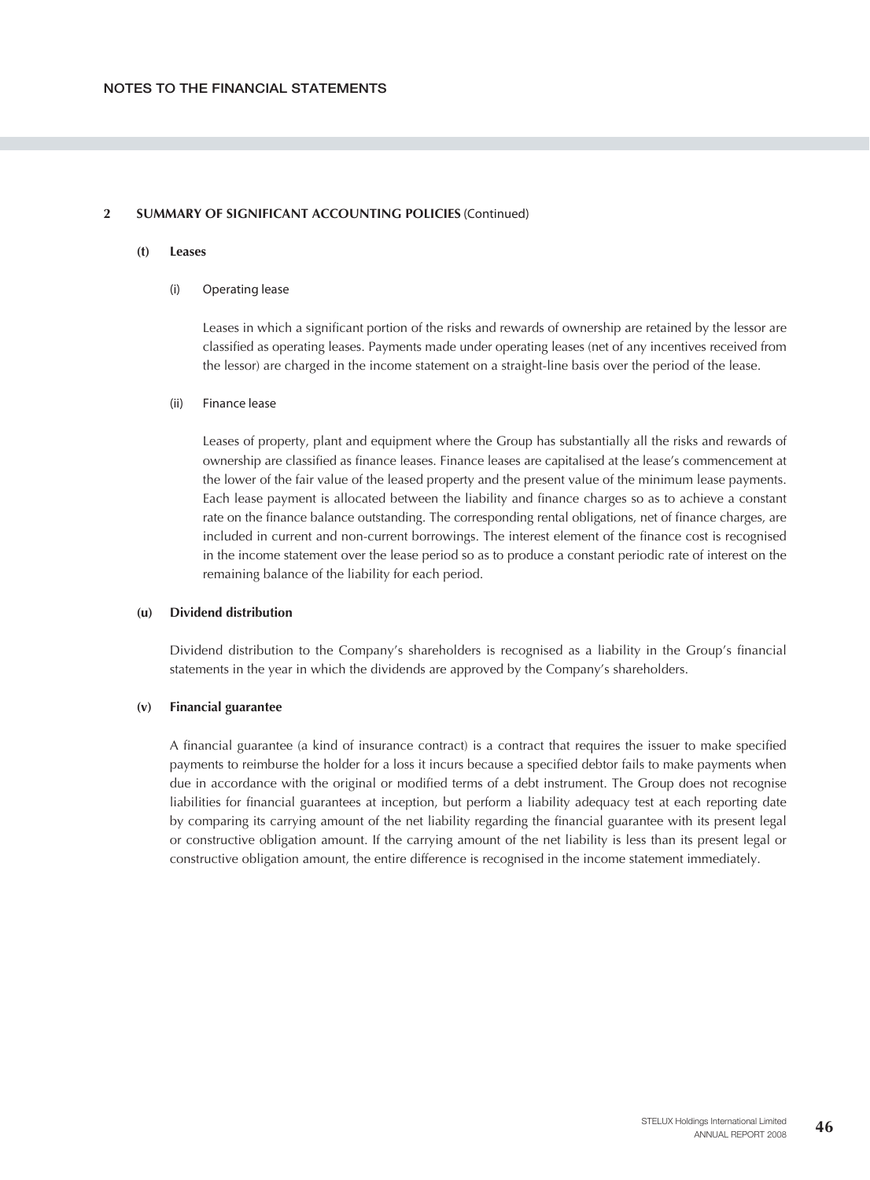## 2 SUMMARY OF SIGNIFICANT ACCOUNTING POLICIES (Continued)

### (t) Leases

(i) Operating lease

Leases in which a significant portion of the risks and rewards of ownership are retained by the lessor are classified as operating leases. Payments made under operating leases (net of any incentives received from the lessor) are charged in the income statement on a straight-line basis over the period of the lease.

(ii) Finance lease

Leases of property, plant and equipment where the Group has substantially all the risks and rewards of ownership are classified as finance leases. Finance leases are capitalised at the lease's commencement at the lower of the fair value of the leased property and the present value of the minimum lease payments. Each lease payment is allocated between the liability and finance charges so as to achieve a constant rate on the finance balance outstanding. The corresponding rental obligations, net of finance charges, are included in current and non-current borrowings. The interest element of the finance cost is recognised in the income statement over the lease period so as to produce a constant periodic rate of interest on the remaining balance of the liability for each period.

### (u) Dividend distribution

Dividend distribution to the Company's shareholders is recognised as a liability in the Group's financial statements in the year in which the dividends are approved by the Company's shareholders.

### (v) Financial guarantee

A financial guarantee (a kind of insurance contract) is a contract that requires the issuer to make specified payments to reimburse the holder for a loss it incurs because a specified debtor fails to make payments when due in accordance with the original or modified terms of a debt instrument. The Group does not recognise liabilities for financial guarantees at inception, but perform a liability adequacy test at each reporting date by comparing its carrying amount of the net liability regarding the financial guarantee with its present legal or constructive obligation amount. If the carrying amount of the net liability is less than its present legal or constructive obligation amount, the entire difference is recognised in the income statement immediately.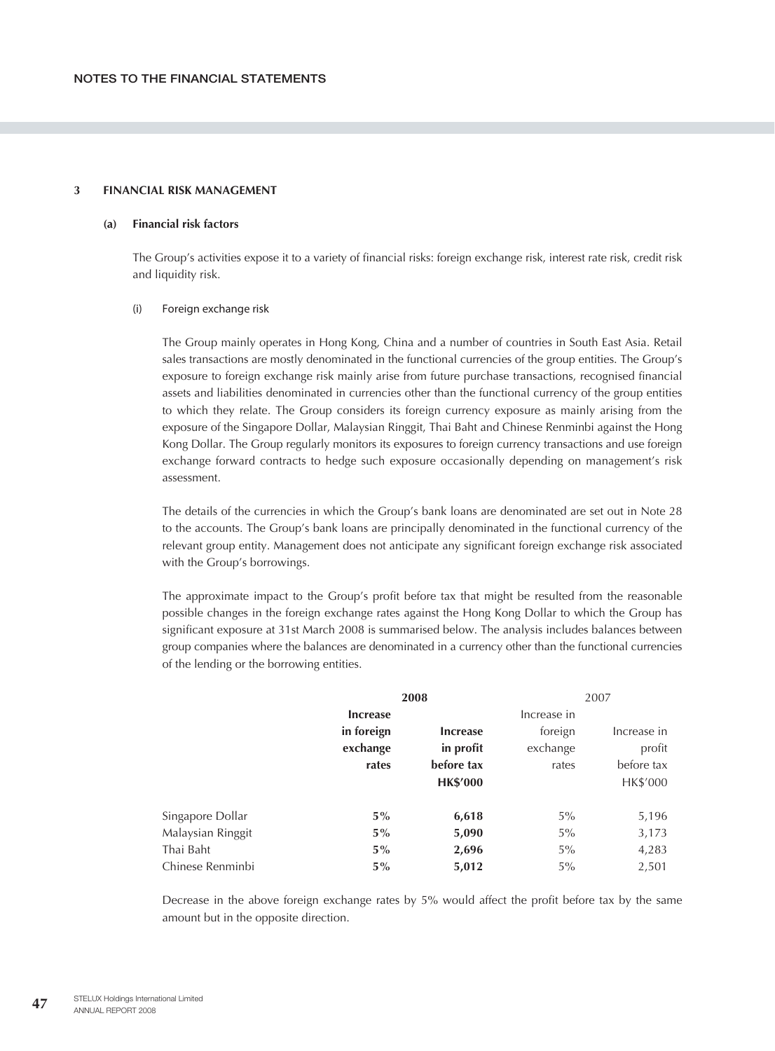## 3 FINANCIAL RISK MANAGEMENT

### (a) Financial risk factors

The Group's activities expose it to a variety of financial risks: foreign exchange risk, interest rate risk, credit risk and liquidity risk.

#### (i) Foreign exchange risk

The Group mainly operates in Hong Kong, China and a number of countries in South East Asia. Retail sales transactions are mostly denominated in the functional currencies of the group entities. The Group's exposure to foreign exchange risk mainly arise from future purchase transactions, recognised financial assets and liabilities denominated in currencies other than the functional currency of the group entities to which they relate. The Group considers its foreign currency exposure as mainly arising from the exposure of the Singapore Dollar, Malaysian Ringgit, Thai Baht and Chinese Renminbi against the Hong Kong Dollar. The Group regularly monitors its exposures to foreign currency transactions and use foreign exchange forward contracts to hedge such exposure occasionally depending on management's risk assessment.

The details of the currencies in which the Group's bank loans are denominated are set out in Note 28 to the accounts. The Group's bank loans are principally denominated in the functional currency of the relevant group entity. Management does not anticipate any significant foreign exchange risk associated with the Group's borrowings.

The approximate impact to the Group's profit before tax that might be resulted from the reasonable possible changes in the foreign exchange rates against the Hong Kong Dollar to which the Group has significant exposure at 31st March 2008 is summarised below. The analysis includes balances between group companies where the balances are denominated in a currency other than the functional currencies of the lending or the borrowing entities.

| | **2008** | | 2007 | |
|---|---|---|---|---|
| | **Increase in foreign exchange rates** | **Increase in profit before tax HK$'000** | Increase in foreign exchange rates | Increase in profit before tax HK$'000 |
| Singapore Dollar | **5%** | **6,618** | 5% | 5,196 |
| Malaysian Ringgit | **5%** | **5,090** | 5% | 3,173 |
| Thai Baht | **5%** | **2,696** | 5% | 4,283 |
| Chinese Renminbi | **5%** | **5,012** | 5% | 2,501 |

Decrease in the above foreign exchange rates by 5% would affect the profit before tax by the same amount but in the opposite direction.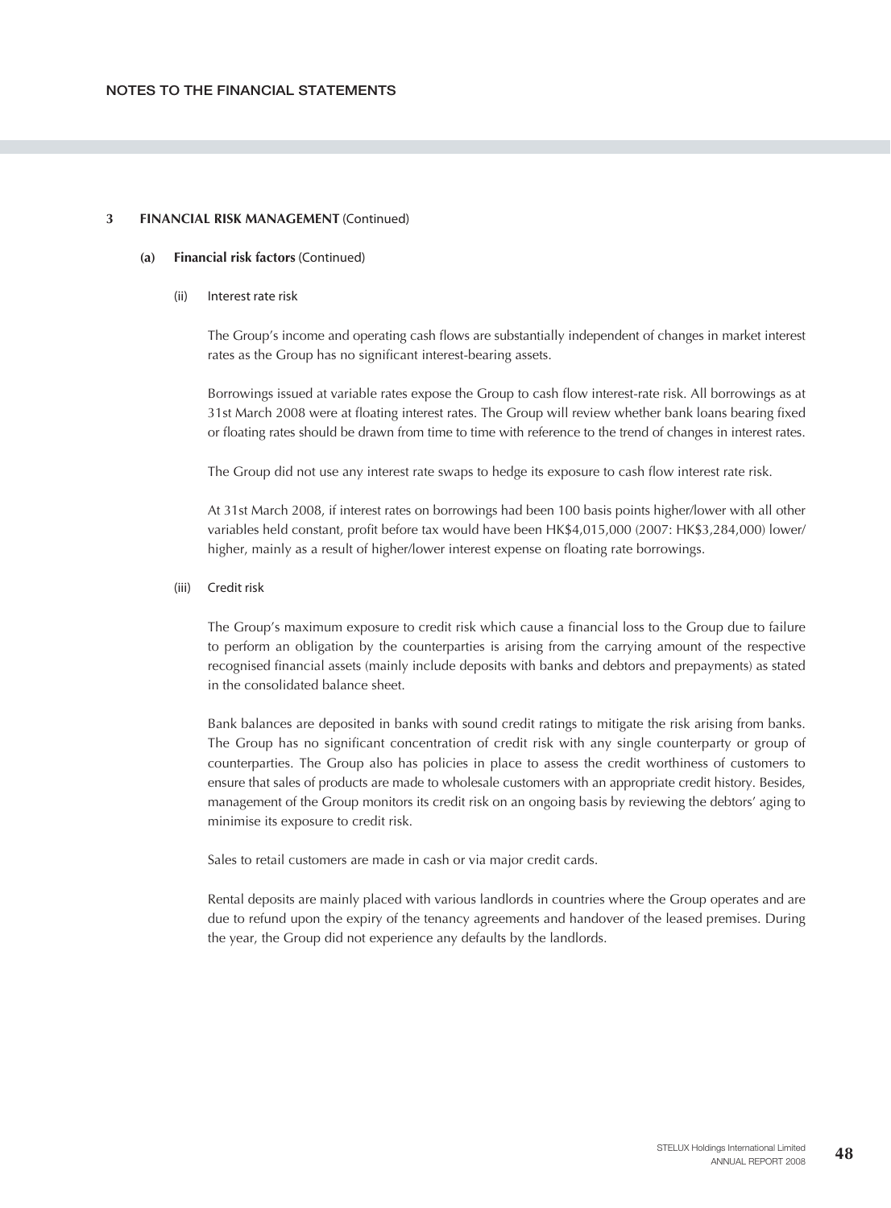## 3 FINANCIAL RISK MANAGEMENT (Continued)

### (a) Financial risk factors (Continued)

#### (ii) Interest rate risk

The Group's income and operating cash flows are substantially independent of changes in market interest rates as the Group has no significant interest-bearing assets.

Borrowings issued at variable rates expose the Group to cash flow interest-rate risk. All borrowings as at 31st March 2008 were at floating interest rates. The Group will review whether bank loans bearing fixed or floating rates should be drawn from time to time with reference to the trend of changes in interest rates.

The Group did not use any interest rate swaps to hedge its exposure to cash flow interest rate risk.

At 31st March 2008, if interest rates on borrowings had been 100 basis points higher/lower with all other variables held constant, profit before tax would have been HK$4,015,000 (2007: HK$3,284,000) lower/higher, mainly as a result of higher/lower interest expense on floating rate borrowings.

#### (iii) Credit risk

The Group's maximum exposure to credit risk which cause a financial loss to the Group due to failure to perform an obligation by the counterparties is arising from the carrying amount of the respective recognised financial assets (mainly include deposits with banks and debtors and prepayments) as stated in the consolidated balance sheet.

Bank balances are deposited in banks with sound credit ratings to mitigate the risk arising from banks. The Group has no significant concentration of credit risk with any single counterparty or group of counterparties. The Group also has policies in place to assess the credit worthiness of customers to ensure that sales of products are made to wholesale customers with an appropriate credit history. Besides, management of the Group monitors its credit risk on an ongoing basis by reviewing the debtors' aging to minimise its exposure to credit risk.

Sales to retail customers are made in cash or via major credit cards.

Rental deposits are mainly placed with various landlords in countries where the Group operates and are due to refund upon the expiry of the tenancy agreements and handover of the leased premises. During the year, the Group did not experience any defaults by the landlords.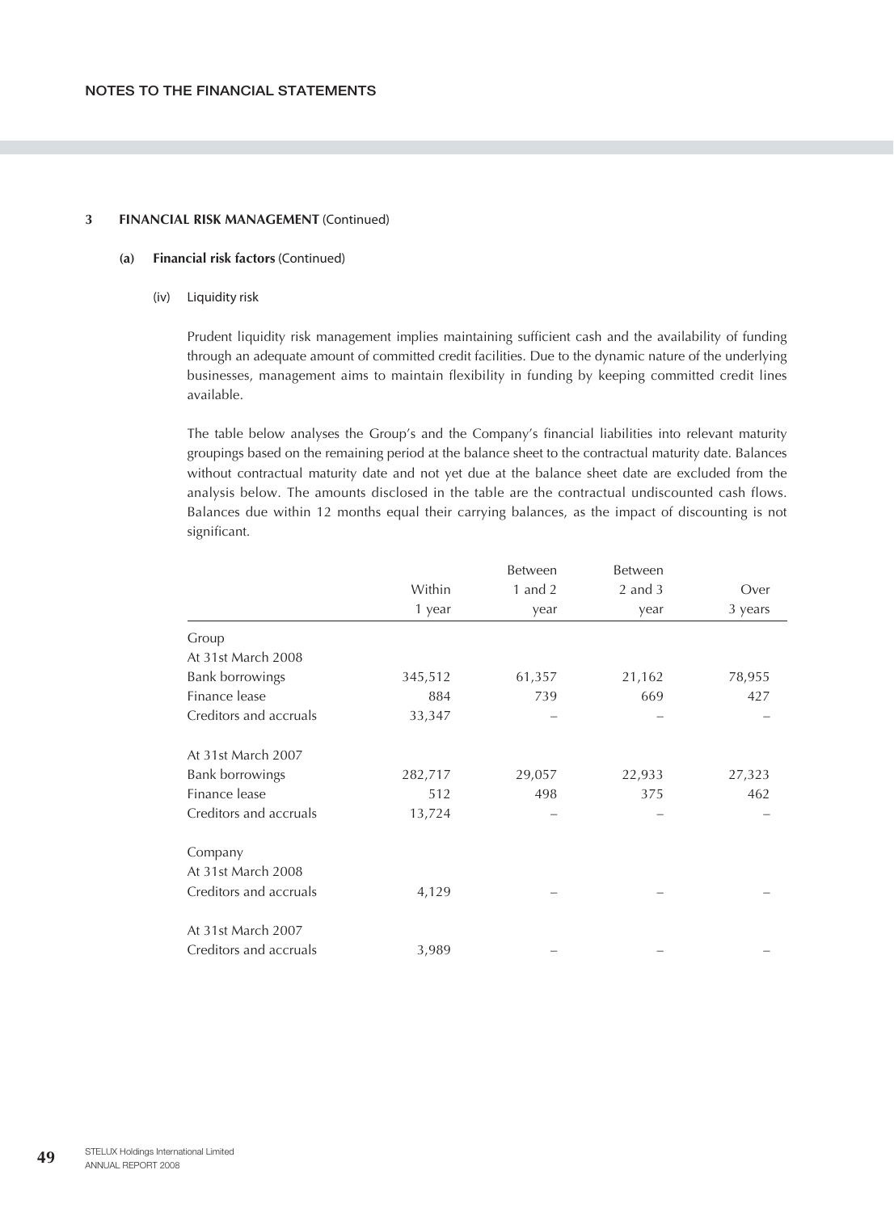## 3 FINANCIAL RISK MANAGEMENT (Continued)

### (a) Financial risk factors (Continued)

#### (iv) Liquidity risk

Prudent liquidity risk management implies maintaining sufficient cash and the availability of funding through an adequate amount of committed credit facilities. Due to the dynamic nature of the underlying businesses, management aims to maintain flexibility in funding by keeping committed credit lines available.

The table below analyses the Group's and the Company's financial liabilities into relevant maturity groupings based on the remaining period at the balance sheet to the contractual maturity date. Balances without contractual maturity date and not yet due at the balance sheet date are excluded from the analysis below. The amounts disclosed in the table are the contractual undiscounted cash flows. Balances due within 12 months equal their carrying balances, as the impact of discounting is not significant.

| | Within 1 year | Between 1 and 2 year | Between 2 and 3 year | Over 3 years |
|---|---|---|---|---|
| Group | | | | |
| At 31st March 2008 | | | | |
| Bank borrowings | 345,512 | 61,357 | 21,162 | 78,955 |
| Finance lease | 884 | 739 | 669 | 427 |
| Creditors and accruals | 33,347 | – | – | – |
| At 31st March 2007 | | | | |
| Bank borrowings | 282,717 | 29,057 | 22,933 | 27,323 |
| Finance lease | 512 | 498 | 375 | 462 |
| Creditors and accruals | 13,724 | – | – | – |
| Company | | | | |
| At 31st March 2008 | | | | |
| Creditors and accruals | 4,129 | – | – | – |
| At 31st March 2007 | | | | |
| Creditors and accruals | 3,989 | – | – | – |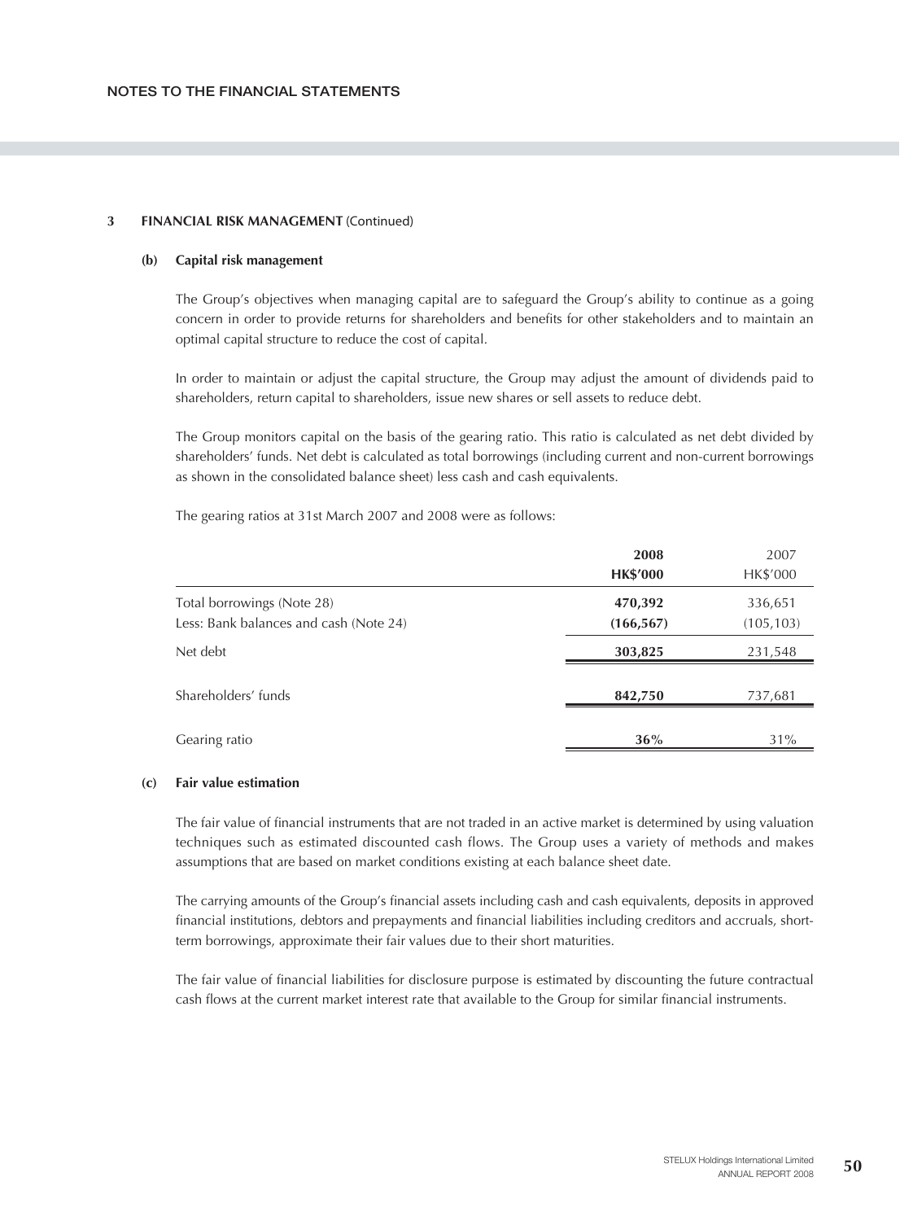## 3 FINANCIAL RISK MANAGEMENT (Continued)

### (b) Capital risk management

The Group's objectives when managing capital are to safeguard the Group's ability to continue as a going concern in order to provide returns for shareholders and benefits for other stakeholders and to maintain an optimal capital structure to reduce the cost of capital.

In order to maintain or adjust the capital structure, the Group may adjust the amount of dividends paid to shareholders, return capital to shareholders, issue new shares or sell assets to reduce debt.

The Group monitors capital on the basis of the gearing ratio. This ratio is calculated as net debt divided by shareholders' funds. Net debt is calculated as total borrowings (including current and non-current borrowings as shown in the consolidated balance sheet) less cash and cash equivalents.

The gearing ratios at 31st March 2007 and 2008 were as follows:

| | **2008** | 2007 |
|---|---|---|
| | **HK$'000** | HK$'000 |
| Total borrowings (Note 28) | **470,392** | 336,651 |
| Less: Bank balances and cash (Note 24) | **(166,567)** | (105,103) |
| Net debt | **303,825** | 231,548 |
| Shareholders' funds | **842,750** | 737,681 |
| Gearing ratio | **36%** | 31% |

### (c) Fair value estimation

The fair value of financial instruments that are not traded in an active market is determined by using valuation techniques such as estimated discounted cash flows. The Group uses a variety of methods and makes assumptions that are based on market conditions existing at each balance sheet date.

The carrying amounts of the Group's financial assets including cash and cash equivalents, deposits in approved financial institutions, debtors and prepayments and financial liabilities including creditors and accruals, short-term borrowings, approximate their fair values due to their short maturities.

The fair value of financial liabilities for disclosure purpose is estimated by discounting the future contractual cash flows at the current market interest rate that available to the Group for similar financial instruments.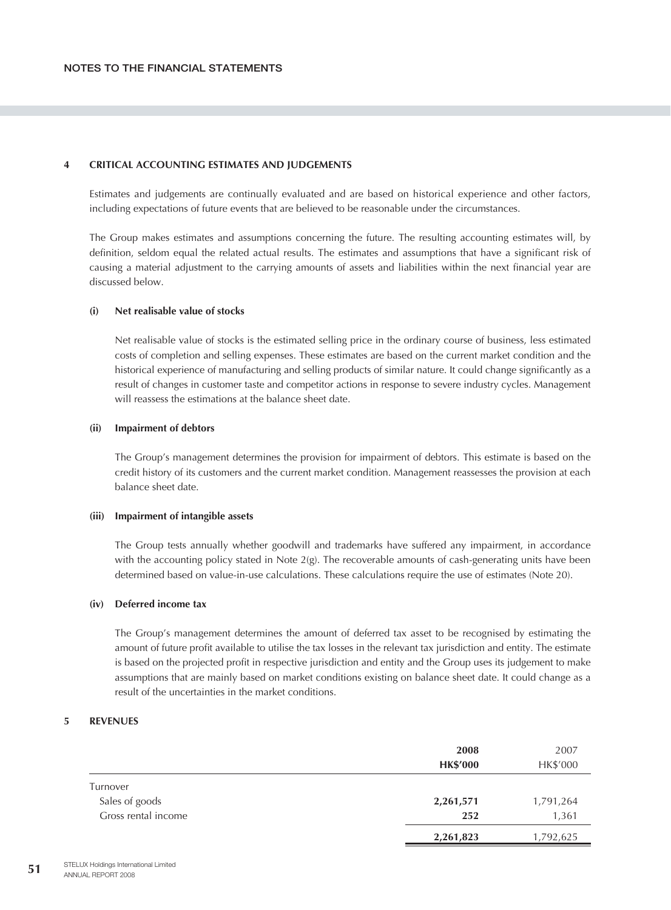## 4 CRITICAL ACCOUNTING ESTIMATES AND JUDGEMENTS

Estimates and judgements are continually evaluated and are based on historical experience and other factors, including expectations of future events that are believed to be reasonable under the circumstances.

The Group makes estimates and assumptions concerning the future. The resulting accounting estimates will, by definition, seldom equal the related actual results. The estimates and assumptions that have a significant risk of causing a material adjustment to the carrying amounts of assets and liabilities within the next financial year are discussed below.

### (i) Net realisable value of stocks

Net realisable value of stocks is the estimated selling price in the ordinary course of business, less estimated costs of completion and selling expenses. These estimates are based on the current market condition and the historical experience of manufacturing and selling products of similar nature. It could change significantly as a result of changes in customer taste and competitor actions in response to severe industry cycles. Management will reassess the estimations at the balance sheet date.

### (ii) Impairment of debtors

The Group's management determines the provision for impairment of debtors. This estimate is based on the credit history of its customers and the current market condition. Management reassesses the provision at each balance sheet date.

### (iii) Impairment of intangible assets

The Group tests annually whether goodwill and trademarks have suffered any impairment, in accordance with the accounting policy stated in Note 2(g). The recoverable amounts of cash-generating units have been determined based on value-in-use calculations. These calculations require the use of estimates (Note 20).

### (iv) Deferred income tax

The Group's management determines the amount of deferred tax asset to be recognised by estimating the amount of future profit available to utilise the tax losses in the relevant tax jurisdiction and entity. The estimate is based on the projected profit in respective jurisdiction and entity and the Group uses its judgement to make assumptions that are mainly based on market conditions existing on balance sheet date. It could change as a result of the uncertainties in the market conditions.

## 5 REVENUES

| | **2008** | 2007 |
|---|---|---|
| | **HK$'000** | HK$'000 |
| Turnover | | |
| Sales of goods | **2,261,571** | 1,791,264 |
| Gross rental income | **252** | 1,361 |
| | **2,261,823** | 1,792,625 |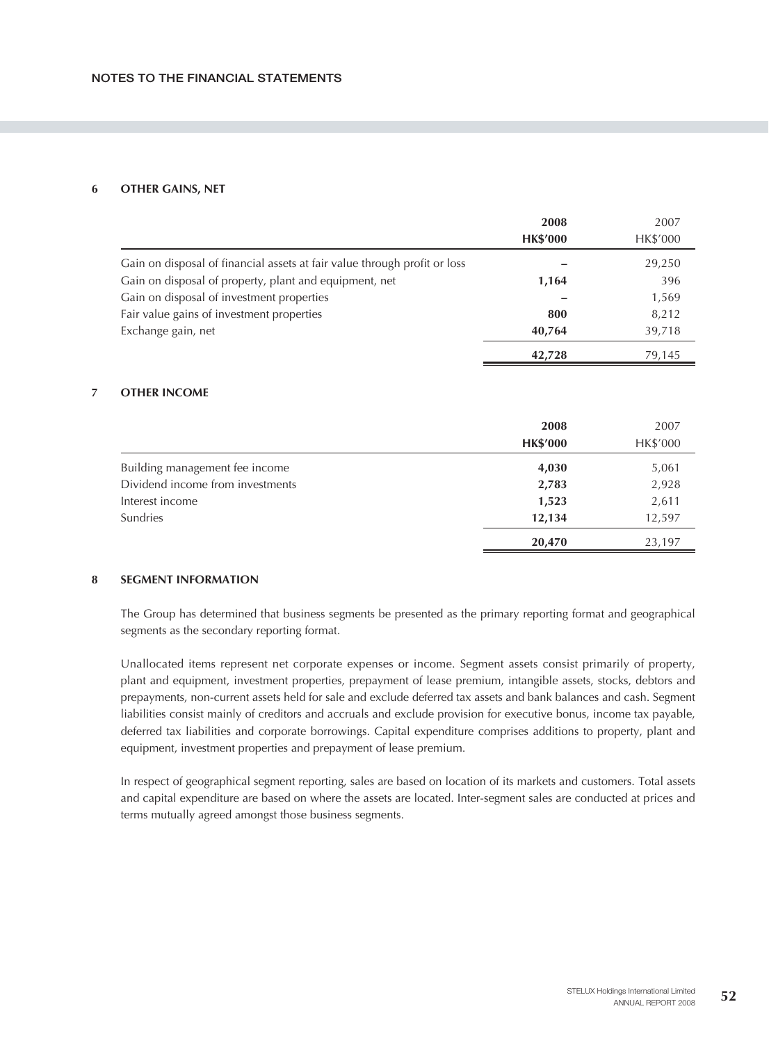## 6 OTHER GAINS, NET

| | **2008** | 2007 |
|---|---|---|
| | **HK$'000** | HK$'000 |
| Gain on disposal of financial assets at fair value through profit or loss | **–** | 29,250 |
| Gain on disposal of property, plant and equipment, net | **1,164** | 396 |
| Gain on disposal of investment properties | **–** | 1,569 |
| Fair value gains of investment properties | **800** | 8,212 |
| Exchange gain, net | **40,764** | 39,718 |
| | **42,728** | 79,145 |

## 7 OTHER INCOME

| | **2008** | 2007 |
|---|---|---|
| | **HK$'000** | HK$'000 |
| Building management fee income | **4,030** | 5,061 |
| Dividend income from investments | **2,783** | 2,928 |
| Interest income | **1,523** | 2,611 |
| Sundries | **12,134** | 12,597 |
| | **20,470** | 23,197 |

## 8 SEGMENT INFORMATION

The Group has determined that business segments be presented as the primary reporting format and geographical segments as the secondary reporting format.

Unallocated items represent net corporate expenses or income. Segment assets consist primarily of property, plant and equipment, investment properties, prepayment of lease premium, intangible assets, stocks, debtors and prepayments, non-current assets held for sale and exclude deferred tax assets and bank balances and cash. Segment liabilities consist mainly of creditors and accruals and exclude provision for executive bonus, income tax payable, deferred tax liabilities and corporate borrowings. Capital expenditure comprises additions to property, plant and equipment, investment properties and prepayment of lease premium.

In respect of geographical segment reporting, sales are based on location of its markets and customers. Total assets and capital expenditure are based on where the assets are located. Inter-segment sales are conducted at prices and terms mutually agreed amongst those business segments.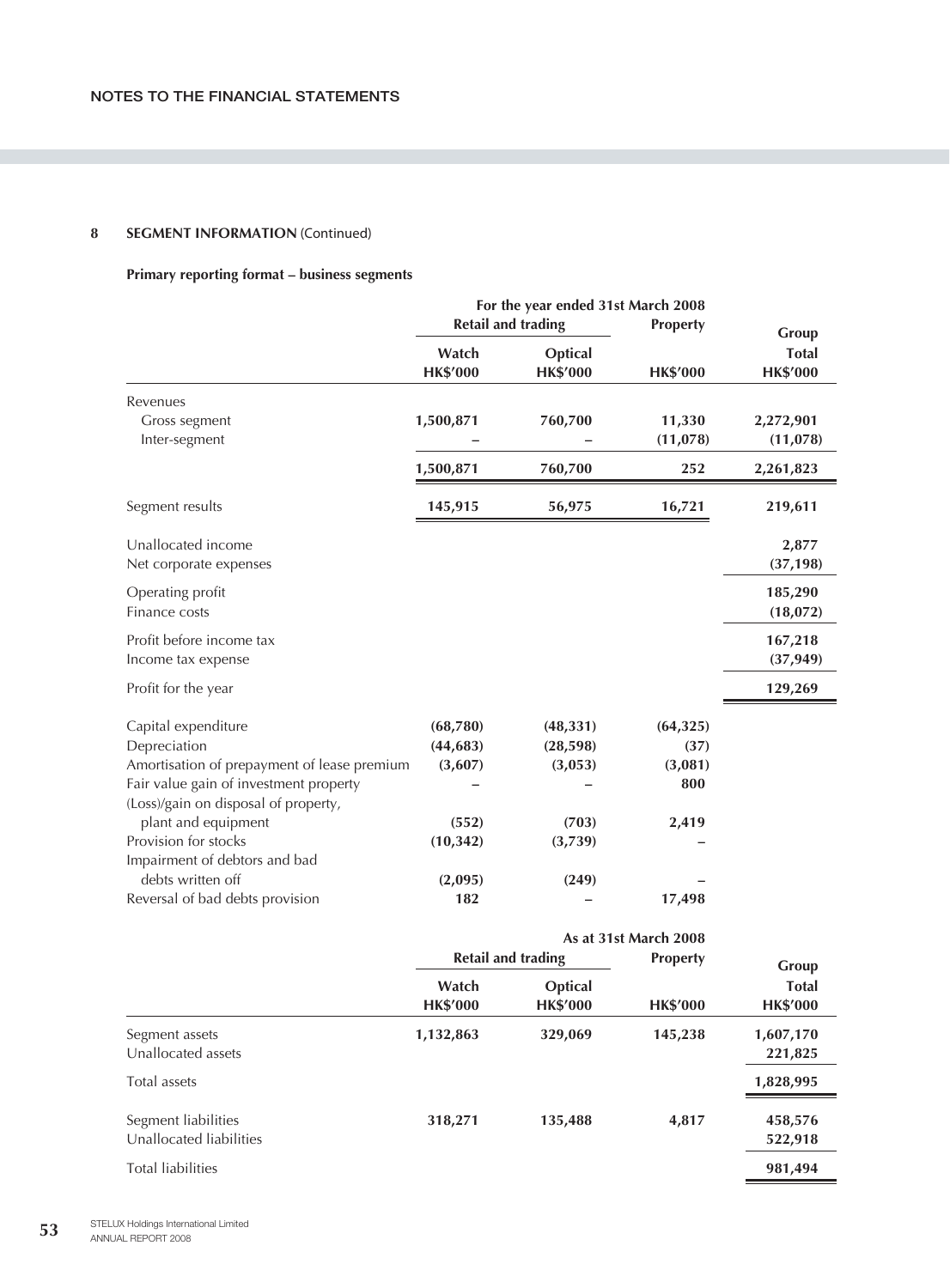## 8 SEGMENT INFORMATION (Continued)

### Primary reporting format – business segments

| | For the year ended 31st March 2008 | | | |
|---|---|---|---|---|
| | Retail and trading | | Property | Group |
| | Watch HK$'000 | Optical HK$'000 | HK$'000 | Total HK$'000 |
| Revenues | | | | |
| Gross segment | **1,500,871** | **760,700** | **11,330** | **2,272,901** |
| Inter-segment | **–** | **–** | **(11,078)** | **(11,078)** |
| | **1,500,871** | **760,700** | **252** | **2,261,823** |
| Segment results | **145,915** | **56,975** | **16,721** | **219,611** |
| Unallocated income | | | | **2,877** |
| Net corporate expenses | | | | **(37,198)** |
| Operating profit | | | | **185,290** |
| Finance costs | | | | **(18,072)** |
| Profit before income tax | | | | **167,218** |
| Income tax expense | | | | **(37,949)** |
| Profit for the year | | | | **129,269** |
| Capital expenditure | **(68,780)** | **(48,331)** | **(64,325)** | |
| Depreciation | **(44,683)** | **(28,598)** | **(37)** | |
| Amortisation of prepayment of lease premium | **(3,607)** | **(3,053)** | **(3,081)** | |
| Fair value gain of investment property | **–** | **–** | **800** | |
| (Loss)/gain on disposal of property, plant and equipment | **(552)** | **(703)** | **2,419** | |
| Provision for stocks | **(10,342)** | **(3,739)** | **–** | |
| Impairment of debtors and bad debts written off | **(2,095)** | **(249)** | **–** | |
| Reversal of bad debts provision | **182** | **–** | **17,498** | |

| | As at 31st March 2008 | | | |
|---|---|---|---|---|
| | Retail and trading | | Property | Group |
| | Watch HK$'000 | Optical HK$'000 | HK$'000 | Total HK$'000 |
| Segment assets | **1,132,863** | **329,069** | **145,238** | **1,607,170** |
| Unallocated assets | | | | **221,825** |
| Total assets | | | | **1,828,995** |
| Segment liabilities | **318,271** | **135,488** | **4,817** | **458,576** |
| Unallocated liabilities | | | | **522,918** |
| Total liabilities | | | | **981,494** |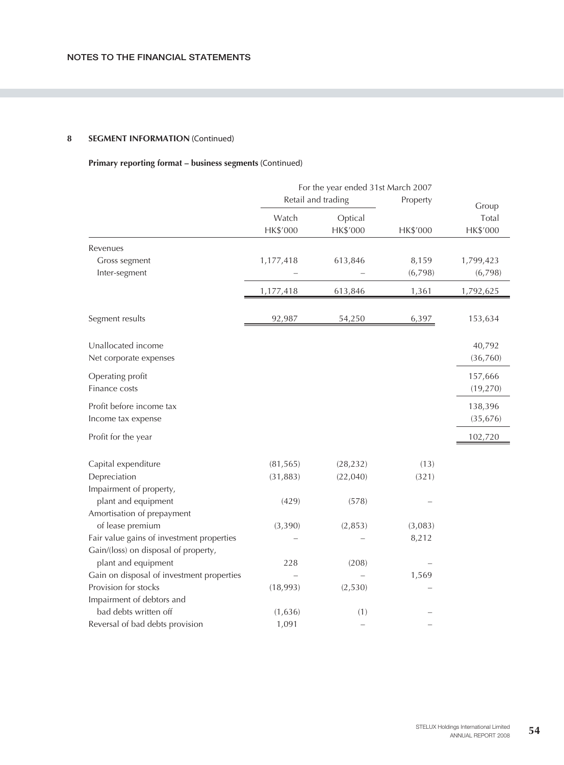NOTES TO THE FINANCIAL STATEMENTS

## 8 SEGMENT INFORMATION (Continued)

### Primary reporting format – business segments (Continued)

| | For the year ended 31st March 2007 | | | |
|---|---|---|---|---|
| | Retail and trading | | Property | Group |
| | Watch | Optical | | Total |
| | HK$'000 | HK$'000 | HK$'000 | HK$'000 |
| Revenues | | | | |
| Gross segment | 1,177,418 | 613,846 | 8,159 | 1,799,423 |
| Inter-segment | – | – | (6,798) | (6,798) |
| | 1,177,418 | 613,846 | 1,361 | 1,792,625 |
| Segment results | 92,987 | 54,250 | 6,397 | 153,634 |
| Unallocated income | | | | 40,792 |
| Net corporate expenses | | | | (36,760) |
| Operating profit | | | | 157,666 |
| Finance costs | | | | (19,270) |
| Profit before income tax | | | | 138,396 |
| Income tax expense | | | | (35,676) |
| Profit for the year | | | | 102,720 |
| Capital expenditure | (81,565) | (28,232) | (13) | |
| Depreciation | (31,883) | (22,040) | (321) | |
| Impairment of property, plant and equipment | (429) | (578) | – | |
| Amortisation of prepayment of lease premium | (3,390) | (2,853) | (3,083) | |
| Fair value gains of investment properties | – | – | 8,212 | |
| Gain/(loss) on disposal of property, plant and equipment | 228 | (208) | – | |
| Gain on disposal of investment properties | – | – | 1,569 | |
| Provision for stocks | (18,993) | (2,530) | – | |
| Impairment of debtors and bad debts written off | (1,636) | (1) | – | |
| Reversal of bad debts provision | 1,091 | – | – | |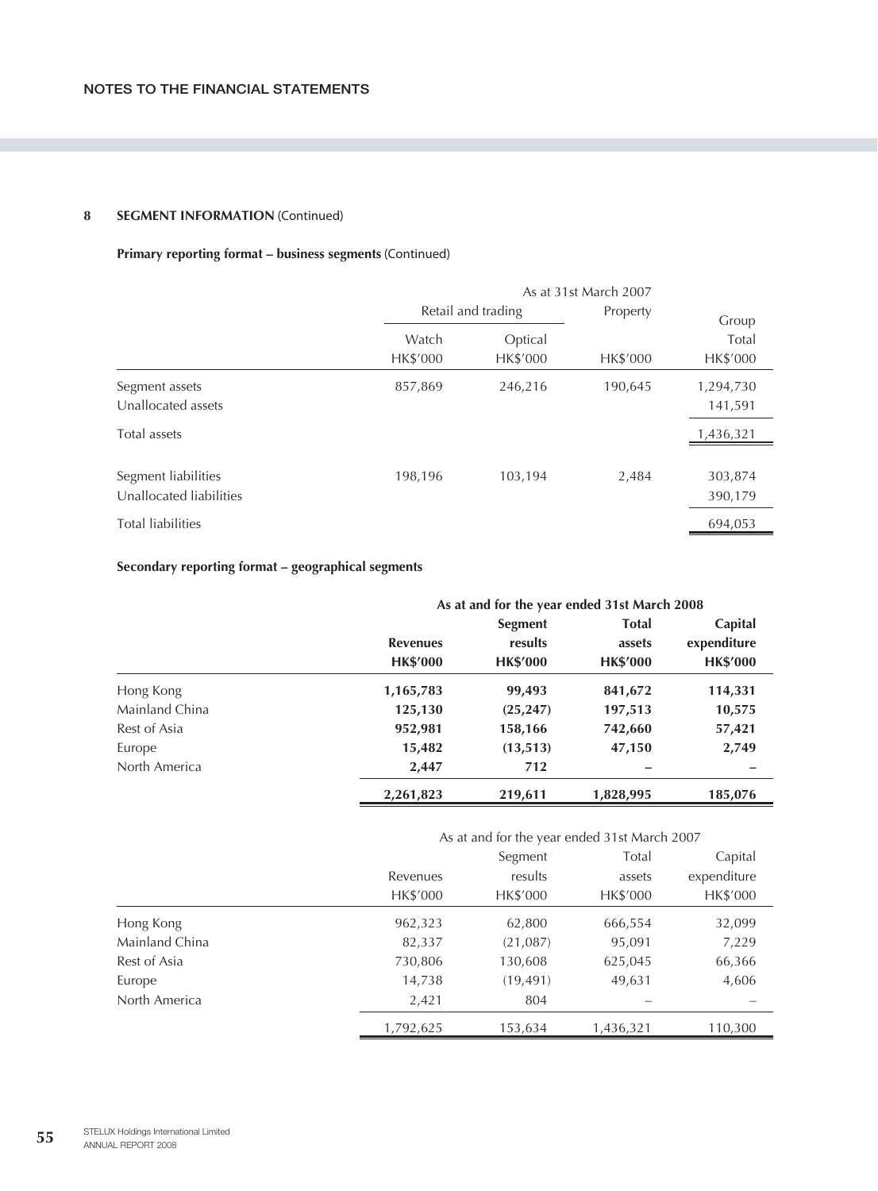## 8 SEGMENT INFORMATION (Continued)

### Primary reporting format – business segments (Continued)

| | As at 31st March 2007 | | | |
|---|---|---|---|---|
| | Retail and trading | | Property | Group |
| | Watch HK$'000 | Optical HK$'000 | HK$'000 | Total HK$'000 |
| Segment assets | 857,869 | 246,216 | 190,645 | 1,294,730 |
| Unallocated assets | | | | 141,591 |
| Total assets | | | | 1,436,321 |
| Segment liabilities | 198,196 | 103,194 | 2,484 | 303,874 |
| Unallocated liabilities | | | | 390,179 |
| Total liabilities | | | | 694,053 |

### Secondary reporting format – geographical segments

| | **As at and for the year ended 31st March 2008** | | | |
|---|---|---|---|---|
| | **Revenues HK$'000** | **Segment results HK$'000** | **Total assets HK$'000** | **Capital expenditure HK$'000** |
| Hong Kong | **1,165,783** | **99,493** | **841,672** | **114,331** |
| Mainland China | **125,130** | **(25,247)** | **197,513** | **10,575** |
| Rest of Asia | **952,981** | **158,166** | **742,660** | **57,421** |
| Europe | **15,482** | **(13,513)** | **47,150** | **2,749** |
| North America | **2,447** | **712** | **–** | **–** |
| | **2,261,823** | **219,611** | **1,828,995** | **185,076** |

| | As at and for the year ended 31st March 2007 | | | |
|---|---|---|---|---|
| | Revenues HK$'000 | Segment results HK$'000 | Total assets HK$'000 | Capital expenditure HK$'000 |
| Hong Kong | 962,323 | 62,800 | 666,554 | 32,099 |
| Mainland China | 82,337 | (21,087) | 95,091 | 7,229 |
| Rest of Asia | 730,806 | 130,608 | 625,045 | 66,366 |
| Europe | 14,738 | (19,491) | 49,631 | 4,606 |
| North America | 2,421 | 804 | – | – |
| | 1,792,625 | 153,634 | 1,436,321 | 110,300 |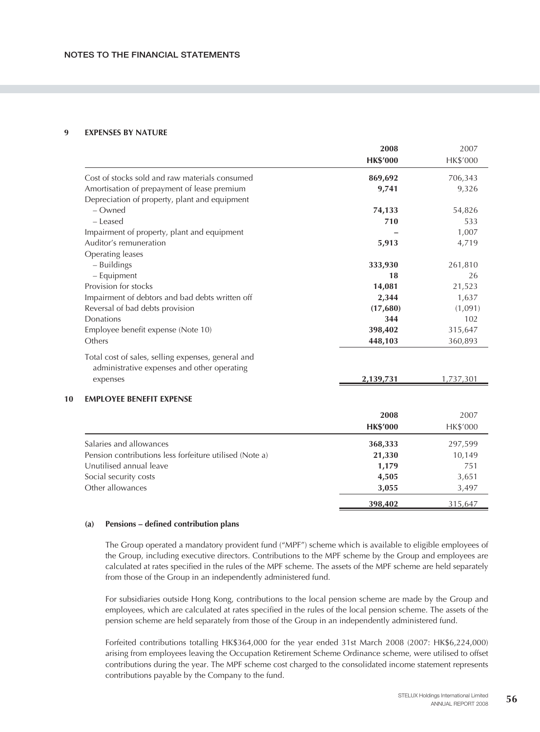## 9 EXPENSES BY NATURE

| | 2008<br>HK$'000 | 2007<br>HK$'000 |
|---|---|---|
| Cost of stocks sold and raw materials consumed | **869,692** | 706,343 |
| Amortisation of prepayment of lease premium | **9,741** | 9,326 |
| Depreciation of property, plant and equipment | | |
| – Owned | **74,133** | 54,826 |
| – Leased | **710** | 533 |
| Impairment of property, plant and equipment | **–** | 1,007 |
| Auditor's remuneration | **5,913** | 4,719 |
| Operating leases | | |
| – Buildings | **333,930** | 261,810 |
| – Equipment | **18** | 26 |
| Provision for stocks | **14,081** | 21,523 |
| Impairment of debtors and bad debts written off | **2,344** | 1,637 |
| Reversal of bad debts provision | **(17,680)** | (1,091) |
| Donations | **344** | 102 |
| Employee benefit expense (Note 10) | **398,402** | 315,647 |
| Others | **448,103** | 360,893 |
| Total cost of sales, selling expenses, general and administrative expenses and other operating expenses | **2,139,731** | 1,737,301 |

## 10 EMPLOYEE BENEFIT EXPENSE

| | 2008<br>HK$'000 | 2007<br>HK$'000 |
|---|---|---|
| Salaries and allowances | **368,333** | 297,599 |
| Pension contributions less forfeiture utilised (Note a) | **21,330** | 10,149 |
| Unutilised annual leave | **1,179** | 751 |
| Social security costs | **4,505** | 3,651 |
| Other allowances | **3,055** | 3,497 |
| | **398,402** | 315,647 |

### (a) Pensions – defined contribution plans

The Group operated a mandatory provident fund ("MPF") scheme which is available to eligible employees of the Group, including executive directors. Contributions to the MPF scheme by the Group and employees are calculated at rates specified in the rules of the MPF scheme. The assets of the MPF scheme are held separately from those of the Group in an independently administered fund.

For subsidiaries outside Hong Kong, contributions to the local pension scheme are made by the Group and employees, which are calculated at rates specified in the rules of the local pension scheme. The assets of the pension scheme are held separately from those of the Group in an independently administered fund.

Forfeited contributions totalling HK$364,000 for the year ended 31st March 2008 (2007: HK$6,224,000) arising from employees leaving the Occupation Retirement Scheme Ordinance scheme, were utilised to offset contributions during the year. The MPF scheme cost charged to the consolidated income statement represents contributions payable by the Company to the fund.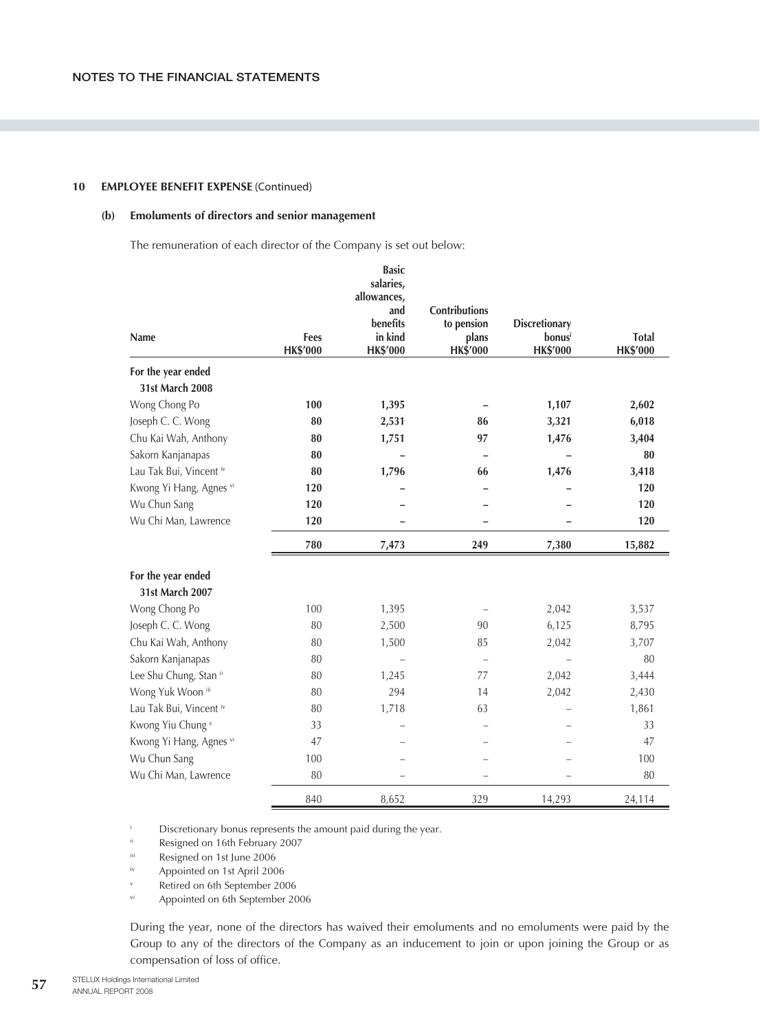## 10 EMPLOYEE BENEFIT EXPENSE (Continued)

### (b) Emoluments of directors and senior management

The remuneration of each director of the Company is set out below:

| Name | Fees HK$'000 | Basic salaries, allowances, and benefits in kind HK$'000 | Contributions to pension plans HK$'000 | Discretionary bonus[i] HK$'000 | Total HK$'000 |
|---|---|---|---|---|---|
| **For the year ended 31st March 2008** | | | | | |
| Wong Chong Po | **100** | **1,395** | **–** | **1,107** | **2,602** |
| Joseph C. C. Wong | **80** | **2,531** | **86** | **3,321** | **6,018** |
| Chu Kai Wah, Anthony | **80** | **1,751** | **97** | **1,476** | **3,404** |
| Sakorn Kanjanapas | **80** | **–** | **–** | **–** | **80** |
| Lau Tak Bui, Vincent [iv] | **80** | **1,796** | **66** | **1,476** | **3,418** |
| Kwong Yi Hang, Agnes [vi] | **120** | **–** | **–** | **–** | **120** |
| Wu Chun Sang | **120** | **–** | **–** | **–** | **120** |
| Wu Chi Man, Lawrence | **120** | **–** | **–** | **–** | **120** |
| | **780** | **7,473** | **249** | **7,380** | **15,882** |
| **For the year ended 31st March 2007** | | | | | |
| Wong Chong Po | 100 | 1,395 | – | 2,042 | 3,537 |
| Joseph C. C. Wong | 80 | 2,500 | 90 | 6,125 | 8,795 |
| Chu Kai Wah, Anthony | 80 | 1,500 | 85 | 2,042 | 3,707 |
| Sakorn Kanjanapas | 80 | – | – | – | 80 |
| Lee Shu Chung, Stan [ii] | 80 | 1,245 | 77 | 2,042 | 3,444 |
| Wong Yuk Woon [iii] | 80 | 294 | 14 | 2,042 | 2,430 |
| Lau Tak Bui, Vincent [iv] | 80 | 1,718 | 63 | – | 1,861 |
| Kwong Yiu Chung [v] | 33 | – | – | – | 33 |
| Kwong Yi Hang, Agnes [vi] | 47 | – | – | – | 47 |
| Wu Chun Sang | 100 | – | – | – | 100 |
| Wu Chi Man, Lawrence | 80 | – | – | – | 80 |
| | 840 | 8,652 | 329 | 14,293 | 24,114 |

[i] Discretionary bonus represents the amount paid during the year.
[ii] Resigned on 16th February 2007
[iii] Resigned on 1st June 2006
[iv] Appointed on 1st April 2006
[v] Retired on 6th September 2006
[vi] Appointed on 6th September 2006

During the year, none of the directors has waived their emoluments and no emoluments were paid by the Group to any of the directors of the Company as an inducement to join or upon joining the Group or as compensation of loss of office.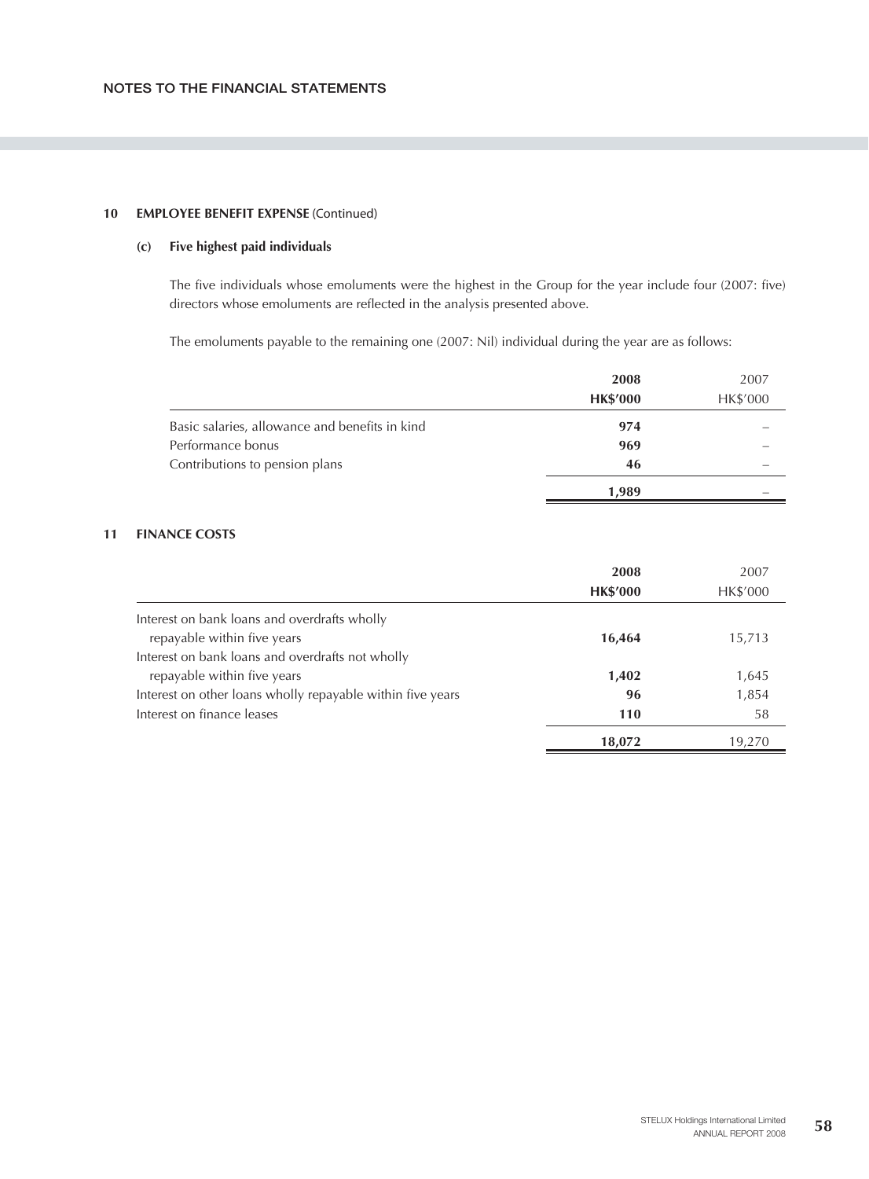## 10 EMPLOYEE BENEFIT EXPENSE (Continued)

### (c) Five highest paid individuals

The five individuals whose emoluments were the highest in the Group for the year include four (2007: five) directors whose emoluments are reflected in the analysis presented above.

The emoluments payable to the remaining one (2007: Nil) individual during the year are as follows:

| | 2008<br>HK$'000 | 2007<br>HK$'000 |
|---|---|---|
| Basic salaries, allowance and benefits in kind | **974** | – |
| Performance bonus | **969** | – |
| Contributions to pension plans | **46** | – |
| | **1,989** | – |

## 11 FINANCE COSTS

| | 2008<br>HK$'000 | 2007<br>HK$'000 |
|---|---|---|
| Interest on bank loans and overdrafts wholly repayable within five years | **16,464** | 15,713 |
| Interest on bank loans and overdrafts not wholly repayable within five years | **1,402** | 1,645 |
| Interest on other loans wholly repayable within five years | **96** | 1,854 |
| Interest on finance leases | **110** | 58 |
| | **18,072** | 19,270 |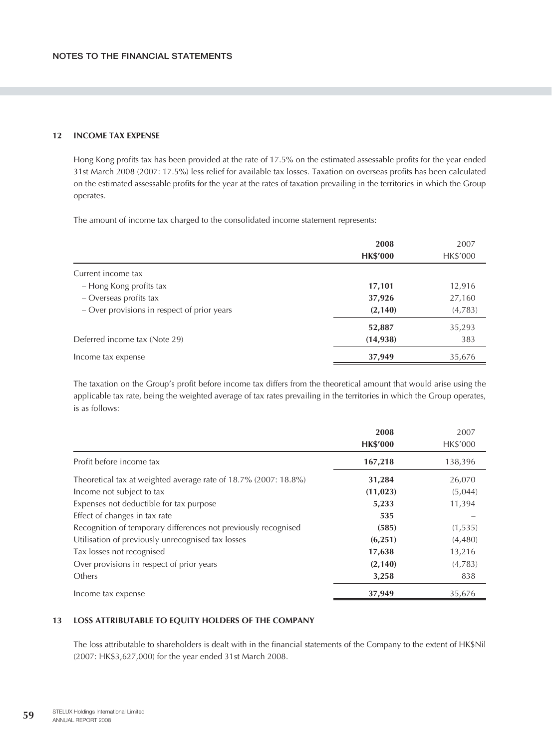## 12 INCOME TAX EXPENSE

Hong Kong profits tax has been provided at the rate of 17.5% on the estimated assessable profits for the year ended 31st March 2008 (2007: 17.5%) less relief for available tax losses. Taxation on overseas profits has been calculated on the estimated assessable profits for the year at the rates of taxation prevailing in the territories in which the Group operates.

The amount of income tax charged to the consolidated income statement represents:

| | **2008** | 2007 |
|---|---|---|
| | **HK$'000** | HK$'000 |
| Current income tax | | |
| – Hong Kong profits tax | **17,101** | 12,916 |
| – Overseas profits tax | **37,926** | 27,160 |
| – Over provisions in respect of prior years | **(2,140)** | (4,783) |
| | **52,887** | 35,293 |
| Deferred income tax (Note 29) | **(14,938)** | 383 |
| Income tax expense | **37,949** | 35,676 |

The taxation on the Group's profit before income tax differs from the theoretical amount that would arise using the applicable tax rate, being the weighted average of tax rates prevailing in the territories in which the Group operates, is as follows:

| | **2008** | 2007 |
|---|---|---|
| | **HK$'000** | HK$'000 |
| Profit before income tax | **167,218** | 138,396 |
| Theoretical tax at weighted average rate of 18.7% (2007: 18.8%) | **31,284** | 26,070 |
| Income not subject to tax | **(11,023)** | (5,044) |
| Expenses not deductible for tax purpose | **5,233** | 11,394 |
| Effect of changes in tax rate | **535** | – |
| Recognition of temporary differences not previously recognised | **(585)** | (1,535) |
| Utilisation of previously unrecognised tax losses | **(6,251)** | (4,480) |
| Tax losses not recognised | **17,638** | 13,216 |
| Over provisions in respect of prior years | **(2,140)** | (4,783) |
| Others | **3,258** | 838 |
| Income tax expense | **37,949** | 35,676 |

## 13 LOSS ATTRIBUTABLE TO EQUITY HOLDERS OF THE COMPANY

The loss attributable to shareholders is dealt with in the financial statements of the Company to the extent of HK$Nil (2007: HK$3,627,000) for the year ended 31st March 2008.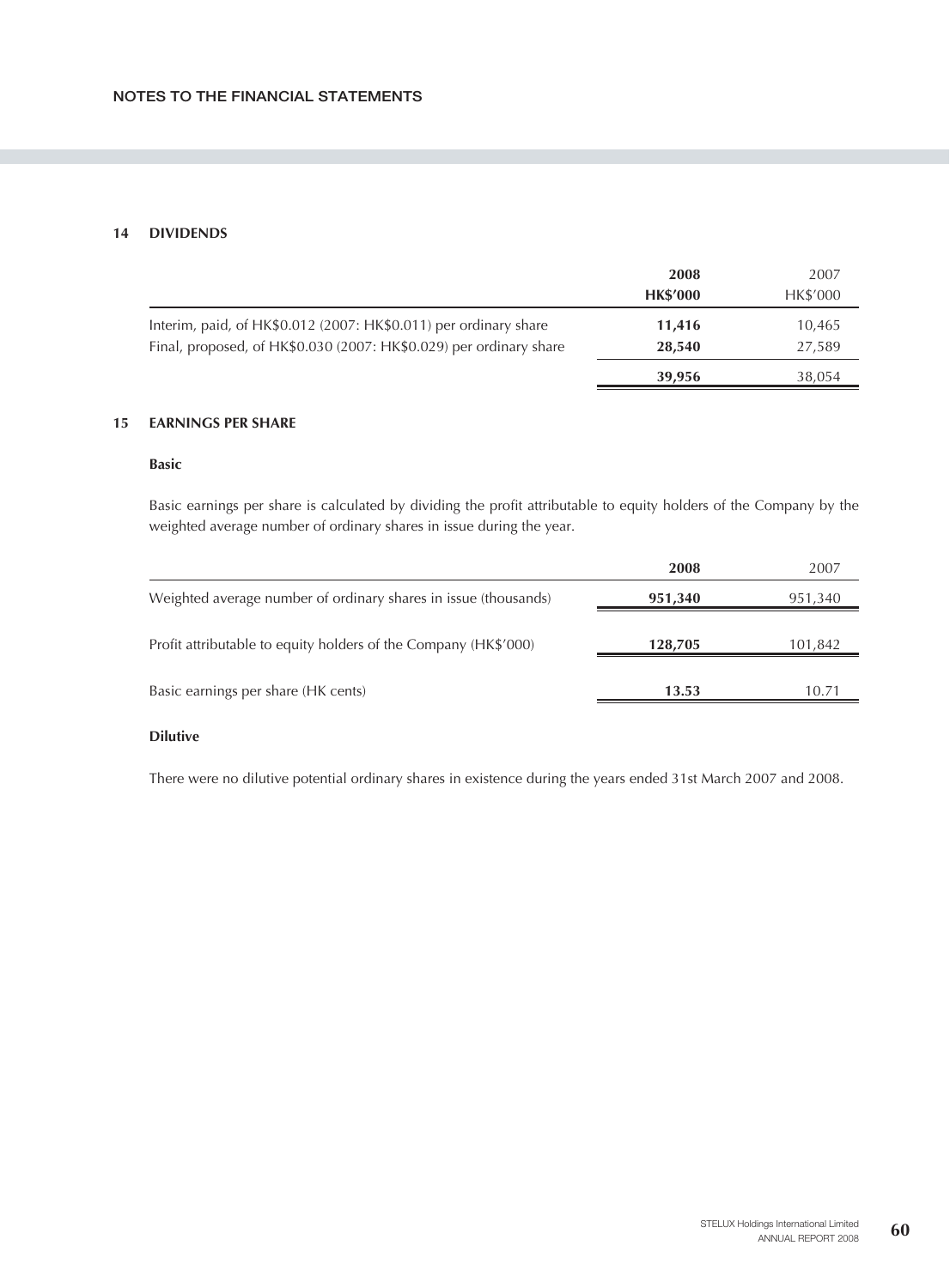## 14 DIVIDENDS

| | 2008 HK$'000 | 2007 HK$'000 |
|---|---|---|
| Interim, paid, of HK$0.012 (2007: HK$0.011) per ordinary share | **11,416** | 10,465 |
| Final, proposed, of HK$0.030 (2007: HK$0.029) per ordinary share | **28,540** | 27,589 |
| | **39,956** | 38,054 |

## 15 EARNINGS PER SHARE

### Basic

Basic earnings per share is calculated by dividing the profit attributable to equity holders of the Company by the weighted average number of ordinary shares in issue during the year.

| | 2008 | 2007 |
|---|---|---|
| Weighted average number of ordinary shares in issue (thousands) | **951,340** | 951,340 |
| Profit attributable to equity holders of the Company (HK$'000) | **128,705** | 101,842 |
| Basic earnings per share (HK cents) | **13.53** | 10.71 |

### Dilutive

There were no dilutive potential ordinary shares in existence during the years ended 31st March 2007 and 2008.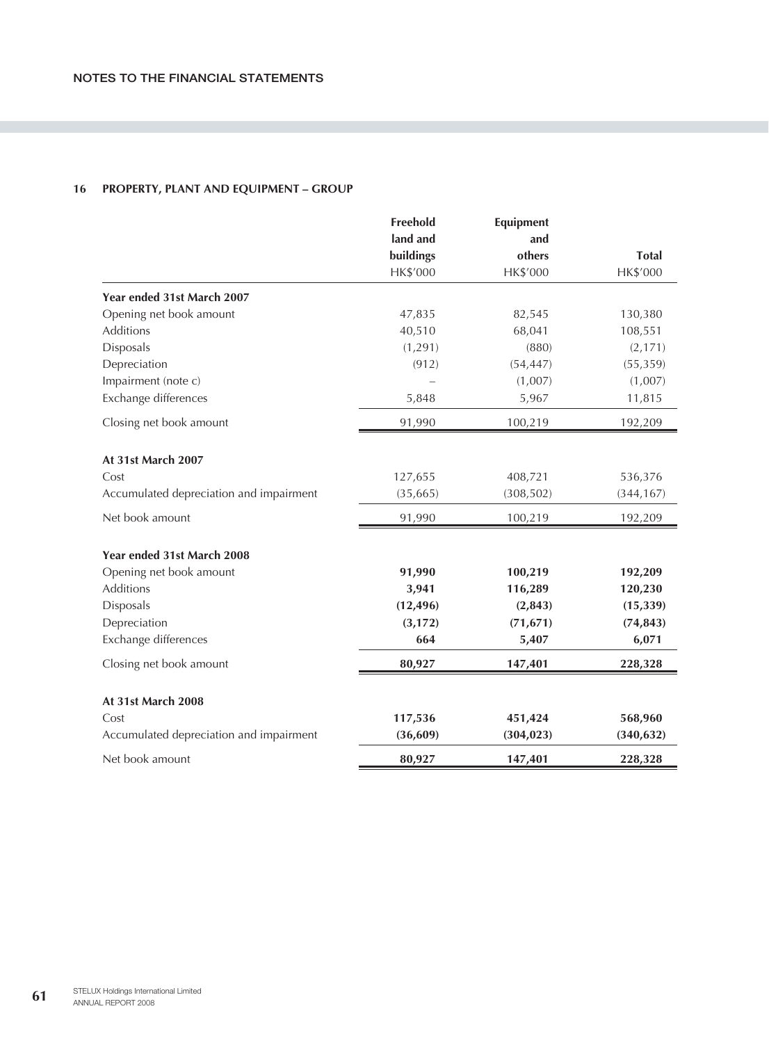## 16 PROPERTY, PLANT AND EQUIPMENT – GROUP

| | Freehold land and buildings HK$'000 | Equipment and others HK$'000 | Total HK$'000 |
|---|---|---|---|
| **Year ended 31st March 2007** | | | |
| Opening net book amount | 47,835 | 82,545 | 130,380 |
| Additions | 40,510 | 68,041 | 108,551 |
| Disposals | (1,291) | (880) | (2,171) |
| Depreciation | (912) | (54,447) | (55,359) |
| Impairment (note c) | – | (1,007) | (1,007) |
| Exchange differences | 5,848 | 5,967 | 11,815 |
| Closing net book amount | 91,990 | 100,219 | 192,209 |
| **At 31st March 2007** | | | |
| Cost | 127,655 | 408,721 | 536,376 |
| Accumulated depreciation and impairment | (35,665) | (308,502) | (344,167) |
| Net book amount | 91,990 | 100,219 | 192,209 |
| **Year ended 31st March 2008** | | | |
| Opening net book amount | **91,990** | **100,219** | **192,209** |
| Additions | **3,941** | **116,289** | **120,230** |
| Disposals | **(12,496)** | **(2,843)** | **(15,339)** |
| Depreciation | **(3,172)** | **(71,671)** | **(74,843)** |
| Exchange differences | **664** | **5,407** | **6,071** |
| Closing net book amount | **80,927** | **147,401** | **228,328** |
| **At 31st March 2008** | | | |
| Cost | **117,536** | **451,424** | **568,960** |
| Accumulated depreciation and impairment | **(36,609)** | **(304,023)** | **(340,632)** |
| Net book amount | **80,927** | **147,401** | **228,328** |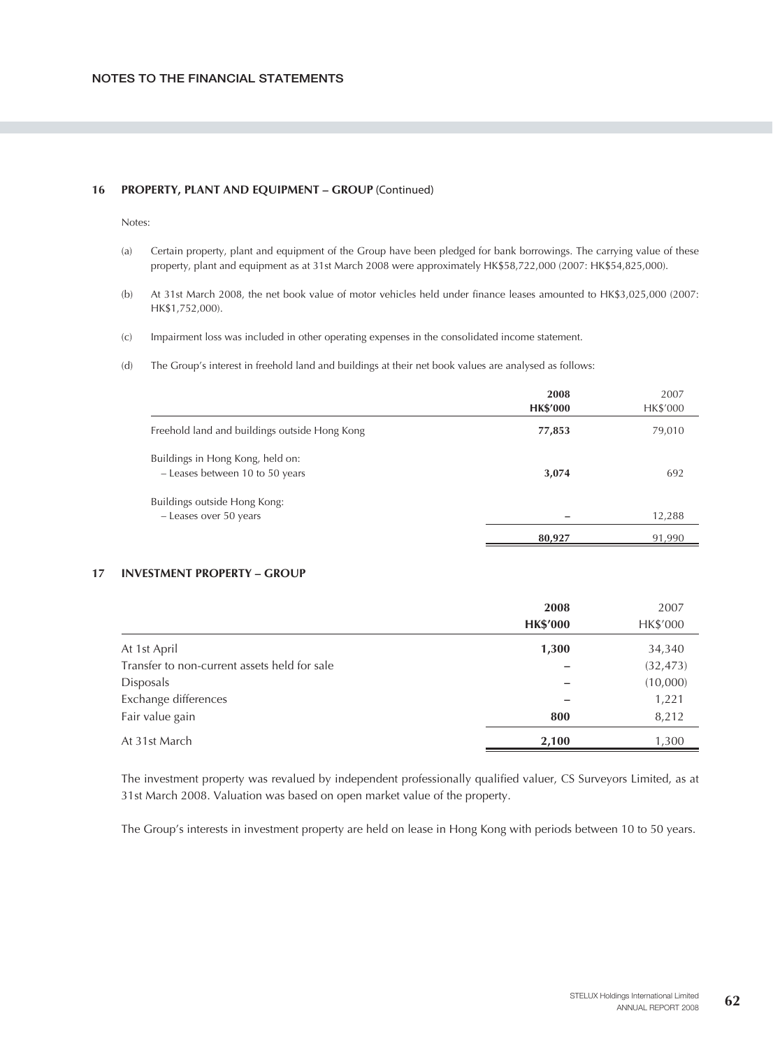## 16 PROPERTY, PLANT AND EQUIPMENT – GROUP (Continued)

Notes:

(a) Certain property, plant and equipment of the Group have been pledged for bank borrowings. The carrying value of these property, plant and equipment as at 31st March 2008 were approximately HK$58,722,000 (2007: HK$54,825,000).

(b) At 31st March 2008, the net book value of motor vehicles held under finance leases amounted to HK$3,025,000 (2007: HK$1,752,000).

(c) Impairment loss was included in other operating expenses in the consolidated income statement.

(d) The Group's interest in freehold land and buildings at their net book values are analysed as follows:

| | **2008** **HK$'000** | 2007 HK$'000 |
|---|---|---|
| Freehold land and buildings outside Hong Kong | **77,853** | 79,010 |
| Buildings in Hong Kong, held on: | | |
| – Leases between 10 to 50 years | **3,074** | 692 |
| Buildings outside Hong Kong: | | |
| – Leases over 50 years | **–** | 12,288 |
| | **80,927** | 91,990 |

## 17 INVESTMENT PROPERTY – GROUP

| | **2008** **HK$'000** | 2007 HK$'000 |
|---|---|---|
| At 1st April | **1,300** | 34,340 |
| Transfer to non-current assets held for sale | **–** | (32,473) |
| Disposals | **–** | (10,000) |
| Exchange differences | **–** | 1,221 |
| Fair value gain | **800** | 8,212 |
| At 31st March | **2,100** | 1,300 |

The investment property was revalued by independent professionally qualified valuer, CS Surveyors Limited, as at 31st March 2008. Valuation was based on open market value of the property.

The Group's interests in investment property are held on lease in Hong Kong with periods between 10 to 50 years.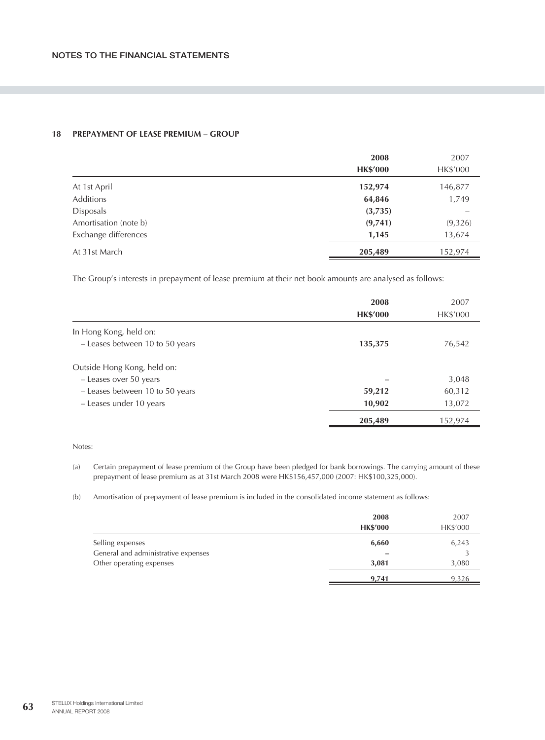## 18 PREPAYMENT OF LEASE PREMIUM – GROUP

| | 2008<br>HK$'000 | 2007<br>HK$'000 |
|---|---|---|
| At 1st April | **152,974** | 146,877 |
| Additions | **64,846** | 1,749 |
| Disposals | **(3,735)** | – |
| Amortisation (note b) | **(9,741)** | (9,326) |
| Exchange differences | **1,145** | 13,674 |
| At 31st March | **205,489** | 152,974 |

The Group's interests in prepayment of lease premium at their net book amounts are analysed as follows:

| | 2008<br>HK$'000 | 2007<br>HK$'000 |
|---|---|---|
| In Hong Kong, held on: | | |
| – Leases between 10 to 50 years | **135,375** | 76,542 |
| Outside Hong Kong, held on: | | |
| – Leases over 50 years | **–** | 3,048 |
| – Leases between 10 to 50 years | **59,212** | 60,312 |
| – Leases under 10 years | **10,902** | 13,072 |
| | **205,489** | 152,974 |

Notes:

(a) Certain prepayment of lease premium of the Group have been pledged for bank borrowings. The carrying amount of these prepayment of lease premium as at 31st March 2008 were HK$156,457,000 (2007: HK$100,325,000).

(b) Amortisation of prepayment of lease premium is included in the consolidated income statement as follows:

| | 2008<br>HK$'000 | 2007<br>HK$'000 |
|---|---|---|
| Selling expenses | **6,660** | 6,243 |
| General and administrative expenses | **–** | 3 |
| Other operating expenses | **3,081** | 3,080 |
| | **9,741** | 9,326 |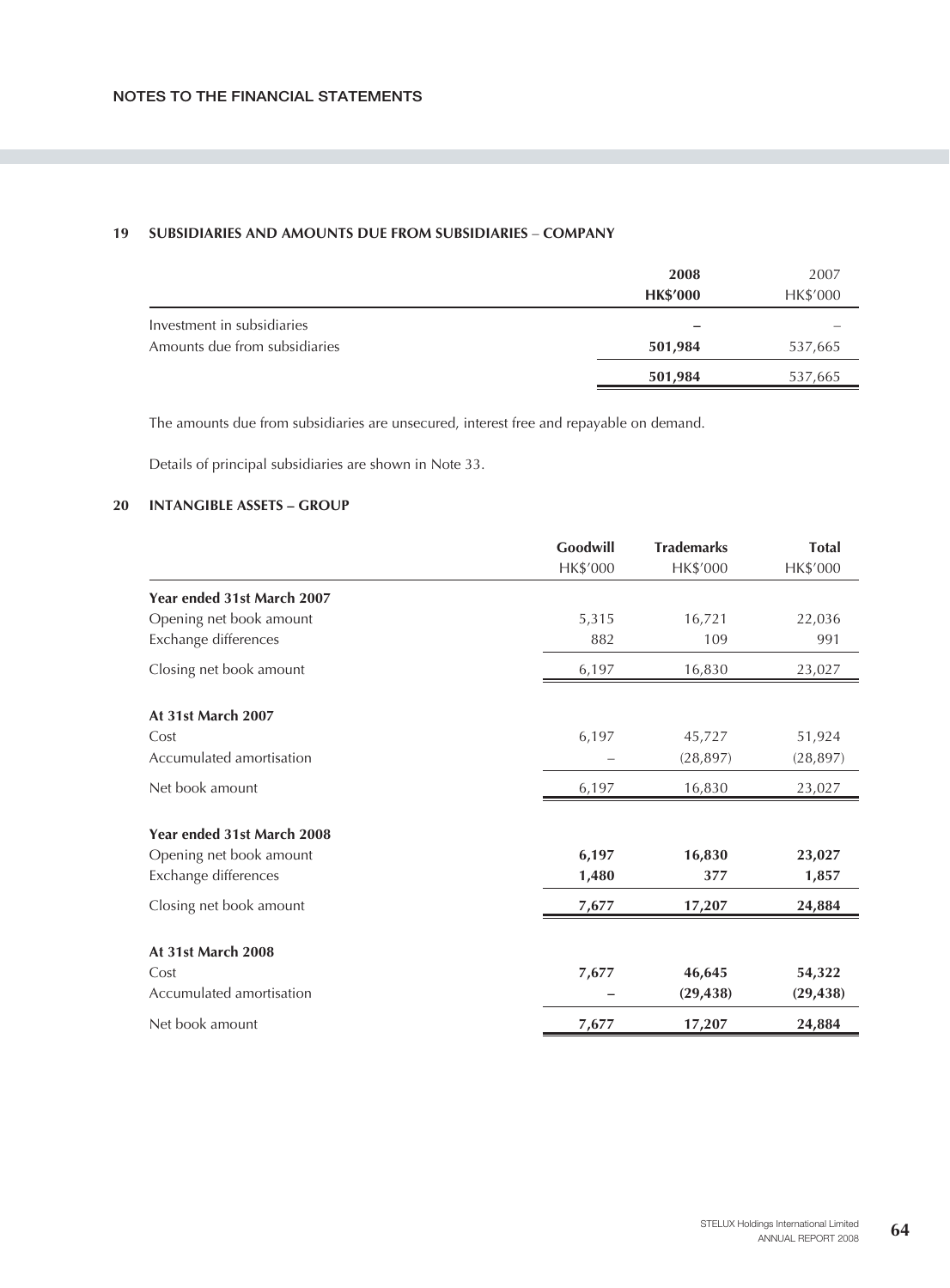## NOTES TO THE FINANCIAL STATEMENTS

### 19 SUBSIDIARIES AND AMOUNTS DUE FROM SUBSIDIARIES – COMPANY

| | **2008** | 2007 |
|---|---|---|
| | **HK$'000** | HK$'000 |
| Investment in subsidiaries | **–** | – |
| Amounts due from subsidiaries | **501,984** | 537,665 |
| | **501,984** | 537,665 |

The amounts due from subsidiaries are unsecured, interest free and repayable on demand.

Details of principal subsidiaries are shown in Note 33.

### 20 INTANGIBLE ASSETS – GROUP

| | **Goodwill** | **Trademarks** | **Total** |
|---|---|---|---|
| | HK$'000 | HK$'000 | HK$'000 |
| **Year ended 31st March 2007** | | | |
| Opening net book amount | 5,315 | 16,721 | 22,036 |
| Exchange differences | 882 | 109 | 991 |
| Closing net book amount | 6,197 | 16,830 | 23,027 |
| **At 31st March 2007** | | | |
| Cost | 6,197 | 45,727 | 51,924 |
| Accumulated amortisation | – | (28,897) | (28,897) |
| Net book amount | 6,197 | 16,830 | 23,027 |
| **Year ended 31st March 2008** | | | |
| Opening net book amount | **6,197** | **16,830** | **23,027** |
| Exchange differences | **1,480** | **377** | **1,857** |
| Closing net book amount | **7,677** | **17,207** | **24,884** |
| **At 31st March 2008** | | | |
| Cost | **7,677** | **46,645** | **54,322** |
| Accumulated amortisation | **–** | **(29,438)** | **(29,438)** |
| Net book amount | **7,677** | **17,207** | **24,884** |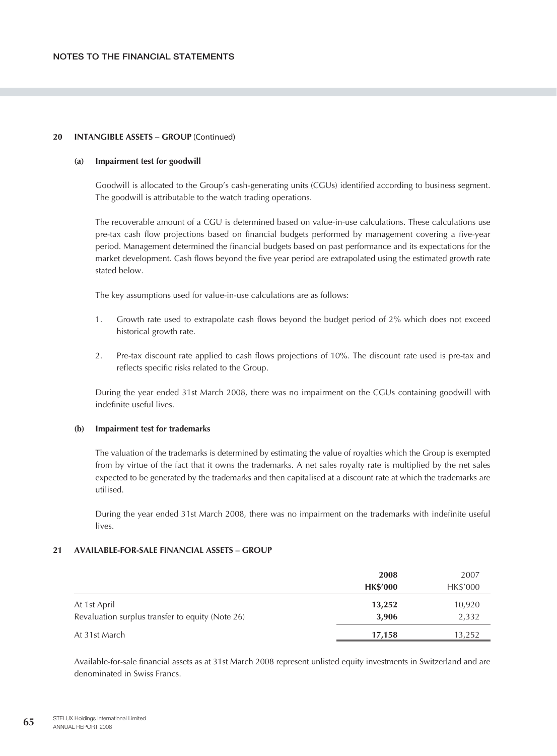## 20 INTANGIBLE ASSETS – GROUP (Continued)

### (a) Impairment test for goodwill

Goodwill is allocated to the Group's cash-generating units (CGUs) identified according to business segment. The goodwill is attributable to the watch trading operations.

The recoverable amount of a CGU is determined based on value-in-use calculations. These calculations use pre-tax cash flow projections based on financial budgets performed by management covering a five-year period. Management determined the financial budgets based on past performance and its expectations for the market development. Cash flows beyond the five year period are extrapolated using the estimated growth rate stated below.

The key assumptions used for value-in-use calculations are as follows:

1. Growth rate used to extrapolate cash flows beyond the budget period of 2% which does not exceed historical growth rate.

2. Pre-tax discount rate applied to cash flows projections of 10%. The discount rate used is pre-tax and reflects specific risks related to the Group.

During the year ended 31st March 2008, there was no impairment on the CGUs containing goodwill with indefinite useful lives.

### (b) Impairment test for trademarks

The valuation of the trademarks is determined by estimating the value of royalties which the Group is exempted from by virtue of the fact that it owns the trademarks. A net sales royalty rate is multiplied by the net sales expected to be generated by the trademarks and then capitalised at a discount rate at which the trademarks are utilised.

During the year ended 31st March 2008, there was no impairment on the trademarks with indefinite useful lives.

## 21 AVAILABLE-FOR-SALE FINANCIAL ASSETS – GROUP

| | **2008** | 2007 |
|---|---|---|
| | **HK$'000** | HK$'000 |
| At 1st April | **13,252** | 10,920 |
| Revaluation surplus transfer to equity (Note 26) | **3,906** | 2,332 |
| At 31st March | **17,158** | 13,252 |

Available-for-sale financial assets as at 31st March 2008 represent unlisted equity investments in Switzerland and are denominated in Swiss Francs.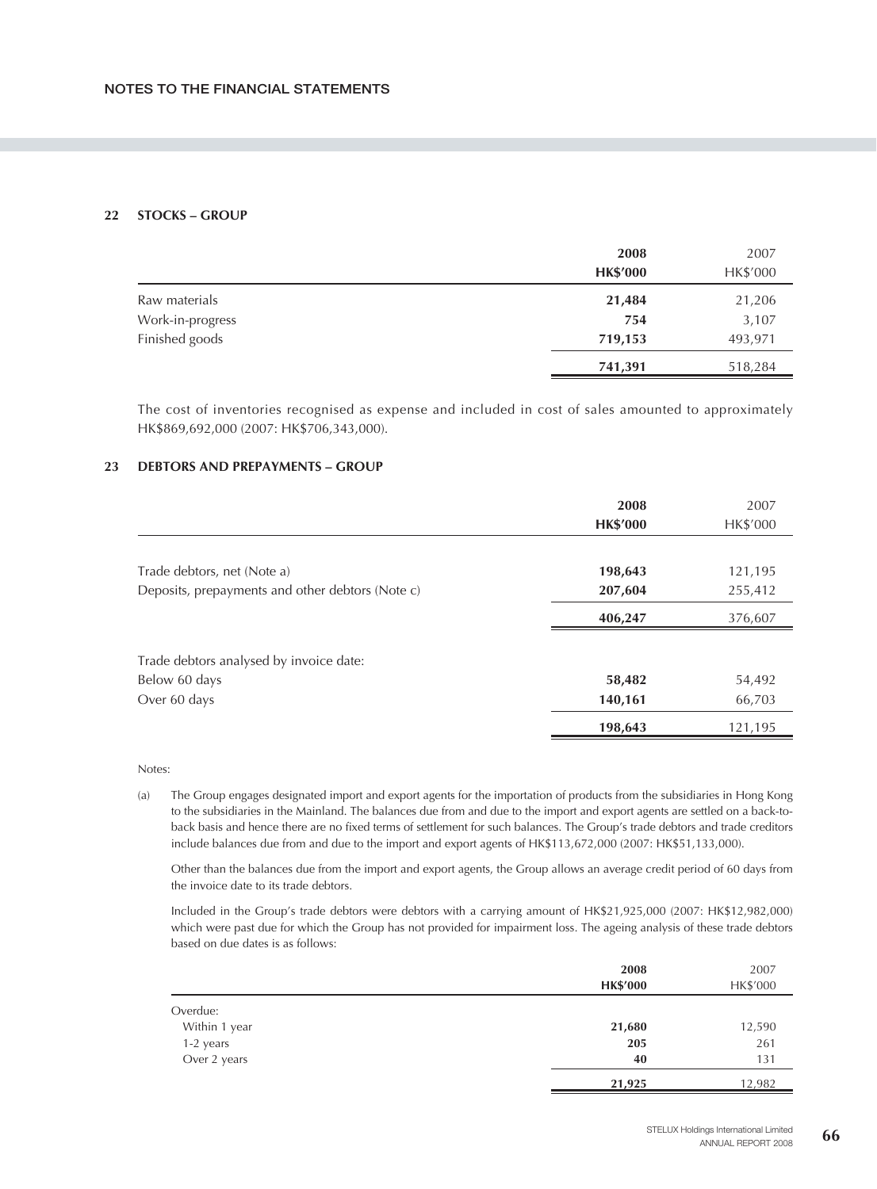## 22 STOCKS – GROUP

| | 2008 HK$'000 | 2007 HK$'000 |
|---|---|---|
| Raw materials | **21,484** | 21,206 |
| Work-in-progress | **754** | 3,107 |
| Finished goods | **719,153** | 493,971 |
| | **741,391** | 518,284 |

The cost of inventories recognised as expense and included in cost of sales amounted to approximately HK$869,692,000 (2007: HK$706,343,000).

## 23 DEBTORS AND PREPAYMENTS – GROUP

| | 2008 HK$'000 | 2007 HK$'000 |
|---|---|---|
| Trade debtors, net (Note a) | **198,643** | 121,195 |
| Deposits, prepayments and other debtors (Note c) | **207,604** | 255,412 |
| | **406,247** | 376,607 |
| Trade debtors analysed by invoice date: | | |
| Below 60 days | **58,482** | 54,492 |
| Over 60 days | **140,161** | 66,703 |
| | **198,643** | 121,195 |

Notes:

(a) The Group engages designated import and export agents for the importation of products from the subsidiaries in Hong Kong to the subsidiaries in the Mainland. The balances due from and due to the import and export agents are settled on a back-to-back basis and hence there are no fixed terms of settlement for such balances. The Group's trade debtors and trade creditors include balances due from and due to the import and export agents of HK$113,672,000 (2007: HK$51,133,000).

Other than the balances due from the import and export agents, the Group allows an average credit period of 60 days from the invoice date to its trade debtors.

Included in the Group's trade debtors were debtors with a carrying amount of HK$21,925,000 (2007: HK$12,982,000) which were past due for which the Group has not provided for impairment loss. The ageing analysis of these trade debtors based on due dates is as follows:

| | 2008 HK$'000 | 2007 HK$'000 |
|---|---|---|
| Overdue: | | |
| Within 1 year | **21,680** | 12,590 |
| 1-2 years | **205** | 261 |
| Over 2 years | **40** | 131 |
| | **21,925** | 12,982 |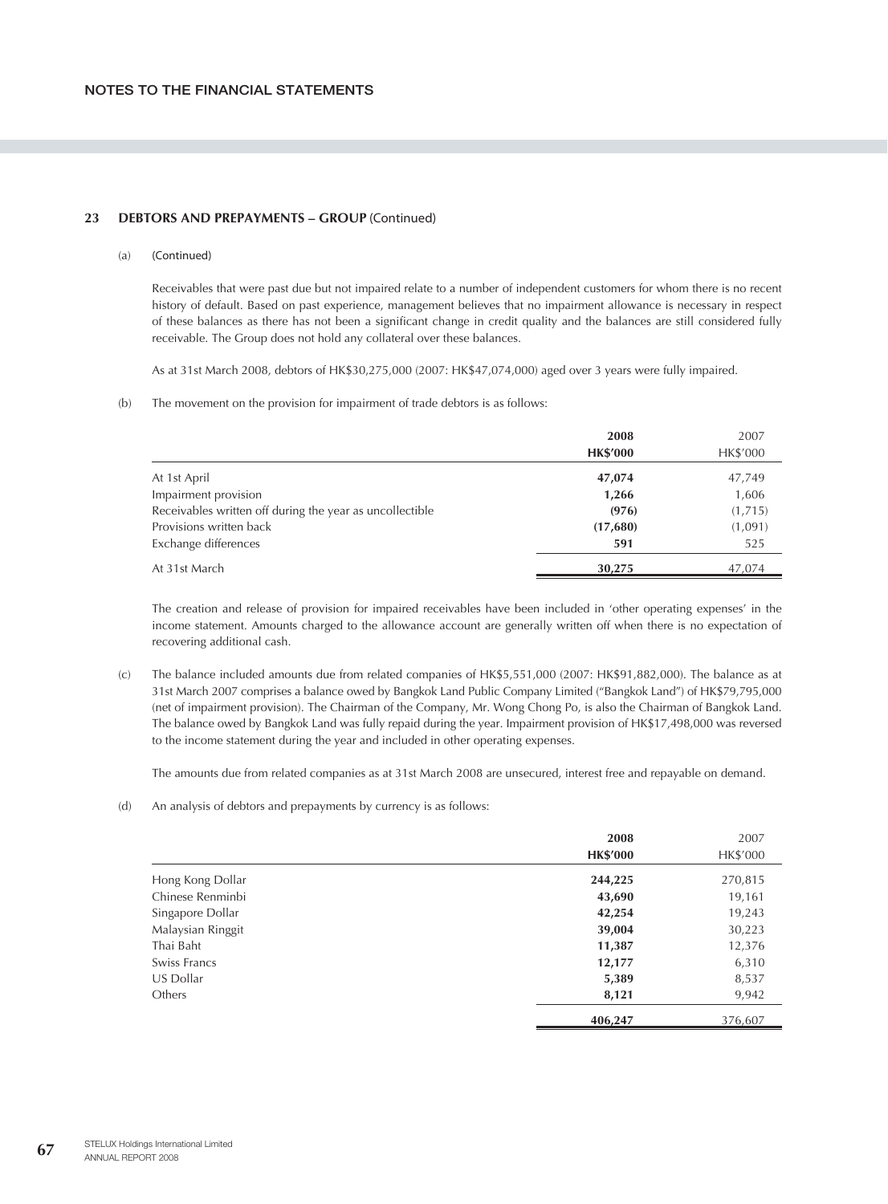## 23 DEBTORS AND PREPAYMENTS – GROUP (Continued)

(a) (Continued)

Receivables that were past due but not impaired relate to a number of independent customers for whom there is no recent history of default. Based on past experience, management believes that no impairment allowance is necessary in respect of these balances as there has not been a significant change in credit quality and the balances are still considered fully receivable. The Group does not hold any collateral over these balances.

As at 31st March 2008, debtors of HK$30,275,000 (2007: HK$47,074,000) aged over 3 years were fully impaired.

(b) The movement on the provision for impairment of trade debtors is as follows:

| | **2008** | 2007 |
|---|---|---|
| | **HK$'000** | HK$'000 |
| At 1st April | **47,074** | 47,749 |
| Impairment provision | **1,266** | 1,606 |
| Receivables written off during the year as uncollectible | **(976)** | (1,715) |
| Provisions written back | **(17,680)** | (1,091) |
| Exchange differences | **591** | 525 |
| At 31st March | **30,275** | 47,074 |

The creation and release of provision for impaired receivables have been included in 'other operating expenses' in the income statement. Amounts charged to the allowance account are generally written off when there is no expectation of recovering additional cash.

(c) The balance included amounts due from related companies of HK$5,551,000 (2007: HK$91,882,000). The balance as at 31st March 2007 comprises a balance owed by Bangkok Land Public Company Limited ("Bangkok Land") of HK$79,795,000 (net of impairment provision). The Chairman of the Company, Mr. Wong Chong Po, is also the Chairman of Bangkok Land. The balance owed by Bangkok Land was fully repaid during the year. Impairment provision of HK$17,498,000 was reversed to the income statement during the year and included in other operating expenses.

The amounts due from related companies as at 31st March 2008 are unsecured, interest free and repayable on demand.

(d) An analysis of debtors and prepayments by currency is as follows:

| | **2008** | 2007 |
|---|---|---|
| | **HK$'000** | HK$'000 |
| Hong Kong Dollar | **244,225** | 270,815 |
| Chinese Renminbi | **43,690** | 19,161 |
| Singapore Dollar | **42,254** | 19,243 |
| Malaysian Ringgit | **39,004** | 30,223 |
| Thai Baht | **11,387** | 12,376 |
| Swiss Francs | **12,177** | 6,310 |
| US Dollar | **5,389** | 8,537 |
| Others | **8,121** | 9,942 |
| | **406,247** | 376,607 |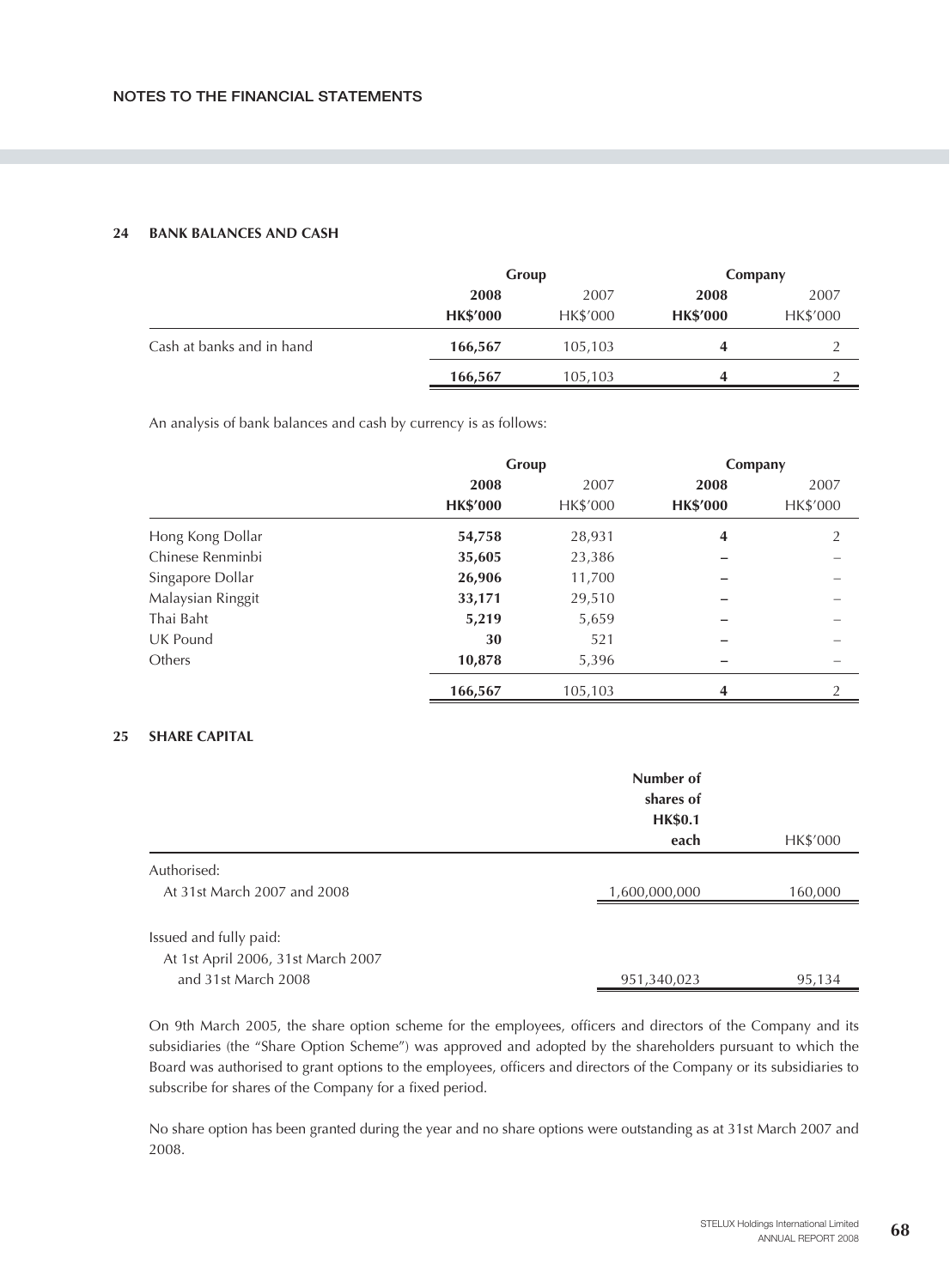## 24 BANK BALANCES AND CASH

| | Group | | Company | |
|---|---|---|---|---|
| | **2008** | 2007 | **2008** | 2007 |
| | **HK$'000** | HK$'000 | **HK$'000** | HK$'000 |
| Cash at banks and in hand | **166,567** | 105,103 | **4** | 2 |
| | **166,567** | 105,103 | **4** | 2 |

An analysis of bank balances and cash by currency is as follows:

| | Group | | Company | |
|---|---|---|---|---|
| | **2008** | 2007 | **2008** | 2007 |
| | **HK$'000** | HK$'000 | **HK$'000** | HK$'000 |
| Hong Kong Dollar | **54,758** | 28,931 | **4** | 2 |
| Chinese Renminbi | **35,605** | 23,386 | **–** | – |
| Singapore Dollar | **26,906** | 11,700 | **–** | – |
| Malaysian Ringgit | **33,171** | 29,510 | **–** | – |
| Thai Baht | **5,219** | 5,659 | **–** | – |
| UK Pound | **30** | 521 | **–** | – |
| Others | **10,878** | 5,396 | **–** | – |
| | **166,567** | 105,103 | **4** | 2 |

## 25 SHARE CAPITAL

| | **Number of shares of HK$0.1 each** | HK$'000 |
|---|---|---|
| Authorised: | | |
| At 31st March 2007 and 2008 | 1,600,000,000 | 160,000 |
| Issued and fully paid: | | |
| At 1st April 2006, 31st March 2007 and 31st March 2008 | 951,340,023 | 95,134 |

On 9th March 2005, the share option scheme for the employees, officers and directors of the Company and its subsidiaries (the "Share Option Scheme") was approved and adopted by the shareholders pursuant to which the Board was authorised to grant options to the employees, officers and directors of the Company or its subsidiaries to subscribe for shares of the Company for a fixed period.

No share option has been granted during the year and no share options were outstanding as at 31st March 2007 and 2008.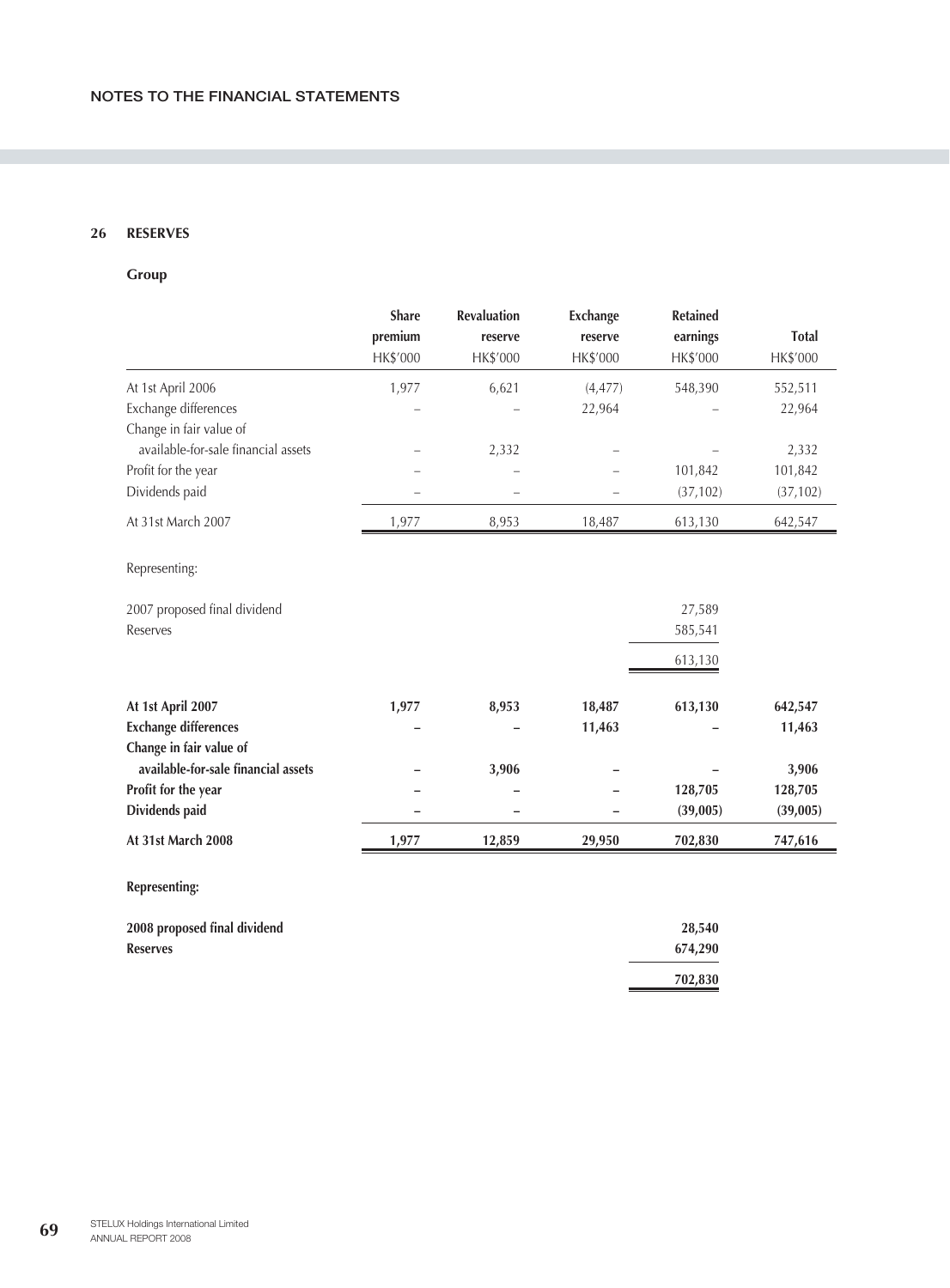## 26 RESERVES

### Group

| | Share premium HK$'000 | Revaluation reserve HK$'000 | Exchange reserve HK$'000 | Retained earnings HK$'000 | Total HK$'000 |
|---|---|---|---|---|---|
| At 1st April 2006 | 1,977 | 6,621 | (4,477) | 548,390 | 552,511 |
| Exchange differences | – | – | 22,964 | – | 22,964 |
| Change in fair value of available-for-sale financial assets | – | 2,332 | – | – | 2,332 |
| Profit for the year | – | – | – | 101,842 | 101,842 |
| Dividends paid | – | – | – | (37,102) | (37,102) |
| At 31st March 2007 | 1,977 | 8,953 | 18,487 | 613,130 | 642,547 |
| Representing: | | | | | |
| 2007 proposed final dividend | | | | 27,589 | |
| Reserves | | | | 585,541 | |
| | | | | 613,130 | |
| **At 1st April 2007** | **1,977** | **8,953** | **18,487** | **613,130** | **642,547** |
| **Exchange differences** | **–** | **–** | **11,463** | **–** | **11,463** |
| **Change in fair value of available-for-sale financial assets** | **–** | **3,906** | **–** | **–** | **3,906** |
| **Profit for the year** | **–** | **–** | **–** | **128,705** | **128,705** |
| **Dividends paid** | **–** | **–** | **–** | **(39,005)** | **(39,005)** |
| **At 31st March 2008** | **1,977** | **12,859** | **29,950** | **702,830** | **747,616** |
| **Representing:** | | | | | |
| **2008 proposed final dividend** | | | | **28,540** | |
| **Reserves** | | | | **674,290** | |
| | | | | **702,830** | |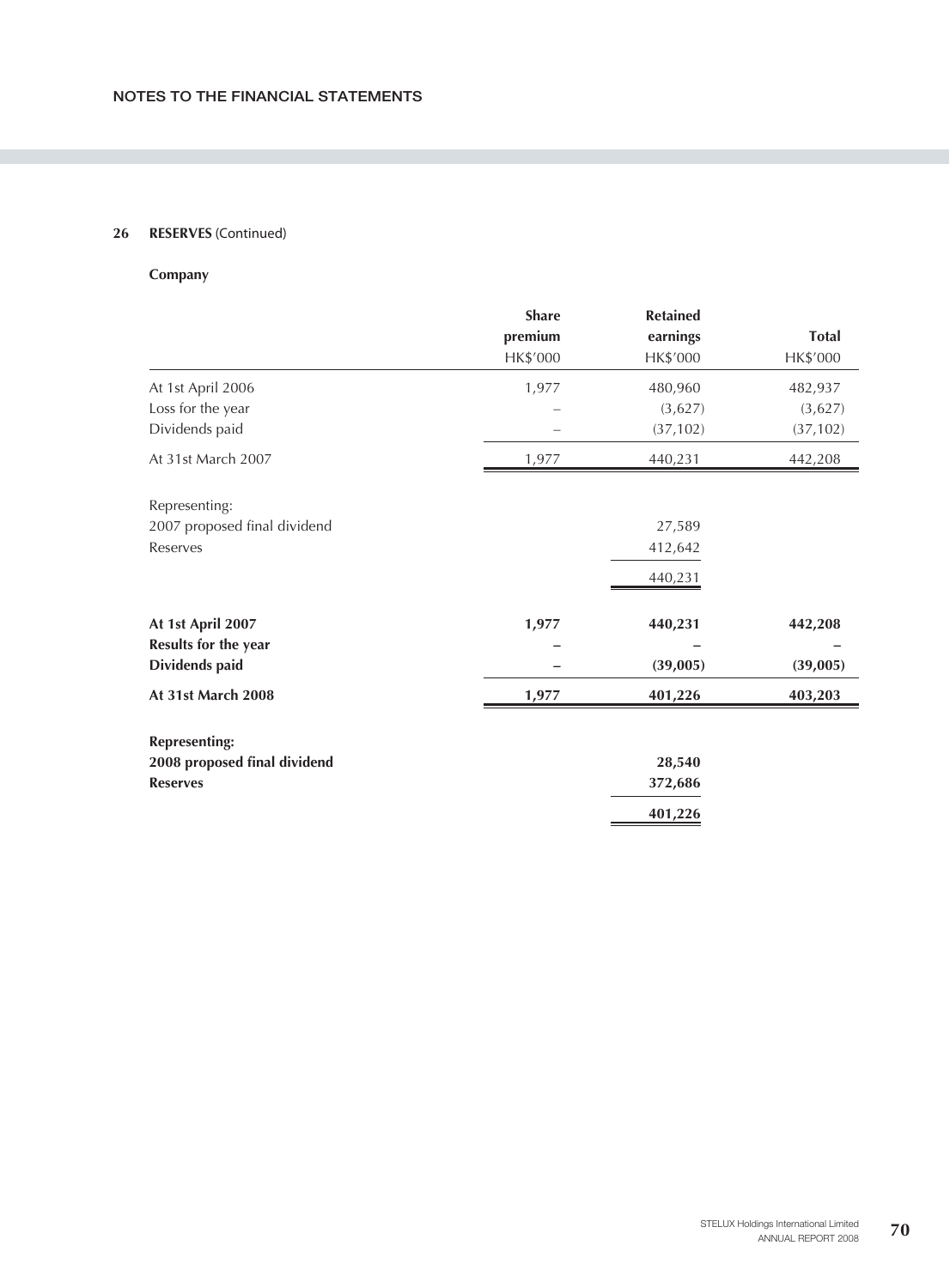## 26 RESERVES (Continued)

**Company**

| | Share premium HK$'000 | Retained earnings HK$'000 | Total HK$'000 |
|---|---|---|---|
| At 1st April 2006 | 1,977 | 480,960 | 482,937 |
| Loss for the year | – | (3,627) | (3,627) |
| Dividends paid | – | (37,102) | (37,102) |
| At 31st March 2007 | 1,977 | 440,231 | 442,208 |
| Representing: | | | |
| 2007 proposed final dividend | | 27,589 | |
| Reserves | | 412,642 | |
| | | 440,231 | |
| **At 1st April 2007** | **1,977** | **440,231** | **442,208** |
| **Results for the year** | **–** | **–** | **–** |
| **Dividends paid** | **–** | **(39,005)** | **(39,005)** |
| **At 31st March 2008** | **1,977** | **401,226** | **403,203** |
| **Representing:** | | | |
| **2008 proposed final dividend** | | **28,540** | |
| **Reserves** | | **372,686** | |
| | | **401,226** | |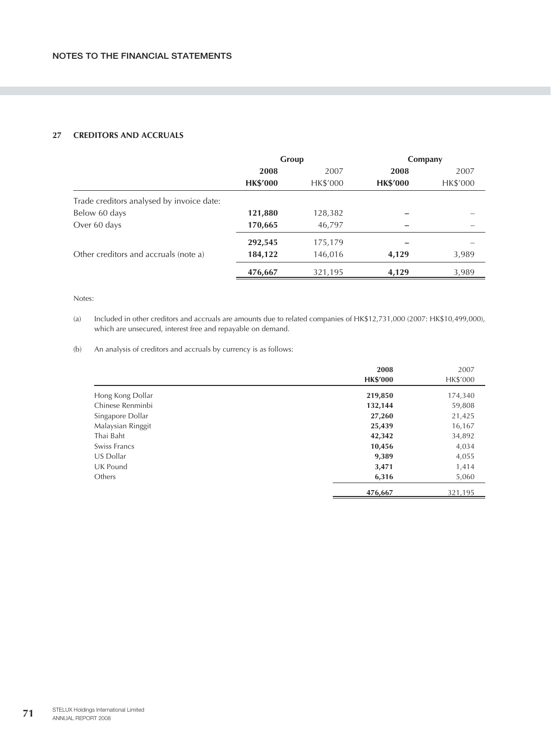## 27 CREDITORS AND ACCRUALS

| | Group | | Company | |
|---|---|---|---|---|
| | **2008** | 2007 | **2008** | 2007 |
| | **HK$'000** | HK$'000 | **HK$'000** | HK$'000 |
| Trade creditors analysed by invoice date: | | | | |
| Below 60 days | **121,880** | 128,382 | **–** | – |
| Over 60 days | **170,665** | 46,797 | **–** | – |
| | **292,545** | 175,179 | **–** | – |
| Other creditors and accruals (note a) | **184,122** | 146,016 | **4,129** | 3,989 |
| | **476,667** | 321,195 | **4,129** | 3,989 |

Notes:

(a) Included in other creditors and accruals are amounts due to related companies of HK$12,731,000 (2007: HK$10,499,000), which are unsecured, interest free and repayable on demand.

(b) An analysis of creditors and accruals by currency is as follows:

| | **2008** | 2007 |
|---|---|---|
| | **HK$'000** | HK$'000 |
| Hong Kong Dollar | **219,850** | 174,340 |
| Chinese Renminbi | **132,144** | 59,808 |
| Singapore Dollar | **27,260** | 21,425 |
| Malaysian Ringgit | **25,439** | 16,167 |
| Thai Baht | **42,342** | 34,892 |
| Swiss Francs | **10,456** | 4,034 |
| US Dollar | **9,389** | 4,055 |
| UK Pound | **3,471** | 1,414 |
| Others | **6,316** | 5,060 |
| | **476,667** | 321,195 |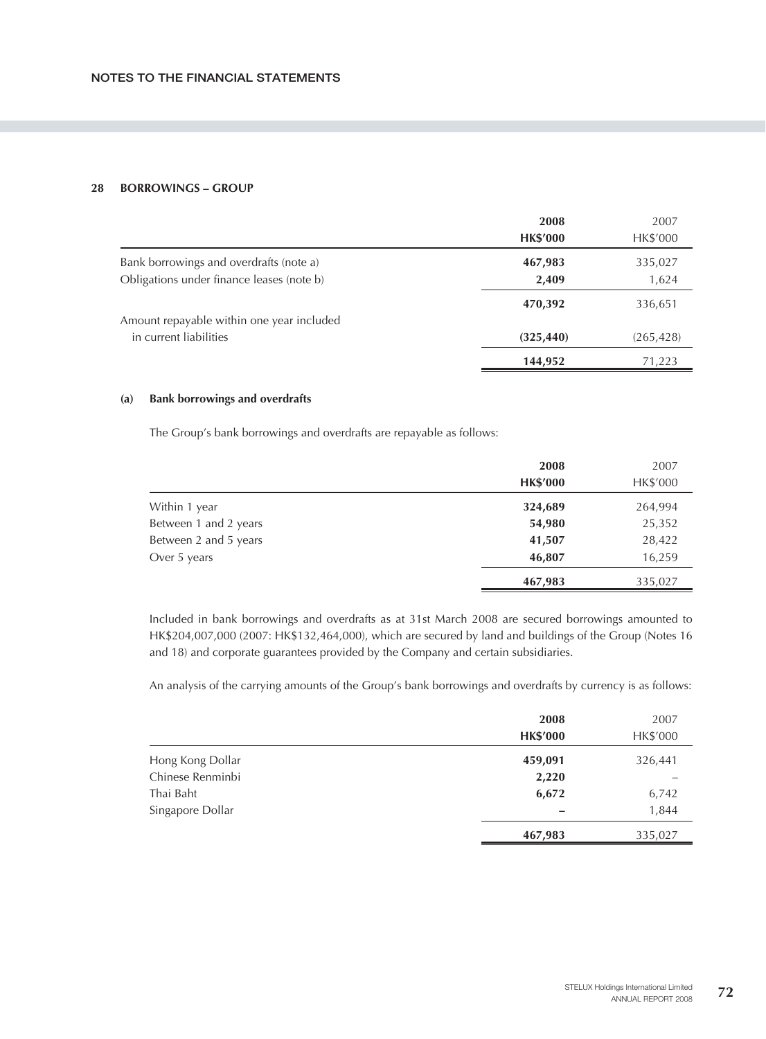## 28 BORROWINGS – GROUP

| | 2008<br>HK$'000 | 2007<br>HK$'000 |
|---|---|---|
| Bank borrowings and overdrafts (note a) | 467,983 | 335,027 |
| Obligations under finance leases (note b) | 2,409 | 1,624 |
| | 470,392 | 336,651 |
| Amount repayable within one year included in current liabilities | (325,440) | (265,428) |
| | 144,952 | 71,223 |

### (a) Bank borrowings and overdrafts

The Group's bank borrowings and overdrafts are repayable as follows:

| | 2008<br>HK$'000 | 2007<br>HK$'000 |
|---|---|---|
| Within 1 year | 324,689 | 264,994 |
| Between 1 and 2 years | 54,980 | 25,352 |
| Between 2 and 5 years | 41,507 | 28,422 |
| Over 5 years | 46,807 | 16,259 |
| | 467,983 | 335,027 |

Included in bank borrowings and overdrafts as at 31st March 2008 are secured borrowings amounted to HK$204,007,000 (2007: HK$132,464,000), which are secured by land and buildings of the Group (Notes 16 and 18) and corporate guarantees provided by the Company and certain subsidiaries.

An analysis of the carrying amounts of the Group's bank borrowings and overdrafts by currency is as follows:

| | 2008<br>HK$'000 | 2007<br>HK$'000 |
|---|---|---|
| Hong Kong Dollar | 459,091 | 326,441 |
| Chinese Renminbi | 2,220 | – |
| Thai Baht | 6,672 | 6,742 |
| Singapore Dollar | – | 1,844 |
| | 467,983 | 335,027 |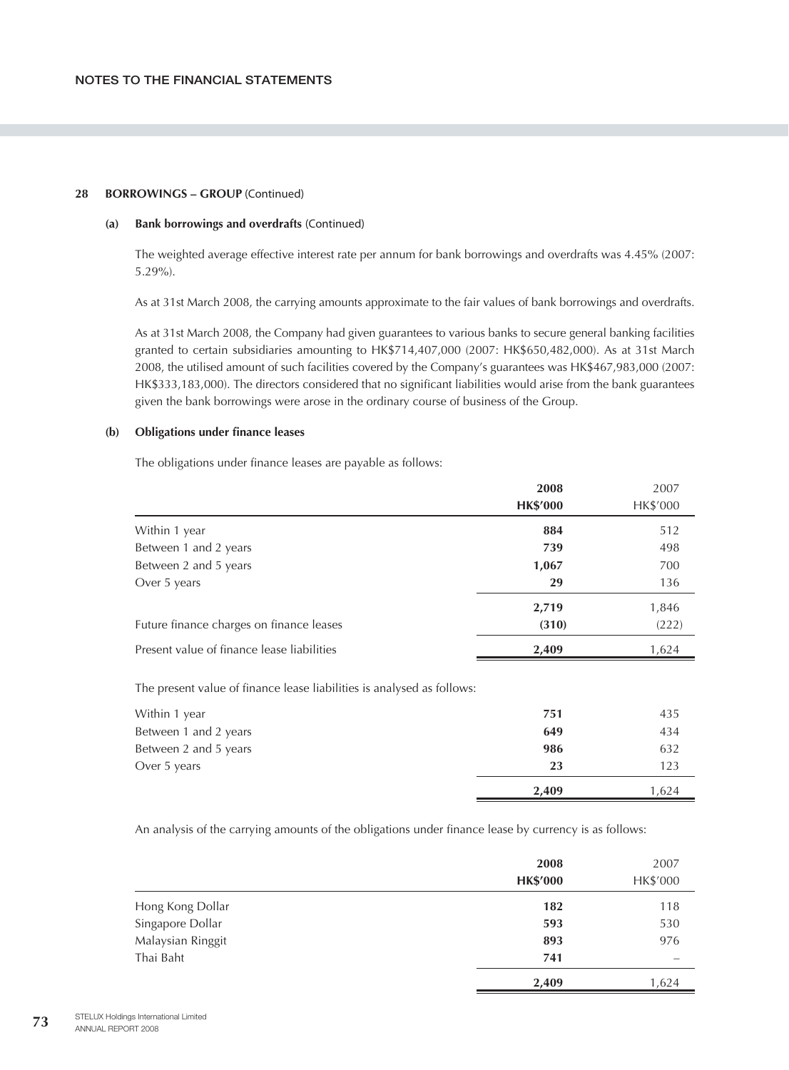## 28 BORROWINGS – GROUP (Continued)

### (a) Bank borrowings and overdrafts (Continued)

The weighted average effective interest rate per annum for bank borrowings and overdrafts was 4.45% (2007: 5.29%).

As at 31st March 2008, the carrying amounts approximate to the fair values of bank borrowings and overdrafts.

As at 31st March 2008, the Company had given guarantees to various banks to secure general banking facilities granted to certain subsidiaries amounting to HK$714,407,000 (2007: HK$650,482,000). As at 31st March 2008, the utilised amount of such facilities covered by the Company's guarantees was HK$467,983,000 (2007: HK$333,183,000). The directors considered that no significant liabilities would arise from the bank guarantees given the bank borrowings were arose in the ordinary course of business of the Group.

### (b) Obligations under finance leases

The obligations under finance leases are payable as follows:

| | 2008 HK$'000 | 2007 HK$'000 |
|---|---|---|
| Within 1 year | 884 | 512 |
| Between 1 and 2 years | 739 | 498 |
| Between 2 and 5 years | 1,067 | 700 |
| Over 5 years | 29 | 136 |
| | 2,719 | 1,846 |
| Future finance charges on finance leases | (310) | (222) |
| Present value of finance lease liabilities | 2,409 | 1,624 |

The present value of finance lease liabilities is analysed as follows:

| | 2008 HK$'000 | 2007 HK$'000 |
|---|---|---|
| Within 1 year | 751 | 435 |
| Between 1 and 2 years | 649 | 434 |
| Between 2 and 5 years | 986 | 632 |
| Over 5 years | 23 | 123 |
| | 2,409 | 1,624 |

An analysis of the carrying amounts of the obligations under finance lease by currency is as follows:

| | 2008 HK$'000 | 2007 HK$'000 |
|---|---|---|
| Hong Kong Dollar | 182 | 118 |
| Singapore Dollar | 593 | 530 |
| Malaysian Ringgit | 893 | 976 |
| Thai Baht | 741 | – |
| | 2,409 | 1,624 |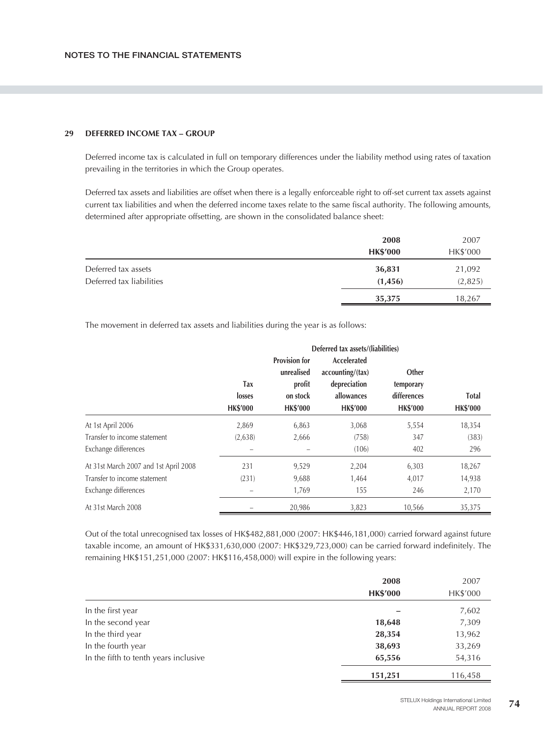# NOTES TO THE FINANCIAL STATEMENTS

## 29 DEFERRED INCOME TAX – GROUP

Deferred income tax is calculated in full on temporary differences under the liability method using rates of taxation prevailing in the territories in which the Group operates.

Deferred tax assets and liabilities are offset when there is a legally enforceable right to off-set current tax assets against current tax liabilities and when the deferred income taxes relate to the same fiscal authority. The following amounts, determined after appropriate offsetting, are shown in the consolidated balance sheet:

| | **2008** | 2007 |
|---|---|---|
| | **HK$'000** | HK$'000 |
| Deferred tax assets | **36,831** | 21,092 |
| Deferred tax liabilities | **(1,456)** | (2,825) |
| | **35,375** | 18,267 |

The movement in deferred tax assets and liabilities during the year is as follows:

| | Deferred tax assets/(liabilities) | | | | |
|---|---|---|---|---|---|
| | Tax losses | Provision for unrealised profit on stock | Accelerated accounting/(tax) depreciation allowances | Other temporary differences | Total |
| | HK$'000 | HK$'000 | HK$'000 | HK$'000 | HK$'000 |
| At 1st April 2006 | 2,869 | 6,863 | 3,068 | 5,554 | 18,354 |
| Transfer to income statement | (2,638) | 2,666 | (758) | 347 | (383) |
| Exchange differences | – | – | (106) | 402 | 296 |
| At 31st March 2007 and 1st April 2008 | 231 | 9,529 | 2,204 | 6,303 | 18,267 |
| Transfer to income statement | (231) | 9,688 | 1,464 | 4,017 | 14,938 |
| Exchange differences | – | 1,769 | 155 | 246 | 2,170 |
| At 31st March 2008 | – | 20,986 | 3,823 | 10,566 | 35,375 |

Out of the total unrecognised tax losses of HK$482,881,000 (2007: HK$446,181,000) carried forward against future taxable income, an amount of HK$331,630,000 (2007: HK$329,723,000) can be carried forward indefinitely. The remaining HK$151,251,000 (2007: HK$116,458,000) will expire in the following years:

| | **2008** | 2007 |
|---|---|---|
| | **HK$'000** | HK$'000 |
| In the first year | **–** | 7,602 |
| In the second year | **18,648** | 7,309 |
| In the third year | **28,354** | 13,962 |
| In the fourth year | **38,693** | 33,269 |
| In the fifth to tenth years inclusive | **65,556** | 54,316 |
| | **151,251** | 116,458 |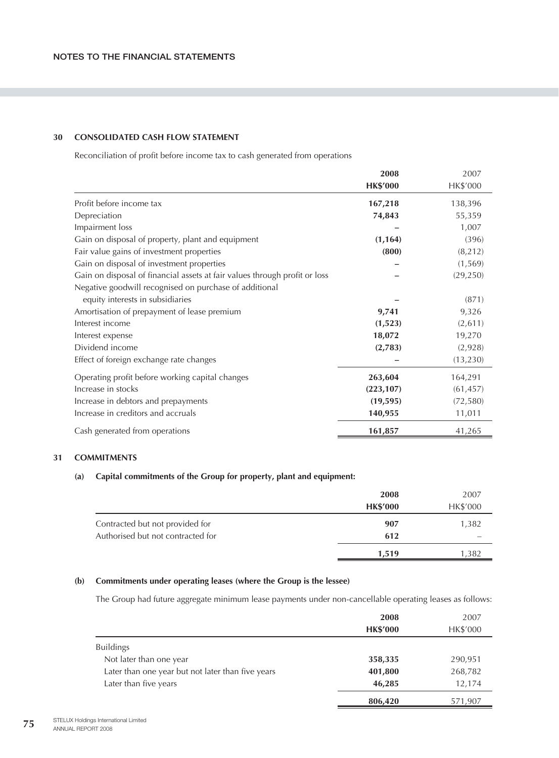## 30 CONSOLIDATED CASH FLOW STATEMENT

Reconciliation of profit before income tax to cash generated from operations

| | 2008 HK$'000 | 2007 HK$'000 |
|---|---|---|
| Profit before income tax | 167,218 | 138,396 |
| Depreciation | 74,843 | 55,359 |
| Impairment loss | – | 1,007 |
| Gain on disposal of property, plant and equipment | (1,164) | (396) |
| Fair value gains of investment properties | (800) | (8,212) |
| Gain on disposal of investment properties | – | (1,569) |
| Gain on disposal of financial assets at fair values through profit or loss | – | (29,250) |
| Negative goodwill recognised on purchase of additional equity interests in subsidiaries | – | (871) |
| Amortisation of prepayment of lease premium | 9,741 | 9,326 |
| Interest income | (1,523) | (2,611) |
| Interest expense | 18,072 | 19,270 |
| Dividend income | (2,783) | (2,928) |
| Effect of foreign exchange rate changes | – | (13,230) |
| Operating profit before working capital changes | 263,604 | 164,291 |
| Increase in stocks | (223,107) | (61,457) |
| Increase in debtors and prepayments | (19,595) | (72,580) |
| Increase in creditors and accruals | 140,955 | 11,011 |
| Cash generated from operations | 161,857 | 41,265 |

## 31 COMMITMENTS

### (a) Capital commitments of the Group for property, plant and equipment:

| | 2008 HK$'000 | 2007 HK$'000 |
|---|---|---|
| Contracted but not provided for | 907 | 1,382 |
| Authorised but not contracted for | 612 | – |
| | 1,519 | 1,382 |

### (b) Commitments under operating leases (where the Group is the lessee)

The Group had future aggregate minimum lease payments under non-cancellable operating leases as follows:

| | 2008 HK$'000 | 2007 HK$'000 |
|---|---|---|
| Buildings | | |
| Not later than one year | 358,335 | 290,951 |
| Later than one year but not later than five years | 401,800 | 268,782 |
| Later than five years | 46,285 | 12,174 |
| | 806,420 | 571,907 |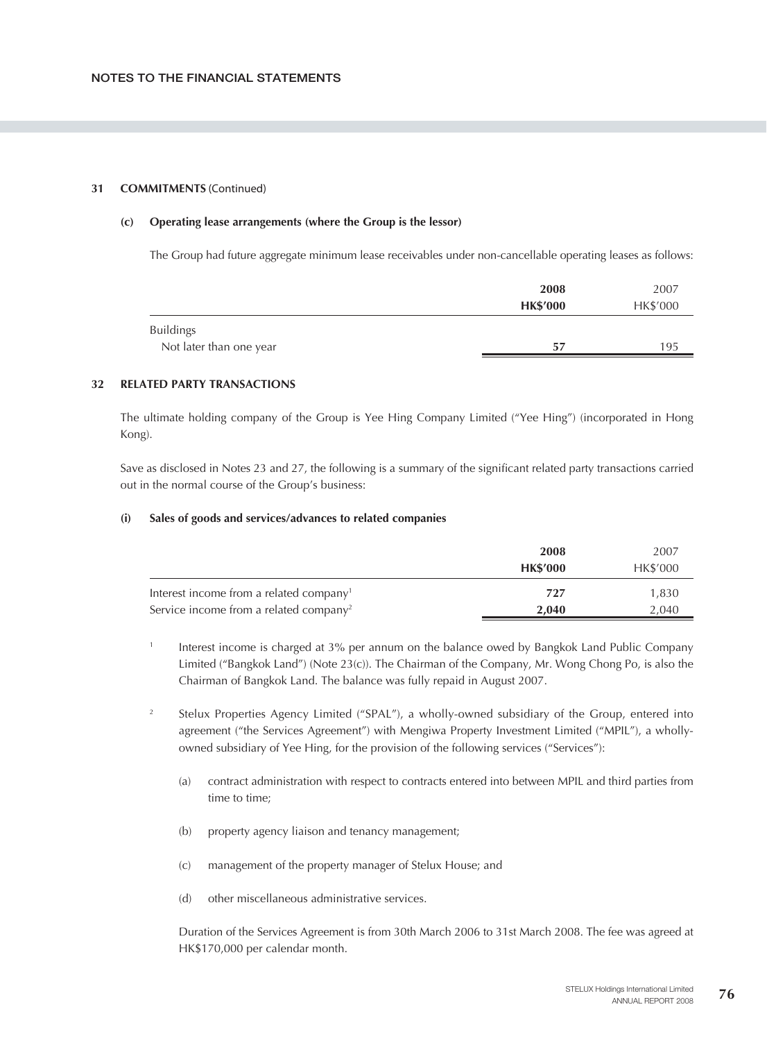## 31 COMMITMENTS (Continued)

### (c) Operating lease arrangements (where the Group is the lessor)

The Group had future aggregate minimum lease receivables under non-cancellable operating leases as follows:

| | **2008** | 2007 |
|---|---|---|
| | **HK$'000** | HK$'000 |
| Buildings | | |
| Not later than one year | **57** | 195 |

## 32 RELATED PARTY TRANSACTIONS

The ultimate holding company of the Group is Yee Hing Company Limited ("Yee Hing") (incorporated in Hong Kong).

Save as disclosed in Notes 23 and 27, the following is a summary of the significant related party transactions carried out in the normal course of the Group's business:

### (i) Sales of goods and services/advances to related companies

| | **2008** | 2007 |
|---|---|---|
| | **HK$'000** | HK$'000 |
| Interest income from a related company[1] | **727** | 1,830 |
| Service income from a related company[2] | **2,040** | 2,040 |

[1] Interest income is charged at 3% per annum on the balance owed by Bangkok Land Public Company Limited ("Bangkok Land") (Note 23(c)). The Chairman of the Company, Mr. Wong Chong Po, is also the Chairman of Bangkok Land. The balance was fully repaid in August 2007.

[2] Stelux Properties Agency Limited ("SPAL"), a wholly-owned subsidiary of the Group, entered into agreement ("the Services Agreement") with Mengiwa Property Investment Limited ("MPIL"), a wholly-owned subsidiary of Yee Hing, for the provision of the following services ("Services"):

(a) contract administration with respect to contracts entered into between MPIL and third parties from time to time;

(b) property agency liaison and tenancy management;

(c) management of the property manager of Stelux House; and

(d) other miscellaneous administrative services.

Duration of the Services Agreement is from 30th March 2006 to 31st March 2008. The fee was agreed at HK$170,000 per calendar month.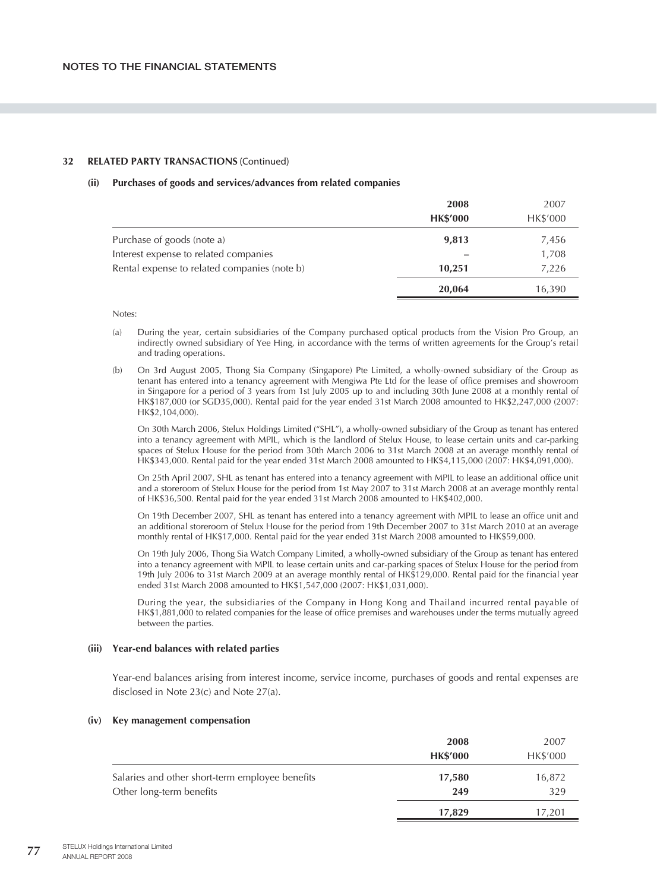## NOTES TO THE FINANCIAL STATEMENTS

### 32 RELATED PARTY TRANSACTIONS (Continued)

#### (ii) Purchases of goods and services/advances from related companies

| | **2008** | 2007 |
|---|---|---|
| | **HK$'000** | HK$'000 |
| Purchase of goods (note a) | **9,813** | 7,456 |
| Interest expense to related companies | **–** | 1,708 |
| Rental expense to related companies (note b) | **10,251** | 7,226 |
| | **20,064** | 16,390 |

Notes:

(a) During the year, certain subsidiaries of the Company purchased optical products from the Vision Pro Group, an indirectly owned subsidiary of Yee Hing, in accordance with the terms of written agreements for the Group's retail and trading operations.

(b) On 3rd August 2005, Thong Sia Company (Singapore) Pte Limited, a wholly-owned subsidiary of the Group as tenant has entered into a tenancy agreement with Mengiwa Pte Ltd for the lease of office premises and showroom in Singapore for a period of 3 years from 1st July 2005 up to and including 30th June 2008 at a monthly rental of HK$187,000 (or SGD35,000). Rental paid for the year ended 31st March 2008 amounted to HK$2,247,000 (2007: HK$2,104,000).

On 30th March 2006, Stelux Holdings Limited ("SHL"), a wholly-owned subsidiary of the Group as tenant has entered into a tenancy agreement with MPIL, which is the landlord of Stelux House, to lease certain units and car-parking spaces of Stelux House for the period from 30th March 2006 to 31st March 2008 at an average monthly rental of HK$343,000. Rental paid for the year ended 31st March 2008 amounted to HK$4,115,000 (2007: HK$4,091,000).

On 25th April 2007, SHL as tenant has entered into a tenancy agreement with MPIL to lease an additional office unit and a storeroom of Stelux House for the period from 1st May 2007 to 31st March 2008 at an average monthly rental of HK$36,500. Rental paid for the year ended 31st March 2008 amounted to HK$402,000.

On 19th December 2007, SHL as tenant has entered into a tenancy agreement with MPIL to lease an office unit and an additional storeroom of Stelux House for the period from 19th December 2007 to 31st March 2010 at an average monthly rental of HK$17,000. Rental paid for the year ended 31st March 2008 amounted to HK$59,000.

On 19th July 2006, Thong Sia Watch Company Limited, a wholly-owned subsidiary of the Group as tenant has entered into a tenancy agreement with MPIL to lease certain units and car-parking spaces of Stelux House for the period from 19th July 2006 to 31st March 2009 at an average monthly rental of HK$129,000. Rental paid for the financial year ended 31st March 2008 amounted to HK$1,547,000 (2007: HK$1,031,000).

During the year, the subsidiaries of the Company in Hong Kong and Thailand incurred rental payable of HK$1,881,000 to related companies for the lease of office premises and warehouses under the terms mutually agreed between the parties.

#### (iii) Year-end balances with related parties

Year-end balances arising from interest income, service income, purchases of goods and rental expenses are disclosed in Note 23(c) and Note 27(a).

#### (iv) Key management compensation

| | **2008** | 2007 |
|---|---|---|
| | **HK$'000** | HK$'000 |
| Salaries and other short-term employee benefits | **17,580** | 16,872 |
| Other long-term benefits | **249** | 329 |
| | **17,829** | 17,201 |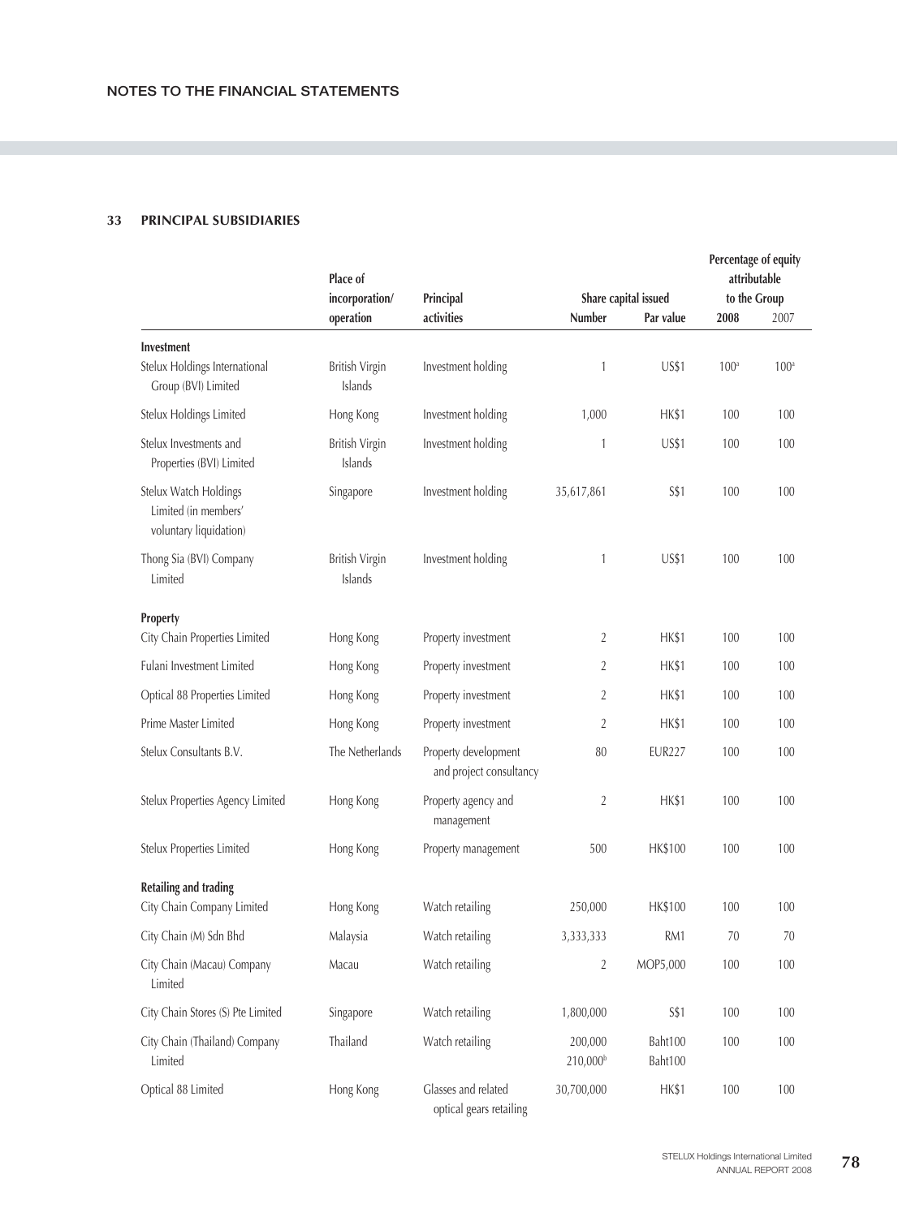## NOTES TO THE FINANCIAL STATEMENTS

### 33 PRINCIPAL SUBSIDIARIES

| | Place of incorporation/ operation | Principal activities | Share capital issued | | Percentage of equity attributable to the Group | |
|---|---|---|---|---|---|---|
| | | | Number | Par value | 2008 | 2007 |
| **Investment** | | | | | | |
| Stelux Holdings International Group (BVI) Limited | British Virgin Islands | Investment holding | 1 | US$1 | 100[a] | 100[a] |
| Stelux Holdings Limited | Hong Kong | Investment holding | 1,000 | HK$1 | 100 | 100 |
| Stelux Investments and Properties (BVI) Limited | British Virgin Islands | Investment holding | 1 | US$1 | 100 | 100 |
| Stelux Watch Holdings Limited (in members' voluntary liquidation) | Singapore | Investment holding | 35,617,861 | S$1 | 100 | 100 |
| Thong Sia (BVI) Company Limited | British Virgin Islands | Investment holding | 1 | US$1 | 100 | 100 |
| **Property** | | | | | | |
| City Chain Properties Limited | Hong Kong | Property investment | 2 | HK$1 | 100 | 100 |
| Fulani Investment Limited | Hong Kong | Property investment | 2 | HK$1 | 100 | 100 |
| Optical 88 Properties Limited | Hong Kong | Property investment | 2 | HK$1 | 100 | 100 |
| Prime Master Limited | Hong Kong | Property investment | 2 | HK$1 | 100 | 100 |
| Stelux Consultants B.V. | The Netherlands | Property development and project consultancy | 80 | EUR227 | 100 | 100 |
| Stelux Properties Agency Limited | Hong Kong | Property agency and management | 2 | HK$1 | 100 | 100 |
| Stelux Properties Limited | Hong Kong | Property management | 500 | HK$100 | 100 | 100 |
| **Retailing and trading** | | | | | | |
| City Chain Company Limited | Hong Kong | Watch retailing | 250,000 | HK$100 | 100 | 100 |
| City Chain (M) Sdn Bhd | Malaysia | Watch retailing | 3,333,333 | RM1 | 70 | 70 |
| City Chain (Macau) Company Limited | Macau | Watch retailing | 2 | MOP5,000 | 100 | 100 |
| City Chain Stores (S) Pte Limited | Singapore | Watch retailing | 1,800,000 | S$1 | 100 | 100 |
| City Chain (Thailand) Company Limited | Thailand | Watch retailing | 200,000<br>210,000[b] | Baht100<br>Baht100 | 100 | 100 |
| Optical 88 Limited | Hong Kong | Glasses and related optical gears retailing | 30,700,000 | HK$1 | 100 | 100 |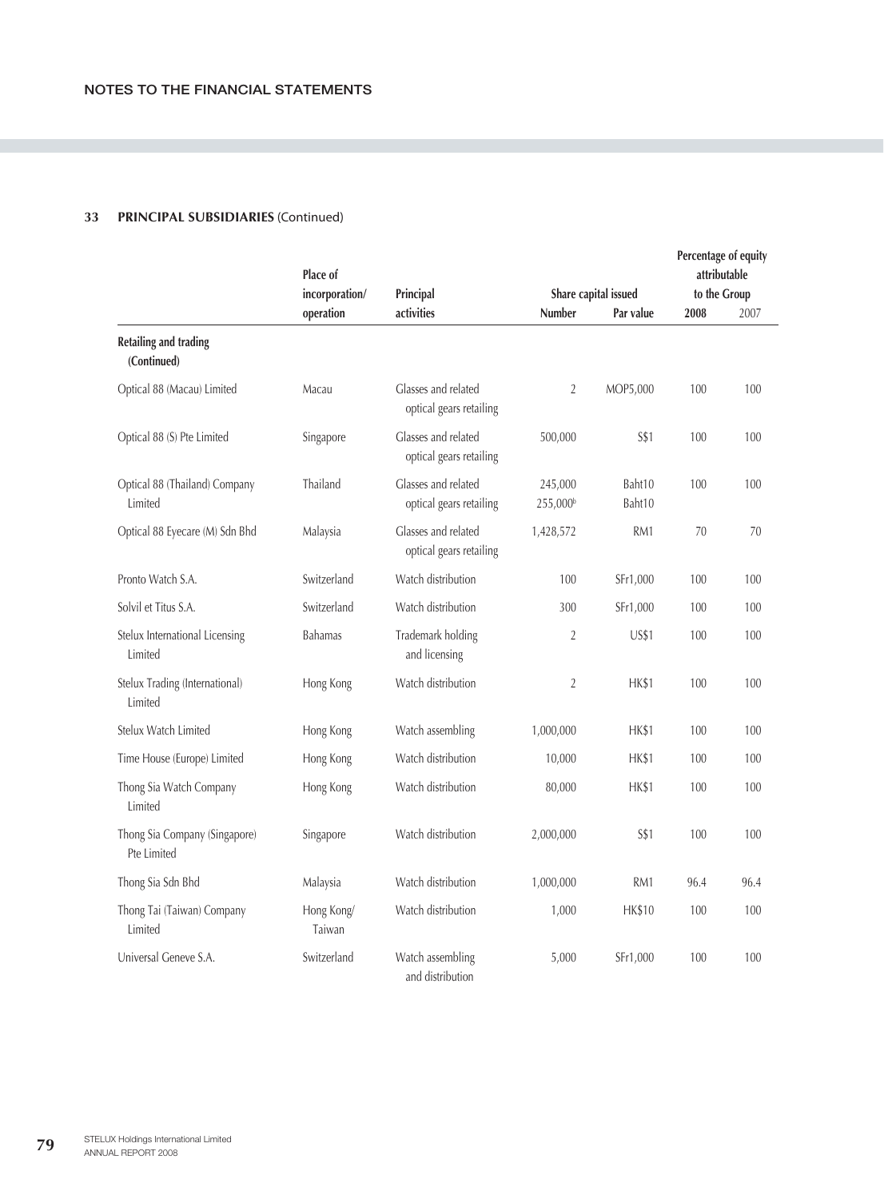## 33 PRINCIPAL SUBSIDIARIES (Continued)

| | Place of incorporation/ operation | Principal activities | Share capital issued | | Percentage of equity attributable to the Group | |
|---|---|---|---|---|---|---|
| | | | Number | Par value | 2008 | 2007 |
| **Retailing and trading (Continued)** | | | | | | |
| Optical 88 (Macau) Limited | Macau | Glasses and related optical gears retailing | 2 | MOP5,000 | 100 | 100 |
| Optical 88 (S) Pte Limited | Singapore | Glasses and related optical gears retailing | 500,000 | S$1 | 100 | 100 |
| Optical 88 (Thailand) Company Limited | Thailand | Glasses and related optical gears retailing | 245,000<br>255,000[b] | Baht10<br>Baht10 | 100 | 100 |
| Optical 88 Eyecare (M) Sdn Bhd | Malaysia | Glasses and related optical gears retailing | 1,428,572 | RM1 | 70 | 70 |
| Pronto Watch S.A. | Switzerland | Watch distribution | 100 | SFr1,000 | 100 | 100 |
| Solvil et Titus S.A. | Switzerland | Watch distribution | 300 | SFr1,000 | 100 | 100 |
| Stelux International Licensing Limited | Bahamas | Trademark holding and licensing | 2 | US$1 | 100 | 100 |
| Stelux Trading (International) Limited | Hong Kong | Watch distribution | 2 | HK$1 | 100 | 100 |
| Stelux Watch Limited | Hong Kong | Watch assembling | 1,000,000 | HK$1 | 100 | 100 |
| Time House (Europe) Limited | Hong Kong | Watch distribution | 10,000 | HK$1 | 100 | 100 |
| Thong Sia Watch Company Limited | Hong Kong | Watch distribution | 80,000 | HK$1 | 100 | 100 |
| Thong Sia Company (Singapore) Pte Limited | Singapore | Watch distribution | 2,000,000 | S$1 | 100 | 100 |
| Thong Sia Sdn Bhd | Malaysia | Watch distribution | 1,000,000 | RM1 | 96.4 | 96.4 |
| Thong Tai (Taiwan) Company Limited | Hong Kong/ Taiwan | Watch distribution | 1,000 | HK$10 | 100 | 100 |
| Universal Geneve S.A. | Switzerland | Watch assembling and distribution | 5,000 | SFr1,000 | 100 | 100 |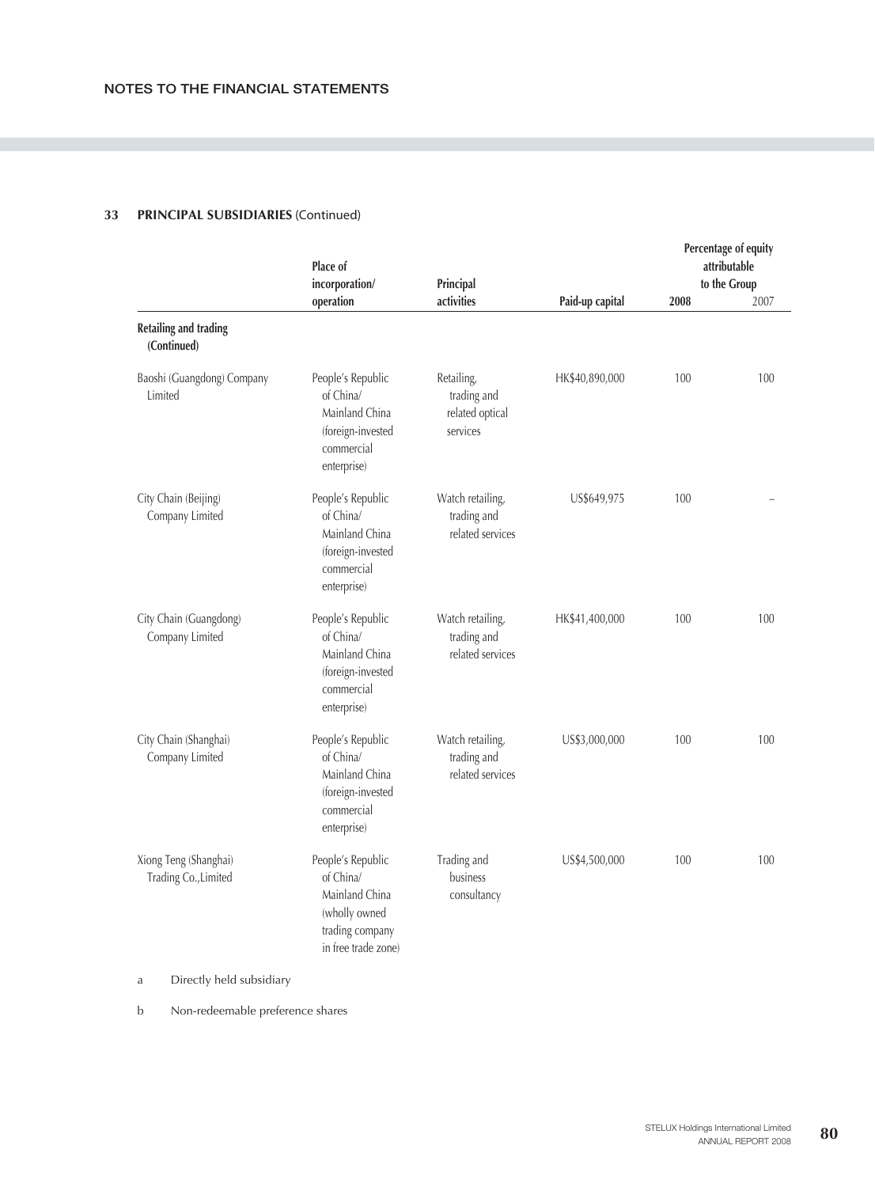## 33 PRINCIPAL SUBSIDIARIES (Continued)

| | Place of incorporation/ operation | Principal activities | Paid-up capital | Percentage of equity attributable to the Group | |
|---|---|---|---|---|---|
| | | | | 2008 | 2007 |
| **Retailing and trading (Continued)** | | | | | |
| Baoshi (Guangdong) Company Limited | People's Republic of China/ Mainland China (foreign-invested commercial enterprise) | Retailing, trading and related optical services | HK$40,890,000 | 100 | 100 |
| City Chain (Beijing) Company Limited | People's Republic of China/ Mainland China (foreign-invested commercial enterprise) | Watch retailing, trading and related services | US$649,975 | 100 | – |
| City Chain (Guangdong) Company Limited | People's Republic of China/ Mainland China (foreign-invested commercial enterprise) | Watch retailing, trading and related services | HK$41,400,000 | 100 | 100 |
| City Chain (Shanghai) Company Limited | People's Republic of China/ Mainland China (foreign-invested commercial enterprise) | Watch retailing, trading and related services | US$3,000,000 | 100 | 100 |
| Xiong Teng (Shanghai) Trading Co.,Limited | People's Republic of China/ Mainland China (wholly owned trading company in free trade zone) | Trading and business consultancy | US$4,500,000 | 100 | 100 |

a Directly held subsidiary

b Non-redeemable preference shares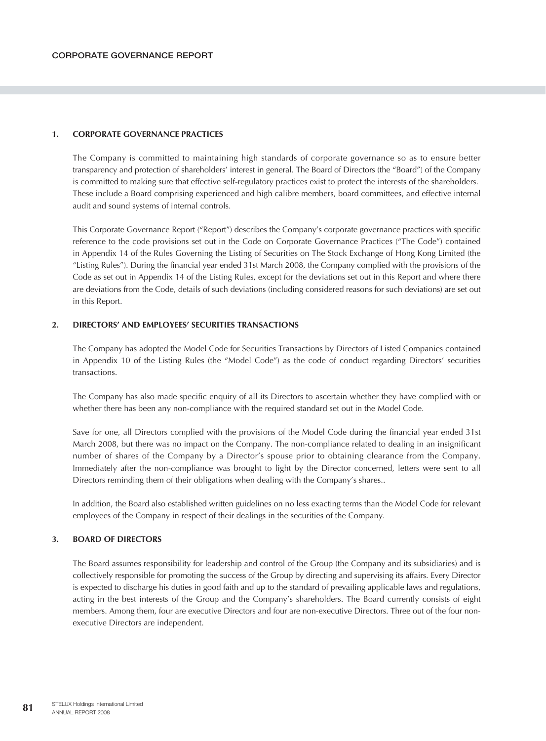# CORPORATE GOVERNANCE REPORT

## 1. CORPORATE GOVERNANCE PRACTICES

The Company is committed to maintaining high standards of corporate governance so as to ensure better transparency and protection of shareholders' interest in general. The Board of Directors (the "Board") of the Company is committed to making sure that effective self-regulatory practices exist to protect the interests of the shareholders. These include a Board comprising experienced and high calibre members, board committees, and effective internal audit and sound systems of internal controls.

This Corporate Governance Report ("Report") describes the Company's corporate governance practices with specific reference to the code provisions set out in the Code on Corporate Governance Practices ("The Code") contained in Appendix 14 of the Rules Governing the Listing of Securities on The Stock Exchange of Hong Kong Limited (the "Listing Rules"). During the financial year ended 31st March 2008, the Company complied with the provisions of the Code as set out in Appendix 14 of the Listing Rules, except for the deviations set out in this Report and where there are deviations from the Code, details of such deviations (including considered reasons for such deviations) are set out in this Report.

## 2. DIRECTORS' AND EMPLOYEES' SECURITIES TRANSACTIONS

The Company has adopted the Model Code for Securities Transactions by Directors of Listed Companies contained in Appendix 10 of the Listing Rules (the "Model Code") as the code of conduct regarding Directors' securities transactions.

The Company has also made specific enquiry of all its Directors to ascertain whether they have complied with or whether there has been any non-compliance with the required standard set out in the Model Code.

Save for one, all Directors complied with the provisions of the Model Code during the financial year ended 31st March 2008, but there was no impact on the Company. The non-compliance related to dealing in an insignificant number of shares of the Company by a Director's spouse prior to obtaining clearance from the Company. Immediately after the non-compliance was brought to light by the Director concerned, letters were sent to all Directors reminding them of their obligations when dealing with the Company's shares..

In addition, the Board also established written guidelines on no less exacting terms than the Model Code for relevant employees of the Company in respect of their dealings in the securities of the Company.

## 3. BOARD OF DIRECTORS

The Board assumes responsibility for leadership and control of the Group (the Company and its subsidiaries) and is collectively responsible for promoting the success of the Group by directing and supervising its affairs. Every Director is expected to discharge his duties in good faith and up to the standard of prevailing applicable laws and regulations, acting in the best interests of the Group and the Company's shareholders. The Board currently consists of eight members. Among them, four are executive Directors and four are non-executive Directors. Three out of the four non-executive Directors are independent.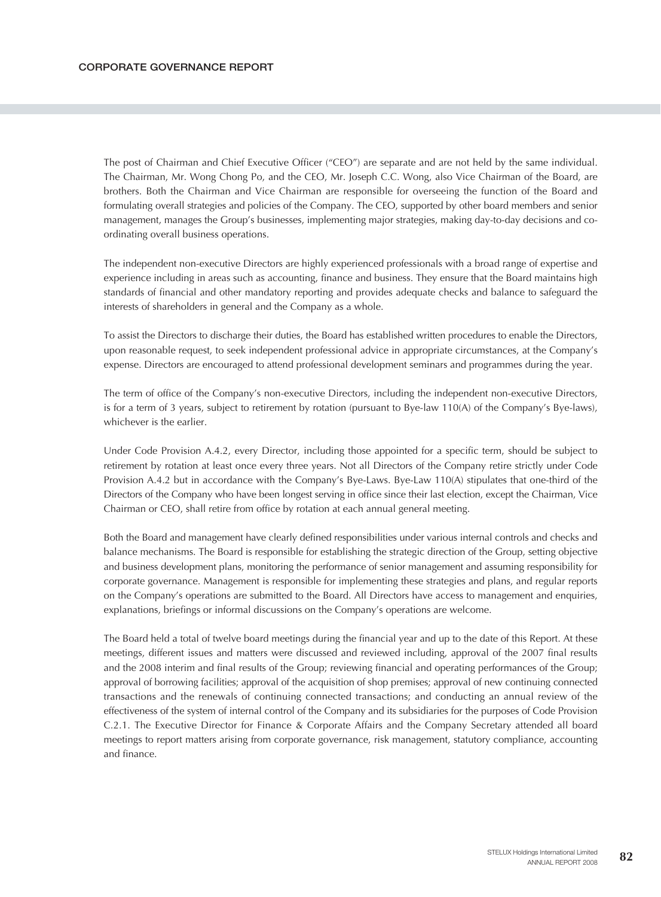The post of Chairman and Chief Executive Officer ("CEO") are separate and are not held by the same individual. The Chairman, Mr. Wong Chong Po, and the CEO, Mr. Joseph C.C. Wong, also Vice Chairman of the Board, are brothers. Both the Chairman and Vice Chairman are responsible for overseeing the function of the Board and formulating overall strategies and policies of the Company. The CEO, supported by other board members and senior management, manages the Group's businesses, implementing major strategies, making day-to-day decisions and co-ordinating overall business operations.

The independent non-executive Directors are highly experienced professionals with a broad range of expertise and experience including in areas such as accounting, finance and business. They ensure that the Board maintains high standards of financial and other mandatory reporting and provides adequate checks and balance to safeguard the interests of shareholders in general and the Company as a whole.

To assist the Directors to discharge their duties, the Board has established written procedures to enable the Directors, upon reasonable request, to seek independent professional advice in appropriate circumstances, at the Company's expense. Directors are encouraged to attend professional development seminars and programmes during the year.

The term of office of the Company's non-executive Directors, including the independent non-executive Directors, is for a term of 3 years, subject to retirement by rotation (pursuant to Bye-law 110(A) of the Company's Bye-laws), whichever is the earlier.

Under Code Provision A.4.2, every Director, including those appointed for a specific term, should be subject to retirement by rotation at least once every three years. Not all Directors of the Company retire strictly under Code Provision A.4.2 but in accordance with the Company's Bye-Laws. Bye-Law 110(A) stipulates that one-third of the Directors of the Company who have been longest serving in office since their last election, except the Chairman, Vice Chairman or CEO, shall retire from office by rotation at each annual general meeting.

Both the Board and management have clearly defined responsibilities under various internal controls and checks and balance mechanisms. The Board is responsible for establishing the strategic direction of the Group, setting objective and business development plans, monitoring the performance of senior management and assuming responsibility for corporate governance. Management is responsible for implementing these strategies and plans, and regular reports on the Company's operations are submitted to the Board. All Directors have access to management and enquiries, explanations, briefings or informal discussions on the Company's operations are welcome.

The Board held a total of twelve board meetings during the financial year and up to the date of this Report. At these meetings, different issues and matters were discussed and reviewed including, approval of the 2007 final results and the 2008 interim and final results of the Group; reviewing financial and operating performances of the Group; approval of borrowing facilities; approval of the acquisition of shop premises; approval of new continuing connected transactions and the renewals of continuing connected transactions; and conducting an annual review of the effectiveness of the system of internal control of the Company and its subsidiaries for the purposes of Code Provision C.2.1. The Executive Director for Finance & Corporate Affairs and the Company Secretary attended all board meetings to report matters arising from corporate governance, risk management, statutory compliance, accounting and finance.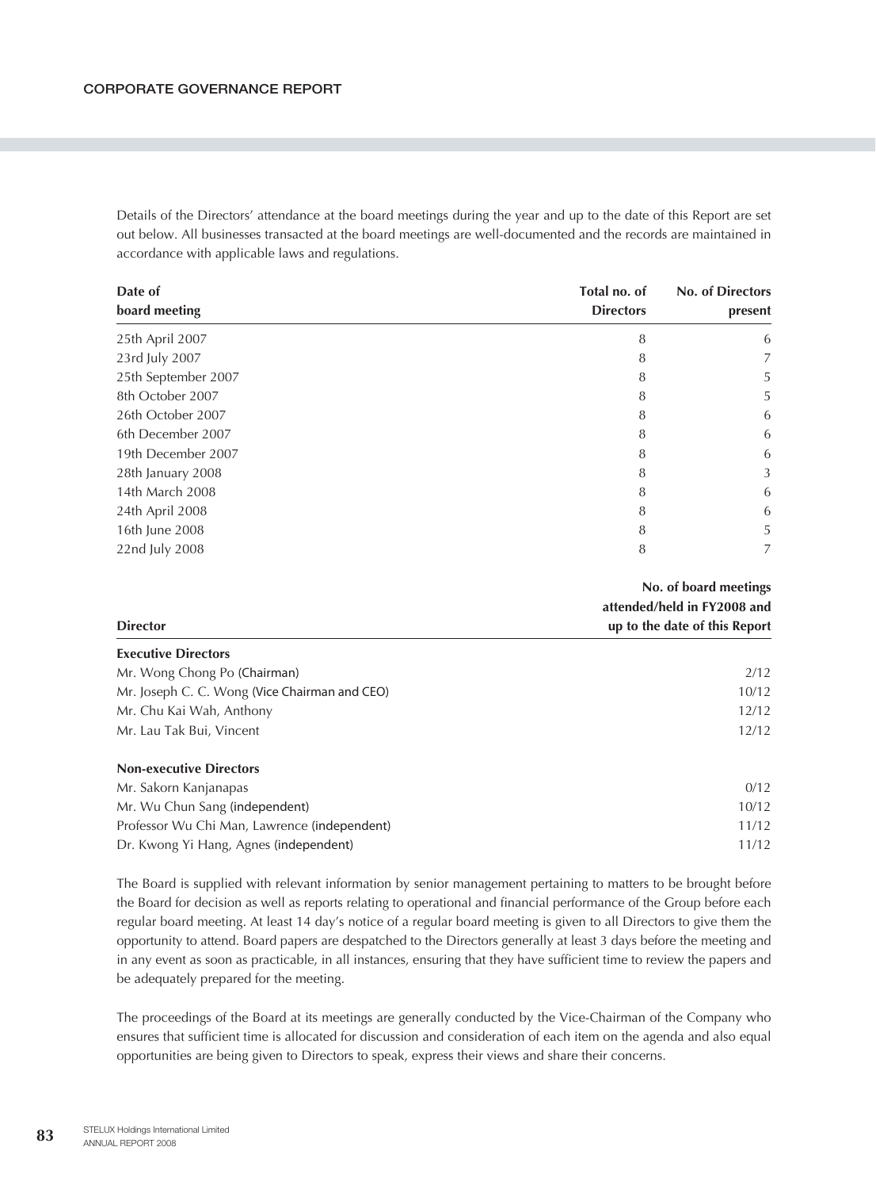Details of the Directors' attendance at the board meetings during the year and up to the date of this Report are set out below. All businesses transacted at the board meetings are well-documented and the records are maintained in accordance with applicable laws and regulations.

| Date of board meeting | Total no. of Directors | No. of Directors present |
|---|---|---|
| 25th April 2007 | 8 | 6 |
| 23rd July 2007 | 8 | 7 |
| 25th September 2007 | 8 | 5 |
| 8th October 2007 | 8 | 5 |
| 26th October 2007 | 8 | 6 |
| 6th December 2007 | 8 | 6 |
| 19th December 2007 | 8 | 6 |
| 28th January 2008 | 8 | 3 |
| 14th March 2008 | 8 | 6 |
| 24th April 2008 | 8 | 6 |
| 16th June 2008 | 8 | 5 |
| 22nd July 2008 | 8 | 7 |

| Director | No. of board meetings attended/held in FY2008 and up to the date of this Report |
|---|---|
| **Executive Directors** | |
| Mr. Wong Chong Po (Chairman) | 2/12 |
| Mr. Joseph C. C. Wong (Vice Chairman and CEO) | 10/12 |
| Mr. Chu Kai Wah, Anthony | 12/12 |
| Mr. Lau Tak Bui, Vincent | 12/12 |
| **Non-executive Directors** | |
| Mr. Sakorn Kanjanapas | 0/12 |
| Mr. Wu Chun Sang (independent) | 10/12 |
| Professor Wu Chi Man, Lawrence (independent) | 11/12 |
| Dr. Kwong Yi Hang, Agnes (independent) | 11/12 |

The Board is supplied with relevant information by senior management pertaining to matters to be brought before the Board for decision as well as reports relating to operational and financial performance of the Group before each regular board meeting. At least 14 day's notice of a regular board meeting is given to all Directors to give them the opportunity to attend. Board papers are despatched to the Directors generally at least 3 days before the meeting and in any event as soon as practicable, in all instances, ensuring that they have sufficient time to review the papers and be adequately prepared for the meeting.

The proceedings of the Board at its meetings are generally conducted by the Vice-Chairman of the Company who ensures that sufficient time is allocated for discussion and consideration of each item on the agenda and also equal opportunities are being given to Directors to speak, express their views and share their concerns.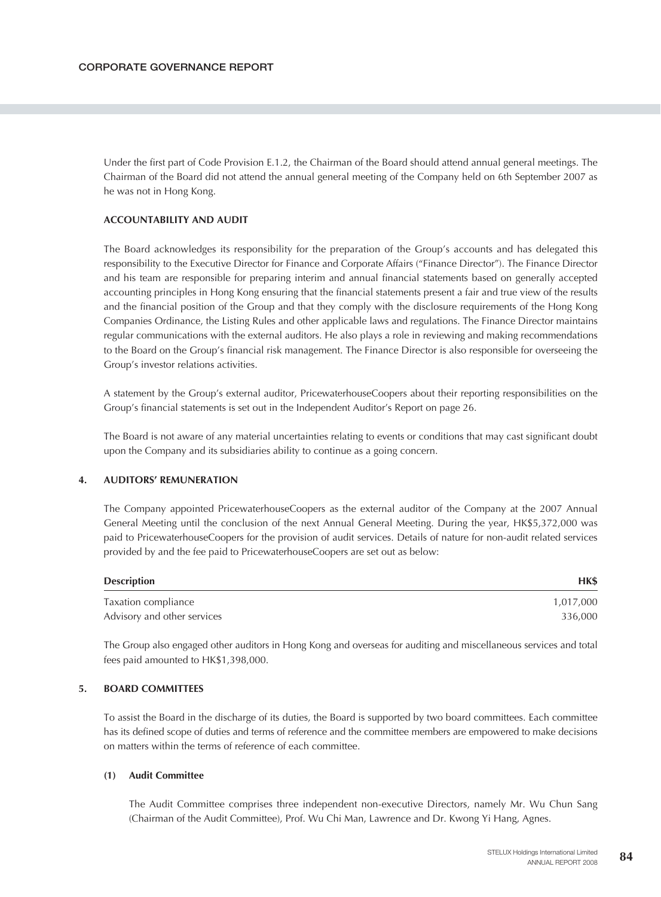Under the first part of Code Provision E.1.2, the Chairman of the Board should attend annual general meetings. The Chairman of the Board did not attend the annual general meeting of the Company held on 6th September 2007 as he was not in Hong Kong.

**ACCOUNTABILITY AND AUDIT**

The Board acknowledges its responsibility for the preparation of the Group's accounts and has delegated this responsibility to the Executive Director for Finance and Corporate Affairs ("Finance Director"). The Finance Director and his team are responsible for preparing interim and annual financial statements based on generally accepted accounting principles in Hong Kong ensuring that the financial statements present a fair and true view of the results and the financial position of the Group and that they comply with the disclosure requirements of the Hong Kong Companies Ordinance, the Listing Rules and other applicable laws and regulations. The Finance Director maintains regular communications with the external auditors. He also plays a role in reviewing and making recommendations to the Board on the Group's financial risk management. The Finance Director is also responsible for overseeing the Group's investor relations activities.

A statement by the Group's external auditor, PricewaterhouseCoopers about their reporting responsibilities on the Group's financial statements is set out in the Independent Auditor's Report on page 26.

The Board is not aware of any material uncertainties relating to events or conditions that may cast significant doubt upon the Company and its subsidiaries ability to continue as a going concern.

## 4. AUDITORS' REMUNERATION

The Company appointed PricewaterhouseCoopers as the external auditor of the Company at the 2007 Annual General Meeting until the conclusion of the next Annual General Meeting. During the year, HK$5,372,000 was paid to PricewaterhouseCoopers for the provision of audit services. Details of nature for non-audit related services provided by and the fee paid to PricewaterhouseCoopers are set out as below:

| Description | HK$ |
|---|---:|
| Taxation compliance | 1,017,000 |
| Advisory and other services | 336,000 |

The Group also engaged other auditors in Hong Kong and overseas for auditing and miscellaneous services and total fees paid amounted to HK$1,398,000.

## 5. BOARD COMMITTEES

To assist the Board in the discharge of its duties, the Board is supported by two board committees. Each committee has its defined scope of duties and terms of reference and the committee members are empowered to make decisions on matters within the terms of reference of each committee.

### (1) Audit Committee

The Audit Committee comprises three independent non-executive Directors, namely Mr. Wu Chun Sang (Chairman of the Audit Committee), Prof. Wu Chi Man, Lawrence and Dr. Kwong Yi Hang, Agnes.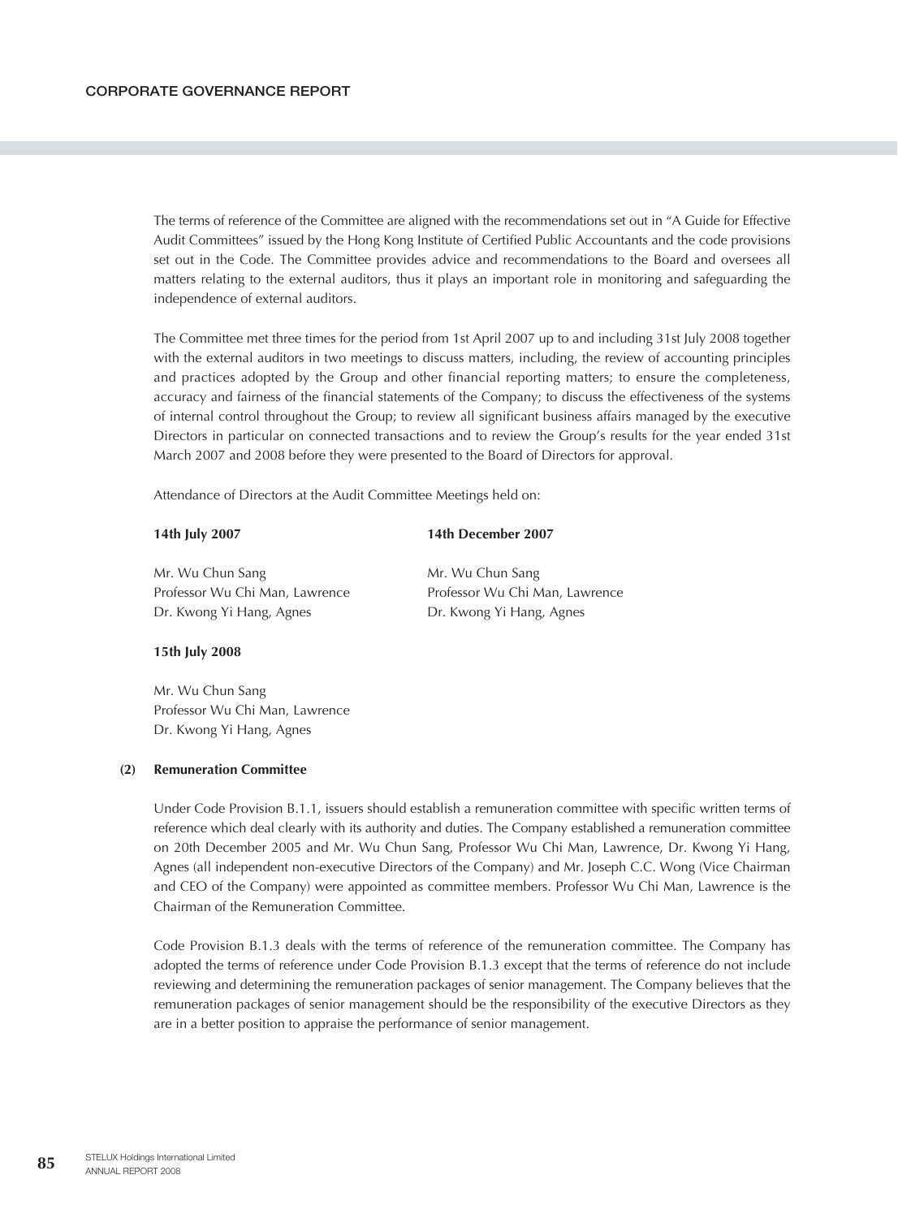The terms of reference of the Committee are aligned with the recommendations set out in "A Guide for Effective Audit Committees" issued by the Hong Kong Institute of Certified Public Accountants and the code provisions set out in the Code. The Committee provides advice and recommendations to the Board and oversees all matters relating to the external auditors, thus it plays an important role in monitoring and safeguarding the independence of external auditors.

The Committee met three times for the period from 1st April 2007 up to and including 31st July 2008 together with the external auditors in two meetings to discuss matters, including, the review of accounting principles and practices adopted by the Group and other financial reporting matters; to ensure the completeness, accuracy and fairness of the financial statements of the Company; to discuss the effectiveness of the systems of internal control throughout the Group; to review all significant business affairs managed by the executive Directors in particular on connected transactions and to review the Group's results for the year ended 31st March 2007 and 2008 before they were presented to the Board of Directors for approval.

Attendance of Directors at the Audit Committee Meetings held on:

**14th July 2007**

Mr. Wu Chun Sang
Professor Wu Chi Man, Lawrence
Dr. Kwong Yi Hang, Agnes

**14th December 2007**

Mr. Wu Chun Sang
Professor Wu Chi Man, Lawrence
Dr. Kwong Yi Hang, Agnes

**15th July 2008**

Mr. Wu Chun Sang
Professor Wu Chi Man, Lawrence
Dr. Kwong Yi Hang, Agnes

**(2) Remuneration Committee**

Under Code Provision B.1.1, issuers should establish a remuneration committee with specific written terms of reference which deal clearly with its authority and duties. The Company established a remuneration committee on 20th December 2005 and Mr. Wu Chun Sang, Professor Wu Chi Man, Lawrence, Dr. Kwong Yi Hang, Agnes (all independent non-executive Directors of the Company) and Mr. Joseph C.C. Wong (Vice Chairman and CEO of the Company) were appointed as committee members. Professor Wu Chi Man, Lawrence is the Chairman of the Remuneration Committee.

Code Provision B.1.3 deals with the terms of reference of the remuneration committee. The Company has adopted the terms of reference under Code Provision B.1.3 except that the terms of reference do not include reviewing and determining the remuneration packages of senior management. The Company believes that the remuneration packages of senior management should be the responsibility of the executive Directors as they are in a better position to appraise the performance of senior management.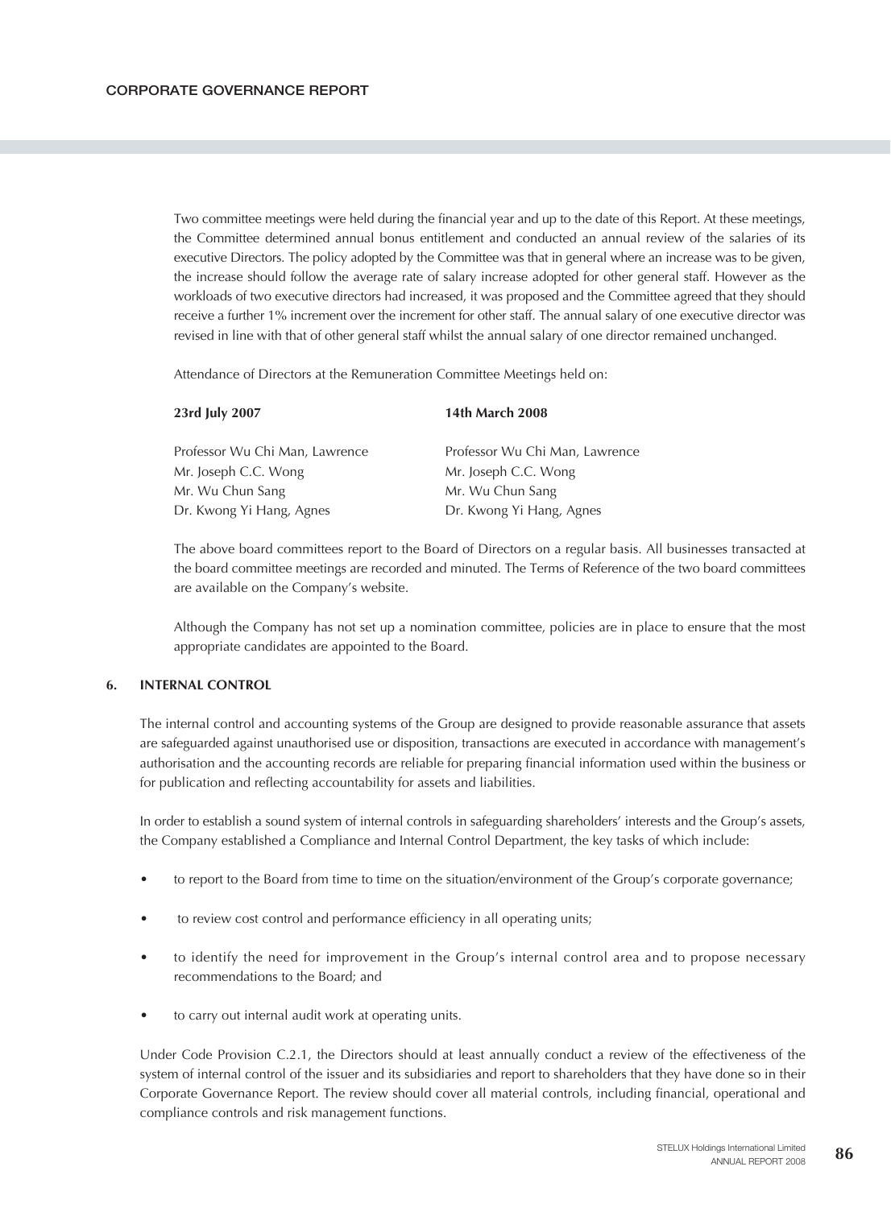Two committee meetings were held during the financial year and up to the date of this Report. At these meetings, the Committee determined annual bonus entitlement and conducted an annual review of the salaries of its executive Directors. The policy adopted by the Committee was that in general where an increase was to be given, the increase should follow the average rate of salary increase adopted for other general staff. However as the workloads of two executive directors had increased, it was proposed and the Committee agreed that they should receive a further 1% increment over the increment for other staff. The annual salary of one executive director was revised in line with that of other general staff whilst the annual salary of one director remained unchanged.

Attendance of Directors at the Remuneration Committee Meetings held on:

| **23rd July 2007** | **14th March 2008** |
|---|---|
| Professor Wu Chi Man, Lawrence | Professor Wu Chi Man, Lawrence |
| Mr. Joseph C.C. Wong | Mr. Joseph C.C. Wong |
| Mr. Wu Chun Sang | Mr. Wu Chun Sang |
| Dr. Kwong Yi Hang, Agnes | Dr. Kwong Yi Hang, Agnes |

The above board committees report to the Board of Directors on a regular basis. All businesses transacted at the board committee meetings are recorded and minuted. The Terms of Reference of the two board committees are available on the Company's website.

Although the Company has not set up a nomination committee, policies are in place to ensure that the most appropriate candidates are appointed to the Board.

## 6. INTERNAL CONTROL

The internal control and accounting systems of the Group are designed to provide reasonable assurance that assets are safeguarded against unauthorised use or disposition, transactions are executed in accordance with management's authorisation and the accounting records are reliable for preparing financial information used within the business or for publication and reflecting accountability for assets and liabilities.

In order to establish a sound system of internal controls in safeguarding shareholders' interests and the Group's assets, the Company established a Compliance and Internal Control Department, the key tasks of which include:

- to report to the Board from time to time on the situation/environment of the Group's corporate governance;
- to review cost control and performance efficiency in all operating units;
- to identify the need for improvement in the Group's internal control area and to propose necessary recommendations to the Board; and
- to carry out internal audit work at operating units.

Under Code Provision C.2.1, the Directors should at least annually conduct a review of the effectiveness of the system of internal control of the issuer and its subsidiaries and report to shareholders that they have done so in their Corporate Governance Report. The review should cover all material controls, including financial, operational and compliance controls and risk management functions.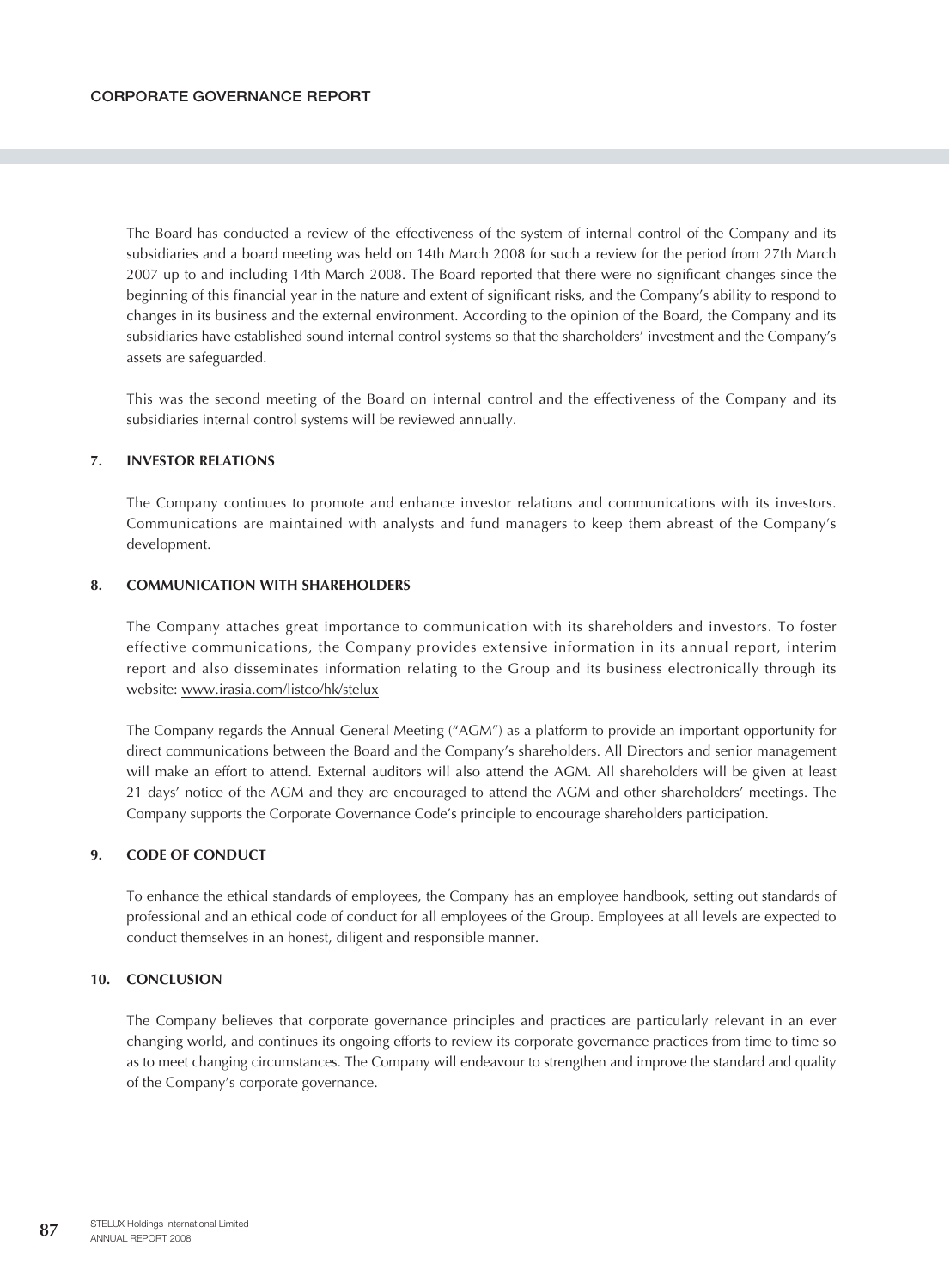The Board has conducted a review of the effectiveness of the system of internal control of the Company and its subsidiaries and a board meeting was held on 14th March 2008 for such a review for the period from 27th March 2007 up to and including 14th March 2008. The Board reported that there were no significant changes since the beginning of this financial year in the nature and extent of significant risks, and the Company's ability to respond to changes in its business and the external environment. According to the opinion of the Board, the Company and its subsidiaries have established sound internal control systems so that the shareholders' investment and the Company's assets are safeguarded.

This was the second meeting of the Board on internal control and the effectiveness of the Company and its subsidiaries internal control systems will be reviewed annually.

## 7. INVESTOR RELATIONS

The Company continues to promote and enhance investor relations and communications with its investors. Communications are maintained with analysts and fund managers to keep them abreast of the Company's development.

## 8. COMMUNICATION WITH SHAREHOLDERS

The Company attaches great importance to communication with its shareholders and investors. To foster effective communications, the Company provides extensive information in its annual report, interim report and also disseminates information relating to the Group and its business electronically through its website: www.irasia.com/listco/hk/stelux

The Company regards the Annual General Meeting ("AGM") as a platform to provide an important opportunity for direct communications between the Board and the Company's shareholders. All Directors and senior management will make an effort to attend. External auditors will also attend the AGM. All shareholders will be given at least 21 days' notice of the AGM and they are encouraged to attend the AGM and other shareholders' meetings. The Company supports the Corporate Governance Code's principle to encourage shareholders participation.

## 9. CODE OF CONDUCT

To enhance the ethical standards of employees, the Company has an employee handbook, setting out standards of professional and an ethical code of conduct for all employees of the Group. Employees at all levels are expected to conduct themselves in an honest, diligent and responsible manner.

## 10. CONCLUSION

The Company believes that corporate governance principles and practices are particularly relevant in an ever changing world, and continues its ongoing efforts to review its corporate governance practices from time to time so as to meet changing circumstances. The Company will endeavour to strengthen and improve the standard and quality of the Company's corporate governance.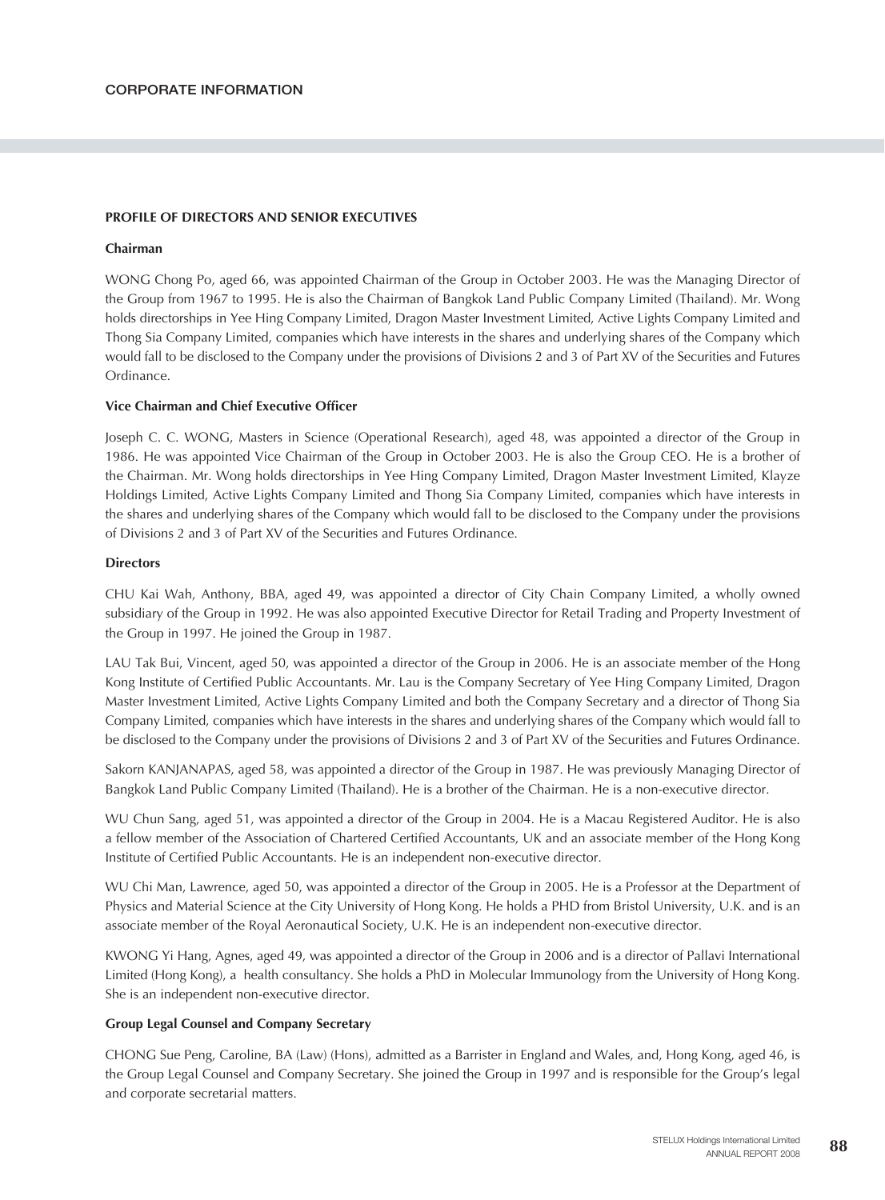# CORPORATE INFORMATION

## PROFILE OF DIRECTORS AND SENIOR EXECUTIVES

### Chairman

WONG Chong Po, aged 66, was appointed Chairman of the Group in October 2003. He was the Managing Director of the Group from 1967 to 1995. He is also the Chairman of Bangkok Land Public Company Limited (Thailand). Mr. Wong holds directorships in Yee Hing Company Limited, Dragon Master Investment Limited, Active Lights Company Limited and Thong Sia Company Limited, companies which have interests in the shares and underlying shares of the Company which would fall to be disclosed to the Company under the provisions of Divisions 2 and 3 of Part XV of the Securities and Futures Ordinance.

### Vice Chairman and Chief Executive Officer

Joseph C. C. WONG, Masters in Science (Operational Research), aged 48, was appointed a director of the Group in 1986. He was appointed Vice Chairman of the Group in October 2003. He is also the Group CEO. He is a brother of the Chairman. Mr. Wong holds directorships in Yee Hing Company Limited, Dragon Master Investment Limited, Klayze Holdings Limited, Active Lights Company Limited and Thong Sia Company Limited, companies which have interests in the shares and underlying shares of the Company which would fall to be disclosed to the Company under the provisions of Divisions 2 and 3 of Part XV of the Securities and Futures Ordinance.

### Directors

CHU Kai Wah, Anthony, BBA, aged 49, was appointed a director of City Chain Company Limited, a wholly owned subsidiary of the Group in 1992. He was also appointed Executive Director for Retail Trading and Property Investment of the Group in 1997. He joined the Group in 1987.

LAU Tak Bui, Vincent, aged 50, was appointed a director of the Group in 2006. He is an associate member of the Hong Kong Institute of Certified Public Accountants. Mr. Lau is the Company Secretary of Yee Hing Company Limited, Dragon Master Investment Limited, Active Lights Company Limited and both the Company Secretary and a director of Thong Sia Company Limited, companies which have interests in the shares and underlying shares of the Company which would fall to be disclosed to the Company under the provisions of Divisions 2 and 3 of Part XV of the Securities and Futures Ordinance.

Sakorn KANJANAPAS, aged 58, was appointed a director of the Group in 1987. He was previously Managing Director of Bangkok Land Public Company Limited (Thailand). He is a brother of the Chairman. He is a non-executive director.

WU Chun Sang, aged 51, was appointed a director of the Group in 2004. He is a Macau Registered Auditor. He is also a fellow member of the Association of Chartered Certified Accountants, UK and an associate member of the Hong Kong Institute of Certified Public Accountants. He is an independent non-executive director.

WU Chi Man, Lawrence, aged 50, was appointed a director of the Group in 2005. He is a Professor at the Department of Physics and Material Science at the City University of Hong Kong. He holds a PHD from Bristol University, U.K. and is an associate member of the Royal Aeronautical Society, U.K. He is an independent non-executive director.

KWONG Yi Hang, Agnes, aged 49, was appointed a director of the Group in 2006 and is a director of Pallavi International Limited (Hong Kong), a health consultancy. She holds a PhD in Molecular Immunology from the University of Hong Kong. She is an independent non-executive director.

### Group Legal Counsel and Company Secretary

CHONG Sue Peng, Caroline, BA (Law) (Hons), admitted as a Barrister in England and Wales, and, Hong Kong, aged 46, is the Group Legal Counsel and Company Secretary. She joined the Group in 1997 and is responsible for the Group's legal and corporate secretarial matters.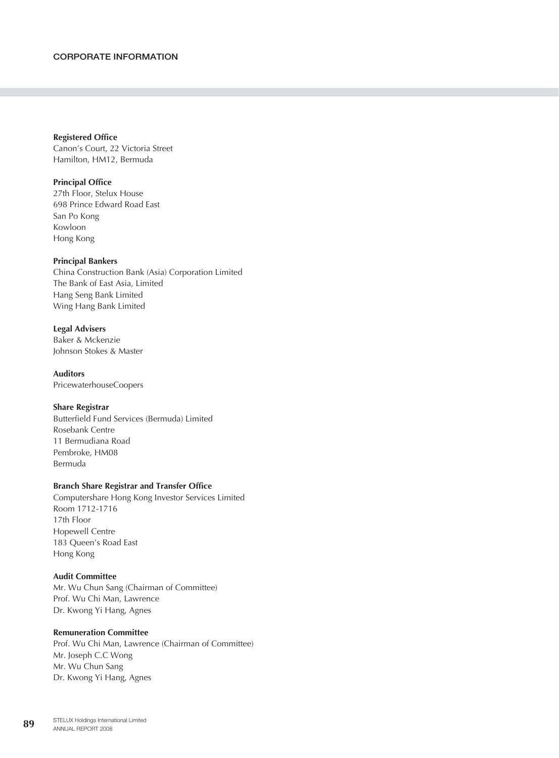# CORPORATE INFORMATION

**Registered Office**
Canon's Court, 22 Victoria Street
Hamilton, HM12, Bermuda

**Principal Office**
27th Floor, Stelux House
698 Prince Edward Road East
San Po Kong
Kowloon
Hong Kong

**Principal Bankers**
China Construction Bank (Asia) Corporation Limited
The Bank of East Asia, Limited
Hang Seng Bank Limited
Wing Hang Bank Limited

**Legal Advisers**
Baker & Mckenzie
Johnson Stokes & Master

**Auditors**
PricewaterhouseCoopers

**Share Registrar**
Butterfield Fund Services (Bermuda) Limited
Rosebank Centre
11 Bermudiana Road
Pembroke, HM08
Bermuda

**Branch Share Registrar and Transfer Office**
Computershare Hong Kong Investor Services Limited
Room 1712-1716
17th Floor
Hopewell Centre
183 Queen's Road East
Hong Kong

**Audit Committee**
Mr. Wu Chun Sang (Chairman of Committee)
Prof. Wu Chi Man, Lawrence
Dr. Kwong Yi Hang, Agnes

**Remuneration Committee**
Prof. Wu Chi Man, Lawrence (Chairman of Committee)
Mr. Joseph C.C Wong
Mr. Wu Chun Sang
Dr. Kwong Yi Hang, Agnes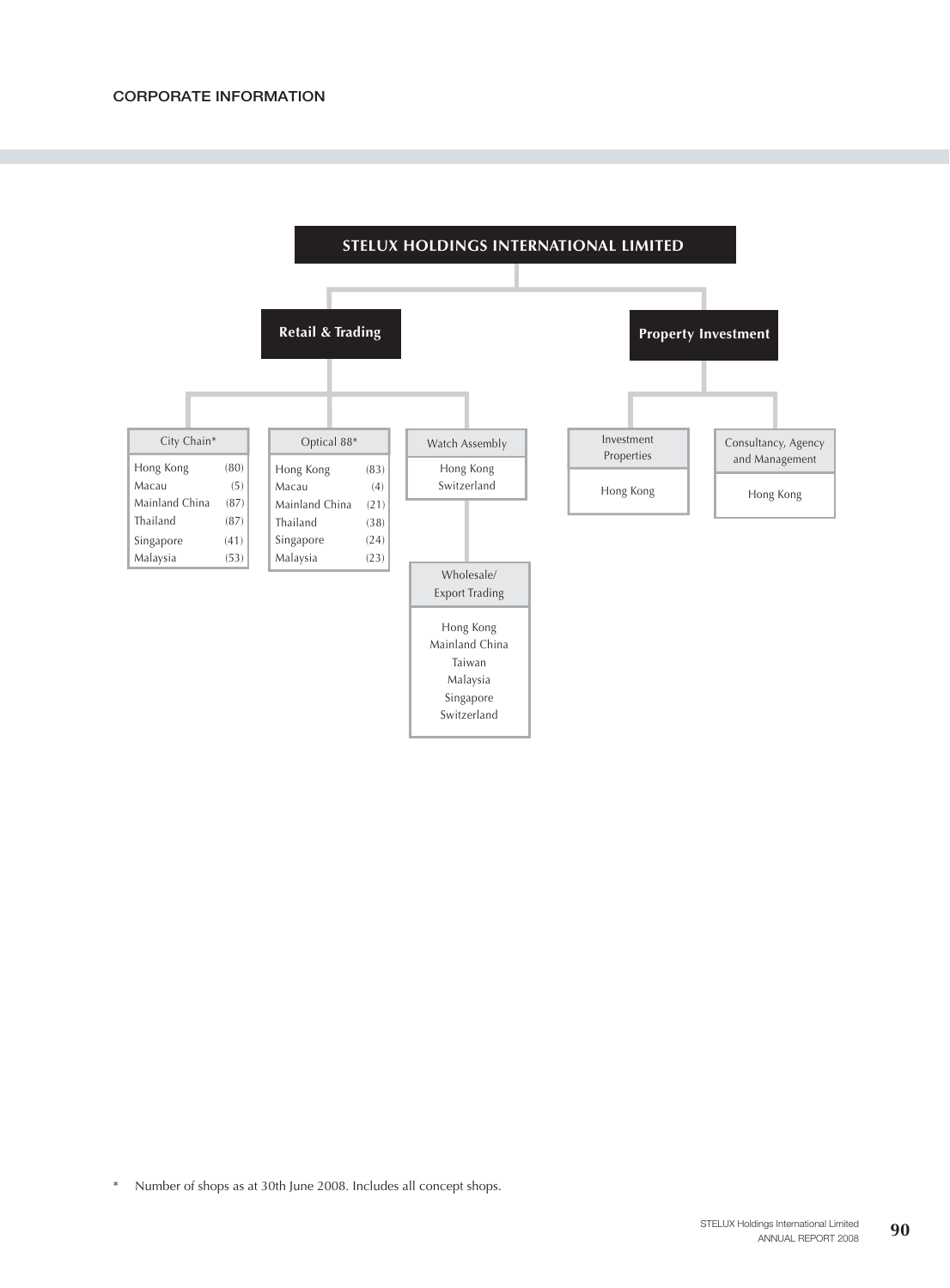# CORPORATE INFORMATION

## STELUX HOLDINGS INTERNATIONAL LIMITED

### Retail & Trading

**City Chain***

| Location | Shops |
|---|---|
| Hong Kong | (80) |
| Macau | (5) |
| Mainland China | (87) |
| Thailand | (87) |
| Singapore | (41) |
| Malaysia | (53) |

**Optical 88***

| Location | Shops |
|---|---|
| Hong Kong | (83) |
| Macau | (4) |
| Mainland China | (21) |
| Thailand | (38) |
| Singapore | (24) |
| Malaysia | (23) |

**Watch Assembly**

- Hong Kong
- Switzerland

**Wholesale/Export Trading**

- Hong Kong
- Mainland China
- Taiwan
- Malaysia
- Singapore
- Switzerland

### Property Investment

**Investment Properties**

- Hong Kong

**Consultancy, Agency and Management**

- Hong Kong

\* Number of shops as at 30th June 2008. Includes all concept shops.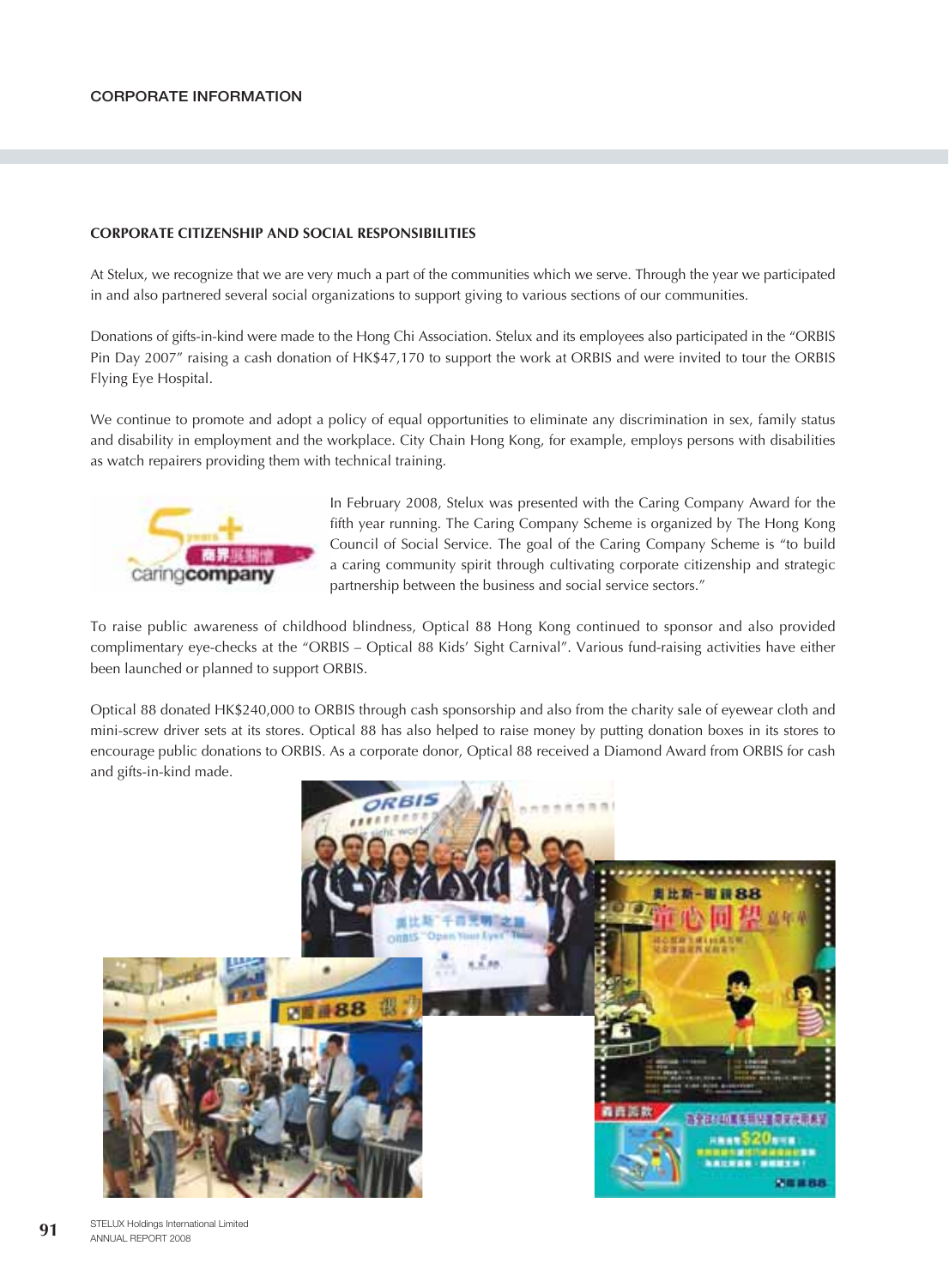## CORPORATE CITIZENSHIP AND SOCIAL RESPONSIBILITIES

At Stelux, we recognize that we are very much a part of the communities which we serve. Through the year we participated in and also partnered several social organizations to support giving to various sections of our communities.

Donations of gifts-in-kind were made to the Hong Chi Association. Stelux and its employees also participated in the "ORBIS Pin Day 2007" raising a cash donation of HK$47,170 to support the work at ORBIS and were invited to tour the ORBIS Flying Eye Hospital.

We continue to promote and adopt a policy of equal opportunities to eliminate any discrimination in sex, family status and disability in employment and the workplace. City Chain Hong Kong, for example, employs persons with disabilities as watch repairers providing them with technical training.

In February 2008, Stelux was presented with the Caring Company Award for the fifth year running. The Caring Company Scheme is organized by The Hong Kong Council of Social Service. The goal of the Caring Company Scheme is "to build a caring community spirit through cultivating corporate citizenship and strategic partnership between the business and social service sectors."

To raise public awareness of childhood blindness, Optical 88 Hong Kong continued to sponsor and also provided complimentary eye-checks at the "ORBIS – Optical 88 Kids' Sight Carnival". Various fund-raising activities have either been launched or planned to support ORBIS.

Optical 88 donated HK$240,000 to ORBIS through cash sponsorship and also from the charity sale of eyewear cloth and mini-screw driver sets at its stores. Optical 88 has also helped to raise money by putting donation boxes in its stores to encourage public donations to ORBIS. As a corporate donor, Optical 88 received a Diamond Award from ORBIS for cash and gifts-in-kind made.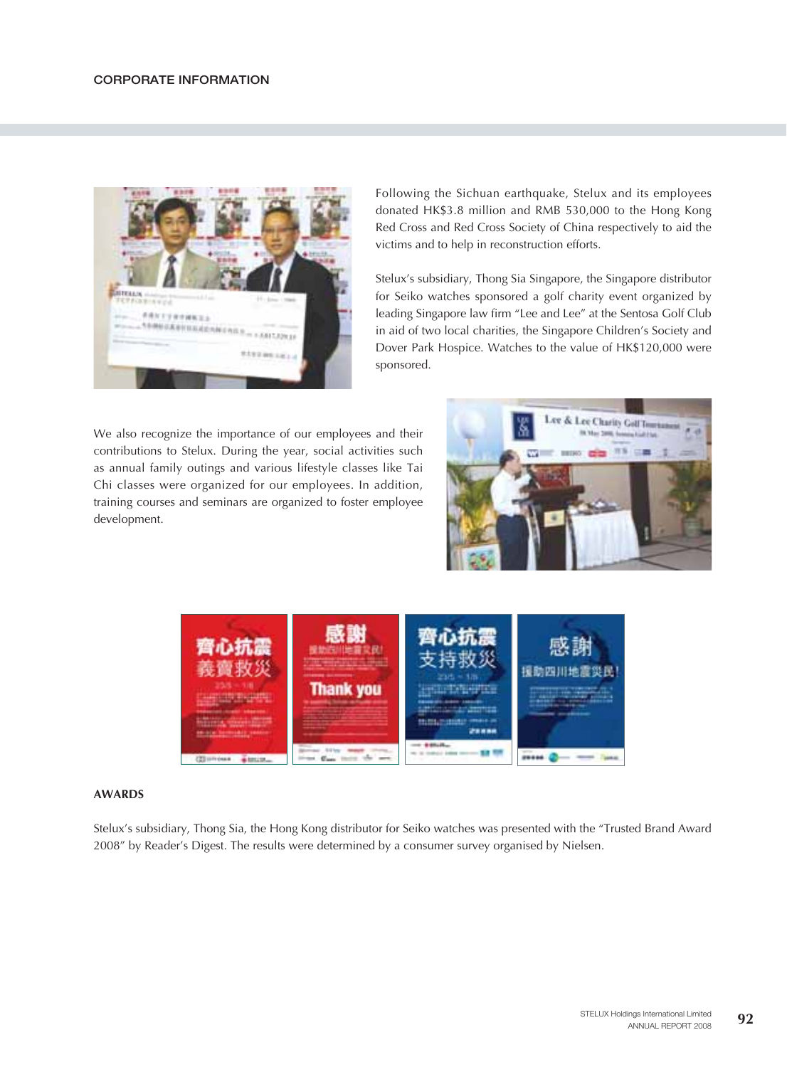## CORPORATE INFORMATION

Following the Sichuan earthquake, Stelux and its employees donated HK$3.8 million and RMB 530,000 to the Hong Kong Red Cross and Red Cross Society of China respectively to aid the victims and to help in reconstruction efforts.

Stelux's subsidiary, Thong Sia Singapore, the Singapore distributor for Seiko watches sponsored a golf charity event organized by leading Singapore law firm "Lee and Lee" at the Sentosa Golf Club in aid of two local charities, the Singapore Children's Society and Dover Park Hospice. Watches to the value of HK$120,000 were sponsored.

We also recognize the importance of our employees and their contributions to Stelux. During the year, social activities such as annual family outings and various lifestyle classes like Tai Chi classes were organized for our employees. In addition, training courses and seminars are organized to foster employee development.

### AWARDS

Stelux's subsidiary, Thong Sia, the Hong Kong distributor for Seiko watches was presented with the "Trusted Brand Award 2008" by Reader's Digest. The results were determined by a consumer survey organised by Nielsen.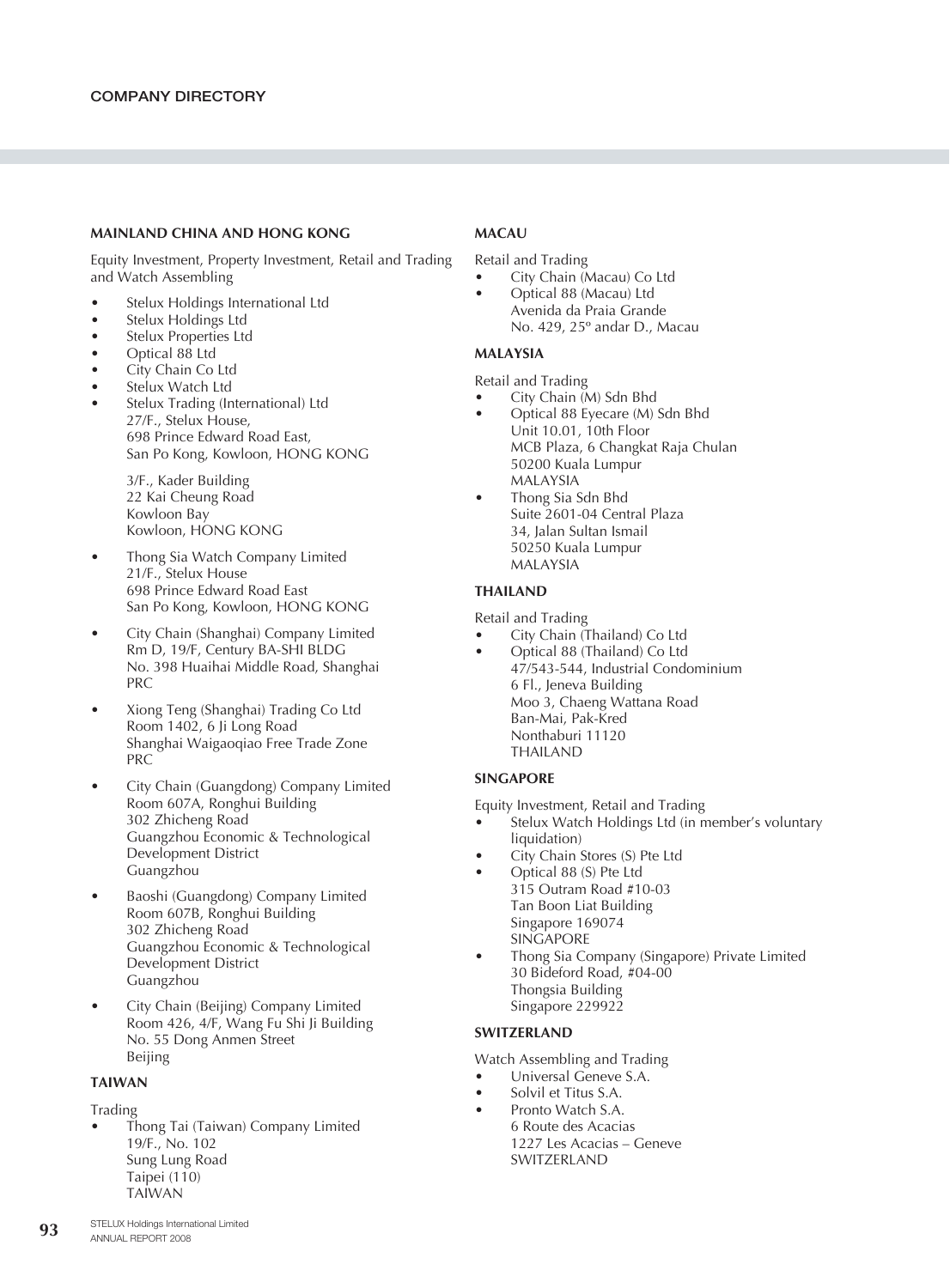# COMPANY DIRECTORY

## MAINLAND CHINA AND HONG KONG

Equity Investment, Property Investment, Retail and Trading and Watch Assembling

- Stelux Holdings International Ltd
- Stelux Holdings Ltd
- Stelux Properties Ltd
- Optical 88 Ltd
- City Chain Co Ltd
- Stelux Watch Ltd
- Stelux Trading (International) Ltd
  27/F., Stelux House,
  698 Prince Edward Road East,
  San Po Kong, Kowloon, HONG KONG

  3/F., Kader Building
  22 Kai Cheung Road
  Kowloon Bay
  Kowloon, HONG KONG

- Thong Sia Watch Company Limited
  21/F., Stelux House
  698 Prince Edward Road East
  San Po Kong, Kowloon, HONG KONG

- City Chain (Shanghai) Company Limited
  Rm D, 19/F, Century BA-SHI BLDG
  No. 398 Huaihai Middle Road, Shanghai
  PRC

- Xiong Teng (Shanghai) Trading Co Ltd
  Room 1402, 6 Ji Long Road
  Shanghai Waigaoqiao Free Trade Zone
  PRC

- City Chain (Guangdong) Company Limited
  Room 607A, Ronghui Building
  302 Zhicheng Road
  Guangzhou Economic & Technological Development District
  Guangzhou

- Baoshi (Guangdong) Company Limited
  Room 607B, Ronghui Building
  302 Zhicheng Road
  Guangzhou Economic & Technological Development District
  Guangzhou

- City Chain (Beijing) Company Limited
  Room 426, 4/F, Wang Fu Shi Ji Building
  No. 55 Dong Anmen Street
  Beijing

## TAIWAN

Trading

- Thong Tai (Taiwan) Company Limited
  19/F., No. 102
  Sung Lung Road
  Taipei (110)
  TAIWAN

## MACAU

Retail and Trading

- City Chain (Macau) Co Ltd
- Optical 88 (Macau) Ltd
  Avenida da Praia Grande
  No. 429, 25º andar D., Macau

## MALAYSIA

Retail and Trading

- City Chain (M) Sdn Bhd
- Optical 88 Eyecare (M) Sdn Bhd
  Unit 10.01, 10th Floor
  MCB Plaza, 6 Changkat Raja Chulan
  50200 Kuala Lumpur
  MALAYSIA
- Thong Sia Sdn Bhd
  Suite 2601-04 Central Plaza
  34, Jalan Sultan Ismail
  50250 Kuala Lumpur
  MALAYSIA

## THAILAND

Retail and Trading

- City Chain (Thailand) Co Ltd
- Optical 88 (Thailand) Co Ltd
  47/543-544, Industrial Condominium
  6 Fl., Jeneva Building
  Moo 3, Chaeng Wattana Road
  Ban-Mai, Pak-Kred
  Nonthaburi 11120
  THAILAND

## SINGAPORE

Equity Investment, Retail and Trading

- Stelux Watch Holdings Ltd (in member's voluntary liquidation)
- City Chain Stores (S) Pte Ltd
- Optical 88 (S) Pte Ltd
  315 Outram Road #10-03
  Tan Boon Liat Building
  Singapore 169074
  SINGAPORE
- Thong Sia Company (Singapore) Private Limited
  30 Bideford Road, #04-00
  Thongsia Building
  Singapore 229922

## SWITZERLAND

Watch Assembling and Trading

- Universal Geneve S.A.
- Solvil et Titus S.A.
- Pronto Watch S.A.
  6 Route des Acacias
  1227 Les Acacias – Geneve
  SWITZERLAND